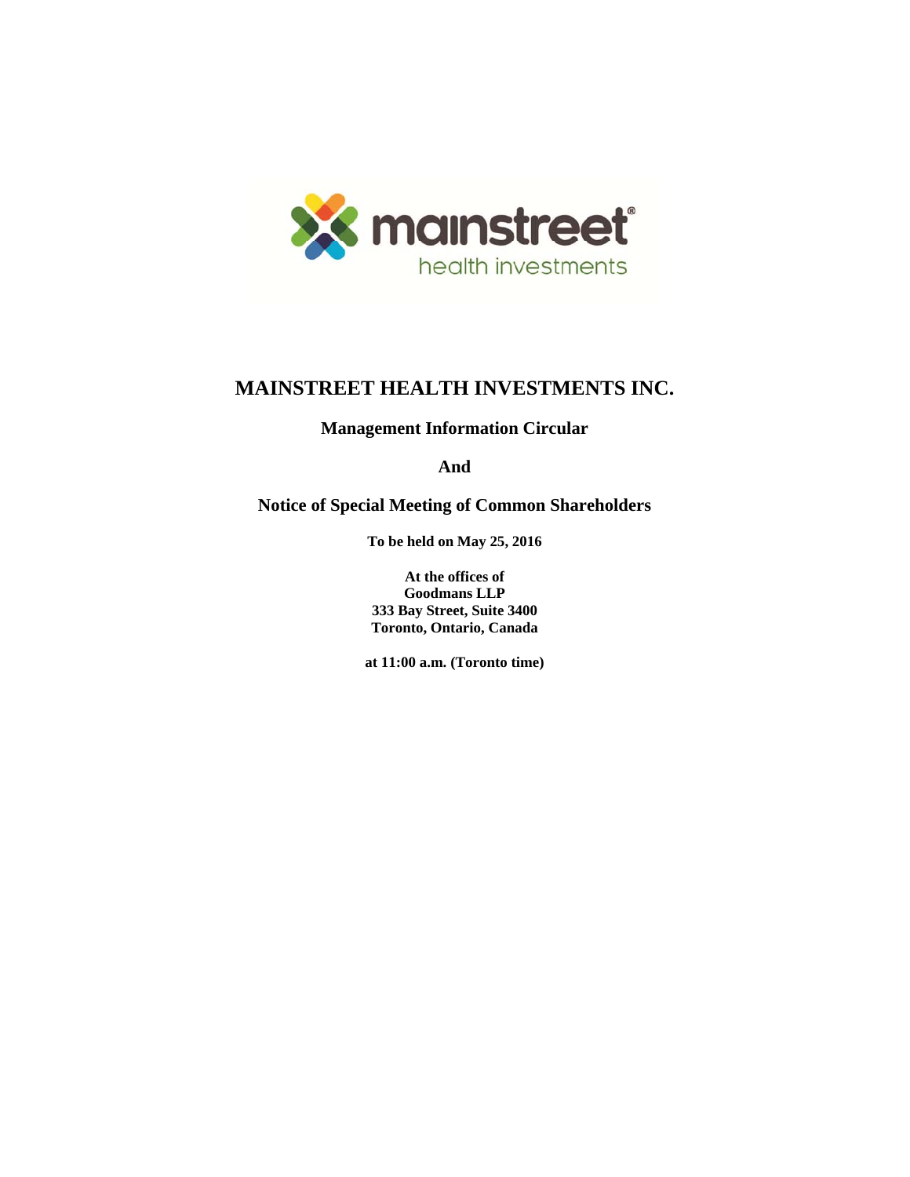# MAINSTREET HEALTH INVESTMENTS INC.

## Management Information Circular

## And

## Notice of Special Meeting of Common Shareholders

**To be held on May 25, 2016**

**At the offices of**
**Goodmans LLP**
**333 Bay Street, Suite 3400**
**Toronto, Ontario, Canada**

**at 11:00 a.m. (Toronto time)**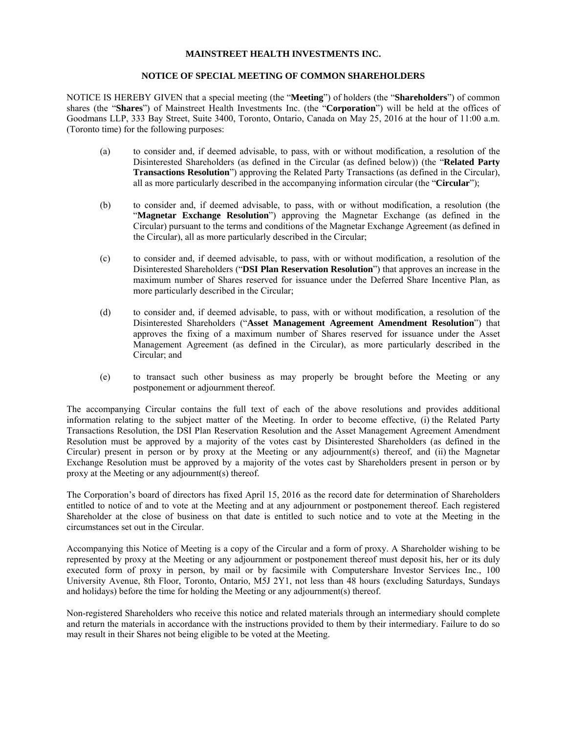**MAINSTREET HEALTH INVESTMENTS INC.**

**NOTICE OF SPECIAL MEETING OF COMMON SHAREHOLDERS**

NOTICE IS HEREBY GIVEN that a special meeting (the "**Meeting**") of holders (the "**Shareholders**") of common shares (the "**Shares**") of Mainstreet Health Investments Inc. (the "**Corporation**") will be held at the offices of Goodmans LLP, 333 Bay Street, Suite 3400, Toronto, Ontario, Canada on May 25, 2016 at the hour of 11:00 a.m. (Toronto time) for the following purposes:

(a) to consider and, if deemed advisable, to pass, with or without modification, a resolution of the Disinterested Shareholders (as defined in the Circular (as defined below)) (the "**Related Party Transactions Resolution**") approving the Related Party Transactions (as defined in the Circular), all as more particularly described in the accompanying information circular (the "**Circular**");

(b) to consider and, if deemed advisable, to pass, with or without modification, a resolution (the "**Magnetar Exchange Resolution**") approving the Magnetar Exchange (as defined in the Circular) pursuant to the terms and conditions of the Magnetar Exchange Agreement (as defined in the Circular), all as more particularly described in the Circular;

(c) to consider and, if deemed advisable, to pass, with or without modification, a resolution of the Disinterested Shareholders ("**DSI Plan Reservation Resolution**") that approves an increase in the maximum number of Shares reserved for issuance under the Deferred Share Incentive Plan, as more particularly described in the Circular;

(d) to consider and, if deemed advisable, to pass, with or without modification, a resolution of the Disinterested Shareholders ("**Asset Management Agreement Amendment Resolution**") that approves the fixing of a maximum number of Shares reserved for issuance under the Asset Management Agreement (as defined in the Circular), as more particularly described in the Circular; and

(e) to transact such other business as may properly be brought before the Meeting or any postponement or adjournment thereof.

The accompanying Circular contains the full text of each of the above resolutions and provides additional information relating to the subject matter of the Meeting. In order to become effective, (i) the Related Party Transactions Resolution, the DSI Plan Reservation Resolution and the Asset Management Agreement Amendment Resolution must be approved by a majority of the votes cast by Disinterested Shareholders (as defined in the Circular) present in person or by proxy at the Meeting or any adjournment(s) thereof, and (ii) the Magnetar Exchange Resolution must be approved by a majority of the votes cast by Shareholders present in person or by proxy at the Meeting or any adjournment(s) thereof.

The Corporation's board of directors has fixed April 15, 2016 as the record date for determination of Shareholders entitled to notice of and to vote at the Meeting and at any adjournment or postponement thereof. Each registered Shareholder at the close of business on that date is entitled to such notice and to vote at the Meeting in the circumstances set out in the Circular.

Accompanying this Notice of Meeting is a copy of the Circular and a form of proxy. A Shareholder wishing to be represented by proxy at the Meeting or any adjournment or postponement thereof must deposit his, her or its duly executed form of proxy in person, by mail or by facsimile with Computershare Investor Services Inc., 100 University Avenue, 8th Floor, Toronto, Ontario, M5J 2Y1, not less than 48 hours (excluding Saturdays, Sundays and holidays) before the time for holding the Meeting or any adjournment(s) thereof.

Non-registered Shareholders who receive this notice and related materials through an intermediary should complete and return the materials in accordance with the instructions provided to them by their intermediary. Failure to do so may result in their Shares not being eligible to be voted at the Meeting.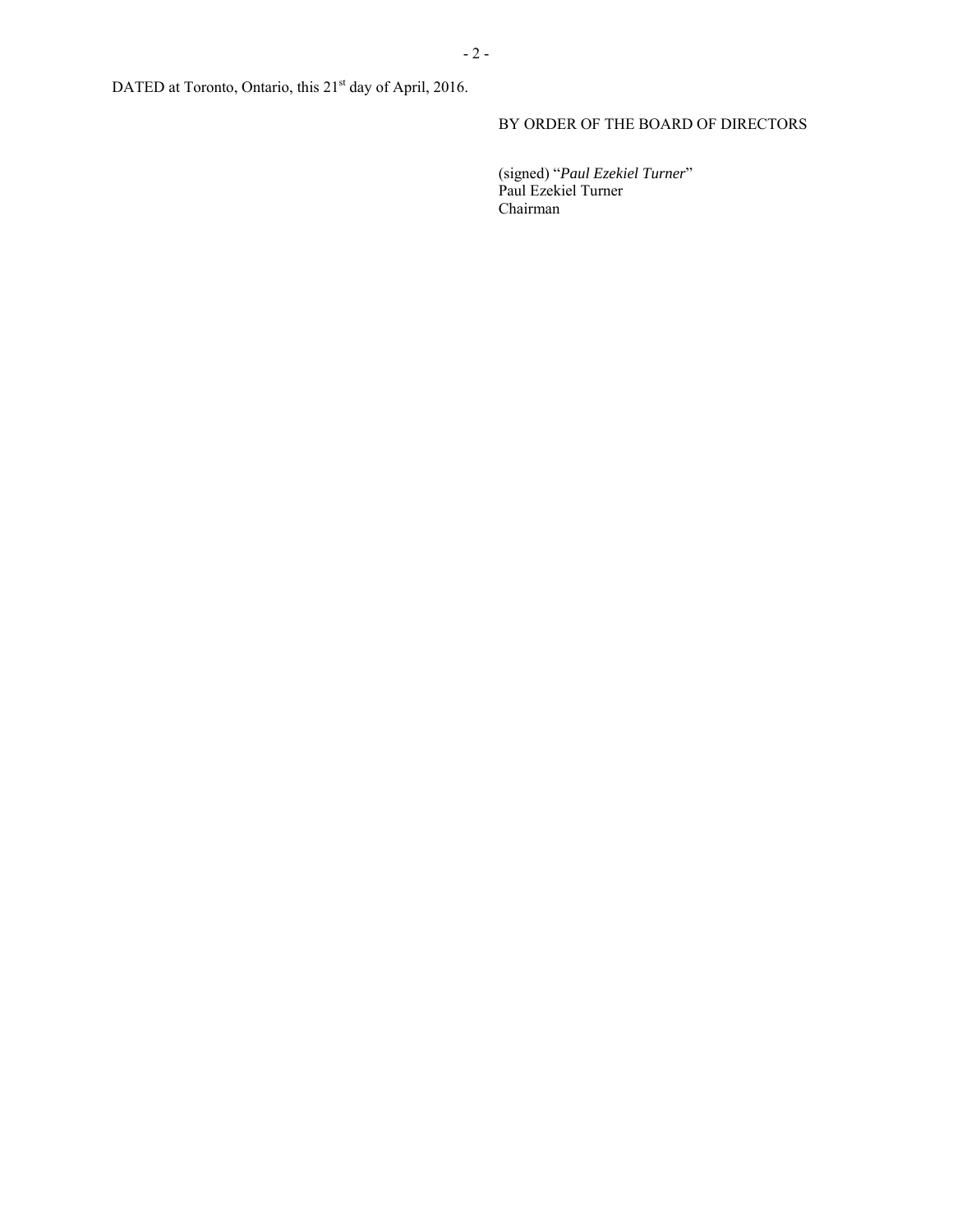DATED at Toronto, Ontario, this 21st day of April, 2016.

BY ORDER OF THE BOARD OF DIRECTORS

(signed) "*Paul Ezekiel Turner*"
Paul Ezekiel Turner
Chairman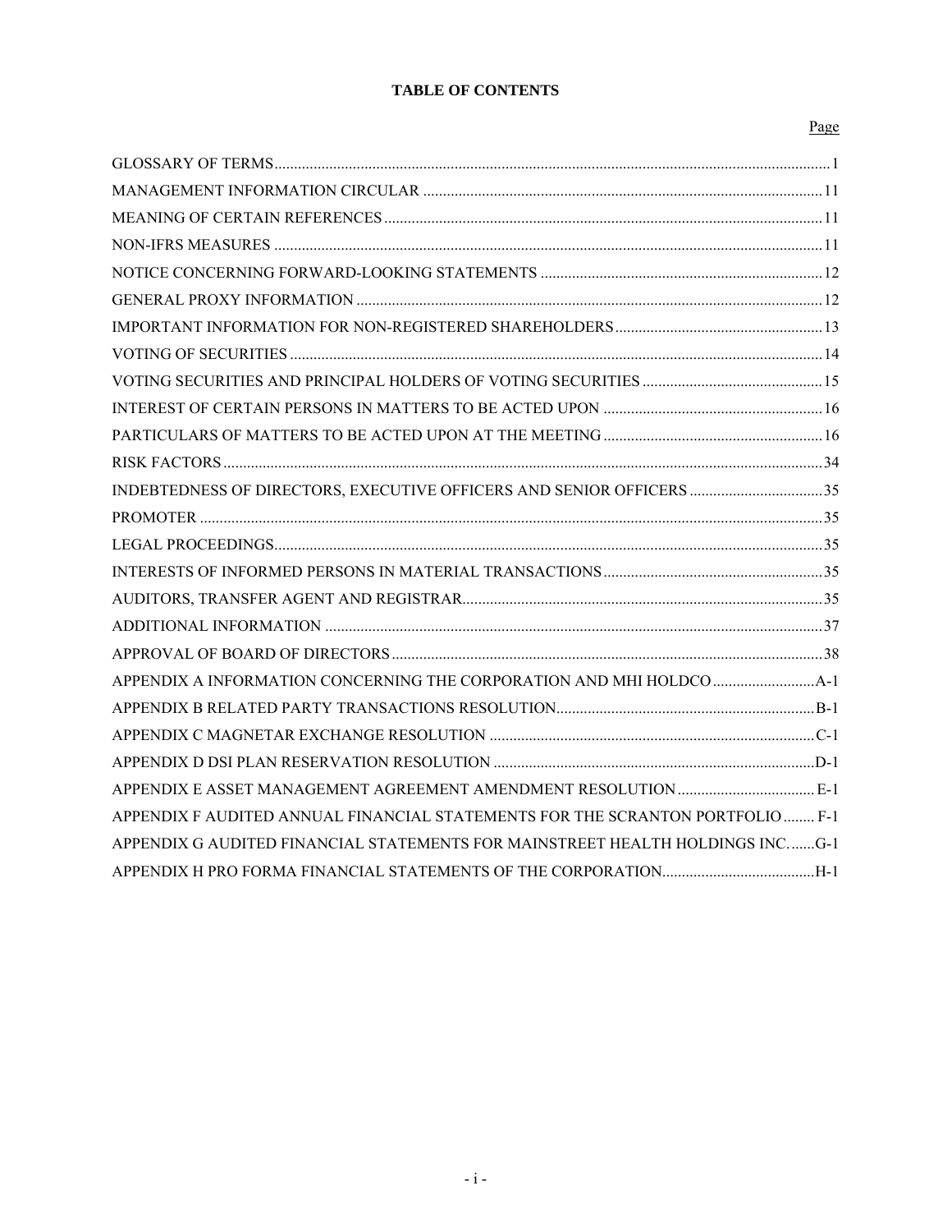**TABLE OF CONTENTS**

| | Page |
|---|---|
| GLOSSARY OF TERMS | 1 |
| MANAGEMENT INFORMATION CIRCULAR | 11 |
| MEANING OF CERTAIN REFERENCES | 11 |
| NON-IFRS MEASURES | 11 |
| NOTICE CONCERNING FORWARD-LOOKING STATEMENTS | 12 |
| GENERAL PROXY INFORMATION | 12 |
| IMPORTANT INFORMATION FOR NON-REGISTERED SHAREHOLDERS | 13 |
| VOTING OF SECURITIES | 14 |
| VOTING SECURITIES AND PRINCIPAL HOLDERS OF VOTING SECURITIES | 15 |
| INTEREST OF CERTAIN PERSONS IN MATTERS TO BE ACTED UPON | 16 |
| PARTICULARS OF MATTERS TO BE ACTED UPON AT THE MEETING | 16 |
| RISK FACTORS | 34 |
| INDEBTEDNESS OF DIRECTORS, EXECUTIVE OFFICERS AND SENIOR OFFICERS | 35 |
| PROMOTER | 35 |
| LEGAL PROCEEDINGS | 35 |
| INTERESTS OF INFORMED PERSONS IN MATERIAL TRANSACTIONS | 35 |
| AUDITORS, TRANSFER AGENT AND REGISTRAR | 35 |
| ADDITIONAL INFORMATION | 37 |
| APPROVAL OF BOARD OF DIRECTORS | 38 |
| APPENDIX A INFORMATION CONCERNING THE CORPORATION AND MHI HOLDCO | A-1 |
| APPENDIX B RELATED PARTY TRANSACTIONS RESOLUTION | B-1 |
| APPENDIX C MAGNETAR EXCHANGE RESOLUTION | C-1 |
| APPENDIX D DSI PLAN RESERVATION RESOLUTION | D-1 |
| APPENDIX E ASSET MANAGEMENT AGREEMENT AMENDMENT RESOLUTION | E-1 |
| APPENDIX F AUDITED ANNUAL FINANCIAL STATEMENTS FOR THE SCRANTON PORTFOLIO | F-1 |
| APPENDIX G AUDITED FINANCIAL STATEMENTS FOR MAINSTREET HEALTH HOLDINGS INC. | G-1 |
| APPENDIX H PRO FORMA FINANCIAL STATEMENTS OF THE CORPORATION | H-1 |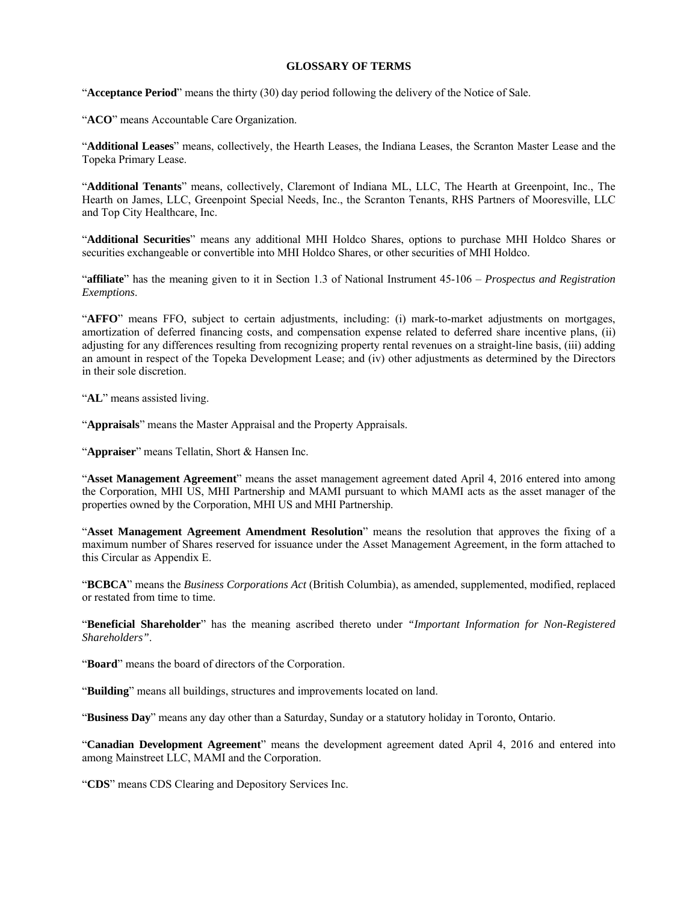## GLOSSARY OF TERMS

"**Acceptance Period**" means the thirty (30) day period following the delivery of the Notice of Sale.

"**ACO**" means Accountable Care Organization.

"**Additional Leases**" means, collectively, the Hearth Leases, the Indiana Leases, the Scranton Master Lease and the Topeka Primary Lease.

"**Additional Tenants**" means, collectively, Claremont of Indiana ML, LLC, The Hearth at Greenpoint, Inc., The Hearth on James, LLC, Greenpoint Special Needs, Inc., the Scranton Tenants, RHS Partners of Mooresville, LLC and Top City Healthcare, Inc.

"**Additional Securities**" means any additional MHI Holdco Shares, options to purchase MHI Holdco Shares or securities exchangeable or convertible into MHI Holdco Shares, or other securities of MHI Holdco.

"**affiliate**" has the meaning given to it in Section 1.3 of National Instrument 45-106 – *Prospectus and Registration Exemptions*.

"**AFFO**" means FFO, subject to certain adjustments, including: (i) mark-to-market adjustments on mortgages, amortization of deferred financing costs, and compensation expense related to deferred share incentive plans, (ii) adjusting for any differences resulting from recognizing property rental revenues on a straight-line basis, (iii) adding an amount in respect of the Topeka Development Lease; and (iv) other adjustments as determined by the Directors in their sole discretion.

"**AL**" means assisted living.

"**Appraisals**" means the Master Appraisal and the Property Appraisals.

"**Appraiser**" means Tellatin, Short & Hansen Inc.

"**Asset Management Agreement**" means the asset management agreement dated April 4, 2016 entered into among the Corporation, MHI US, MHI Partnership and MAMI pursuant to which MAMI acts as the asset manager of the properties owned by the Corporation, MHI US and MHI Partnership.

"**Asset Management Agreement Amendment Resolution**" means the resolution that approves the fixing of a maximum number of Shares reserved for issuance under the Asset Management Agreement, in the form attached to this Circular as Appendix E.

"**BCBCA**" means the *Business Corporations Act* (British Columbia), as amended, supplemented, modified, replaced or restated from time to time.

"**Beneficial Shareholder**" has the meaning ascribed thereto under *"Important Information for Non-Registered Shareholders"*.

"**Board**" means the board of directors of the Corporation.

"**Building**" means all buildings, structures and improvements located on land.

"**Business Day**" means any day other than a Saturday, Sunday or a statutory holiday in Toronto, Ontario.

"**Canadian Development Agreement**" means the development agreement dated April 4, 2016 and entered into among Mainstreet LLC, MAMI and the Corporation.

"**CDS**" means CDS Clearing and Depository Services Inc.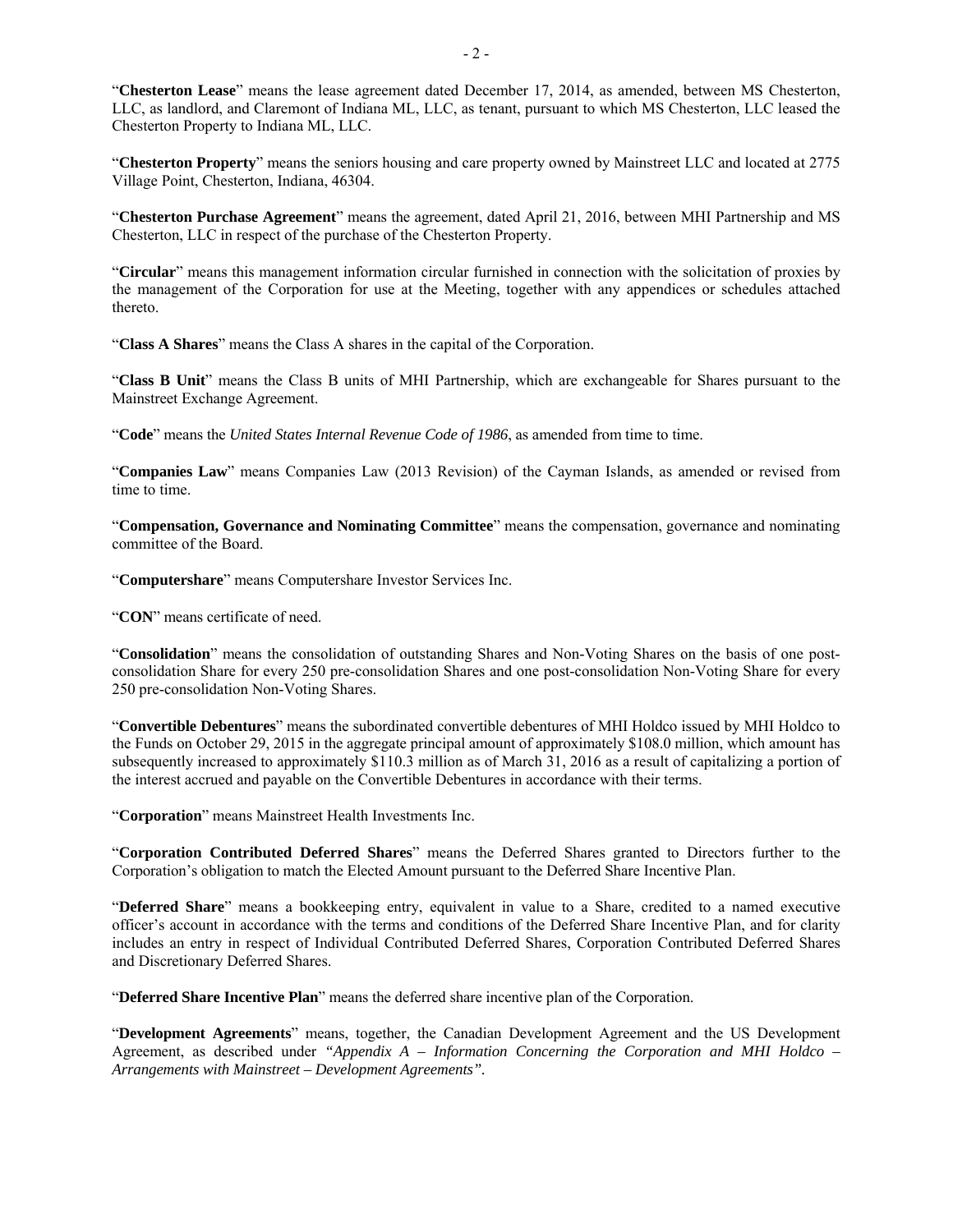"**Chesterton Lease**" means the lease agreement dated December 17, 2014, as amended, between MS Chesterton, LLC, as landlord, and Claremont of Indiana ML, LLC, as tenant, pursuant to which MS Chesterton, LLC leased the Chesterton Property to Indiana ML, LLC.

"**Chesterton Property**" means the seniors housing and care property owned by Mainstreet LLC and located at 2775 Village Point, Chesterton, Indiana, 46304.

"**Chesterton Purchase Agreement**" means the agreement, dated April 21, 2016, between MHI Partnership and MS Chesterton, LLC in respect of the purchase of the Chesterton Property.

"**Circular**" means this management information circular furnished in connection with the solicitation of proxies by the management of the Corporation for use at the Meeting, together with any appendices or schedules attached thereto.

"**Class A Shares**" means the Class A shares in the capital of the Corporation.

"**Class B Unit**" means the Class B units of MHI Partnership, which are exchangeable for Shares pursuant to the Mainstreet Exchange Agreement.

"**Code**" means the *United States Internal Revenue Code of 1986*, as amended from time to time.

"**Companies Law**" means Companies Law (2013 Revision) of the Cayman Islands, as amended or revised from time to time.

"**Compensation, Governance and Nominating Committee**" means the compensation, governance and nominating committee of the Board.

"**Computershare**" means Computershare Investor Services Inc.

"**CON**" means certificate of need.

"**Consolidation**" means the consolidation of outstanding Shares and Non-Voting Shares on the basis of one post-consolidation Share for every 250 pre-consolidation Shares and one post-consolidation Non-Voting Share for every 250 pre-consolidation Non-Voting Shares.

"**Convertible Debentures**" means the subordinated convertible debentures of MHI Holdco issued by MHI Holdco to the Funds on October 29, 2015 in the aggregate principal amount of approximately $108.0 million, which amount has subsequently increased to approximately $110.3 million as of March 31, 2016 as a result of capitalizing a portion of the interest accrued and payable on the Convertible Debentures in accordance with their terms.

"**Corporation**" means Mainstreet Health Investments Inc.

"**Corporation Contributed Deferred Shares**" means the Deferred Shares granted to Directors further to the Corporation's obligation to match the Elected Amount pursuant to the Deferred Share Incentive Plan.

"**Deferred Share**" means a bookkeeping entry, equivalent in value to a Share, credited to a named executive officer's account in accordance with the terms and conditions of the Deferred Share Incentive Plan, and for clarity includes an entry in respect of Individual Contributed Deferred Shares, Corporation Contributed Deferred Shares and Discretionary Deferred Shares.

"**Deferred Share Incentive Plan**" means the deferred share incentive plan of the Corporation.

"**Development Agreements**" means, together, the Canadian Development Agreement and the US Development Agreement, as described under *"Appendix A – Information Concerning the Corporation and MHI Holdco – Arrangements with Mainstreet – Development Agreements"*.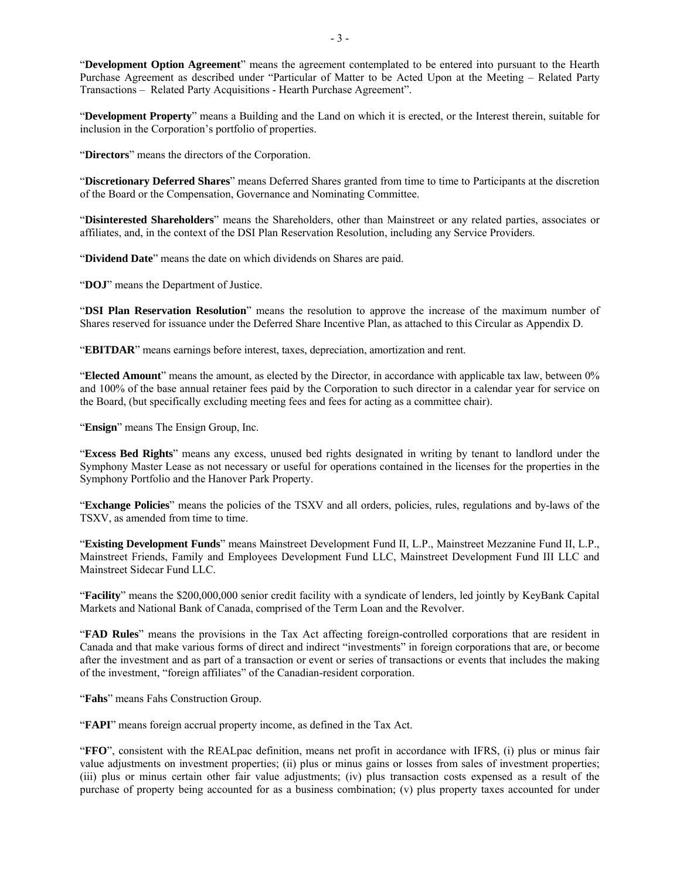"**Development Option Agreement**" means the agreement contemplated to be entered into pursuant to the Hearth Purchase Agreement as described under "Particular of Matter to be Acted Upon at the Meeting – Related Party Transactions – Related Party Acquisitions - Hearth Purchase Agreement".

"**Development Property**" means a Building and the Land on which it is erected, or the Interest therein, suitable for inclusion in the Corporation's portfolio of properties.

"**Directors**" means the directors of the Corporation.

"**Discretionary Deferred Shares**" means Deferred Shares granted from time to time to Participants at the discretion of the Board or the Compensation, Governance and Nominating Committee.

"**Disinterested Shareholders**" means the Shareholders, other than Mainstreet or any related parties, associates or affiliates, and, in the context of the DSI Plan Reservation Resolution, including any Service Providers.

"**Dividend Date**" means the date on which dividends on Shares are paid.

"**DOJ**" means the Department of Justice.

"**DSI Plan Reservation Resolution**" means the resolution to approve the increase of the maximum number of Shares reserved for issuance under the Deferred Share Incentive Plan, as attached to this Circular as Appendix D.

"**EBITDAR**" means earnings before interest, taxes, depreciation, amortization and rent.

"**Elected Amount**" means the amount, as elected by the Director, in accordance with applicable tax law, between 0% and 100% of the base annual retainer fees paid by the Corporation to such director in a calendar year for service on the Board, (but specifically excluding meeting fees and fees for acting as a committee chair).

"**Ensign**" means The Ensign Group, Inc.

"**Excess Bed Rights**" means any excess, unused bed rights designated in writing by tenant to landlord under the Symphony Master Lease as not necessary or useful for operations contained in the licenses for the properties in the Symphony Portfolio and the Hanover Park Property.

"**Exchange Policies**" means the policies of the TSXV and all orders, policies, rules, regulations and by-laws of the TSXV, as amended from time to time.

"**Existing Development Funds**" means Mainstreet Development Fund II, L.P., Mainstreet Mezzanine Fund II, L.P., Mainstreet Friends, Family and Employees Development Fund LLC, Mainstreet Development Fund III LLC and Mainstreet Sidecar Fund LLC.

"**Facility**" means the $200,000,000 senior credit facility with a syndicate of lenders, led jointly by KeyBank Capital Markets and National Bank of Canada, comprised of the Term Loan and the Revolver.

"**FAD Rules**" means the provisions in the Tax Act affecting foreign-controlled corporations that are resident in Canada and that make various forms of direct and indirect "investments" in foreign corporations that are, or become after the investment and as part of a transaction or event or series of transactions or events that includes the making of the investment, "foreign affiliates" of the Canadian-resident corporation.

"**Fahs**" means Fahs Construction Group.

"**FAPI**" means foreign accrual property income, as defined in the Tax Act.

"**FFO**", consistent with the REALpac definition, means net profit in accordance with IFRS, (i) plus or minus fair value adjustments on investment properties; (ii) plus or minus gains or losses from sales of investment properties; (iii) plus or minus certain other fair value adjustments; (iv) plus transaction costs expensed as a result of the purchase of property being accounted for as a business combination; (v) plus property taxes accounted for under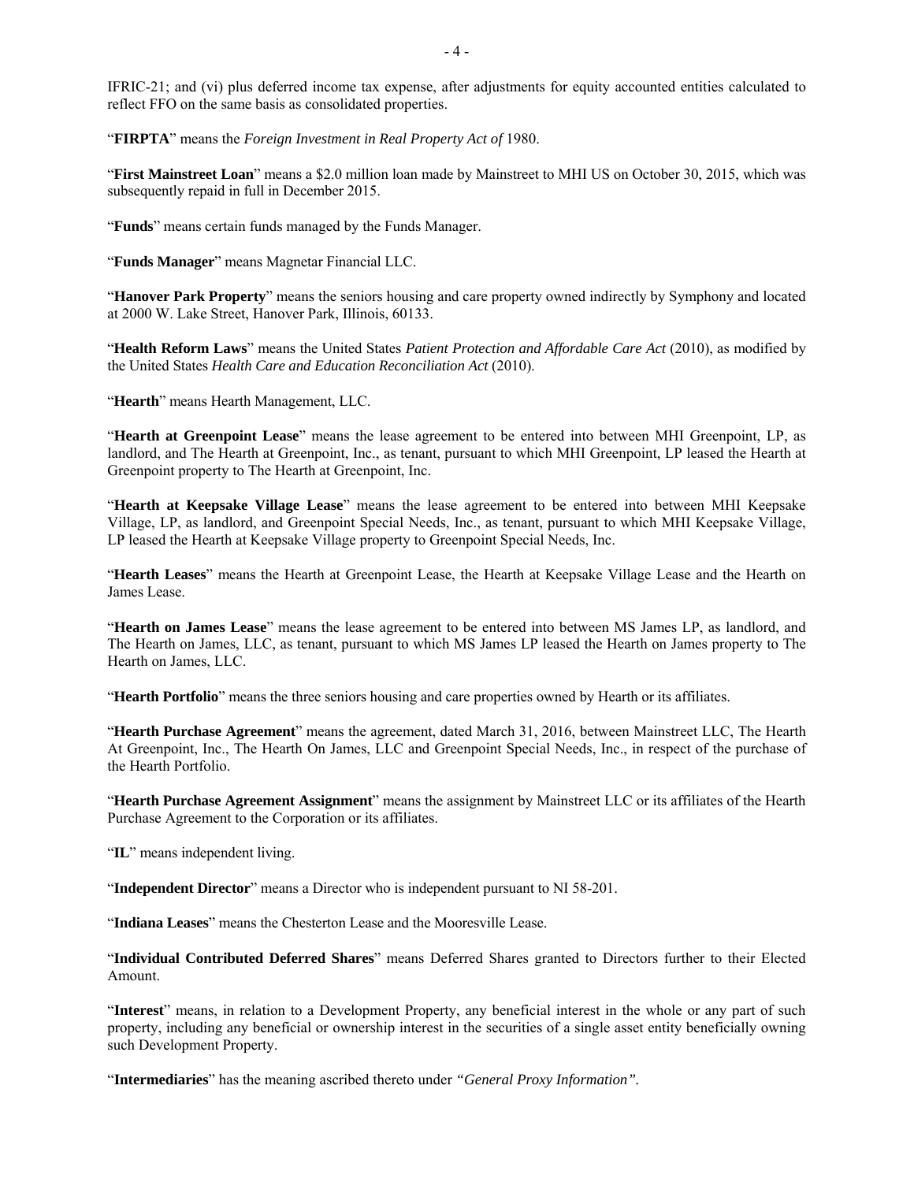IFRIC-21; and (vi) plus deferred income tax expense, after adjustments for equity accounted entities calculated to reflect FFO on the same basis as consolidated properties.

"**FIRPTA**" means the *Foreign Investment in Real Property Act of* 1980.

"**First Mainstreet Loan**" means a $2.0 million loan made by Mainstreet to MHI US on October 30, 2015, which was subsequently repaid in full in December 2015.

"**Funds**" means certain funds managed by the Funds Manager.

"**Funds Manager**" means Magnetar Financial LLC.

"**Hanover Park Property**" means the seniors housing and care property owned indirectly by Symphony and located at 2000 W. Lake Street, Hanover Park, Illinois, 60133.

"**Health Reform Laws**" means the United States *Patient Protection and Affordable Care Act* (2010), as modified by the United States *Health Care and Education Reconciliation Act* (2010).

"**Hearth**" means Hearth Management, LLC.

"**Hearth at Greenpoint Lease**" means the lease agreement to be entered into between MHI Greenpoint, LP, as landlord, and The Hearth at Greenpoint, Inc., as tenant, pursuant to which MHI Greenpoint, LP leased the Hearth at Greenpoint property to The Hearth at Greenpoint, Inc.

"**Hearth at Keepsake Village Lease**" means the lease agreement to be entered into between MHI Keepsake Village, LP, as landlord, and Greenpoint Special Needs, Inc., as tenant, pursuant to which MHI Keepsake Village, LP leased the Hearth at Keepsake Village property to Greenpoint Special Needs, Inc.

"**Hearth Leases**" means the Hearth at Greenpoint Lease, the Hearth at Keepsake Village Lease and the Hearth on James Lease.

"**Hearth on James Lease**" means the lease agreement to be entered into between MS James LP, as landlord, and The Hearth on James, LLC, as tenant, pursuant to which MS James LP leased the Hearth on James property to The Hearth on James, LLC.

"**Hearth Portfolio**" means the three seniors housing and care properties owned by Hearth or its affiliates.

"**Hearth Purchase Agreement**" means the agreement, dated March 31, 2016, between Mainstreet LLC, The Hearth At Greenpoint, Inc., The Hearth On James, LLC and Greenpoint Special Needs, Inc., in respect of the purchase of the Hearth Portfolio.

"**Hearth Purchase Agreement Assignment**" means the assignment by Mainstreet LLC or its affiliates of the Hearth Purchase Agreement to the Corporation or its affiliates.

"**IL**" means independent living.

"**Independent Director**" means a Director who is independent pursuant to NI 58-201.

"**Indiana Leases**" means the Chesterton Lease and the Mooresville Lease.

"**Individual Contributed Deferred Shares**" means Deferred Shares granted to Directors further to their Elected Amount.

"**Interest**" means, in relation to a Development Property, any beneficial interest in the whole or any part of such property, including any beneficial or ownership interest in the securities of a single asset entity beneficially owning such Development Property.

"**Intermediaries**" has the meaning ascribed thereto under *"General Proxy Information".*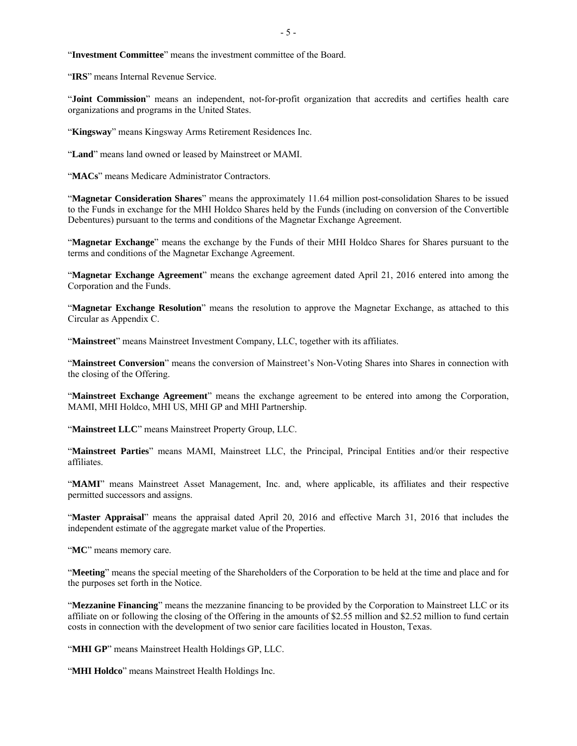"**Investment Committee**" means the investment committee of the Board.

"**IRS**" means Internal Revenue Service.

"**Joint Commission**" means an independent, not-for-profit organization that accredits and certifies health care organizations and programs in the United States.

"**Kingsway**" means Kingsway Arms Retirement Residences Inc.

"**Land**" means land owned or leased by Mainstreet or MAMI.

"**MACs**" means Medicare Administrator Contractors.

"**Magnetar Consideration Shares**" means the approximately 11.64 million post-consolidation Shares to be issued to the Funds in exchange for the MHI Holdco Shares held by the Funds (including on conversion of the Convertible Debentures) pursuant to the terms and conditions of the Magnetar Exchange Agreement.

"**Magnetar Exchange**" means the exchange by the Funds of their MHI Holdco Shares for Shares pursuant to the terms and conditions of the Magnetar Exchange Agreement.

"**Magnetar Exchange Agreement**" means the exchange agreement dated April 21, 2016 entered into among the Corporation and the Funds.

"**Magnetar Exchange Resolution**" means the resolution to approve the Magnetar Exchange, as attached to this Circular as Appendix C.

"**Mainstreet**" means Mainstreet Investment Company, LLC, together with its affiliates.

"**Mainstreet Conversion**" means the conversion of Mainstreet's Non-Voting Shares into Shares in connection with the closing of the Offering.

"**Mainstreet Exchange Agreement**" means the exchange agreement to be entered into among the Corporation, MAMI, MHI Holdco, MHI US, MHI GP and MHI Partnership.

"**Mainstreet LLC**" means Mainstreet Property Group, LLC.

"**Mainstreet Parties**" means MAMI, Mainstreet LLC, the Principal, Principal Entities and/or their respective affiliates.

"**MAMI**" means Mainstreet Asset Management, Inc. and, where applicable, its affiliates and their respective permitted successors and assigns.

"**Master Appraisal**" means the appraisal dated April 20, 2016 and effective March 31, 2016 that includes the independent estimate of the aggregate market value of the Properties.

"**MC**" means memory care.

"**Meeting**" means the special meeting of the Shareholders of the Corporation to be held at the time and place and for the purposes set forth in the Notice.

"**Mezzanine Financing**" means the mezzanine financing to be provided by the Corporation to Mainstreet LLC or its affiliate on or following the closing of the Offering in the amounts of $2.55 million and $2.52 million to fund certain costs in connection with the development of two senior care facilities located in Houston, Texas.

"**MHI GP**" means Mainstreet Health Holdings GP, LLC.

"**MHI Holdco**" means Mainstreet Health Holdings Inc.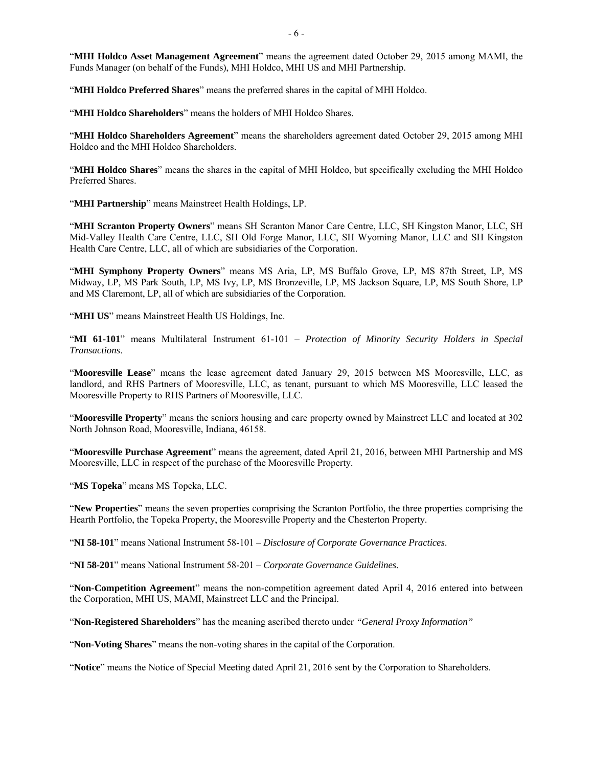"**MHI Holdco Asset Management Agreement**" means the agreement dated October 29, 2015 among MAMI, the Funds Manager (on behalf of the Funds), MHI Holdco, MHI US and MHI Partnership.

"**MHI Holdco Preferred Shares**" means the preferred shares in the capital of MHI Holdco.

"**MHI Holdco Shareholders**" means the holders of MHI Holdco Shares.

"**MHI Holdco Shareholders Agreement**" means the shareholders agreement dated October 29, 2015 among MHI Holdco and the MHI Holdco Shareholders.

"**MHI Holdco Shares**" means the shares in the capital of MHI Holdco, but specifically excluding the MHI Holdco Preferred Shares.

"**MHI Partnership**" means Mainstreet Health Holdings, LP.

"**MHI Scranton Property Owners**" means SH Scranton Manor Care Centre, LLC, SH Kingston Manor, LLC, SH Mid-Valley Health Care Centre, LLC, SH Old Forge Manor, LLC, SH Wyoming Manor, LLC and SH Kingston Health Care Centre, LLC, all of which are subsidiaries of the Corporation.

"**MHI Symphony Property Owners**" means MS Aria, LP, MS Buffalo Grove, LP, MS 87th Street, LP, MS Midway, LP, MS Park South, LP, MS Ivy, LP, MS Bronzeville, LP, MS Jackson Square, LP, MS South Shore, LP and MS Claremont, LP, all of which are subsidiaries of the Corporation.

"**MHI US**" means Mainstreet Health US Holdings, Inc.

"**MI 61-101**" means Multilateral Instrument 61-101 – *Protection of Minority Security Holders in Special Transactions*.

"**Mooresville Lease**" means the lease agreement dated January 29, 2015 between MS Mooresville, LLC, as landlord, and RHS Partners of Mooresville, LLC, as tenant, pursuant to which MS Mooresville, LLC leased the Mooresville Property to RHS Partners of Mooresville, LLC.

"**Mooresville Property**" means the seniors housing and care property owned by Mainstreet LLC and located at 302 North Johnson Road, Mooresville, Indiana, 46158.

"**Mooresville Purchase Agreement**" means the agreement, dated April 21, 2016, between MHI Partnership and MS Mooresville, LLC in respect of the purchase of the Mooresville Property.

"**MS Topeka**" means MS Topeka, LLC.

"**New Properties**" means the seven properties comprising the Scranton Portfolio, the three properties comprising the Hearth Portfolio, the Topeka Property, the Mooresville Property and the Chesterton Property.

"**NI 58-101**" means National Instrument 58-101 – *Disclosure of Corporate Governance Practices*.

"**NI 58-201**" means National Instrument 58-201 – *Corporate Governance Guidelines*.

"**Non-Competition Agreement**" means the non-competition agreement dated April 4, 2016 entered into between the Corporation, MHI US, MAMI, Mainstreet LLC and the Principal.

"**Non-Registered Shareholders**" has the meaning ascribed thereto under *"General Proxy Information"*

"**Non-Voting Shares**" means the non-voting shares in the capital of the Corporation.

"**Notice**" means the Notice of Special Meeting dated April 21, 2016 sent by the Corporation to Shareholders.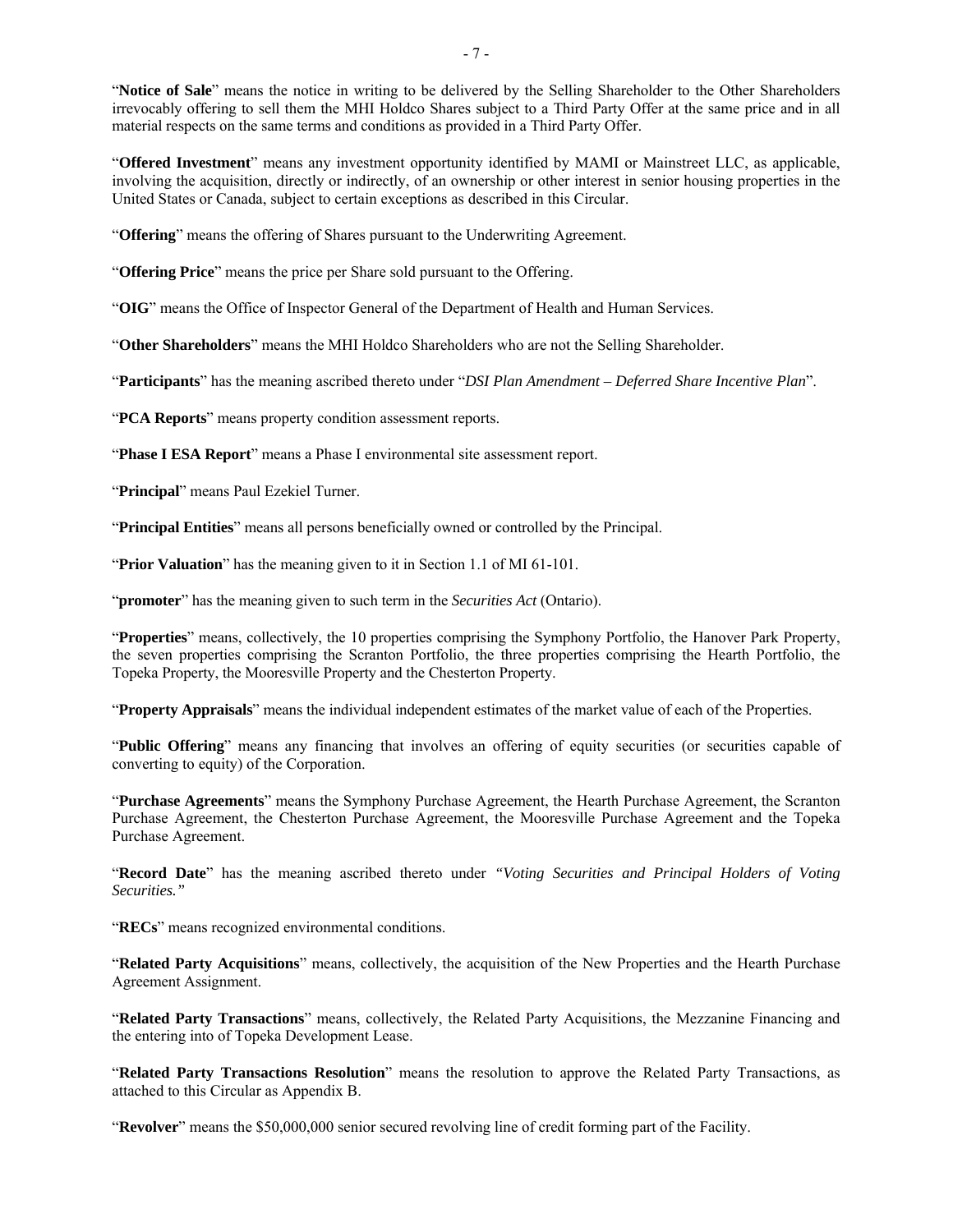"**Notice of Sale**" means the notice in writing to be delivered by the Selling Shareholder to the Other Shareholders irrevocably offering to sell them the MHI Holdco Shares subject to a Third Party Offer at the same price and in all material respects on the same terms and conditions as provided in a Third Party Offer.

"**Offered Investment**" means any investment opportunity identified by MAMI or Mainstreet LLC, as applicable, involving the acquisition, directly or indirectly, of an ownership or other interest in senior housing properties in the United States or Canada, subject to certain exceptions as described in this Circular.

"**Offering**" means the offering of Shares pursuant to the Underwriting Agreement.

"**Offering Price**" means the price per Share sold pursuant to the Offering.

"**OIG**" means the Office of Inspector General of the Department of Health and Human Services.

"**Other Shareholders**" means the MHI Holdco Shareholders who are not the Selling Shareholder.

"**Participants**" has the meaning ascribed thereto under "*DSI Plan Amendment – Deferred Share Incentive Plan*".

"**PCA Reports**" means property condition assessment reports.

"**Phase I ESA Report**" means a Phase I environmental site assessment report.

"**Principal**" means Paul Ezekiel Turner.

"**Principal Entities**" means all persons beneficially owned or controlled by the Principal.

"**Prior Valuation**" has the meaning given to it in Section 1.1 of MI 61-101.

"**promoter**" has the meaning given to such term in the *Securities Act* (Ontario).

"**Properties**" means, collectively, the 10 properties comprising the Symphony Portfolio, the Hanover Park Property, the seven properties comprising the Scranton Portfolio, the three properties comprising the Hearth Portfolio, the Topeka Property, the Mooresville Property and the Chesterton Property.

"**Property Appraisals**" means the individual independent estimates of the market value of each of the Properties.

"**Public Offering**" means any financing that involves an offering of equity securities (or securities capable of converting to equity) of the Corporation.

"**Purchase Agreements**" means the Symphony Purchase Agreement, the Hearth Purchase Agreement, the Scranton Purchase Agreement, the Chesterton Purchase Agreement, the Mooresville Purchase Agreement and the Topeka Purchase Agreement.

"**Record Date**" has the meaning ascribed thereto under *"Voting Securities and Principal Holders of Voting Securities."*

"**RECs**" means recognized environmental conditions.

"**Related Party Acquisitions**" means, collectively, the acquisition of the New Properties and the Hearth Purchase Agreement Assignment.

"**Related Party Transactions**" means, collectively, the Related Party Acquisitions, the Mezzanine Financing and the entering into of Topeka Development Lease.

"**Related Party Transactions Resolution**" means the resolution to approve the Related Party Transactions, as attached to this Circular as Appendix B.

"**Revolver**" means the $50,000,000 senior secured revolving line of credit forming part of the Facility.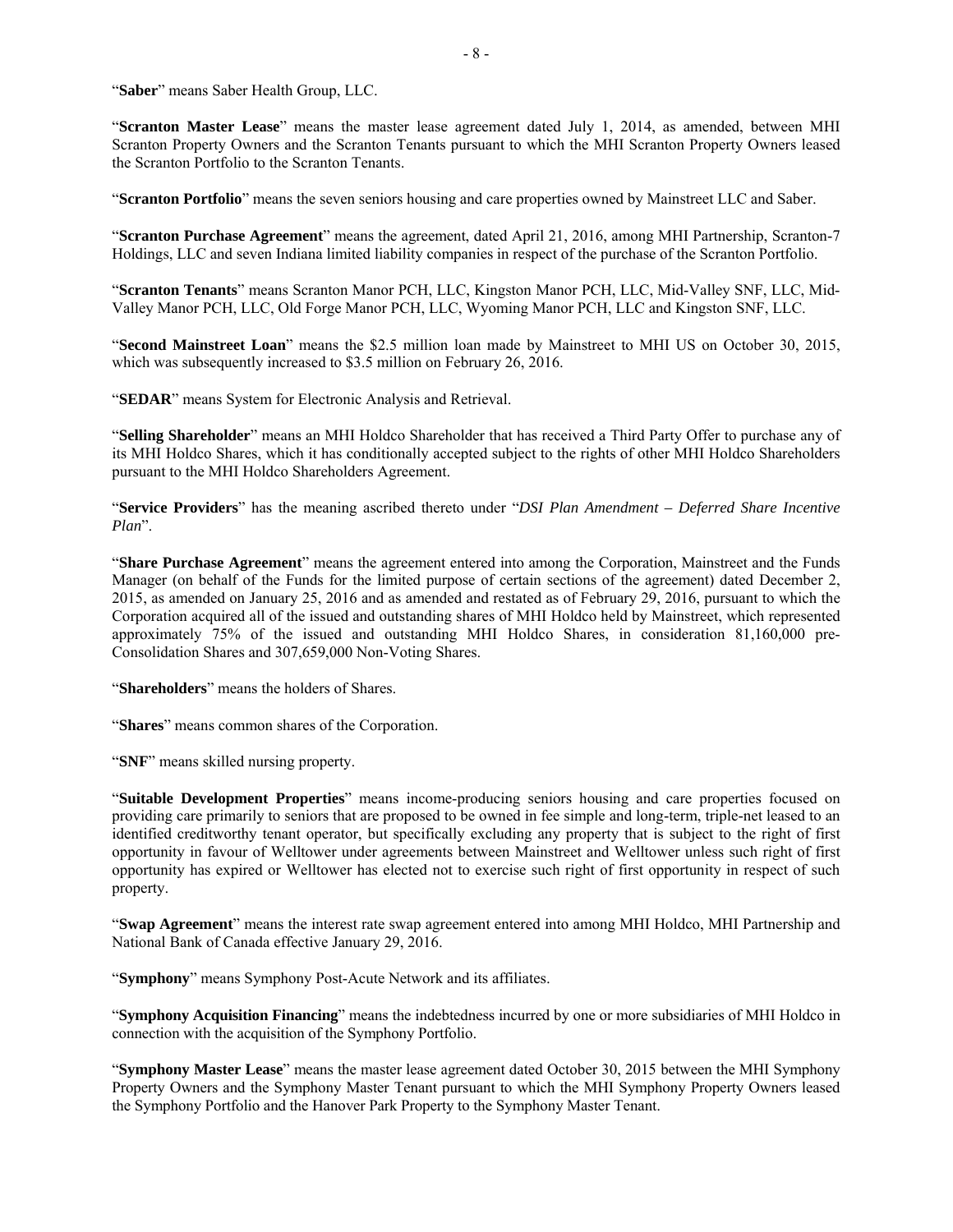"**Saber**" means Saber Health Group, LLC.

"**Scranton Master Lease**" means the master lease agreement dated July 1, 2014, as amended, between MHI Scranton Property Owners and the Scranton Tenants pursuant to which the MHI Scranton Property Owners leased the Scranton Portfolio to the Scranton Tenants.

"**Scranton Portfolio**" means the seven seniors housing and care properties owned by Mainstreet LLC and Saber.

"**Scranton Purchase Agreement**" means the agreement, dated April 21, 2016, among MHI Partnership, Scranton-7 Holdings, LLC and seven Indiana limited liability companies in respect of the purchase of the Scranton Portfolio.

"**Scranton Tenants**" means Scranton Manor PCH, LLC, Kingston Manor PCH, LLC, Mid-Valley SNF, LLC, Mid-Valley Manor PCH, LLC, Old Forge Manor PCH, LLC, Wyoming Manor PCH, LLC and Kingston SNF, LLC.

"**Second Mainstreet Loan**" means the $2.5 million loan made by Mainstreet to MHI US on October 30, 2015, which was subsequently increased to $3.5 million on February 26, 2016.

"**SEDAR**" means System for Electronic Analysis and Retrieval.

"**Selling Shareholder**" means an MHI Holdco Shareholder that has received a Third Party Offer to purchase any of its MHI Holdco Shares, which it has conditionally accepted subject to the rights of other MHI Holdco Shareholders pursuant to the MHI Holdco Shareholders Agreement.

"**Service Providers**" has the meaning ascribed thereto under "*DSI Plan Amendment – Deferred Share Incentive Plan*".

"**Share Purchase Agreement**" means the agreement entered into among the Corporation, Mainstreet and the Funds Manager (on behalf of the Funds for the limited purpose of certain sections of the agreement) dated December 2, 2015, as amended on January 25, 2016 and as amended and restated as of February 29, 2016, pursuant to which the Corporation acquired all of the issued and outstanding shares of MHI Holdco held by Mainstreet, which represented approximately 75% of the issued and outstanding MHI Holdco Shares, in consideration 81,160,000 pre-Consolidation Shares and 307,659,000 Non-Voting Shares.

"**Shareholders**" means the holders of Shares.

"**Shares**" means common shares of the Corporation.

"**SNF**" means skilled nursing property.

"**Suitable Development Properties**" means income-producing seniors housing and care properties focused on providing care primarily to seniors that are proposed to be owned in fee simple and long-term, triple-net leased to an identified creditworthy tenant operator, but specifically excluding any property that is subject to the right of first opportunity in favour of Welltower under agreements between Mainstreet and Welltower unless such right of first opportunity has expired or Welltower has elected not to exercise such right of first opportunity in respect of such property.

"**Swap Agreement**" means the interest rate swap agreement entered into among MHI Holdco, MHI Partnership and National Bank of Canada effective January 29, 2016.

"**Symphony**" means Symphony Post-Acute Network and its affiliates.

"**Symphony Acquisition Financing**" means the indebtedness incurred by one or more subsidiaries of MHI Holdco in connection with the acquisition of the Symphony Portfolio.

"**Symphony Master Lease**" means the master lease agreement dated October 30, 2015 between the MHI Symphony Property Owners and the Symphony Master Tenant pursuant to which the MHI Symphony Property Owners leased the Symphony Portfolio and the Hanover Park Property to the Symphony Master Tenant.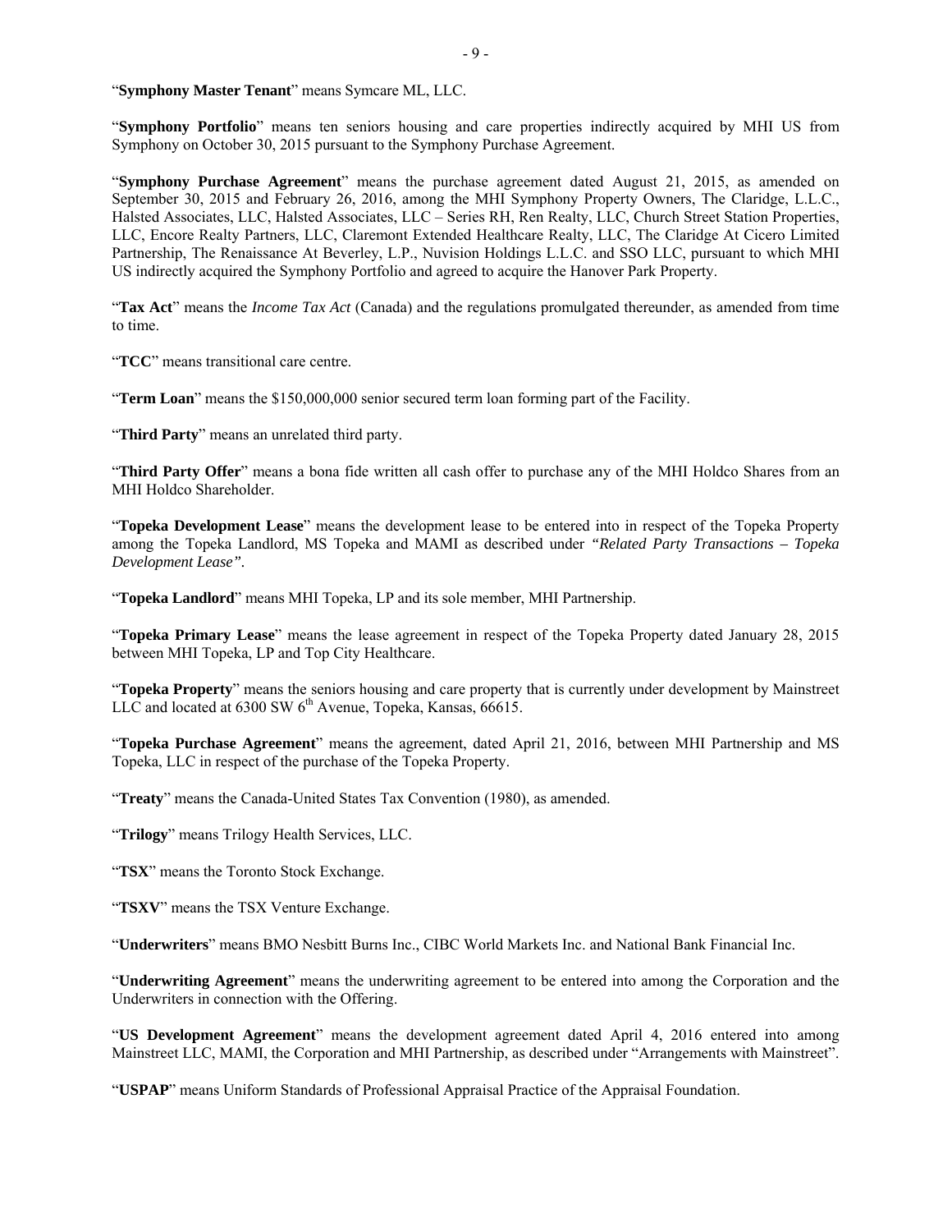"**Symphony Master Tenant**" means Symcare ML, LLC.

"**Symphony Portfolio**" means ten seniors housing and care properties indirectly acquired by MHI US from Symphony on October 30, 2015 pursuant to the Symphony Purchase Agreement.

"**Symphony Purchase Agreement**" means the purchase agreement dated August 21, 2015, as amended on September 30, 2015 and February 26, 2016, among the MHI Symphony Property Owners, The Claridge, L.L.C., Halsted Associates, LLC, Halsted Associates, LLC – Series RH, Ren Realty, LLC, Church Street Station Properties, LLC, Encore Realty Partners, LLC, Claremont Extended Healthcare Realty, LLC, The Claridge At Cicero Limited Partnership, The Renaissance At Beverley, L.P., Nuvision Holdings L.L.C. and SSO LLC, pursuant to which MHI US indirectly acquired the Symphony Portfolio and agreed to acquire the Hanover Park Property.

"**Tax Act**" means the *Income Tax Act* (Canada) and the regulations promulgated thereunder, as amended from time to time.

"**TCC**" means transitional care centre.

"**Term Loan**" means the $150,000,000 senior secured term loan forming part of the Facility.

"**Third Party**" means an unrelated third party.

"**Third Party Offer**" means a bona fide written all cash offer to purchase any of the MHI Holdco Shares from an MHI Holdco Shareholder.

"**Topeka Development Lease**" means the development lease to be entered into in respect of the Topeka Property among the Topeka Landlord, MS Topeka and MAMI as described under *"Related Party Transactions – Topeka Development Lease".*

"**Topeka Landlord**" means MHI Topeka, LP and its sole member, MHI Partnership.

"**Topeka Primary Lease**" means the lease agreement in respect of the Topeka Property dated January 28, 2015 between MHI Topeka, LP and Top City Healthcare.

"**Topeka Property**" means the seniors housing and care property that is currently under development by Mainstreet LLC and located at 6300 SW 6th Avenue, Topeka, Kansas, 66615.

"**Topeka Purchase Agreement**" means the agreement, dated April 21, 2016, between MHI Partnership and MS Topeka, LLC in respect of the purchase of the Topeka Property.

"**Treaty**" means the Canada-United States Tax Convention (1980), as amended.

"**Trilogy**" means Trilogy Health Services, LLC.

"**TSX**" means the Toronto Stock Exchange.

"**TSXV**" means the TSX Venture Exchange.

"**Underwriters**" means BMO Nesbitt Burns Inc., CIBC World Markets Inc. and National Bank Financial Inc.

"**Underwriting Agreement**" means the underwriting agreement to be entered into among the Corporation and the Underwriters in connection with the Offering.

"**US Development Agreement**" means the development agreement dated April 4, 2016 entered into among Mainstreet LLC, MAMI, the Corporation and MHI Partnership, as described under "Arrangements with Mainstreet".

"**USPAP**" means Uniform Standards of Professional Appraisal Practice of the Appraisal Foundation.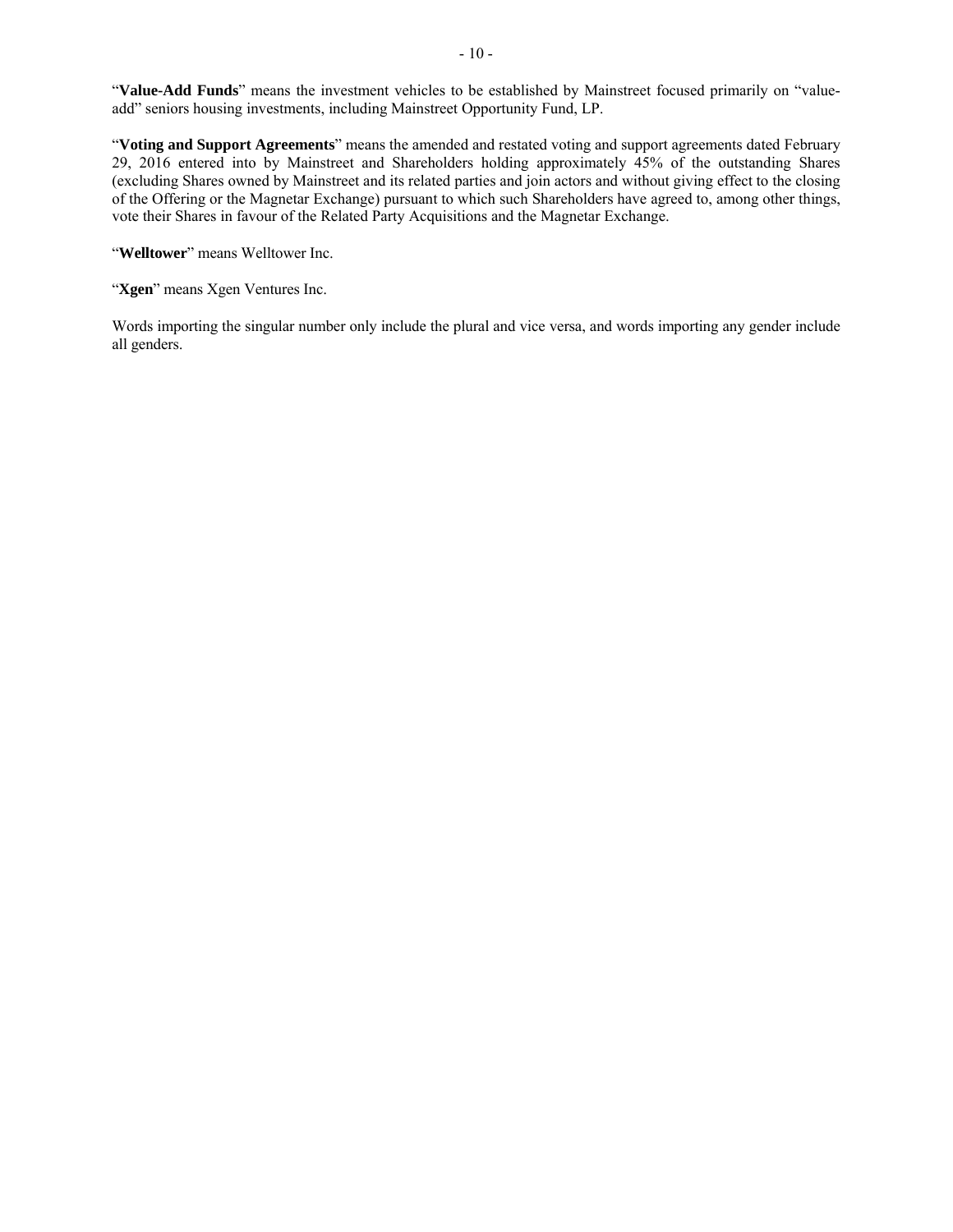"**Value-Add Funds**" means the investment vehicles to be established by Mainstreet focused primarily on "value-add" seniors housing investments, including Mainstreet Opportunity Fund, LP.

"**Voting and Support Agreements**" means the amended and restated voting and support agreements dated February 29, 2016 entered into by Mainstreet and Shareholders holding approximately 45% of the outstanding Shares (excluding Shares owned by Mainstreet and its related parties and join actors and without giving effect to the closing of the Offering or the Magnetar Exchange) pursuant to which such Shareholders have agreed to, among other things, vote their Shares in favour of the Related Party Acquisitions and the Magnetar Exchange.

"**Welltower**" means Welltower Inc.

"**Xgen**" means Xgen Ventures Inc.

Words importing the singular number only include the plural and vice versa, and words importing any gender include all genders.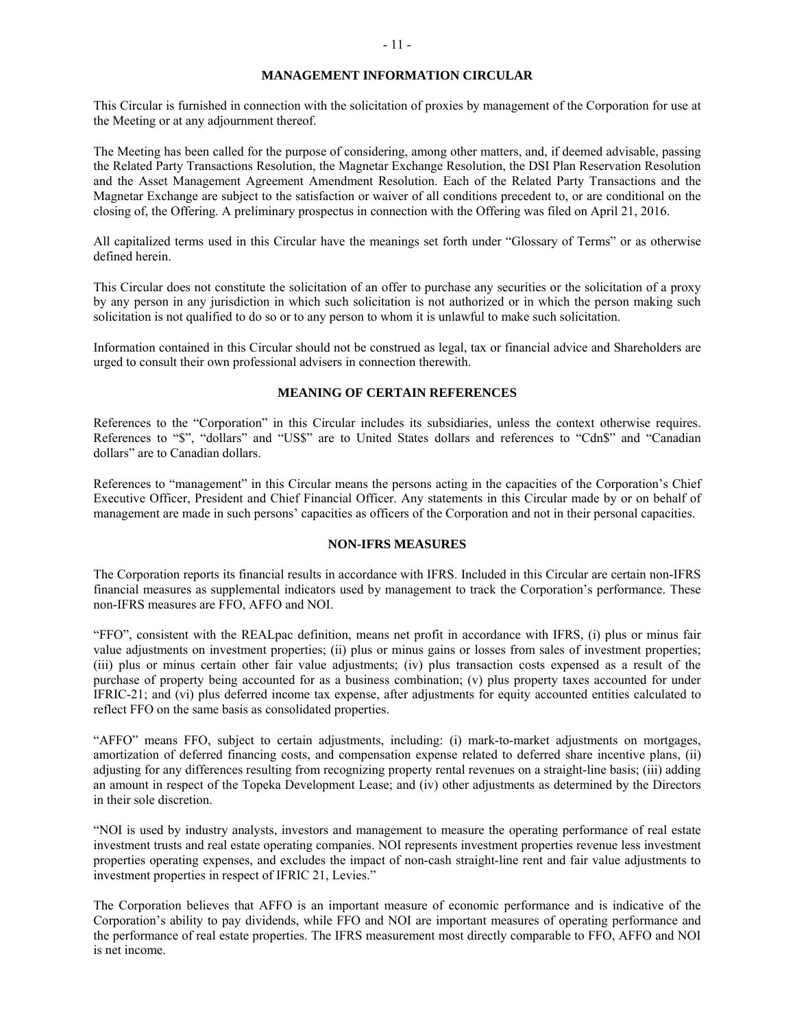## MANAGEMENT INFORMATION CIRCULAR

This Circular is furnished in connection with the solicitation of proxies by management of the Corporation for use at the Meeting or at any adjournment thereof.

The Meeting has been called for the purpose of considering, among other matters, and, if deemed advisable, passing the Related Party Transactions Resolution, the Magnetar Exchange Resolution, the DSI Plan Reservation Resolution and the Asset Management Agreement Amendment Resolution. Each of the Related Party Transactions and the Magnetar Exchange are subject to the satisfaction or waiver of all conditions precedent to, or are conditional on the closing of, the Offering. A preliminary prospectus in connection with the Offering was filed on April 21, 2016.

All capitalized terms used in this Circular have the meanings set forth under "Glossary of Terms" or as otherwise defined herein.

This Circular does not constitute the solicitation of an offer to purchase any securities or the solicitation of a proxy by any person in any jurisdiction in which such solicitation is not authorized or in which the person making such solicitation is not qualified to do so or to any person to whom it is unlawful to make such solicitation.

Information contained in this Circular should not be construed as legal, tax or financial advice and Shareholders are urged to consult their own professional advisers in connection therewith.

## MEANING OF CERTAIN REFERENCES

References to the "Corporation" in this Circular includes its subsidiaries, unless the context otherwise requires. References to "$", "dollars" and "US$" are to United States dollars and references to "Cdn$" and "Canadian dollars" are to Canadian dollars.

References to "management" in this Circular means the persons acting in the capacities of the Corporation's Chief Executive Officer, President and Chief Financial Officer. Any statements in this Circular made by or on behalf of management are made in such persons' capacities as officers of the Corporation and not in their personal capacities.

## NON-IFRS MEASURES

The Corporation reports its financial results in accordance with IFRS. Included in this Circular are certain non-IFRS financial measures as supplemental indicators used by management to track the Corporation's performance. These non-IFRS measures are FFO, AFFO and NOI.

"FFO", consistent with the REALpac definition, means net profit in accordance with IFRS, (i) plus or minus fair value adjustments on investment properties; (ii) plus or minus gains or losses from sales of investment properties; (iii) plus or minus certain other fair value adjustments; (iv) plus transaction costs expensed as a result of the purchase of property being accounted for as a business combination; (v) plus property taxes accounted for under IFRIC-21; and (vi) plus deferred income tax expense, after adjustments for equity accounted entities calculated to reflect FFO on the same basis as consolidated properties.

"AFFO" means FFO, subject to certain adjustments, including: (i) mark-to-market adjustments on mortgages, amortization of deferred financing costs, and compensation expense related to deferred share incentive plans, (ii) adjusting for any differences resulting from recognizing property rental revenues on a straight-line basis; (iii) adding an amount in respect of the Topeka Development Lease; and (iv) other adjustments as determined by the Directors in their sole discretion.

"NOI is used by industry analysts, investors and management to measure the operating performance of real estate investment trusts and real estate operating companies. NOI represents investment properties revenue less investment properties operating expenses, and excludes the impact of non-cash straight-line rent and fair value adjustments to investment properties in respect of IFRIC 21, Levies."

The Corporation believes that AFFO is an important measure of economic performance and is indicative of the Corporation's ability to pay dividends, while FFO and NOI are important measures of operating performance and the performance of real estate properties. The IFRS measurement most directly comparable to FFO, AFFO and NOI is net income.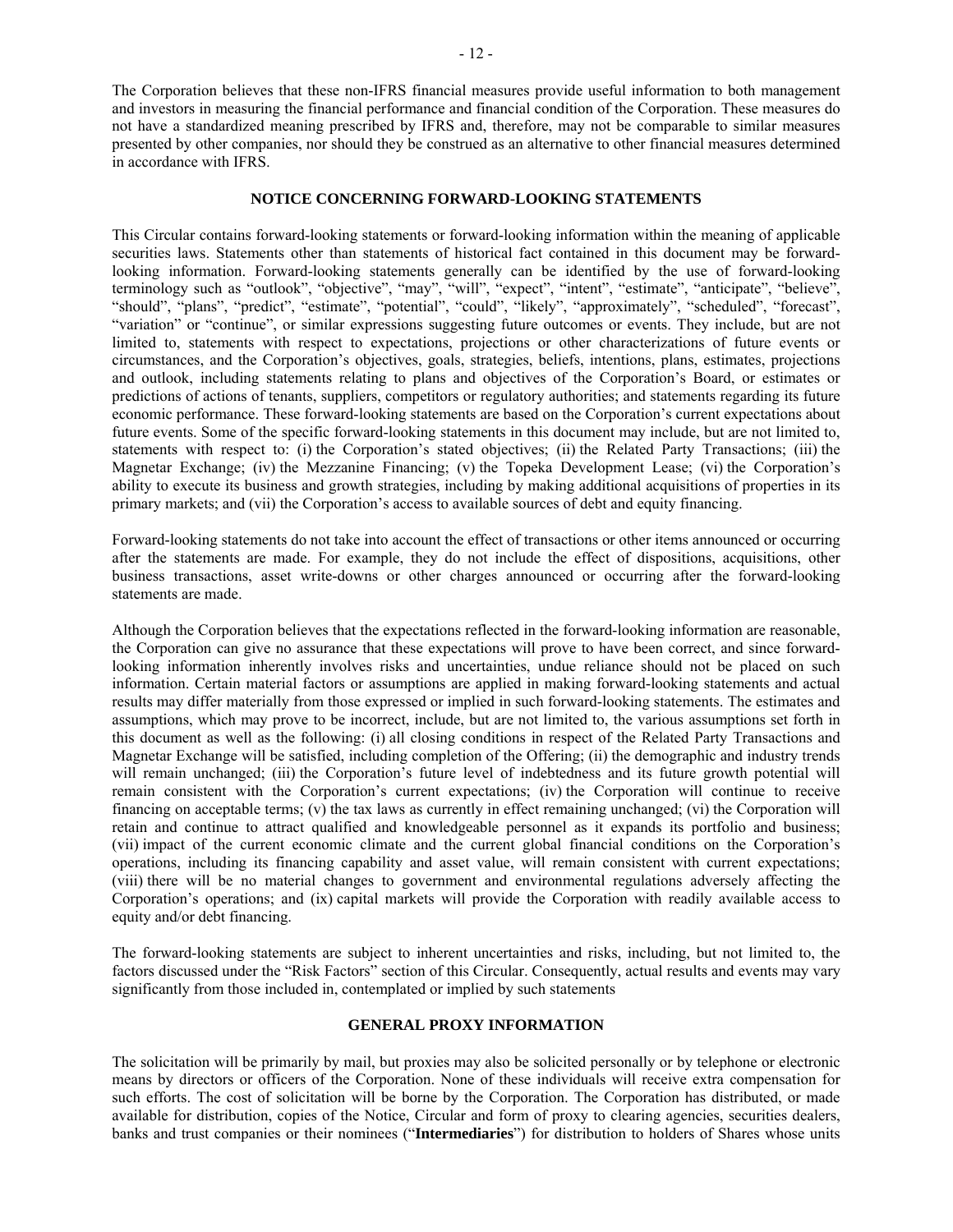The Corporation believes that these non-IFRS financial measures provide useful information to both management and investors in measuring the financial performance and financial condition of the Corporation. These measures do not have a standardized meaning prescribed by IFRS and, therefore, may not be comparable to similar measures presented by other companies, nor should they be construed as an alternative to other financial measures determined in accordance with IFRS.

## NOTICE CONCERNING FORWARD-LOOKING STATEMENTS

This Circular contains forward-looking statements or forward-looking information within the meaning of applicable securities laws. Statements other than statements of historical fact contained in this document may be forward-looking information. Forward-looking statements generally can be identified by the use of forward-looking terminology such as "outlook", "objective", "may", "will", "expect", "intent", "estimate", "anticipate", "believe", "should", "plans", "predict", "estimate", "potential", "could", "likely", "approximately", "scheduled", "forecast", "variation" or "continue", or similar expressions suggesting future outcomes or events. They include, but are not limited to, statements with respect to expectations, projections or other characterizations of future events or circumstances, and the Corporation's objectives, goals, strategies, beliefs, intentions, plans, estimates, projections and outlook, including statements relating to plans and objectives of the Corporation's Board, or estimates or predictions of actions of tenants, suppliers, competitors or regulatory authorities; and statements regarding its future economic performance. These forward-looking statements are based on the Corporation's current expectations about future events. Some of the specific forward-looking statements in this document may include, but are not limited to, statements with respect to: (i) the Corporation's stated objectives; (ii) the Related Party Transactions; (iii) the Magnetar Exchange; (iv) the Mezzanine Financing; (v) the Topeka Development Lease; (vi) the Corporation's ability to execute its business and growth strategies, including by making additional acquisitions of properties in its primary markets; and (vii) the Corporation's access to available sources of debt and equity financing.

Forward-looking statements do not take into account the effect of transactions or other items announced or occurring after the statements are made. For example, they do not include the effect of dispositions, acquisitions, other business transactions, asset write-downs or other charges announced or occurring after the forward-looking statements are made.

Although the Corporation believes that the expectations reflected in the forward-looking information are reasonable, the Corporation can give no assurance that these expectations will prove to have been correct, and since forward-looking information inherently involves risks and uncertainties, undue reliance should not be placed on such information. Certain material factors or assumptions are applied in making forward-looking statements and actual results may differ materially from those expressed or implied in such forward-looking statements. The estimates and assumptions, which may prove to be incorrect, include, but are not limited to, the various assumptions set forth in this document as well as the following: (i) all closing conditions in respect of the Related Party Transactions and Magnetar Exchange will be satisfied, including completion of the Offering; (ii) the demographic and industry trends will remain unchanged; (iii) the Corporation's future level of indebtedness and its future growth potential will remain consistent with the Corporation's current expectations; (iv) the Corporation will continue to receive financing on acceptable terms; (v) the tax laws as currently in effect remaining unchanged; (vi) the Corporation will retain and continue to attract qualified and knowledgeable personnel as it expands its portfolio and business; (vii) impact of the current economic climate and the current global financial conditions on the Corporation's operations, including its financing capability and asset value, will remain consistent with current expectations; (viii) there will be no material changes to government and environmental regulations adversely affecting the Corporation's operations; and (ix) capital markets will provide the Corporation with readily available access to equity and/or debt financing.

The forward-looking statements are subject to inherent uncertainties and risks, including, but not limited to, the factors discussed under the "Risk Factors" section of this Circular. Consequently, actual results and events may vary significantly from those included in, contemplated or implied by such statements

## GENERAL PROXY INFORMATION

The solicitation will be primarily by mail, but proxies may also be solicited personally or by telephone or electronic means by directors or officers of the Corporation. None of these individuals will receive extra compensation for such efforts. The cost of solicitation will be borne by the Corporation. The Corporation has distributed, or made available for distribution, copies of the Notice, Circular and form of proxy to clearing agencies, securities dealers, banks and trust companies or their nominees ("**Intermediaries**") for distribution to holders of Shares whose units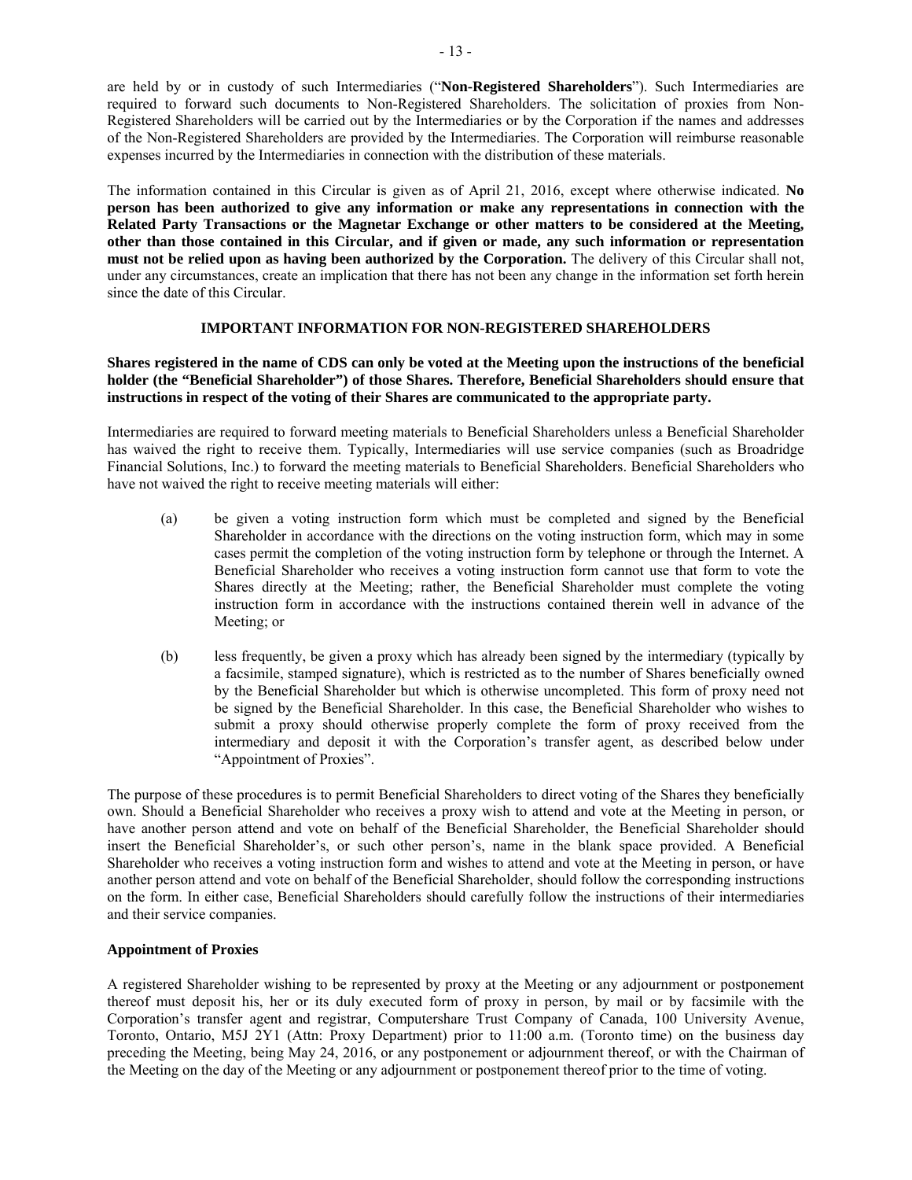are held by or in custody of such Intermediaries ("**Non-Registered Shareholders**"). Such Intermediaries are required to forward such documents to Non-Registered Shareholders. The solicitation of proxies from Non-Registered Shareholders will be carried out by the Intermediaries or by the Corporation if the names and addresses of the Non-Registered Shareholders are provided by the Intermediaries. The Corporation will reimburse reasonable expenses incurred by the Intermediaries in connection with the distribution of these materials.

The information contained in this Circular is given as of April 21, 2016, except where otherwise indicated. **No person has been authorized to give any information or make any representations in connection with the Related Party Transactions or the Magnetar Exchange or other matters to be considered at the Meeting, other than those contained in this Circular, and if given or made, any such information or representation must not be relied upon as having been authorized by the Corporation.** The delivery of this Circular shall not, under any circumstances, create an implication that there has not been any change in the information set forth herein since the date of this Circular.

## IMPORTANT INFORMATION FOR NON-REGISTERED SHAREHOLDERS

**Shares registered in the name of CDS can only be voted at the Meeting upon the instructions of the beneficial holder (the "Beneficial Shareholder") of those Shares. Therefore, Beneficial Shareholders should ensure that instructions in respect of the voting of their Shares are communicated to the appropriate party.**

Intermediaries are required to forward meeting materials to Beneficial Shareholders unless a Beneficial Shareholder has waived the right to receive them. Typically, Intermediaries will use service companies (such as Broadridge Financial Solutions, Inc.) to forward the meeting materials to Beneficial Shareholders. Beneficial Shareholders who have not waived the right to receive meeting materials will either:

(a) be given a voting instruction form which must be completed and signed by the Beneficial Shareholder in accordance with the directions on the voting instruction form, which may in some cases permit the completion of the voting instruction form by telephone or through the Internet. A Beneficial Shareholder who receives a voting instruction form cannot use that form to vote the Shares directly at the Meeting; rather, the Beneficial Shareholder must complete the voting instruction form in accordance with the instructions contained therein well in advance of the Meeting; or

(b) less frequently, be given a proxy which has already been signed by the intermediary (typically by a facsimile, stamped signature), which is restricted as to the number of Shares beneficially owned by the Beneficial Shareholder but which is otherwise uncompleted. This form of proxy need not be signed by the Beneficial Shareholder. In this case, the Beneficial Shareholder who wishes to submit a proxy should otherwise properly complete the form of proxy received from the intermediary and deposit it with the Corporation's transfer agent, as described below under "Appointment of Proxies".

The purpose of these procedures is to permit Beneficial Shareholders to direct voting of the Shares they beneficially own. Should a Beneficial Shareholder who receives a proxy wish to attend and vote at the Meeting in person, or have another person attend and vote on behalf of the Beneficial Shareholder, the Beneficial Shareholder should insert the Beneficial Shareholder's, or such other person's, name in the blank space provided. A Beneficial Shareholder who receives a voting instruction form and wishes to attend and vote at the Meeting in person, or have another person attend and vote on behalf of the Beneficial Shareholder, should follow the corresponding instructions on the form. In either case, Beneficial Shareholders should carefully follow the instructions of their intermediaries and their service companies.

### Appointment of Proxies

A registered Shareholder wishing to be represented by proxy at the Meeting or any adjournment or postponement thereof must deposit his, her or its duly executed form of proxy in person, by mail or by facsimile with the Corporation's transfer agent and registrar, Computershare Trust Company of Canada, 100 University Avenue, Toronto, Ontario, M5J 2Y1 (Attn: Proxy Department) prior to 11:00 a.m. (Toronto time) on the business day preceding the Meeting, being May 24, 2016, or any postponement or adjournment thereof, or with the Chairman of the Meeting on the day of the Meeting or any adjournment or postponement thereof prior to the time of voting.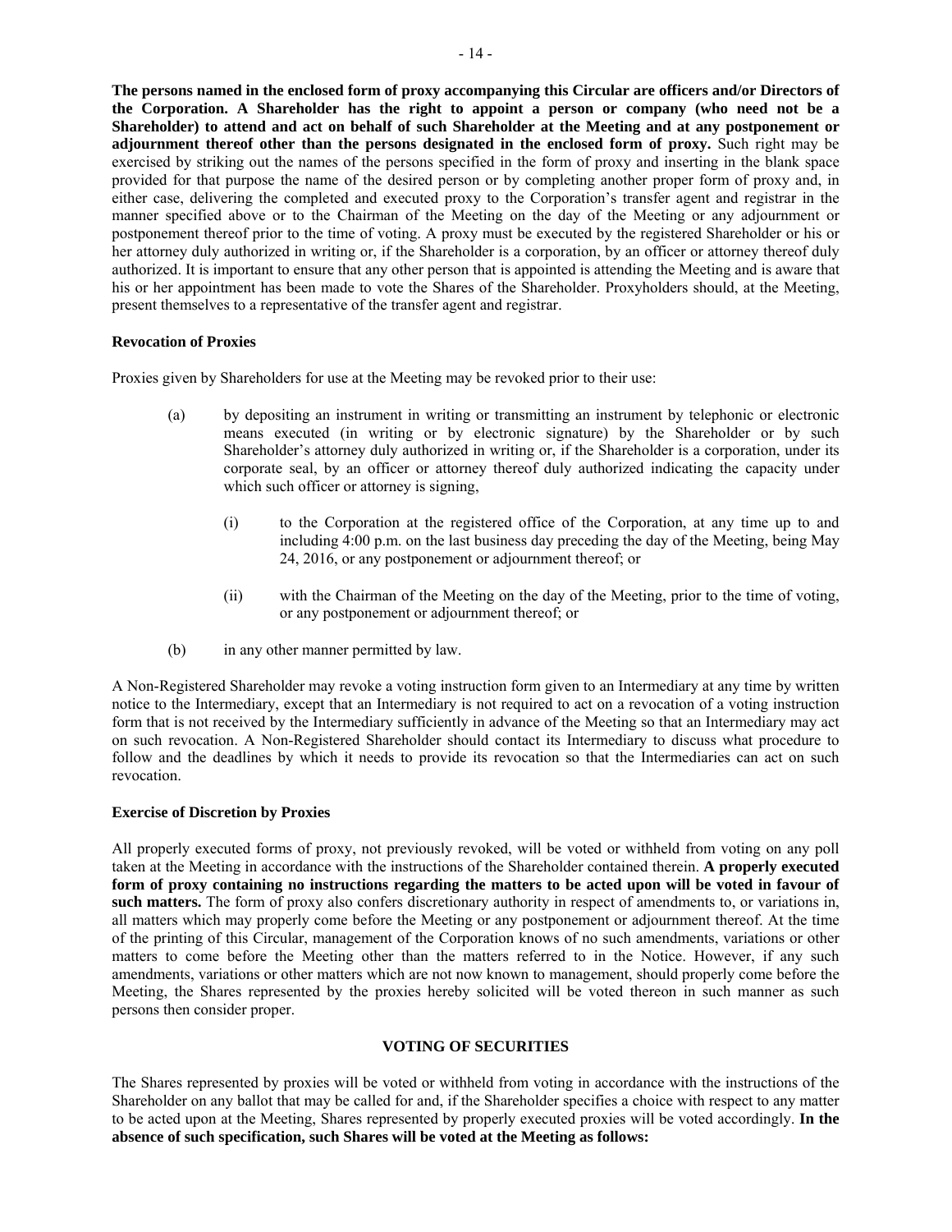**The persons named in the enclosed form of proxy accompanying this Circular are officers and/or Directors of the Corporation. A Shareholder has the right to appoint a person or company (who need not be a Shareholder) to attend and act on behalf of such Shareholder at the Meeting and at any postponement or adjournment thereof other than the persons designated in the enclosed form of proxy.** Such right may be exercised by striking out the names of the persons specified in the form of proxy and inserting in the blank space provided for that purpose the name of the desired person or by completing another proper form of proxy and, in either case, delivering the completed and executed proxy to the Corporation's transfer agent and registrar in the manner specified above or to the Chairman of the Meeting on the day of the Meeting or any adjournment or postponement thereof prior to the time of voting. A proxy must be executed by the registered Shareholder or his or her attorney duly authorized in writing or, if the Shareholder is a corporation, by an officer or attorney thereof duly authorized. It is important to ensure that any other person that is appointed is attending the Meeting and is aware that his or her appointment has been made to vote the Shares of the Shareholder. Proxyholders should, at the Meeting, present themselves to a representative of the transfer agent and registrar.

**Revocation of Proxies**

Proxies given by Shareholders for use at the Meeting may be revoked prior to their use:

(a) by depositing an instrument in writing or transmitting an instrument by telephonic or electronic means executed (in writing or by electronic signature) by the Shareholder or by such Shareholder's attorney duly authorized in writing or, if the Shareholder is a corporation, under its corporate seal, by an officer or attorney thereof duly authorized indicating the capacity under which such officer or attorney is signing,

   (i) to the Corporation at the registered office of the Corporation, at any time up to and including 4:00 p.m. on the last business day preceding the day of the Meeting, being May 24, 2016, or any postponement or adjournment thereof; or

   (ii) with the Chairman of the Meeting on the day of the Meeting, prior to the time of voting, or any postponement or adjournment thereof; or

(b) in any other manner permitted by law.

A Non-Registered Shareholder may revoke a voting instruction form given to an Intermediary at any time by written notice to the Intermediary, except that an Intermediary is not required to act on a revocation of a voting instruction form that is not received by the Intermediary sufficiently in advance of the Meeting so that an Intermediary may act on such revocation. A Non-Registered Shareholder should contact its Intermediary to discuss what procedure to follow and the deadlines by which it needs to provide its revocation so that the Intermediaries can act on such revocation.

**Exercise of Discretion by Proxies**

All properly executed forms of proxy, not previously revoked, will be voted or withheld from voting on any poll taken at the Meeting in accordance with the instructions of the Shareholder contained therein. **A properly executed form of proxy containing no instructions regarding the matters to be acted upon will be voted in favour of such matters.** The form of proxy also confers discretionary authority in respect of amendments to, or variations in, all matters which may properly come before the Meeting or any postponement or adjournment thereof. At the time of the printing of this Circular, management of the Corporation knows of no such amendments, variations or other matters to come before the Meeting other than the matters referred to in the Notice. However, if any such amendments, variations or other matters which are not now known to management, should properly come before the Meeting, the Shares represented by the proxies hereby solicited will be voted thereon in such manner as such persons then consider proper.

## VOTING OF SECURITIES

The Shares represented by proxies will be voted or withheld from voting in accordance with the instructions of the Shareholder on any ballot that may be called for and, if the Shareholder specifies a choice with respect to any matter to be acted upon at the Meeting, Shares represented by properly executed proxies will be voted accordingly. **In the absence of such specification, such Shares will be voted at the Meeting as follows:**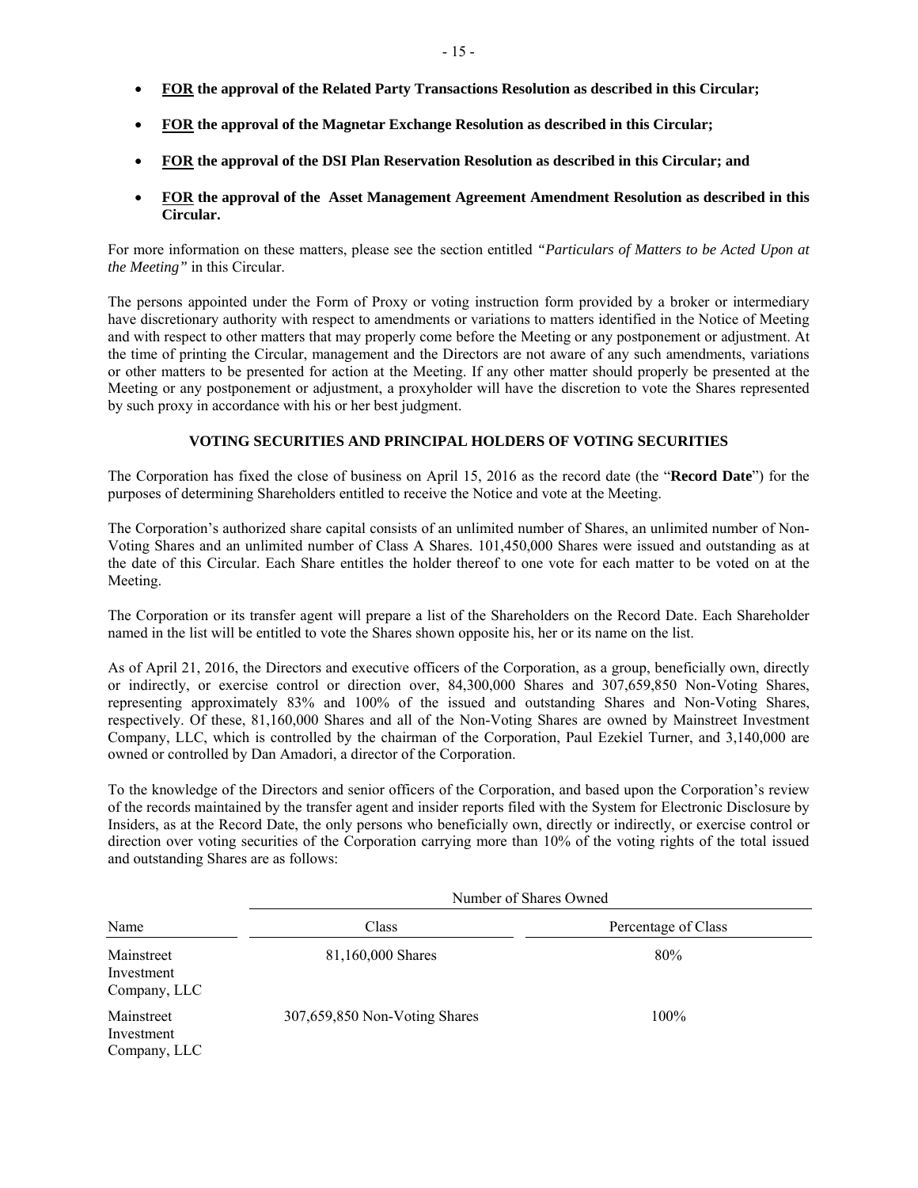- **FOR the approval of the Related Party Transactions Resolution as described in this Circular;**
- **FOR the approval of the Magnetar Exchange Resolution as described in this Circular;**
- **FOR the approval of the DSI Plan Reservation Resolution as described in this Circular; and**
- **FOR the approval of the Asset Management Agreement Amendment Resolution as described in this Circular.**

For more information on these matters, please see the section entitled *"Particulars of Matters to be Acted Upon at the Meeting"* in this Circular.

The persons appointed under the Form of Proxy or voting instruction form provided by a broker or intermediary have discretionary authority with respect to amendments or variations to matters identified in the Notice of Meeting and with respect to other matters that may properly come before the Meeting or any postponement or adjustment. At the time of printing the Circular, management and the Directors are not aware of any such amendments, variations or other matters to be presented for action at the Meeting. If any other matter should properly be presented at the Meeting or any postponement or adjustment, a proxyholder will have the discretion to vote the Shares represented by such proxy in accordance with his or her best judgment.

## VOTING SECURITIES AND PRINCIPAL HOLDERS OF VOTING SECURITIES

The Corporation has fixed the close of business on April 15, 2016 as the record date (the "**Record Date**") for the purposes of determining Shareholders entitled to receive the Notice and vote at the Meeting.

The Corporation's authorized share capital consists of an unlimited number of Shares, an unlimited number of Non-Voting Shares and an unlimited number of Class A Shares. 101,450,000 Shares were issued and outstanding as at the date of this Circular. Each Share entitles the holder thereof to one vote for each matter to be voted on at the Meeting.

The Corporation or its transfer agent will prepare a list of the Shareholders on the Record Date. Each Shareholder named in the list will be entitled to vote the Shares shown opposite his, her or its name on the list.

As of April 21, 2016, the Directors and executive officers of the Corporation, as a group, beneficially own, directly or indirectly, or exercise control or direction over, 84,300,000 Shares and 307,659,850 Non-Voting Shares, representing approximately 83% and 100% of the issued and outstanding Shares and Non-Voting Shares, respectively. Of these, 81,160,000 Shares and all of the Non-Voting Shares are owned by Mainstreet Investment Company, LLC, which is controlled by the chairman of the Corporation, Paul Ezekiel Turner, and 3,140,000 are owned or controlled by Dan Amadori, a director of the Corporation.

To the knowledge of the Directors and senior officers of the Corporation, and based upon the Corporation's review of the records maintained by the transfer agent and insider reports filed with the System for Electronic Disclosure by Insiders, as at the Record Date, the only persons who beneficially own, directly or indirectly, or exercise control or direction over voting securities of the Corporation carrying more than 10% of the voting rights of the total issued and outstanding Shares are as follows:

| | Number of Shares Owned | |
|---|---|---|
| Name | Class | Percentage of Class |
| Mainstreet Investment Company, LLC | 81,160,000 Shares | 80% |
| Mainstreet Investment Company, LLC | 307,659,850 Non-Voting Shares | 100% |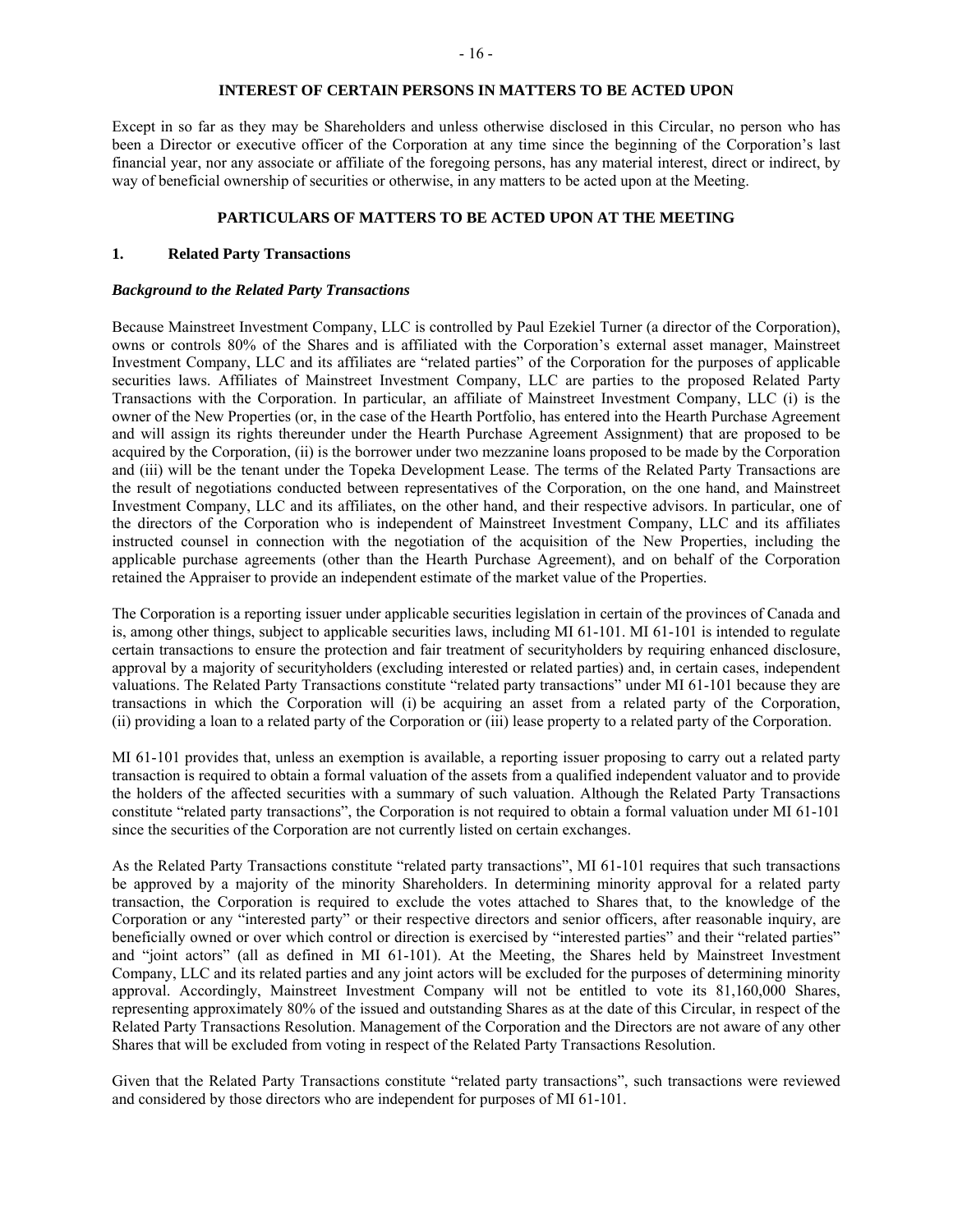## INTEREST OF CERTAIN PERSONS IN MATTERS TO BE ACTED UPON

Except in so far as they may be Shareholders and unless otherwise disclosed in this Circular, no person who has been a Director or executive officer of the Corporation at any time since the beginning of the Corporation's last financial year, nor any associate or affiliate of the foregoing persons, has any material interest, direct or indirect, by way of beneficial ownership of securities or otherwise, in any matters to be acted upon at the Meeting.

## PARTICULARS OF MATTERS TO BE ACTED UPON AT THE MEETING

### 1. Related Party Transactions

***Background to the Related Party Transactions***

Because Mainstreet Investment Company, LLC is controlled by Paul Ezekiel Turner (a director of the Corporation), owns or controls 80% of the Shares and is affiliated with the Corporation's external asset manager, Mainstreet Investment Company, LLC and its affiliates are "related parties" of the Corporation for the purposes of applicable securities laws. Affiliates of Mainstreet Investment Company, LLC are parties to the proposed Related Party Transactions with the Corporation. In particular, an affiliate of Mainstreet Investment Company, LLC (i) is the owner of the New Properties (or, in the case of the Hearth Portfolio, has entered into the Hearth Purchase Agreement and will assign its rights thereunder under the Hearth Purchase Agreement Assignment) that are proposed to be acquired by the Corporation, (ii) is the borrower under two mezzanine loans proposed to be made by the Corporation and (iii) will be the tenant under the Topeka Development Lease. The terms of the Related Party Transactions are the result of negotiations conducted between representatives of the Corporation, on the one hand, and Mainstreet Investment Company, LLC and its affiliates, on the other hand, and their respective advisors. In particular, one of the directors of the Corporation who is independent of Mainstreet Investment Company, LLC and its affiliates instructed counsel in connection with the negotiation of the acquisition of the New Properties, including the applicable purchase agreements (other than the Hearth Purchase Agreement), and on behalf of the Corporation retained the Appraiser to provide an independent estimate of the market value of the Properties.

The Corporation is a reporting issuer under applicable securities legislation in certain of the provinces of Canada and is, among other things, subject to applicable securities laws, including MI 61-101. MI 61-101 is intended to regulate certain transactions to ensure the protection and fair treatment of securityholders by requiring enhanced disclosure, approval by a majority of securityholders (excluding interested or related parties) and, in certain cases, independent valuations. The Related Party Transactions constitute "related party transactions" under MI 61-101 because they are transactions in which the Corporation will (i) be acquiring an asset from a related party of the Corporation, (ii) providing a loan to a related party of the Corporation or (iii) lease property to a related party of the Corporation.

MI 61-101 provides that, unless an exemption is available, a reporting issuer proposing to carry out a related party transaction is required to obtain a formal valuation of the assets from a qualified independent valuator and to provide the holders of the affected securities with a summary of such valuation. Although the Related Party Transactions constitute "related party transactions", the Corporation is not required to obtain a formal valuation under MI 61-101 since the securities of the Corporation are not currently listed on certain exchanges.

As the Related Party Transactions constitute "related party transactions", MI 61-101 requires that such transactions be approved by a majority of the minority Shareholders. In determining minority approval for a related party transaction, the Corporation is required to exclude the votes attached to Shares that, to the knowledge of the Corporation or any "interested party" or their respective directors and senior officers, after reasonable inquiry, are beneficially owned or over which control or direction is exercised by "interested parties" and their "related parties" and "joint actors" (all as defined in MI 61-101). At the Meeting, the Shares held by Mainstreet Investment Company, LLC and its related parties and any joint actors will be excluded for the purposes of determining minority approval. Accordingly, Mainstreet Investment Company will not be entitled to vote its 81,160,000 Shares, representing approximately 80% of the issued and outstanding Shares as at the date of this Circular, in respect of the Related Party Transactions Resolution. Management of the Corporation and the Directors are not aware of any other Shares that will be excluded from voting in respect of the Related Party Transactions Resolution.

Given that the Related Party Transactions constitute "related party transactions", such transactions were reviewed and considered by those directors who are independent for purposes of MI 61-101.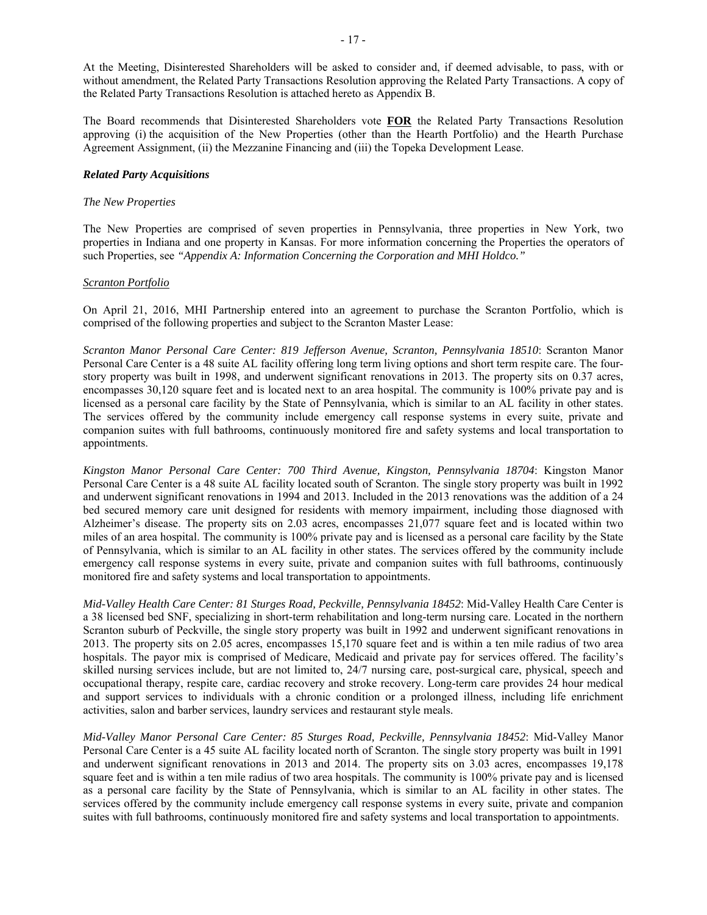At the Meeting, Disinterested Shareholders will be asked to consider and, if deemed advisable, to pass, with or without amendment, the Related Party Transactions Resolution approving the Related Party Transactions. A copy of the Related Party Transactions Resolution is attached hereto as Appendix B.

The Board recommends that Disinterested Shareholders vote **FOR** the Related Party Transactions Resolution approving (i) the acquisition of the New Properties (other than the Hearth Portfolio) and the Hearth Purchase Agreement Assignment, (ii) the Mezzanine Financing and (iii) the Topeka Development Lease.

***Related Party Acquisitions***

*The New Properties*

The New Properties are comprised of seven properties in Pennsylvania, three properties in New York, two properties in Indiana and one property in Kansas. For more information concerning the Properties the operators of such Properties, see *"Appendix A: Information Concerning the Corporation and MHI Holdco."*

Scranton Portfolio

On April 21, 2016, MHI Partnership entered into an agreement to purchase the Scranton Portfolio, which is comprised of the following properties and subject to the Scranton Master Lease:

*Scranton Manor Personal Care Center: 819 Jefferson Avenue, Scranton, Pennsylvania 18510*: Scranton Manor Personal Care Center is a 48 suite AL facility offering long term living options and short term respite care. The four-story property was built in 1998, and underwent significant renovations in 2013. The property sits on 0.37 acres, encompasses 30,120 square feet and is located next to an area hospital. The community is 100% private pay and is licensed as a personal care facility by the State of Pennsylvania, which is similar to an AL facility in other states. The services offered by the community include emergency call response systems in every suite, private and companion suites with full bathrooms, continuously monitored fire and safety systems and local transportation to appointments.

*Kingston Manor Personal Care Center: 700 Third Avenue, Kingston, Pennsylvania 18704*: Kingston Manor Personal Care Center is a 48 suite AL facility located south of Scranton. The single story property was built in 1992 and underwent significant renovations in 1994 and 2013. Included in the 2013 renovations was the addition of a 24 bed secured memory care unit designed for residents with memory impairment, including those diagnosed with Alzheimer's disease. The property sits on 2.03 acres, encompasses 21,077 square feet and is located within two miles of an area hospital. The community is 100% private pay and is licensed as a personal care facility by the State of Pennsylvania, which is similar to an AL facility in other states. The services offered by the community include emergency call response systems in every suite, private and companion suites with full bathrooms, continuously monitored fire and safety systems and local transportation to appointments.

*Mid-Valley Health Care Center: 81 Sturges Road, Peckville, Pennsylvania 18452*: Mid-Valley Health Care Center is a 38 licensed bed SNF, specializing in short-term rehabilitation and long-term nursing care. Located in the northern Scranton suburb of Peckville, the single story property was built in 1992 and underwent significant renovations in 2013. The property sits on 2.05 acres, encompasses 15,170 square feet and is within a ten mile radius of two area hospitals. The payor mix is comprised of Medicare, Medicaid and private pay for services offered. The facility's skilled nursing services include, but are not limited to, 24/7 nursing care, post-surgical care, physical, speech and occupational therapy, respite care, cardiac recovery and stroke recovery. Long-term care provides 24 hour medical and support services to individuals with a chronic condition or a prolonged illness, including life enrichment activities, salon and barber services, laundry services and restaurant style meals.

*Mid-Valley Manor Personal Care Center: 85 Sturges Road, Peckville, Pennsylvania 18452*: Mid-Valley Manor Personal Care Center is a 45 suite AL facility located north of Scranton. The single story property was built in 1991 and underwent significant renovations in 2013 and 2014. The property sits on 3.03 acres, encompasses 19,178 square feet and is within a ten mile radius of two area hospitals. The community is 100% private pay and is licensed as a personal care facility by the State of Pennsylvania, which is similar to an AL facility in other states. The services offered by the community include emergency call response systems in every suite, private and companion suites with full bathrooms, continuously monitored fire and safety systems and local transportation to appointments.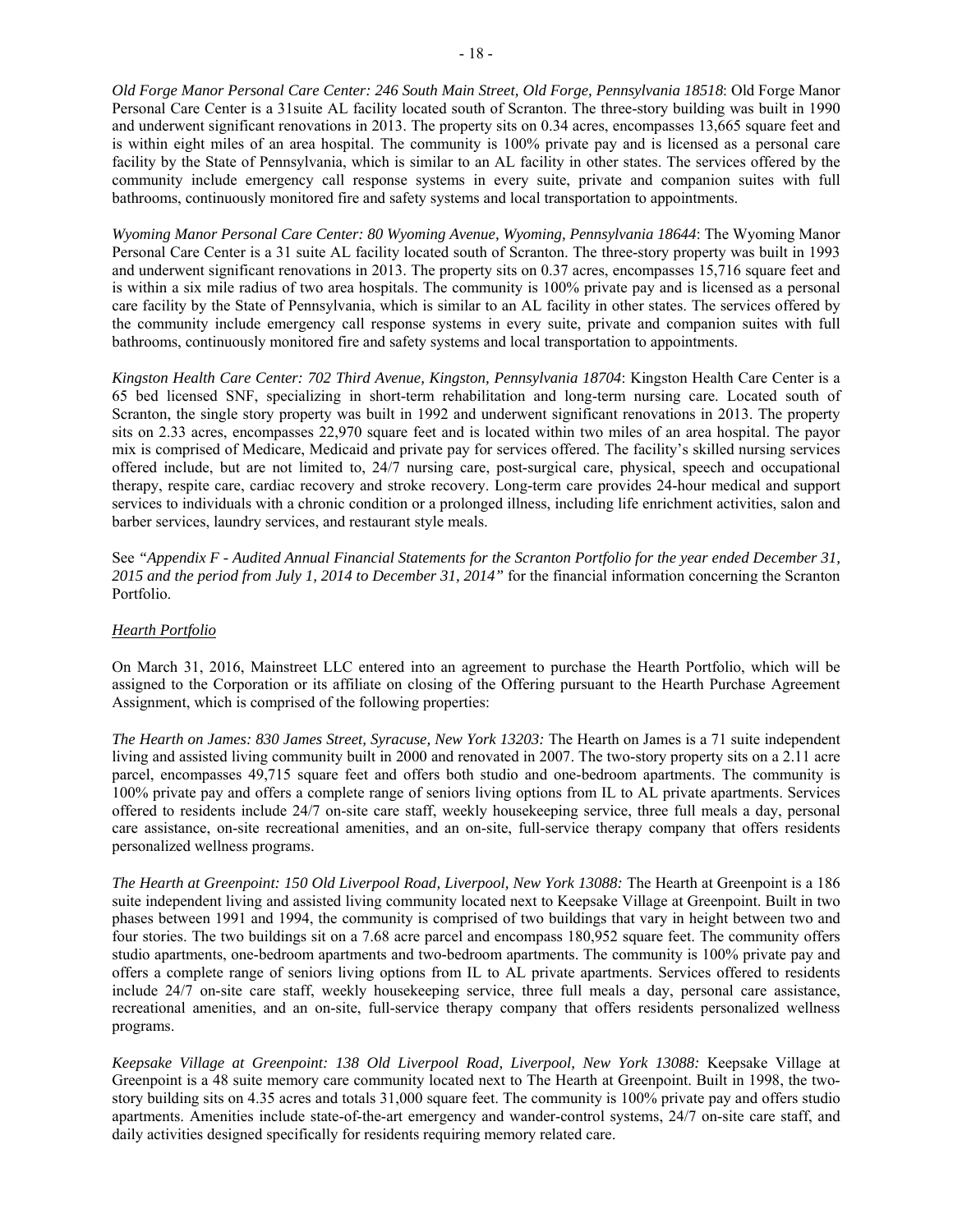*Old Forge Manor Personal Care Center: 246 South Main Street, Old Forge, Pennsylvania 18518*: Old Forge Manor Personal Care Center is a 31suite AL facility located south of Scranton. The three-story building was built in 1990 and underwent significant renovations in 2013. The property sits on 0.34 acres, encompasses 13,665 square feet and is within eight miles of an area hospital. The community is 100% private pay and is licensed as a personal care facility by the State of Pennsylvania, which is similar to an AL facility in other states. The services offered by the community include emergency call response systems in every suite, private and companion suites with full bathrooms, continuously monitored fire and safety systems and local transportation to appointments.

*Wyoming Manor Personal Care Center: 80 Wyoming Avenue, Wyoming, Pennsylvania 18644*: The Wyoming Manor Personal Care Center is a 31 suite AL facility located south of Scranton. The three-story property was built in 1993 and underwent significant renovations in 2013. The property sits on 0.37 acres, encompasses 15,716 square feet and is within a six mile radius of two area hospitals. The community is 100% private pay and is licensed as a personal care facility by the State of Pennsylvania, which is similar to an AL facility in other states. The services offered by the community include emergency call response systems in every suite, private and companion suites with full bathrooms, continuously monitored fire and safety systems and local transportation to appointments.

*Kingston Health Care Center: 702 Third Avenue, Kingston, Pennsylvania 18704*: Kingston Health Care Center is a 65 bed licensed SNF, specializing in short-term rehabilitation and long-term nursing care. Located south of Scranton, the single story property was built in 1992 and underwent significant renovations in 2013. The property sits on 2.33 acres, encompasses 22,970 square feet and is located within two miles of an area hospital. The payor mix is comprised of Medicare, Medicaid and private pay for services offered. The facility's skilled nursing services offered include, but are not limited to, 24/7 nursing care, post-surgical care, physical, speech and occupational therapy, respite care, cardiac recovery and stroke recovery. Long-term care provides 24-hour medical and support services to individuals with a chronic condition or a prolonged illness, including life enrichment activities, salon and barber services, laundry services, and restaurant style meals.

See *"Appendix F - Audited Annual Financial Statements for the Scranton Portfolio for the year ended December 31, 2015 and the period from July 1, 2014 to December 31, 2014"* for the financial information concerning the Scranton Portfolio.

### *Hearth Portfolio*

On March 31, 2016, Mainstreet LLC entered into an agreement to purchase the Hearth Portfolio, which will be assigned to the Corporation or its affiliate on closing of the Offering pursuant to the Hearth Purchase Agreement Assignment, which is comprised of the following properties:

*The Hearth on James: 830 James Street, Syracuse, New York 13203:* The Hearth on James is a 71 suite independent living and assisted living community built in 2000 and renovated in 2007. The two-story property sits on a 2.11 acre parcel, encompasses 49,715 square feet and offers both studio and one-bedroom apartments. The community is 100% private pay and offers a complete range of seniors living options from IL to AL private apartments. Services offered to residents include 24/7 on-site care staff, weekly housekeeping service, three full meals a day, personal care assistance, on-site recreational amenities, and an on-site, full-service therapy company that offers residents personalized wellness programs.

*The Hearth at Greenpoint: 150 Old Liverpool Road, Liverpool, New York 13088:* The Hearth at Greenpoint is a 186 suite independent living and assisted living community located next to Keepsake Village at Greenpoint. Built in two phases between 1991 and 1994, the community is comprised of two buildings that vary in height between two and four stories. The two buildings sit on a 7.68 acre parcel and encompass 180,952 square feet. The community offers studio apartments, one-bedroom apartments and two-bedroom apartments. The community is 100% private pay and offers a complete range of seniors living options from IL to AL private apartments. Services offered to residents include 24/7 on-site care staff, weekly housekeeping service, three full meals a day, personal care assistance, recreational amenities, and an on-site, full-service therapy company that offers residents personalized wellness programs.

*Keepsake Village at Greenpoint: 138 Old Liverpool Road, Liverpool, New York 13088:* Keepsake Village at Greenpoint is a 48 suite memory care community located next to The Hearth at Greenpoint. Built in 1998, the two-story building sits on 4.35 acres and totals 31,000 square feet. The community is 100% private pay and offers studio apartments. Amenities include state-of-the-art emergency and wander-control systems, 24/7 on-site care staff, and daily activities designed specifically for residents requiring memory related care.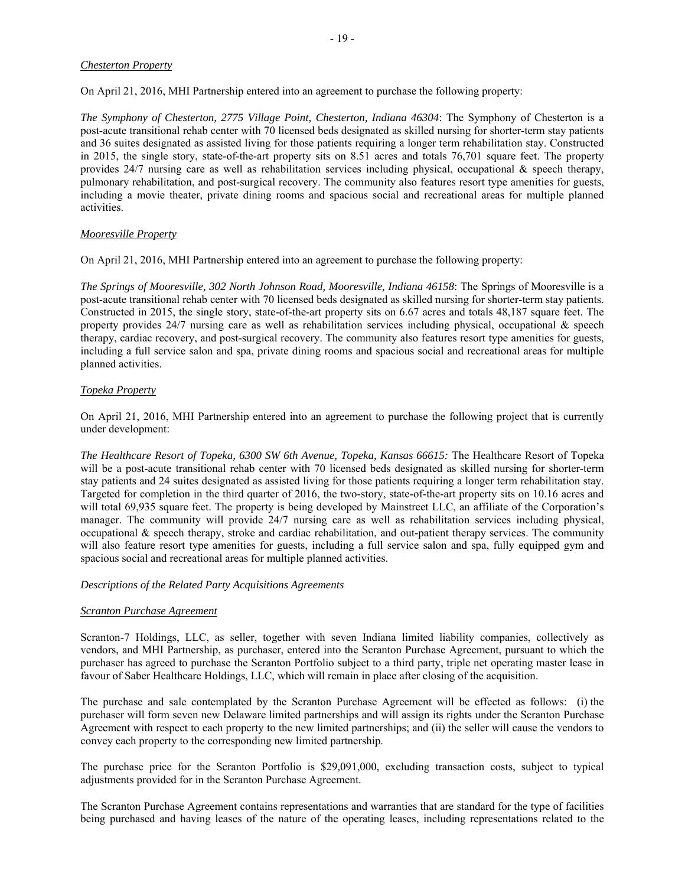*Chesterton Property*

On April 21, 2016, MHI Partnership entered into an agreement to purchase the following property:

*The Symphony of Chesterton, 2775 Village Point, Chesterton, Indiana 46304*: The Symphony of Chesterton is a post-acute transitional rehab center with 70 licensed beds designated as skilled nursing for shorter-term stay patients and 36 suites designated as assisted living for those patients requiring a longer term rehabilitation stay. Constructed in 2015, the single story, state-of-the-art property sits on 8.51 acres and totals 76,701 square feet. The property provides 24/7 nursing care as well as rehabilitation services including physical, occupational & speech therapy, pulmonary rehabilitation, and post-surgical recovery. The community also features resort type amenities for guests, including a movie theater, private dining rooms and spacious social and recreational areas for multiple planned activities.

*Mooresville Property*

On April 21, 2016, MHI Partnership entered into an agreement to purchase the following property:

*The Springs of Mooresville, 302 North Johnson Road, Mooresville, Indiana 46158*: The Springs of Mooresville is a post-acute transitional rehab center with 70 licensed beds designated as skilled nursing for shorter-term stay patients. Constructed in 2015, the single story, state-of-the-art property sits on 6.67 acres and totals 48,187 square feet. The property provides 24/7 nursing care as well as rehabilitation services including physical, occupational & speech therapy, cardiac recovery, and post-surgical recovery. The community also features resort type amenities for guests, including a full service salon and spa, private dining rooms and spacious social and recreational areas for multiple planned activities.

*Topeka Property*

On April 21, 2016, MHI Partnership entered into an agreement to purchase the following project that is currently under development:

*The Healthcare Resort of Topeka, 6300 SW 6th Avenue, Topeka, Kansas 66615:* The Healthcare Resort of Topeka will be a post-acute transitional rehab center with 70 licensed beds designated as skilled nursing for shorter-term stay patients and 24 suites designated as assisted living for those patients requiring a longer term rehabilitation stay. Targeted for completion in the third quarter of 2016, the two-story, state-of-the-art property sits on 10.16 acres and will total 69,935 square feet. The property is being developed by Mainstreet LLC, an affiliate of the Corporation's manager. The community will provide 24/7 nursing care as well as rehabilitation services including physical, occupational & speech therapy, stroke and cardiac rehabilitation, and out-patient therapy services. The community will also feature resort type amenities for guests, including a full service salon and spa, fully equipped gym and spacious social and recreational areas for multiple planned activities.

*Descriptions of the Related Party Acquisitions Agreements*

*Scranton Purchase Agreement*

Scranton-7 Holdings, LLC, as seller, together with seven Indiana limited liability companies, collectively as vendors, and MHI Partnership, as purchaser, entered into the Scranton Purchase Agreement, pursuant to which the purchaser has agreed to purchase the Scranton Portfolio subject to a third party, triple net operating master lease in favour of Saber Healthcare Holdings, LLC, which will remain in place after closing of the acquisition.

The purchase and sale contemplated by the Scranton Purchase Agreement will be effected as follows: (i) the purchaser will form seven new Delaware limited partnerships and will assign its rights under the Scranton Purchase Agreement with respect to each property to the new limited partnerships; and (ii) the seller will cause the vendors to convey each property to the corresponding new limited partnership.

The purchase price for the Scranton Portfolio is $29,091,000, excluding transaction costs, subject to typical adjustments provided for in the Scranton Purchase Agreement.

The Scranton Purchase Agreement contains representations and warranties that are standard for the type of facilities being purchased and having leases of the nature of the operating leases, including representations related to the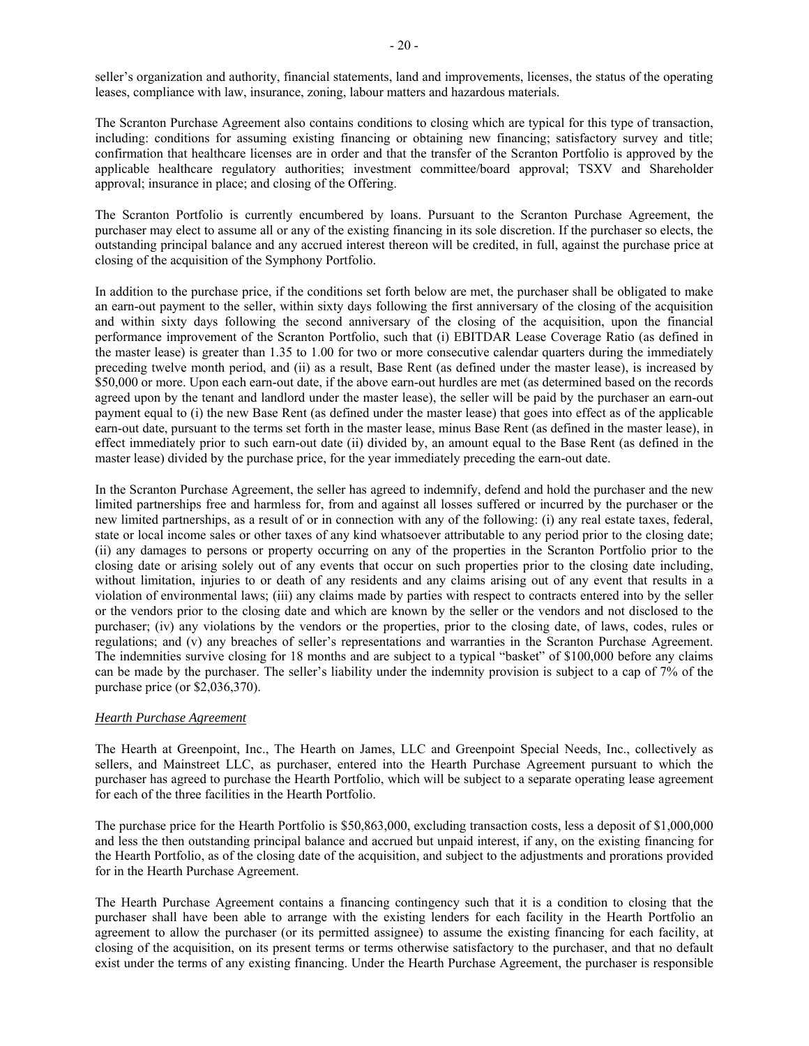seller's organization and authority, financial statements, land and improvements, licenses, the status of the operating leases, compliance with law, insurance, zoning, labour matters and hazardous materials.

The Scranton Purchase Agreement also contains conditions to closing which are typical for this type of transaction, including: conditions for assuming existing financing or obtaining new financing; satisfactory survey and title; confirmation that healthcare licenses are in order and that the transfer of the Scranton Portfolio is approved by the applicable healthcare regulatory authorities; investment committee/board approval; TSXV and Shareholder approval; insurance in place; and closing of the Offering.

The Scranton Portfolio is currently encumbered by loans. Pursuant to the Scranton Purchase Agreement, the purchaser may elect to assume all or any of the existing financing in its sole discretion. If the purchaser so elects, the outstanding principal balance and any accrued interest thereon will be credited, in full, against the purchase price at closing of the acquisition of the Symphony Portfolio.

In addition to the purchase price, if the conditions set forth below are met, the purchaser shall be obligated to make an earn-out payment to the seller, within sixty days following the first anniversary of the closing of the acquisition and within sixty days following the second anniversary of the closing of the acquisition, upon the financial performance improvement of the Scranton Portfolio, such that (i) EBITDAR Lease Coverage Ratio (as defined in the master lease) is greater than 1.35 to 1.00 for two or more consecutive calendar quarters during the immediately preceding twelve month period, and (ii) as a result, Base Rent (as defined under the master lease), is increased by $50,000 or more. Upon each earn-out date, if the above earn-out hurdles are met (as determined based on the records agreed upon by the tenant and landlord under the master lease), the seller will be paid by the purchaser an earn-out payment equal to (i) the new Base Rent (as defined under the master lease) that goes into effect as of the applicable earn-out date, pursuant to the terms set forth in the master lease, minus Base Rent (as defined in the master lease), in effect immediately prior to such earn-out date (ii) divided by, an amount equal to the Base Rent (as defined in the master lease) divided by the purchase price, for the year immediately preceding the earn-out date.

In the Scranton Purchase Agreement, the seller has agreed to indemnify, defend and hold the purchaser and the new limited partnerships free and harmless for, from and against all losses suffered or incurred by the purchaser or the new limited partnerships, as a result of or in connection with any of the following: (i) any real estate taxes, federal, state or local income sales or other taxes of any kind whatsoever attributable to any period prior to the closing date; (ii) any damages to persons or property occurring on any of the properties in the Scranton Portfolio prior to the closing date or arising solely out of any events that occur on such properties prior to the closing date including, without limitation, injuries to or death of any residents and any claims arising out of any event that results in a violation of environmental laws; (iii) any claims made by parties with respect to contracts entered into by the seller or the vendors prior to the closing date and which are known by the seller or the vendors and not disclosed to the purchaser; (iv) any violations by the vendors or the properties, prior to the closing date, of laws, codes, rules or regulations; and (v) any breaches of seller's representations and warranties in the Scranton Purchase Agreement. The indemnities survive closing for 18 months and are subject to a typical "basket" of $100,000 before any claims can be made by the purchaser. The seller's liability under the indemnity provision is subject to a cap of 7% of the purchase price (or $2,036,370).

*Hearth Purchase Agreement*

The Hearth at Greenpoint, Inc., The Hearth on James, LLC and Greenpoint Special Needs, Inc., collectively as sellers, and Mainstreet LLC, as purchaser, entered into the Hearth Purchase Agreement pursuant to which the purchaser has agreed to purchase the Hearth Portfolio, which will be subject to a separate operating lease agreement for each of the three facilities in the Hearth Portfolio.

The purchase price for the Hearth Portfolio is $50,863,000, excluding transaction costs, less a deposit of $1,000,000 and less the then outstanding principal balance and accrued but unpaid interest, if any, on the existing financing for the Hearth Portfolio, as of the closing date of the acquisition, and subject to the adjustments and prorations provided for in the Hearth Purchase Agreement.

The Hearth Purchase Agreement contains a financing contingency such that it is a condition to closing that the purchaser shall have been able to arrange with the existing lenders for each facility in the Hearth Portfolio an agreement to allow the purchaser (or its permitted assignee) to assume the existing financing for each facility, at closing of the acquisition, on its present terms or terms otherwise satisfactory to the purchaser, and that no default exist under the terms of any existing financing. Under the Hearth Purchase Agreement, the purchaser is responsible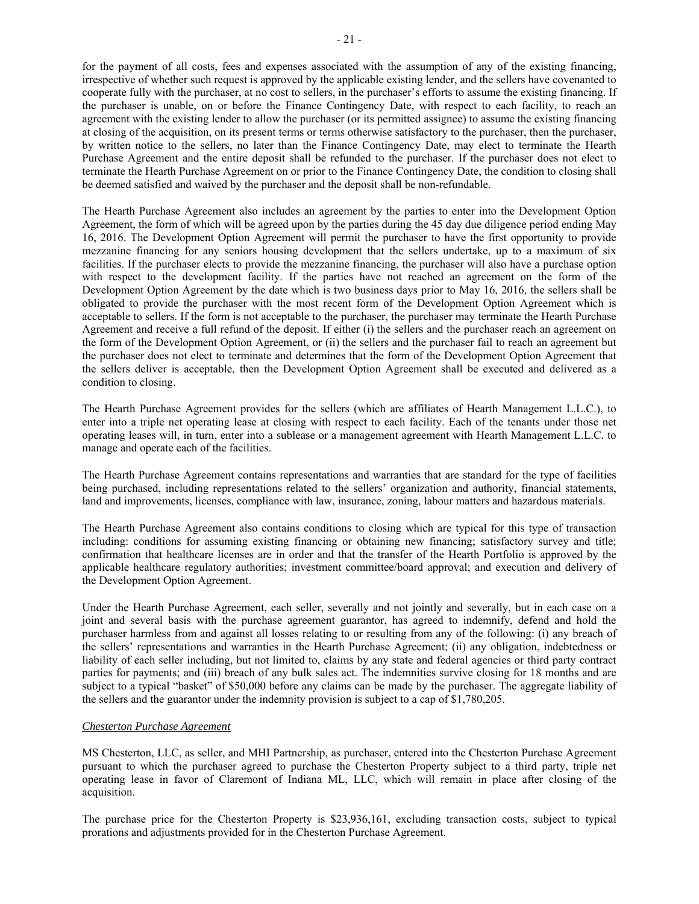for the payment of all costs, fees and expenses associated with the assumption of any of the existing financing, irrespective of whether such request is approved by the applicable existing lender, and the sellers have covenanted to cooperate fully with the purchaser, at no cost to sellers, in the purchaser's efforts to assume the existing financing. If the purchaser is unable, on or before the Finance Contingency Date, with respect to each facility, to reach an agreement with the existing lender to allow the purchaser (or its permitted assignee) to assume the existing financing at closing of the acquisition, on its present terms or terms otherwise satisfactory to the purchaser, then the purchaser, by written notice to the sellers, no later than the Finance Contingency Date, may elect to terminate the Hearth Purchase Agreement and the entire deposit shall be refunded to the purchaser. If the purchaser does not elect to terminate the Hearth Purchase Agreement on or prior to the Finance Contingency Date, the condition to closing shall be deemed satisfied and waived by the purchaser and the deposit shall be non-refundable.

The Hearth Purchase Agreement also includes an agreement by the parties to enter into the Development Option Agreement, the form of which will be agreed upon by the parties during the 45 day due diligence period ending May 16, 2016. The Development Option Agreement will permit the purchaser to have the first opportunity to provide mezzanine financing for any seniors housing development that the sellers undertake, up to a maximum of six facilities. If the purchaser elects to provide the mezzanine financing, the purchaser will also have a purchase option with respect to the development facility. If the parties have not reached an agreement on the form of the Development Option Agreement by the date which is two business days prior to May 16, 2016, the sellers shall be obligated to provide the purchaser with the most recent form of the Development Option Agreement which is acceptable to sellers. If the form is not acceptable to the purchaser, the purchaser may terminate the Hearth Purchase Agreement and receive a full refund of the deposit. If either (i) the sellers and the purchaser reach an agreement on the form of the Development Option Agreement, or (ii) the sellers and the purchaser fail to reach an agreement but the purchaser does not elect to terminate and determines that the form of the Development Option Agreement that the sellers deliver is acceptable, then the Development Option Agreement shall be executed and delivered as a condition to closing.

The Hearth Purchase Agreement provides for the sellers (which are affiliates of Hearth Management L.L.C.), to enter into a triple net operating lease at closing with respect to each facility. Each of the tenants under those net operating leases will, in turn, enter into a sublease or a management agreement with Hearth Management L.L.C. to manage and operate each of the facilities.

The Hearth Purchase Agreement contains representations and warranties that are standard for the type of facilities being purchased, including representations related to the sellers' organization and authority, financial statements, land and improvements, licenses, compliance with law, insurance, zoning, labour matters and hazardous materials.

The Hearth Purchase Agreement also contains conditions to closing which are typical for this type of transaction including: conditions for assuming existing financing or obtaining new financing; satisfactory survey and title; confirmation that healthcare licenses are in order and that the transfer of the Hearth Portfolio is approved by the applicable healthcare regulatory authorities; investment committee/board approval; and execution and delivery of the Development Option Agreement.

Under the Hearth Purchase Agreement, each seller, severally and not jointly and severally, but in each case on a joint and several basis with the purchase agreement guarantor, has agreed to indemnify, defend and hold the purchaser harmless from and against all losses relating to or resulting from any of the following: (i) any breach of the sellers' representations and warranties in the Hearth Purchase Agreement; (ii) any obligation, indebtedness or liability of each seller including, but not limited to, claims by any state and federal agencies or third party contract parties for payments; and (iii) breach of any bulk sales act. The indemnities survive closing for 18 months and are subject to a typical "basket" of $50,000 before any claims can be made by the purchaser. The aggregate liability of the sellers and the guarantor under the indemnity provision is subject to a cap of $1,780,205.

*Chesterton Purchase Agreement*

MS Chesterton, LLC, as seller, and MHI Partnership, as purchaser, entered into the Chesterton Purchase Agreement pursuant to which the purchaser agreed to purchase the Chesterton Property subject to a third party, triple net operating lease in favor of Claremont of Indiana ML, LLC, which will remain in place after closing of the acquisition.

The purchase price for the Chesterton Property is $23,936,161, excluding transaction costs, subject to typical prorations and adjustments provided for in the Chesterton Purchase Agreement.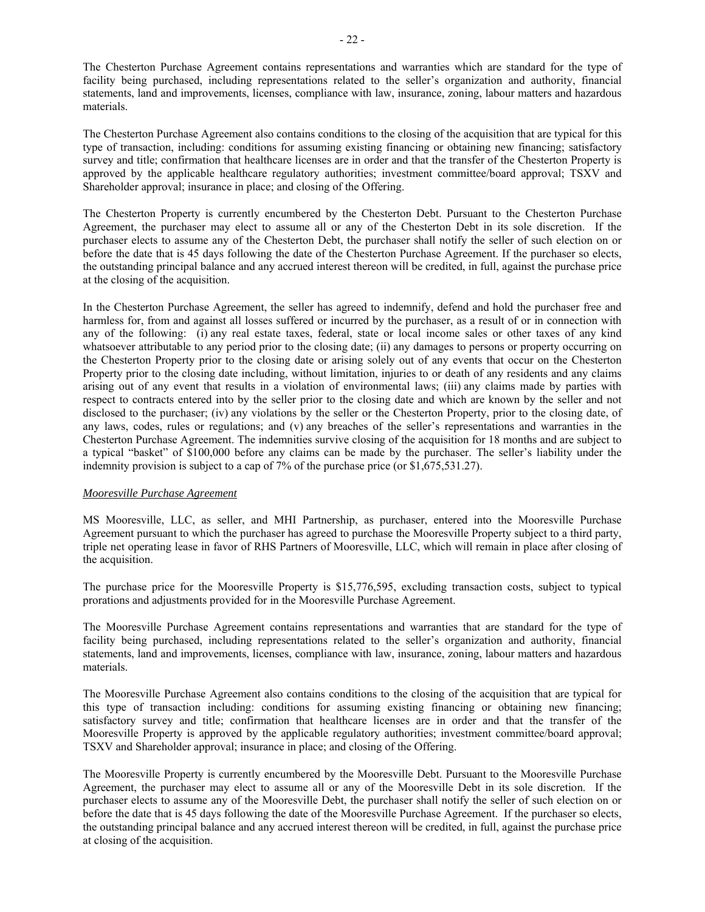The Chesterton Purchase Agreement contains representations and warranties which are standard for the type of facility being purchased, including representations related to the seller's organization and authority, financial statements, land and improvements, licenses, compliance with law, insurance, zoning, labour matters and hazardous materials.

The Chesterton Purchase Agreement also contains conditions to the closing of the acquisition that are typical for this type of transaction, including: conditions for assuming existing financing or obtaining new financing; satisfactory survey and title; confirmation that healthcare licenses are in order and that the transfer of the Chesterton Property is approved by the applicable healthcare regulatory authorities; investment committee/board approval; TSXV and Shareholder approval; insurance in place; and closing of the Offering.

The Chesterton Property is currently encumbered by the Chesterton Debt. Pursuant to the Chesterton Purchase Agreement, the purchaser may elect to assume all or any of the Chesterton Debt in its sole discretion. If the purchaser elects to assume any of the Chesterton Debt, the purchaser shall notify the seller of such election on or before the date that is 45 days following the date of the Chesterton Purchase Agreement. If the purchaser so elects, the outstanding principal balance and any accrued interest thereon will be credited, in full, against the purchase price at the closing of the acquisition.

In the Chesterton Purchase Agreement, the seller has agreed to indemnify, defend and hold the purchaser free and harmless for, from and against all losses suffered or incurred by the purchaser, as a result of or in connection with any of the following: (i) any real estate taxes, federal, state or local income sales or other taxes of any kind whatsoever attributable to any period prior to the closing date; (ii) any damages to persons or property occurring on the Chesterton Property prior to the closing date or arising solely out of any events that occur on the Chesterton Property prior to the closing date including, without limitation, injuries to or death of any residents and any claims arising out of any event that results in a violation of environmental laws; (iii) any claims made by parties with respect to contracts entered into by the seller prior to the closing date and which are known by the seller and not disclosed to the purchaser; (iv) any violations by the seller or the Chesterton Property, prior to the closing date, of any laws, codes, rules or regulations; and (v) any breaches of the seller's representations and warranties in the Chesterton Purchase Agreement. The indemnities survive closing of the acquisition for 18 months and are subject to a typical "basket" of $100,000 before any claims can be made by the purchaser. The seller's liability under the indemnity provision is subject to a cap of 7% of the purchase price (or $1,675,531.27).

*Mooresville Purchase Agreement*

MS Mooresville, LLC, as seller, and MHI Partnership, as purchaser, entered into the Mooresville Purchase Agreement pursuant to which the purchaser has agreed to purchase the Mooresville Property subject to a third party, triple net operating lease in favor of RHS Partners of Mooresville, LLC, which will remain in place after closing of the acquisition.

The purchase price for the Mooresville Property is $15,776,595, excluding transaction costs, subject to typical prorations and adjustments provided for in the Mooresville Purchase Agreement.

The Mooresville Purchase Agreement contains representations and warranties that are standard for the type of facility being purchased, including representations related to the seller's organization and authority, financial statements, land and improvements, licenses, compliance with law, insurance, zoning, labour matters and hazardous materials.

The Mooresville Purchase Agreement also contains conditions to the closing of the acquisition that are typical for this type of transaction including: conditions for assuming existing financing or obtaining new financing; satisfactory survey and title; confirmation that healthcare licenses are in order and that the transfer of the Mooresville Property is approved by the applicable regulatory authorities; investment committee/board approval; TSXV and Shareholder approval; insurance in place; and closing of the Offering.

The Mooresville Property is currently encumbered by the Mooresville Debt. Pursuant to the Mooresville Purchase Agreement, the purchaser may elect to assume all or any of the Mooresville Debt in its sole discretion. If the purchaser elects to assume any of the Mooresville Debt, the purchaser shall notify the seller of such election on or before the date that is 45 days following the date of the Mooresville Purchase Agreement. If the purchaser so elects, the outstanding principal balance and any accrued interest thereon will be credited, in full, against the purchase price at closing of the acquisition.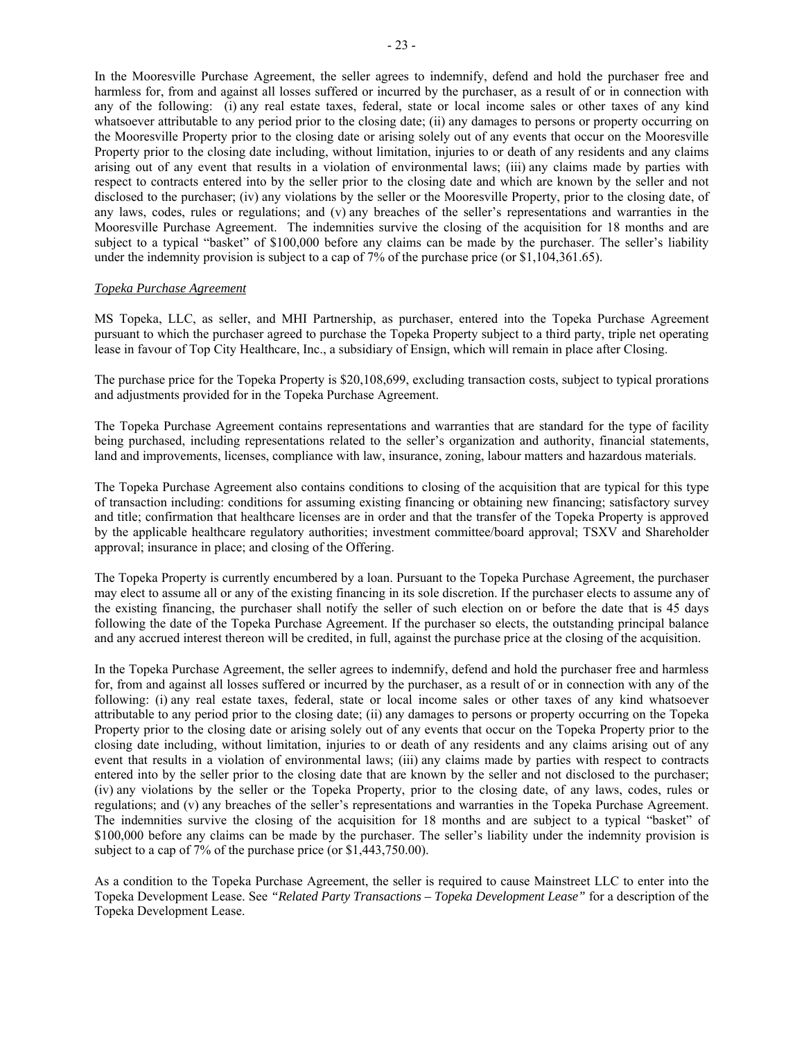In the Mooresville Purchase Agreement, the seller agrees to indemnify, defend and hold the purchaser free and harmless for, from and against all losses suffered or incurred by the purchaser, as a result of or in connection with any of the following: (i) any real estate taxes, federal, state or local income sales or other taxes of any kind whatsoever attributable to any period prior to the closing date; (ii) any damages to persons or property occurring on the Mooresville Property prior to the closing date or arising solely out of any events that occur on the Mooresville Property prior to the closing date including, without limitation, injuries to or death of any residents and any claims arising out of any event that results in a violation of environmental laws; (iii) any claims made by parties with respect to contracts entered into by the seller prior to the closing date and which are known by the seller and not disclosed to the purchaser; (iv) any violations by the seller or the Mooresville Property, prior to the closing date, of any laws, codes, rules or regulations; and (v) any breaches of the seller's representations and warranties in the Mooresville Purchase Agreement. The indemnities survive the closing of the acquisition for 18 months and are subject to a typical "basket" of $100,000 before any claims can be made by the purchaser. The seller's liability under the indemnity provision is subject to a cap of 7% of the purchase price (or $1,104,361.65).

*Topeka Purchase Agreement*

MS Topeka, LLC, as seller, and MHI Partnership, as purchaser, entered into the Topeka Purchase Agreement pursuant to which the purchaser agreed to purchase the Topeka Property subject to a third party, triple net operating lease in favour of Top City Healthcare, Inc., a subsidiary of Ensign, which will remain in place after Closing.

The purchase price for the Topeka Property is $20,108,699, excluding transaction costs, subject to typical prorations and adjustments provided for in the Topeka Purchase Agreement.

The Topeka Purchase Agreement contains representations and warranties that are standard for the type of facility being purchased, including representations related to the seller's organization and authority, financial statements, land and improvements, licenses, compliance with law, insurance, zoning, labour matters and hazardous materials.

The Topeka Purchase Agreement also contains conditions to closing of the acquisition that are typical for this type of transaction including: conditions for assuming existing financing or obtaining new financing; satisfactory survey and title; confirmation that healthcare licenses are in order and that the transfer of the Topeka Property is approved by the applicable healthcare regulatory authorities; investment committee/board approval; TSXV and Shareholder approval; insurance in place; and closing of the Offering.

The Topeka Property is currently encumbered by a loan. Pursuant to the Topeka Purchase Agreement, the purchaser may elect to assume all or any of the existing financing in its sole discretion. If the purchaser elects to assume any of the existing financing, the purchaser shall notify the seller of such election on or before the date that is 45 days following the date of the Topeka Purchase Agreement. If the purchaser so elects, the outstanding principal balance and any accrued interest thereon will be credited, in full, against the purchase price at the closing of the acquisition.

In the Topeka Purchase Agreement, the seller agrees to indemnify, defend and hold the purchaser free and harmless for, from and against all losses suffered or incurred by the purchaser, as a result of or in connection with any of the following: (i) any real estate taxes, federal, state or local income sales or other taxes of any kind whatsoever attributable to any period prior to the closing date; (ii) any damages to persons or property occurring on the Topeka Property prior to the closing date or arising solely out of any events that occur on the Topeka Property prior to the closing date including, without limitation, injuries to or death of any residents and any claims arising out of any event that results in a violation of environmental laws; (iii) any claims made by parties with respect to contracts entered into by the seller prior to the closing date that are known by the seller and not disclosed to the purchaser; (iv) any violations by the seller or the Topeka Property, prior to the closing date, of any laws, codes, rules or regulations; and (v) any breaches of the seller's representations and warranties in the Topeka Purchase Agreement. The indemnities survive the closing of the acquisition for 18 months and are subject to a typical "basket" of $100,000 before any claims can be made by the purchaser. The seller's liability under the indemnity provision is subject to a cap of 7% of the purchase price (or $1,443,750.00).

As a condition to the Topeka Purchase Agreement, the seller is required to cause Mainstreet LLC to enter into the Topeka Development Lease. See *"Related Party Transactions – Topeka Development Lease"* for a description of the Topeka Development Lease.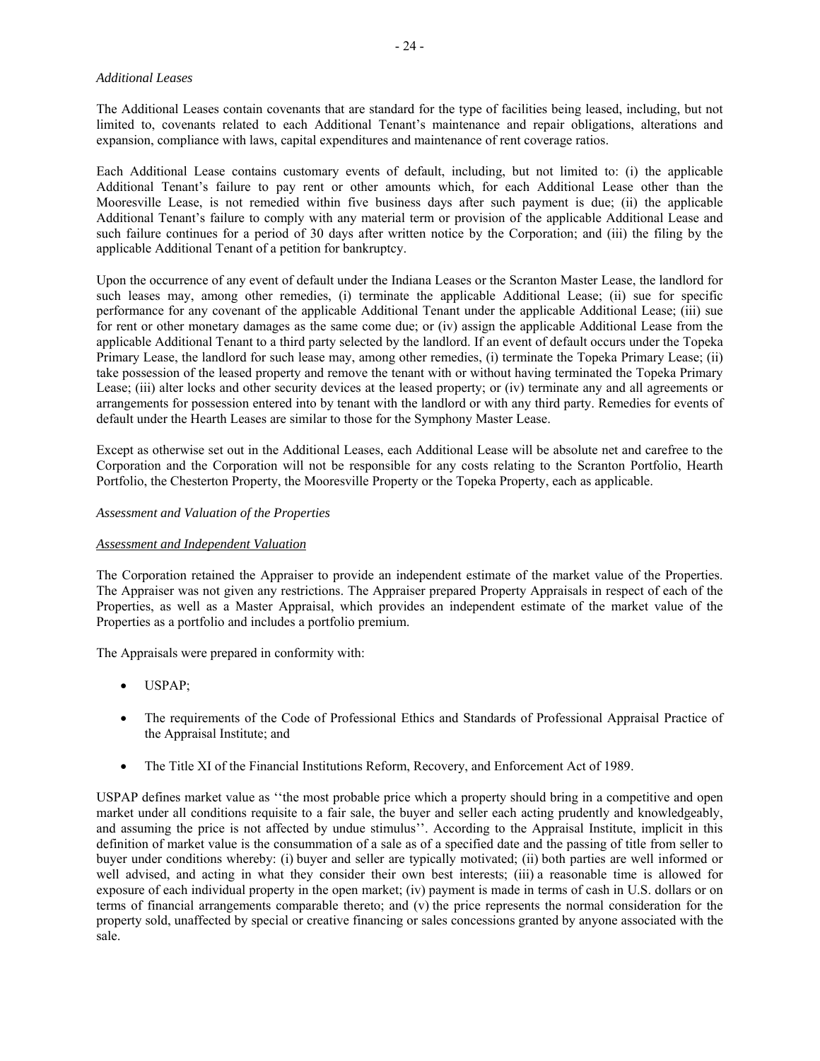*Additional Leases*

The Additional Leases contain covenants that are standard for the type of facilities being leased, including, but not limited to, covenants related to each Additional Tenant's maintenance and repair obligations, alterations and expansion, compliance with laws, capital expenditures and maintenance of rent coverage ratios.

Each Additional Lease contains customary events of default, including, but not limited to: (i) the applicable Additional Tenant's failure to pay rent or other amounts which, for each Additional Lease other than the Mooresville Lease, is not remedied within five business days after such payment is due; (ii) the applicable Additional Tenant's failure to comply with any material term or provision of the applicable Additional Lease and such failure continues for a period of 30 days after written notice by the Corporation; and (iii) the filing by the applicable Additional Tenant of a petition for bankruptcy.

Upon the occurrence of any event of default under the Indiana Leases or the Scranton Master Lease, the landlord for such leases may, among other remedies, (i) terminate the applicable Additional Lease; (ii) sue for specific performance for any covenant of the applicable Additional Tenant under the applicable Additional Lease; (iii) sue for rent or other monetary damages as the same come due; or (iv) assign the applicable Additional Lease from the applicable Additional Tenant to a third party selected by the landlord. If an event of default occurs under the Topeka Primary Lease, the landlord for such lease may, among other remedies, (i) terminate the Topeka Primary Lease; (ii) take possession of the leased property and remove the tenant with or without having terminated the Topeka Primary Lease; (iii) alter locks and other security devices at the leased property; or (iv) terminate any and all agreements or arrangements for possession entered into by tenant with the landlord or with any third party. Remedies for events of default under the Hearth Leases are similar to those for the Symphony Master Lease.

Except as otherwise set out in the Additional Leases, each Additional Lease will be absolute net and carefree to the Corporation and the Corporation will not be responsible for any costs relating to the Scranton Portfolio, Hearth Portfolio, the Chesterton Property, the Mooresville Property or the Topeka Property, each as applicable.

*Assessment and Valuation of the Properties*

*<u>Assessment and Independent Valuation</u>*

The Corporation retained the Appraiser to provide an independent estimate of the market value of the Properties. The Appraiser was not given any restrictions. The Appraiser prepared Property Appraisals in respect of each of the Properties, as well as a Master Appraisal, which provides an independent estimate of the market value of the Properties as a portfolio and includes a portfolio premium.

The Appraisals were prepared in conformity with:

- USPAP;
- The requirements of the Code of Professional Ethics and Standards of Professional Appraisal Practice of the Appraisal Institute; and
- The Title XI of the Financial Institutions Reform, Recovery, and Enforcement Act of 1989.

USPAP defines market value as ''the most probable price which a property should bring in a competitive and open market under all conditions requisite to a fair sale, the buyer and seller each acting prudently and knowledgeably, and assuming the price is not affected by undue stimulus''. According to the Appraisal Institute, implicit in this definition of market value is the consummation of a sale as of a specified date and the passing of title from seller to buyer under conditions whereby: (i) buyer and seller are typically motivated; (ii) both parties are well informed or well advised, and acting in what they consider their own best interests; (iii) a reasonable time is allowed for exposure of each individual property in the open market; (iv) payment is made in terms of cash in U.S. dollars or on terms of financial arrangements comparable thereto; and (v) the price represents the normal consideration for the property sold, unaffected by special or creative financing or sales concessions granted by anyone associated with the sale.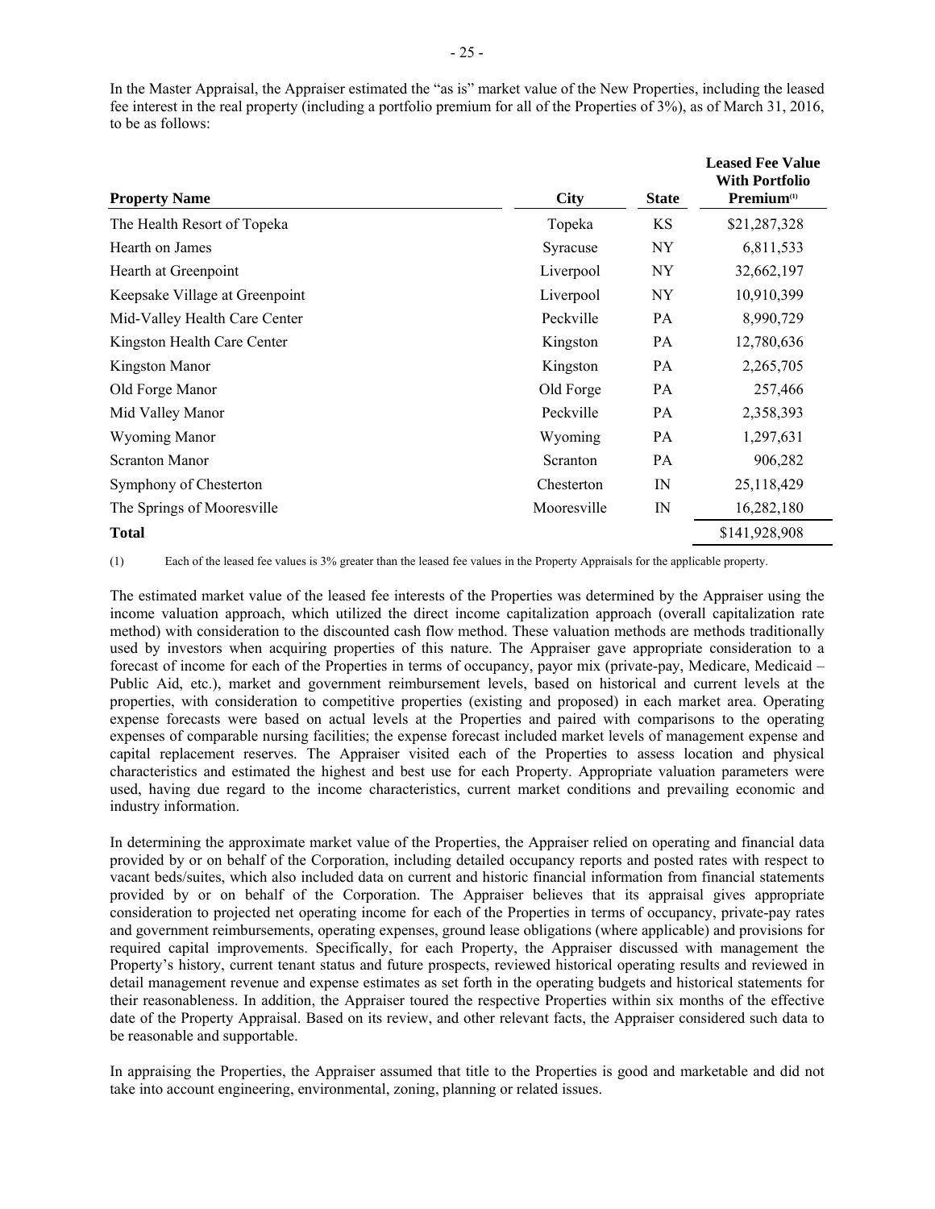In the Master Appraisal, the Appraiser estimated the "as is" market value of the New Properties, including the leased fee interest in the real property (including a portfolio premium for all of the Properties of 3%), as of March 31, 2016, to be as follows:

| Property Name | City | State | Leased Fee Value With Portfolio Premium[(1)] |
|---|---|---|---|
| The Health Resort of Topeka | Topeka | KS | $21,287,328 |
| Hearth on James | Syracuse | NY | 6,811,533 |
| Hearth at Greenpoint | Liverpool | NY | 32,662,197 |
| Keepsake Village at Greenpoint | Liverpool | NY | 10,910,399 |
| Mid-Valley Health Care Center | Peckville | PA | 8,990,729 |
| Kingston Health Care Center | Kingston | PA | 12,780,636 |
| Kingston Manor | Kingston | PA | 2,265,705 |
| Old Forge Manor | Old Forge | PA | 257,466 |
| Mid Valley Manor | Peckville | PA | 2,358,393 |
| Wyoming Manor | Wyoming | PA | 1,297,631 |
| Scranton Manor | Scranton | PA | 906,282 |
| Symphony of Chesterton | Chesterton | IN | 25,118,429 |
| The Springs of Mooresville | Mooresville | IN | 16,282,180 |
| **Total** | | | $141,928,908 |

(1) Each of the leased fee values is 3% greater than the leased fee values in the Property Appraisals for the applicable property.

The estimated market value of the leased fee interests of the Properties was determined by the Appraiser using the income valuation approach, which utilized the direct income capitalization approach (overall capitalization rate method) with consideration to the discounted cash flow method. These valuation methods are methods traditionally used by investors when acquiring properties of this nature. The Appraiser gave appropriate consideration to a forecast of income for each of the Properties in terms of occupancy, payor mix (private-pay, Medicare, Medicaid – Public Aid, etc.), market and government reimbursement levels, based on historical and current levels at the properties, with consideration to competitive properties (existing and proposed) in each market area. Operating expense forecasts were based on actual levels at the Properties and paired with comparisons to the operating expenses of comparable nursing facilities; the expense forecast included market levels of management expense and capital replacement reserves. The Appraiser visited each of the Properties to assess location and physical characteristics and estimated the highest and best use for each Property. Appropriate valuation parameters were used, having due regard to the income characteristics, current market conditions and prevailing economic and industry information.

In determining the approximate market value of the Properties, the Appraiser relied on operating and financial data provided by or on behalf of the Corporation, including detailed occupancy reports and posted rates with respect to vacant beds/suites, which also included data on current and historic financial information from financial statements provided by or on behalf of the Corporation. The Appraiser believes that its appraisal gives appropriate consideration to projected net operating income for each of the Properties in terms of occupancy, private-pay rates and government reimbursements, operating expenses, ground lease obligations (where applicable) and provisions for required capital improvements. Specifically, for each Property, the Appraiser discussed with management the Property's history, current tenant status and future prospects, reviewed historical operating results and reviewed in detail management revenue and expense estimates as set forth in the operating budgets and historical statements for their reasonableness. In addition, the Appraiser toured the respective Properties within six months of the effective date of the Property Appraisal. Based on its review, and other relevant facts, the Appraiser considered such data to be reasonable and supportable.

In appraising the Properties, the Appraiser assumed that title to the Properties is good and marketable and did not take into account engineering, environmental, zoning, planning or related issues.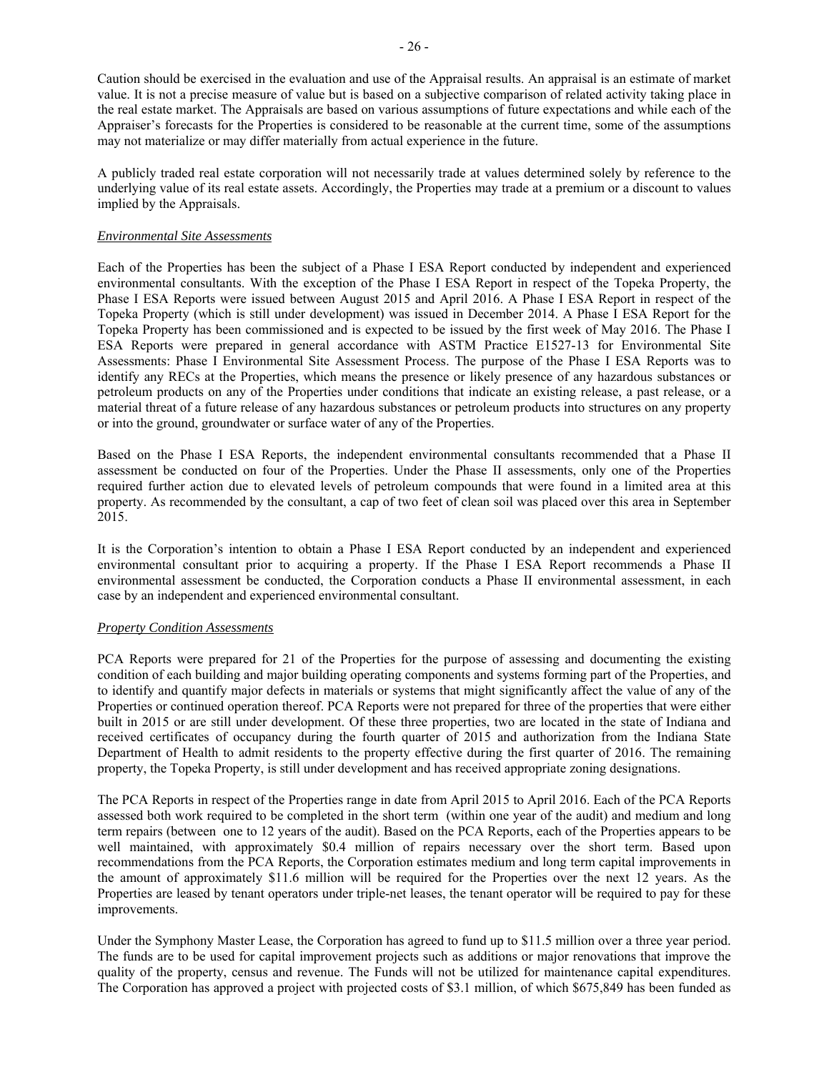Caution should be exercised in the evaluation and use of the Appraisal results. An appraisal is an estimate of market value. It is not a precise measure of value but is based on a subjective comparison of related activity taking place in the real estate market. The Appraisals are based on various assumptions of future expectations and while each of the Appraiser's forecasts for the Properties is considered to be reasonable at the current time, some of the assumptions may not materialize or may differ materially from actual experience in the future.

A publicly traded real estate corporation will not necessarily trade at values determined solely by reference to the underlying value of its real estate assets. Accordingly, the Properties may trade at a premium or a discount to values implied by the Appraisals.

*Environmental Site Assessments*

Each of the Properties has been the subject of a Phase I ESA Report conducted by independent and experienced environmental consultants. With the exception of the Phase I ESA Report in respect of the Topeka Property, the Phase I ESA Reports were issued between August 2015 and April 2016. A Phase I ESA Report in respect of the Topeka Property (which is still under development) was issued in December 2014. A Phase I ESA Report for the Topeka Property has been commissioned and is expected to be issued by the first week of May 2016. The Phase I ESA Reports were prepared in general accordance with ASTM Practice E1527-13 for Environmental Site Assessments: Phase I Environmental Site Assessment Process. The purpose of the Phase I ESA Reports was to identify any RECs at the Properties, which means the presence or likely presence of any hazardous substances or petroleum products on any of the Properties under conditions that indicate an existing release, a past release, or a material threat of a future release of any hazardous substances or petroleum products into structures on any property or into the ground, groundwater or surface water of any of the Properties.

Based on the Phase I ESA Reports, the independent environmental consultants recommended that a Phase II assessment be conducted on four of the Properties. Under the Phase II assessments, only one of the Properties required further action due to elevated levels of petroleum compounds that were found in a limited area at this property. As recommended by the consultant, a cap of two feet of clean soil was placed over this area in September 2015.

It is the Corporation's intention to obtain a Phase I ESA Report conducted by an independent and experienced environmental consultant prior to acquiring a property. If the Phase I ESA Report recommends a Phase II environmental assessment be conducted, the Corporation conducts a Phase II environmental assessment, in each case by an independent and experienced environmental consultant.

*Property Condition Assessments*

PCA Reports were prepared for 21 of the Properties for the purpose of assessing and documenting the existing condition of each building and major building operating components and systems forming part of the Properties, and to identify and quantify major defects in materials or systems that might significantly affect the value of any of the Properties or continued operation thereof. PCA Reports were not prepared for three of the properties that were either built in 2015 or are still under development. Of these three properties, two are located in the state of Indiana and received certificates of occupancy during the fourth quarter of 2015 and authorization from the Indiana State Department of Health to admit residents to the property effective during the first quarter of 2016. The remaining property, the Topeka Property, is still under development and has received appropriate zoning designations.

The PCA Reports in respect of the Properties range in date from April 2015 to April 2016. Each of the PCA Reports assessed both work required to be completed in the short term (within one year of the audit) and medium and long term repairs (between one to 12 years of the audit). Based on the PCA Reports, each of the Properties appears to be well maintained, with approximately $0.4 million of repairs necessary over the short term. Based upon recommendations from the PCA Reports, the Corporation estimates medium and long term capital improvements in the amount of approximately $11.6 million will be required for the Properties over the next 12 years. As the Properties are leased by tenant operators under triple-net leases, the tenant operator will be required to pay for these improvements.

Under the Symphony Master Lease, the Corporation has agreed to fund up to $11.5 million over a three year period. The funds are to be used for capital improvement projects such as additions or major renovations that improve the quality of the property, census and revenue. The Funds will not be utilized for maintenance capital expenditures. The Corporation has approved a project with projected costs of $3.1 million, of which $675,849 has been funded as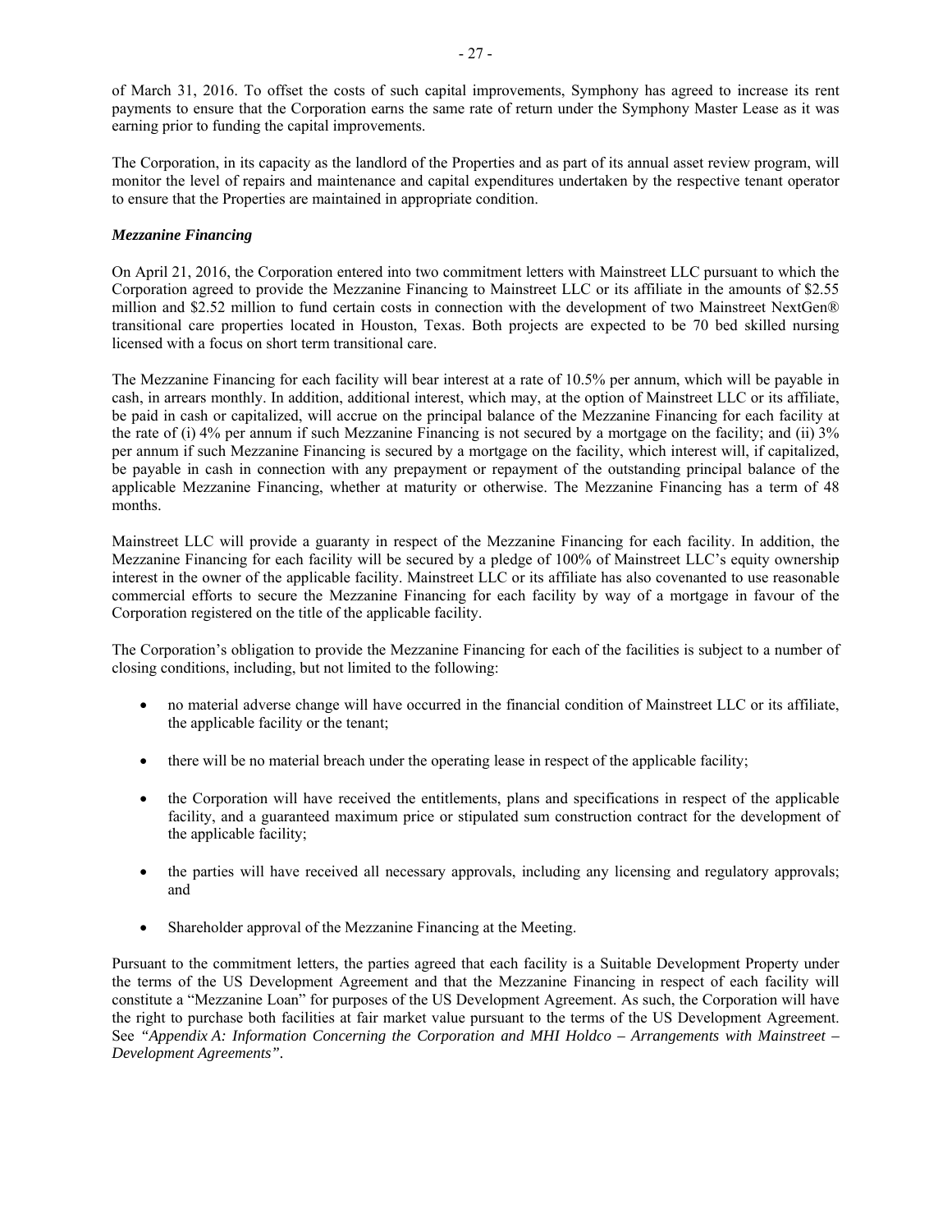of March 31, 2016. To offset the costs of such capital improvements, Symphony has agreed to increase its rent payments to ensure that the Corporation earns the same rate of return under the Symphony Master Lease as it was earning prior to funding the capital improvements.

The Corporation, in its capacity as the landlord of the Properties and as part of its annual asset review program, will monitor the level of repairs and maintenance and capital expenditures undertaken by the respective tenant operator to ensure that the Properties are maintained in appropriate condition.

***Mezzanine Financing***

On April 21, 2016, the Corporation entered into two commitment letters with Mainstreet LLC pursuant to which the Corporation agreed to provide the Mezzanine Financing to Mainstreet LLC or its affiliate in the amounts of $2.55 million and $2.52 million to fund certain costs in connection with the development of two Mainstreet NextGen® transitional care properties located in Houston, Texas. Both projects are expected to be 70 bed skilled nursing licensed with a focus on short term transitional care.

The Mezzanine Financing for each facility will bear interest at a rate of 10.5% per annum, which will be payable in cash, in arrears monthly. In addition, additional interest, which may, at the option of Mainstreet LLC or its affiliate, be paid in cash or capitalized, will accrue on the principal balance of the Mezzanine Financing for each facility at the rate of (i) 4% per annum if such Mezzanine Financing is not secured by a mortgage on the facility; and (ii) 3% per annum if such Mezzanine Financing is secured by a mortgage on the facility, which interest will, if capitalized, be payable in cash in connection with any prepayment or repayment of the outstanding principal balance of the applicable Mezzanine Financing, whether at maturity or otherwise. The Mezzanine Financing has a term of 48 months.

Mainstreet LLC will provide a guaranty in respect of the Mezzanine Financing for each facility. In addition, the Mezzanine Financing for each facility will be secured by a pledge of 100% of Mainstreet LLC's equity ownership interest in the owner of the applicable facility. Mainstreet LLC or its affiliate has also covenanted to use reasonable commercial efforts to secure the Mezzanine Financing for each facility by way of a mortgage in favour of the Corporation registered on the title of the applicable facility.

The Corporation's obligation to provide the Mezzanine Financing for each of the facilities is subject to a number of closing conditions, including, but not limited to the following:

- no material adverse change will have occurred in the financial condition of Mainstreet LLC or its affiliate, the applicable facility or the tenant;
- there will be no material breach under the operating lease in respect of the applicable facility;
- the Corporation will have received the entitlements, plans and specifications in respect of the applicable facility, and a guaranteed maximum price or stipulated sum construction contract for the development of the applicable facility;
- the parties will have received all necessary approvals, including any licensing and regulatory approvals; and
- Shareholder approval of the Mezzanine Financing at the Meeting.

Pursuant to the commitment letters, the parties agreed that each facility is a Suitable Development Property under the terms of the US Development Agreement and that the Mezzanine Financing in respect of each facility will constitute a "Mezzanine Loan" for purposes of the US Development Agreement. As such, the Corporation will have the right to purchase both facilities at fair market value pursuant to the terms of the US Development Agreement. See *"Appendix A: Information Concerning the Corporation and MHI Holdco – Arrangements with Mainstreet – Development Agreements"*.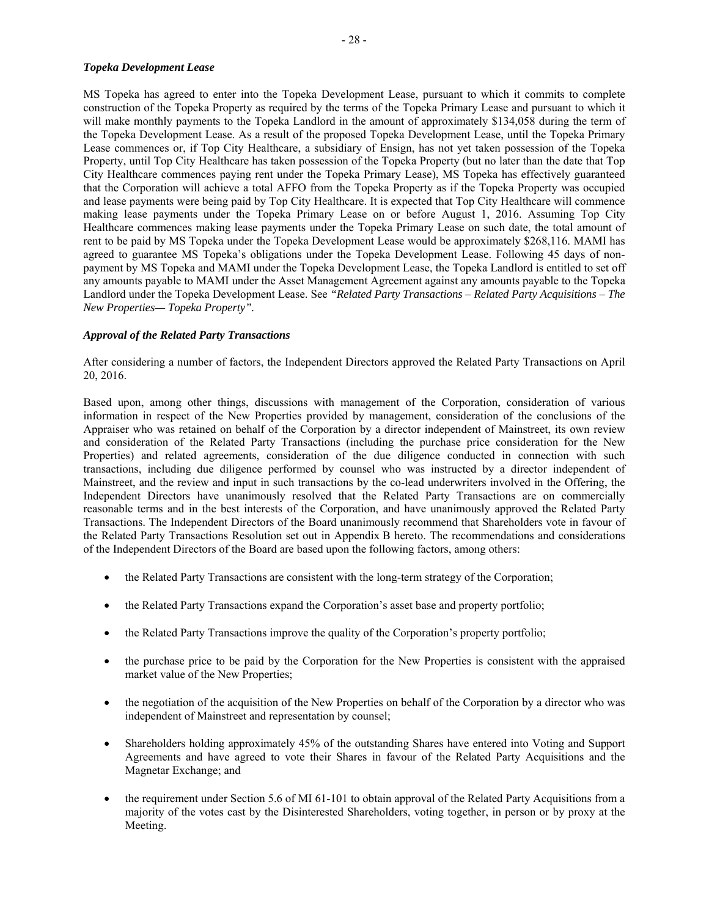***Topeka Development Lease***

MS Topeka has agreed to enter into the Topeka Development Lease, pursuant to which it commits to complete construction of the Topeka Property as required by the terms of the Topeka Primary Lease and pursuant to which it will make monthly payments to the Topeka Landlord in the amount of approximately $134,058 during the term of the Topeka Development Lease. As a result of the proposed Topeka Development Lease, until the Topeka Primary Lease commences or, if Top City Healthcare, a subsidiary of Ensign, has not yet taken possession of the Topeka Property, until Top City Healthcare has taken possession of the Topeka Property (but no later than the date that Top City Healthcare commences paying rent under the Topeka Primary Lease), MS Topeka has effectively guaranteed that the Corporation will achieve a total AFFO from the Topeka Property as if the Topeka Property was occupied and lease payments were being paid by Top City Healthcare. It is expected that Top City Healthcare will commence making lease payments under the Topeka Primary Lease on or before August 1, 2016. Assuming Top City Healthcare commences making lease payments under the Topeka Primary Lease on such date, the total amount of rent to be paid by MS Topeka under the Topeka Development Lease would be approximately $268,116. MAMI has agreed to guarantee MS Topeka's obligations under the Topeka Development Lease. Following 45 days of non-payment by MS Topeka and MAMI under the Topeka Development Lease, the Topeka Landlord is entitled to set off any amounts payable to MAMI under the Asset Management Agreement against any amounts payable to the Topeka Landlord under the Topeka Development Lease. See *"Related Party Transactions – Related Party Acquisitions – The New Properties— Topeka Property"*.

***Approval of the Related Party Transactions***

After considering a number of factors, the Independent Directors approved the Related Party Transactions on April 20, 2016.

Based upon, among other things, discussions with management of the Corporation, consideration of various information in respect of the New Properties provided by management, consideration of the conclusions of the Appraiser who was retained on behalf of the Corporation by a director independent of Mainstreet, its own review and consideration of the Related Party Transactions (including the purchase price consideration for the New Properties) and related agreements, consideration of the due diligence conducted in connection with such transactions, including due diligence performed by counsel who was instructed by a director independent of Mainstreet, and the review and input in such transactions by the co-lead underwriters involved in the Offering, the Independent Directors have unanimously resolved that the Related Party Transactions are on commercially reasonable terms and in the best interests of the Corporation, and have unanimously approved the Related Party Transactions. The Independent Directors of the Board unanimously recommend that Shareholders vote in favour of the Related Party Transactions Resolution set out in Appendix B hereto. The recommendations and considerations of the Independent Directors of the Board are based upon the following factors, among others:

- the Related Party Transactions are consistent with the long-term strategy of the Corporation;
- the Related Party Transactions expand the Corporation's asset base and property portfolio;
- the Related Party Transactions improve the quality of the Corporation's property portfolio;
- the purchase price to be paid by the Corporation for the New Properties is consistent with the appraised market value of the New Properties;
- the negotiation of the acquisition of the New Properties on behalf of the Corporation by a director who was independent of Mainstreet and representation by counsel;
- Shareholders holding approximately 45% of the outstanding Shares have entered into Voting and Support Agreements and have agreed to vote their Shares in favour of the Related Party Acquisitions and the Magnetar Exchange; and
- the requirement under Section 5.6 of MI 61-101 to obtain approval of the Related Party Acquisitions from a majority of the votes cast by the Disinterested Shareholders, voting together, in person or by proxy at the Meeting.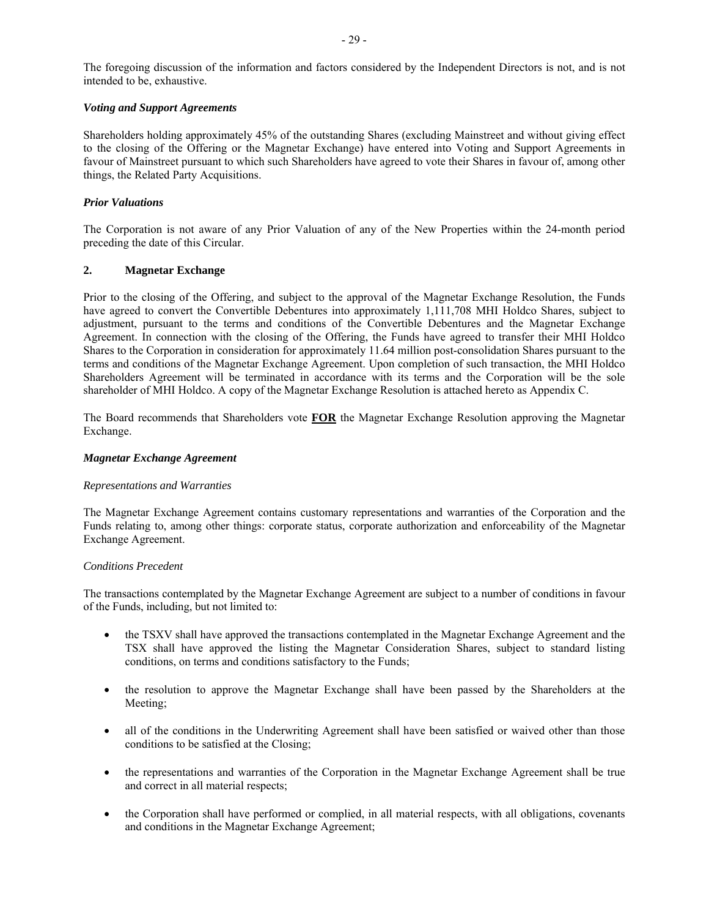The foregoing discussion of the information and factors considered by the Independent Directors is not, and is not intended to be, exhaustive.

### *Voting and Support Agreements*

Shareholders holding approximately 45% of the outstanding Shares (excluding Mainstreet and without giving effect to the closing of the Offering or the Magnetar Exchange) have entered into Voting and Support Agreements in favour of Mainstreet pursuant to which such Shareholders have agreed to vote their Shares in favour of, among other things, the Related Party Acquisitions.

### *Prior Valuations*

The Corporation is not aware of any Prior Valuation of any of the New Properties within the 24-month period preceding the date of this Circular.

## 2. Magnetar Exchange

Prior to the closing of the Offering, and subject to the approval of the Magnetar Exchange Resolution, the Funds have agreed to convert the Convertible Debentures into approximately 1,111,708 MHI Holdco Shares, subject to adjustment, pursuant to the terms and conditions of the Convertible Debentures and the Magnetar Exchange Agreement. In connection with the closing of the Offering, the Funds have agreed to transfer their MHI Holdco Shares to the Corporation in consideration for approximately 11.64 million post-consolidation Shares pursuant to the terms and conditions of the Magnetar Exchange Agreement. Upon completion of such transaction, the MHI Holdco Shareholders Agreement will be terminated in accordance with its terms and the Corporation will be the sole shareholder of MHI Holdco. A copy of the Magnetar Exchange Resolution is attached hereto as Appendix C.

The Board recommends that Shareholders vote **FOR** the Magnetar Exchange Resolution approving the Magnetar Exchange.

### *Magnetar Exchange Agreement*

#### *Representations and Warranties*

The Magnetar Exchange Agreement contains customary representations and warranties of the Corporation and the Funds relating to, among other things: corporate status, corporate authorization and enforceability of the Magnetar Exchange Agreement.

#### *Conditions Precedent*

The transactions contemplated by the Magnetar Exchange Agreement are subject to a number of conditions in favour of the Funds, including, but not limited to:

- the TSXV shall have approved the transactions contemplated in the Magnetar Exchange Agreement and the TSX shall have approved the listing the Magnetar Consideration Shares, subject to standard listing conditions, on terms and conditions satisfactory to the Funds;
- the resolution to approve the Magnetar Exchange shall have been passed by the Shareholders at the Meeting;
- all of the conditions in the Underwriting Agreement shall have been satisfied or waived other than those conditions to be satisfied at the Closing;
- the representations and warranties of the Corporation in the Magnetar Exchange Agreement shall be true and correct in all material respects;
- the Corporation shall have performed or complied, in all material respects, with all obligations, covenants and conditions in the Magnetar Exchange Agreement;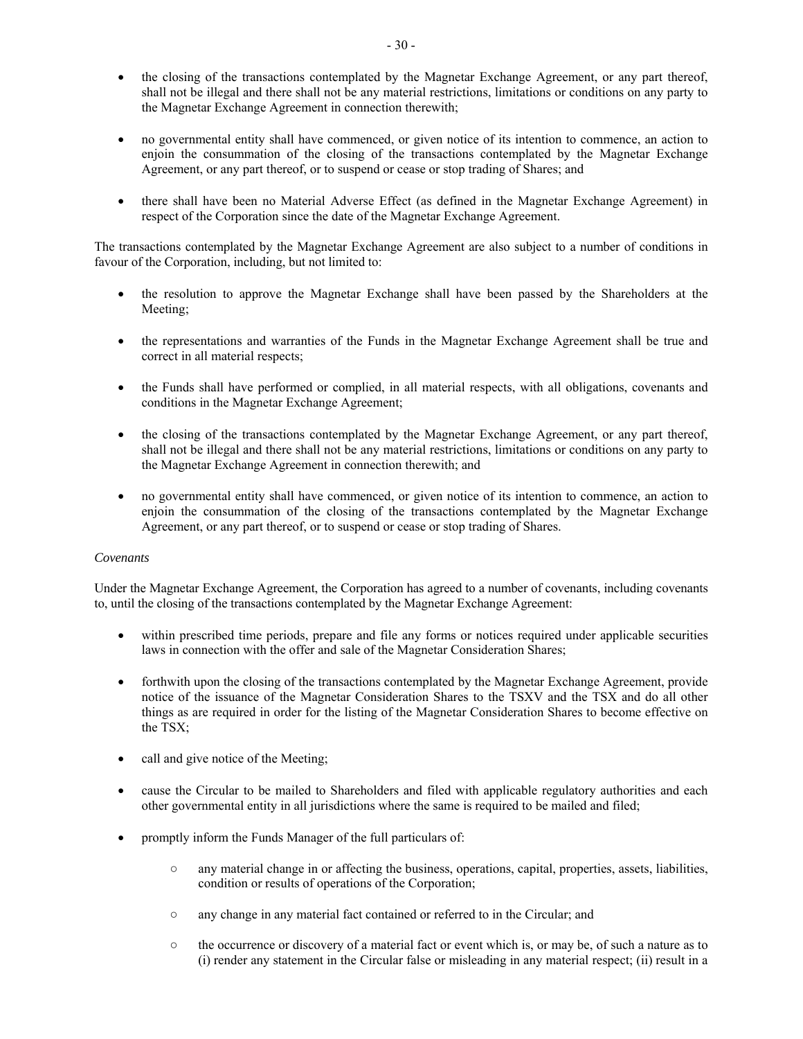- the closing of the transactions contemplated by the Magnetar Exchange Agreement, or any part thereof, shall not be illegal and there shall not be any material restrictions, limitations or conditions on any party to the Magnetar Exchange Agreement in connection therewith;
- no governmental entity shall have commenced, or given notice of its intention to commence, an action to enjoin the consummation of the closing of the transactions contemplated by the Magnetar Exchange Agreement, or any part thereof, or to suspend or cease or stop trading of Shares; and
- there shall have been no Material Adverse Effect (as defined in the Magnetar Exchange Agreement) in respect of the Corporation since the date of the Magnetar Exchange Agreement.

The transactions contemplated by the Magnetar Exchange Agreement are also subject to a number of conditions in favour of the Corporation, including, but not limited to:

- the resolution to approve the Magnetar Exchange shall have been passed by the Shareholders at the Meeting;
- the representations and warranties of the Funds in the Magnetar Exchange Agreement shall be true and correct in all material respects;
- the Funds shall have performed or complied, in all material respects, with all obligations, covenants and conditions in the Magnetar Exchange Agreement;
- the closing of the transactions contemplated by the Magnetar Exchange Agreement, or any part thereof, shall not be illegal and there shall not be any material restrictions, limitations or conditions on any party to the Magnetar Exchange Agreement in connection therewith; and
- no governmental entity shall have commenced, or given notice of its intention to commence, an action to enjoin the consummation of the closing of the transactions contemplated by the Magnetar Exchange Agreement, or any part thereof, or to suspend or cease or stop trading of Shares.

*Covenants*

Under the Magnetar Exchange Agreement, the Corporation has agreed to a number of covenants, including covenants to, until the closing of the transactions contemplated by the Magnetar Exchange Agreement:

- within prescribed time periods, prepare and file any forms or notices required under applicable securities laws in connection with the offer and sale of the Magnetar Consideration Shares;
- forthwith upon the closing of the transactions contemplated by the Magnetar Exchange Agreement, provide notice of the issuance of the Magnetar Consideration Shares to the TSXV and the TSX and do all other things as are required in order for the listing of the Magnetar Consideration Shares to become effective on the TSX;
- call and give notice of the Meeting;
- cause the Circular to be mailed to Shareholders and filed with applicable regulatory authorities and each other governmental entity in all jurisdictions where the same is required to be mailed and filed;
- promptly inform the Funds Manager of the full particulars of:
  - any material change in or affecting the business, operations, capital, properties, assets, liabilities, condition or results of operations of the Corporation;
  - any change in any material fact contained or referred to in the Circular; and
  - the occurrence or discovery of a material fact or event which is, or may be, of such a nature as to (i) render any statement in the Circular false or misleading in any material respect; (ii) result in a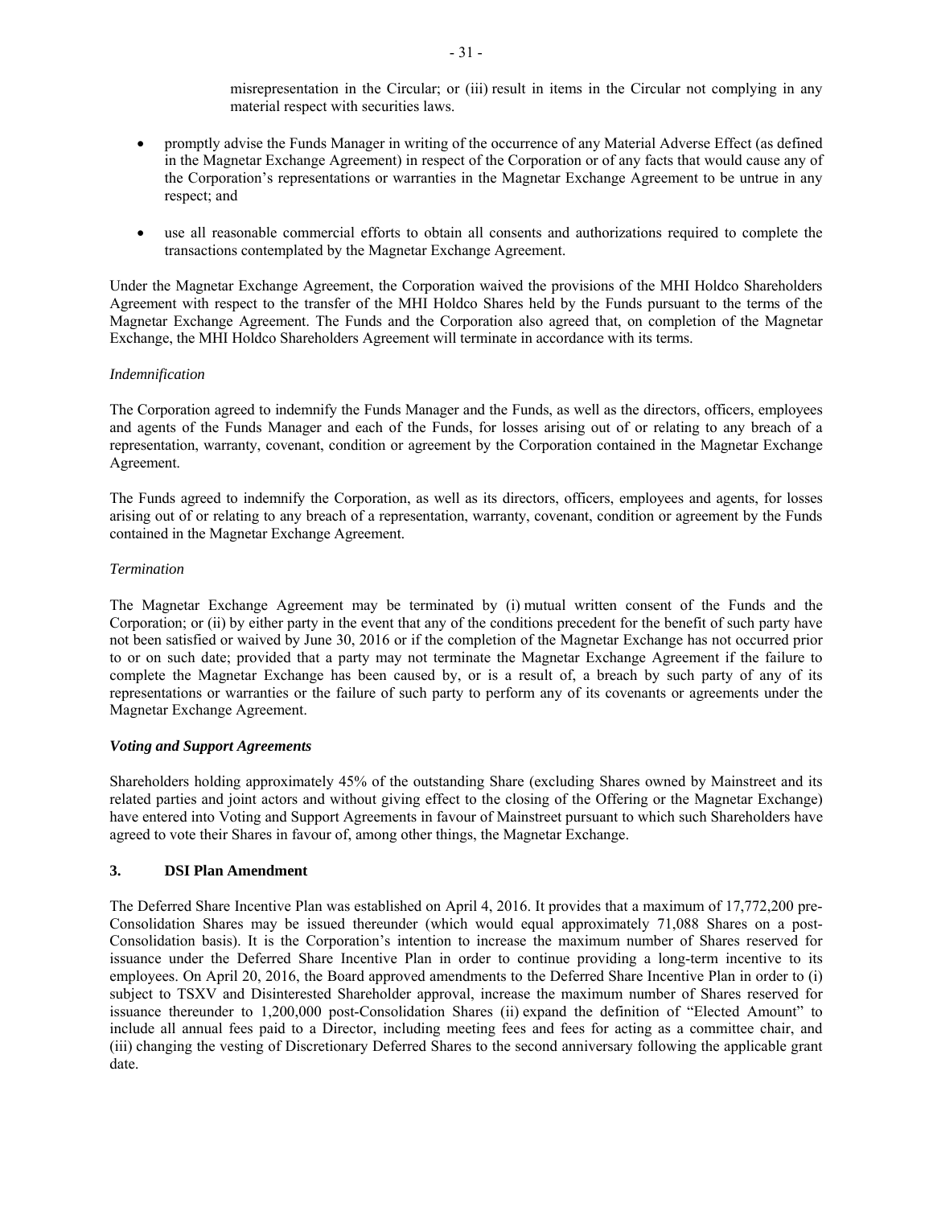misrepresentation in the Circular; or (iii) result in items in the Circular not complying in any material respect with securities laws.

- promptly advise the Funds Manager in writing of the occurrence of any Material Adverse Effect (as defined in the Magnetar Exchange Agreement) in respect of the Corporation or of any facts that would cause any of the Corporation's representations or warranties in the Magnetar Exchange Agreement to be untrue in any respect; and
- use all reasonable commercial efforts to obtain all consents and authorizations required to complete the transactions contemplated by the Magnetar Exchange Agreement.

Under the Magnetar Exchange Agreement, the Corporation waived the provisions of the MHI Holdco Shareholders Agreement with respect to the transfer of the MHI Holdco Shares held by the Funds pursuant to the terms of the Magnetar Exchange Agreement. The Funds and the Corporation also agreed that, on completion of the Magnetar Exchange, the MHI Holdco Shareholders Agreement will terminate in accordance with its terms.

*Indemnification*

The Corporation agreed to indemnify the Funds Manager and the Funds, as well as the directors, officers, employees and agents of the Funds Manager and each of the Funds, for losses arising out of or relating to any breach of a representation, warranty, covenant, condition or agreement by the Corporation contained in the Magnetar Exchange Agreement.

The Funds agreed to indemnify the Corporation, as well as its directors, officers, employees and agents, for losses arising out of or relating to any breach of a representation, warranty, covenant, condition or agreement by the Funds contained in the Magnetar Exchange Agreement.

*Termination*

The Magnetar Exchange Agreement may be terminated by (i) mutual written consent of the Funds and the Corporation; or (ii) by either party in the event that any of the conditions precedent for the benefit of such party have not been satisfied or waived by June 30, 2016 or if the completion of the Magnetar Exchange has not occurred prior to or on such date; provided that a party may not terminate the Magnetar Exchange Agreement if the failure to complete the Magnetar Exchange has been caused by, or is a result of, a breach by such party of any of its representations or warranties or the failure of such party to perform any of its covenants or agreements under the Magnetar Exchange Agreement.

***Voting and Support Agreements***

Shareholders holding approximately 45% of the outstanding Share (excluding Shares owned by Mainstreet and its related parties and joint actors and without giving effect to the closing of the Offering or the Magnetar Exchange) have entered into Voting and Support Agreements in favour of Mainstreet pursuant to which such Shareholders have agreed to vote their Shares in favour of, among other things, the Magnetar Exchange.

## 3. DSI Plan Amendment

The Deferred Share Incentive Plan was established on April 4, 2016. It provides that a maximum of 17,772,200 pre-Consolidation Shares may be issued thereunder (which would equal approximately 71,088 Shares on a post-Consolidation basis). It is the Corporation's intention to increase the maximum number of Shares reserved for issuance under the Deferred Share Incentive Plan in order to continue providing a long-term incentive to its employees. On April 20, 2016, the Board approved amendments to the Deferred Share Incentive Plan in order to (i) subject to TSXV and Disinterested Shareholder approval, increase the maximum number of Shares reserved for issuance thereunder to 1,200,000 post-Consolidation Shares (ii) expand the definition of "Elected Amount" to include all annual fees paid to a Director, including meeting fees and fees for acting as a committee chair, and (iii) changing the vesting of Discretionary Deferred Shares to the second anniversary following the applicable grant date.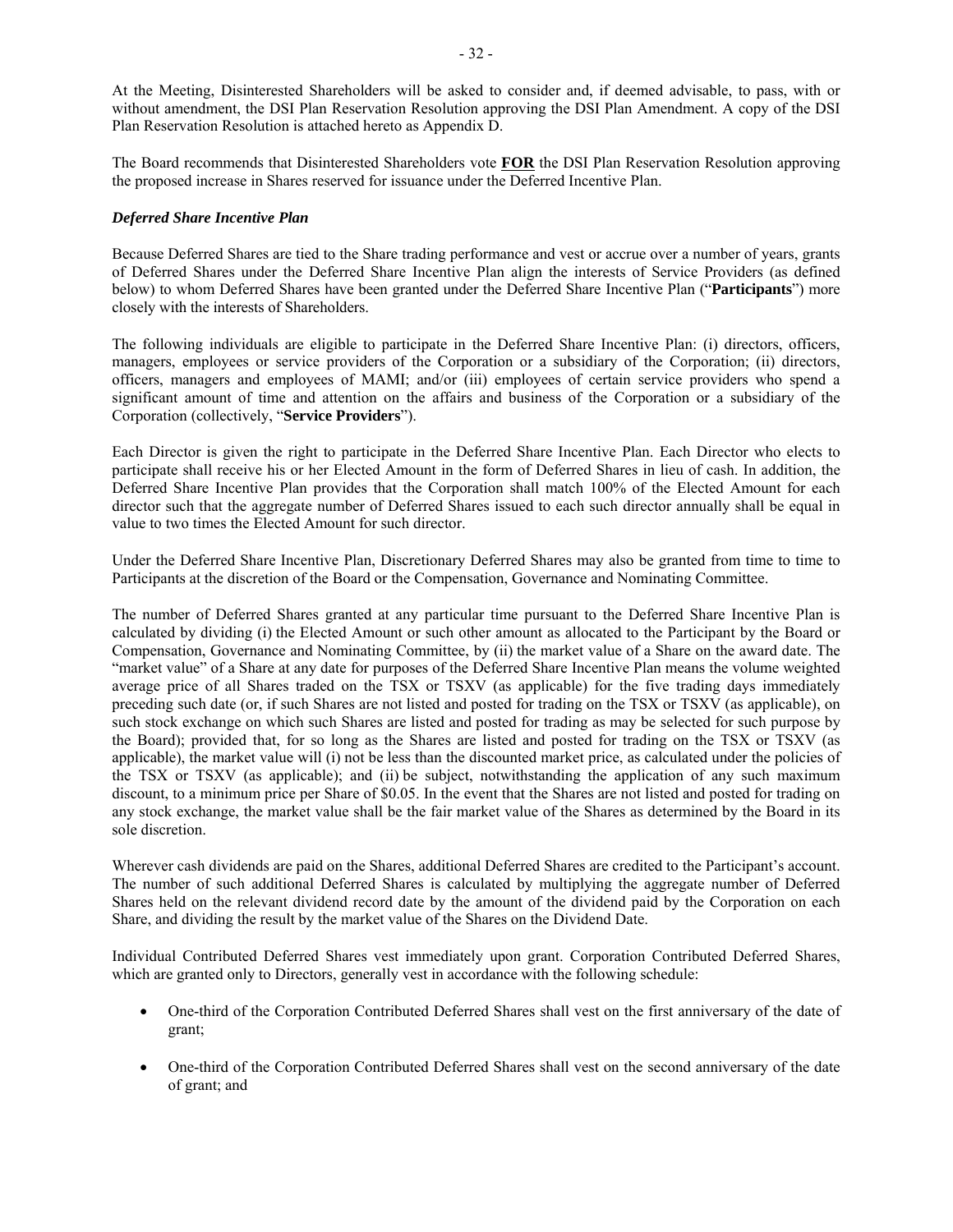At the Meeting, Disinterested Shareholders will be asked to consider and, if deemed advisable, to pass, with or without amendment, the DSI Plan Reservation Resolution approving the DSI Plan Amendment. A copy of the DSI Plan Reservation Resolution is attached hereto as Appendix D.

The Board recommends that Disinterested Shareholders vote **FOR** the DSI Plan Reservation Resolution approving the proposed increase in Shares reserved for issuance under the Deferred Incentive Plan.

***Deferred Share Incentive Plan***

Because Deferred Shares are tied to the Share trading performance and vest or accrue over a number of years, grants of Deferred Shares under the Deferred Share Incentive Plan align the interests of Service Providers (as defined below) to whom Deferred Shares have been granted under the Deferred Share Incentive Plan ("**Participants**") more closely with the interests of Shareholders.

The following individuals are eligible to participate in the Deferred Share Incentive Plan: (i) directors, officers, managers, employees or service providers of the Corporation or a subsidiary of the Corporation; (ii) directors, officers, managers and employees of MAMI; and/or (iii) employees of certain service providers who spend a significant amount of time and attention on the affairs and business of the Corporation or a subsidiary of the Corporation (collectively, "**Service Providers**").

Each Director is given the right to participate in the Deferred Share Incentive Plan. Each Director who elects to participate shall receive his or her Elected Amount in the form of Deferred Shares in lieu of cash. In addition, the Deferred Share Incentive Plan provides that the Corporation shall match 100% of the Elected Amount for each director such that the aggregate number of Deferred Shares issued to each such director annually shall be equal in value to two times the Elected Amount for such director.

Under the Deferred Share Incentive Plan, Discretionary Deferred Shares may also be granted from time to time to Participants at the discretion of the Board or the Compensation, Governance and Nominating Committee.

The number of Deferred Shares granted at any particular time pursuant to the Deferred Share Incentive Plan is calculated by dividing (i) the Elected Amount or such other amount as allocated to the Participant by the Board or Compensation, Governance and Nominating Committee, by (ii) the market value of a Share on the award date. The "market value" of a Share at any date for purposes of the Deferred Share Incentive Plan means the volume weighted average price of all Shares traded on the TSX or TSXV (as applicable) for the five trading days immediately preceding such date (or, if such Shares are not listed and posted for trading on the TSX or TSXV (as applicable), on such stock exchange on which such Shares are listed and posted for trading as may be selected for such purpose by the Board); provided that, for so long as the Shares are listed and posted for trading on the TSX or TSXV (as applicable), the market value will (i) not be less than the discounted market price, as calculated under the policies of the TSX or TSXV (as applicable); and (ii) be subject, notwithstanding the application of any such maximum discount, to a minimum price per Share of $0.05. In the event that the Shares are not listed and posted for trading on any stock exchange, the market value shall be the fair market value of the Shares as determined by the Board in its sole discretion.

Wherever cash dividends are paid on the Shares, additional Deferred Shares are credited to the Participant's account. The number of such additional Deferred Shares is calculated by multiplying the aggregate number of Deferred Shares held on the relevant dividend record date by the amount of the dividend paid by the Corporation on each Share, and dividing the result by the market value of the Shares on the Dividend Date.

Individual Contributed Deferred Shares vest immediately upon grant. Corporation Contributed Deferred Shares, which are granted only to Directors, generally vest in accordance with the following schedule:

- One-third of the Corporation Contributed Deferred Shares shall vest on the first anniversary of the date of grant;
- One-third of the Corporation Contributed Deferred Shares shall vest on the second anniversary of the date of grant; and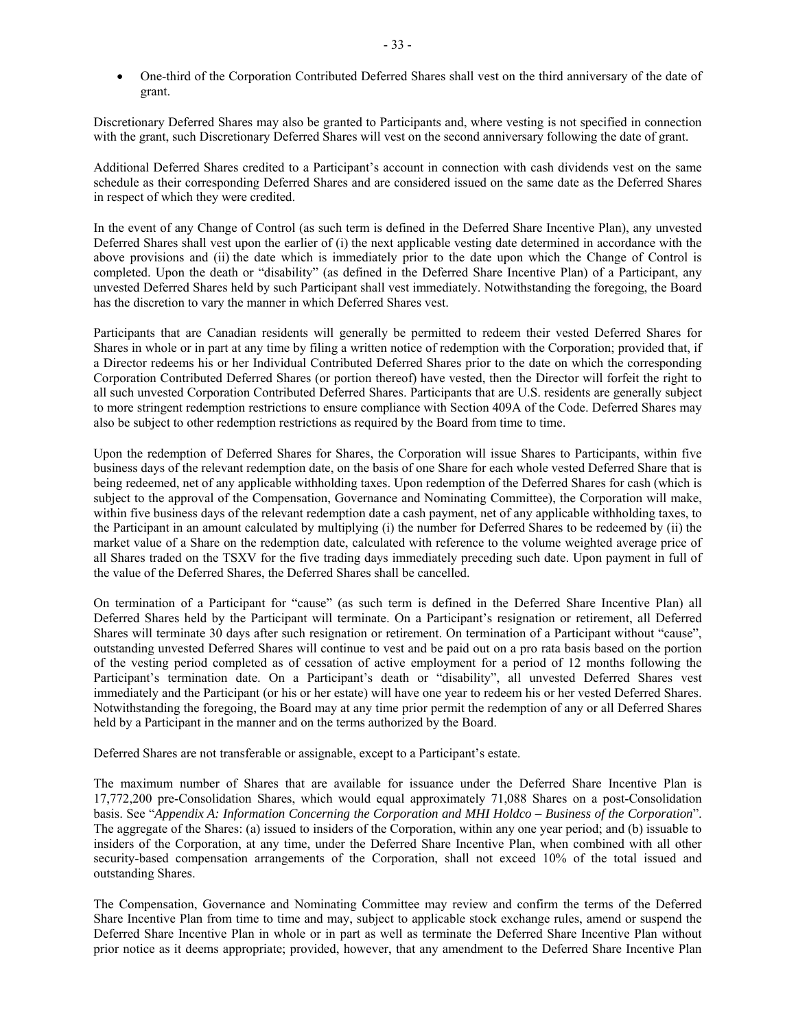- One-third of the Corporation Contributed Deferred Shares shall vest on the third anniversary of the date of grant.

Discretionary Deferred Shares may also be granted to Participants and, where vesting is not specified in connection with the grant, such Discretionary Deferred Shares will vest on the second anniversary following the date of grant.

Additional Deferred Shares credited to a Participant's account in connection with cash dividends vest on the same schedule as their corresponding Deferred Shares and are considered issued on the same date as the Deferred Shares in respect of which they were credited.

In the event of any Change of Control (as such term is defined in the Deferred Share Incentive Plan), any unvested Deferred Shares shall vest upon the earlier of (i) the next applicable vesting date determined in accordance with the above provisions and (ii) the date which is immediately prior to the date upon which the Change of Control is completed. Upon the death or "disability" (as defined in the Deferred Share Incentive Plan) of a Participant, any unvested Deferred Shares held by such Participant shall vest immediately. Notwithstanding the foregoing, the Board has the discretion to vary the manner in which Deferred Shares vest.

Participants that are Canadian residents will generally be permitted to redeem their vested Deferred Shares for Shares in whole or in part at any time by filing a written notice of redemption with the Corporation; provided that, if a Director redeems his or her Individual Contributed Deferred Shares prior to the date on which the corresponding Corporation Contributed Deferred Shares (or portion thereof) have vested, then the Director will forfeit the right to all such unvested Corporation Contributed Deferred Shares. Participants that are U.S. residents are generally subject to more stringent redemption restrictions to ensure compliance with Section 409A of the Code. Deferred Shares may also be subject to other redemption restrictions as required by the Board from time to time.

Upon the redemption of Deferred Shares for Shares, the Corporation will issue Shares to Participants, within five business days of the relevant redemption date, on the basis of one Share for each whole vested Deferred Share that is being redeemed, net of any applicable withholding taxes. Upon redemption of the Deferred Shares for cash (which is subject to the approval of the Compensation, Governance and Nominating Committee), the Corporation will make, within five business days of the relevant redemption date a cash payment, net of any applicable withholding taxes, to the Participant in an amount calculated by multiplying (i) the number for Deferred Shares to be redeemed by (ii) the market value of a Share on the redemption date, calculated with reference to the volume weighted average price of all Shares traded on the TSXV for the five trading days immediately preceding such date. Upon payment in full of the value of the Deferred Shares, the Deferred Shares shall be cancelled.

On termination of a Participant for "cause" (as such term is defined in the Deferred Share Incentive Plan) all Deferred Shares held by the Participant will terminate. On a Participant's resignation or retirement, all Deferred Shares will terminate 30 days after such resignation or retirement. On termination of a Participant without "cause", outstanding unvested Deferred Shares will continue to vest and be paid out on a pro rata basis based on the portion of the vesting period completed as of cessation of active employment for a period of 12 months following the Participant's termination date. On a Participant's death or "disability", all unvested Deferred Shares vest immediately and the Participant (or his or her estate) will have one year to redeem his or her vested Deferred Shares. Notwithstanding the foregoing, the Board may at any time prior permit the redemption of any or all Deferred Shares held by a Participant in the manner and on the terms authorized by the Board.

Deferred Shares are not transferable or assignable, except to a Participant's estate.

The maximum number of Shares that are available for issuance under the Deferred Share Incentive Plan is 17,772,200 pre-Consolidation Shares, which would equal approximately 71,088 Shares on a post-Consolidation basis. See "*Appendix A: Information Concerning the Corporation and MHI Holdco – Business of the Corporation*". The aggregate of the Shares: (a) issued to insiders of the Corporation, within any one year period; and (b) issuable to insiders of the Corporation, at any time, under the Deferred Share Incentive Plan, when combined with all other security-based compensation arrangements of the Corporation, shall not exceed 10% of the total issued and outstanding Shares.

The Compensation, Governance and Nominating Committee may review and confirm the terms of the Deferred Share Incentive Plan from time to time and may, subject to applicable stock exchange rules, amend or suspend the Deferred Share Incentive Plan in whole or in part as well as terminate the Deferred Share Incentive Plan without prior notice as it deems appropriate; provided, however, that any amendment to the Deferred Share Incentive Plan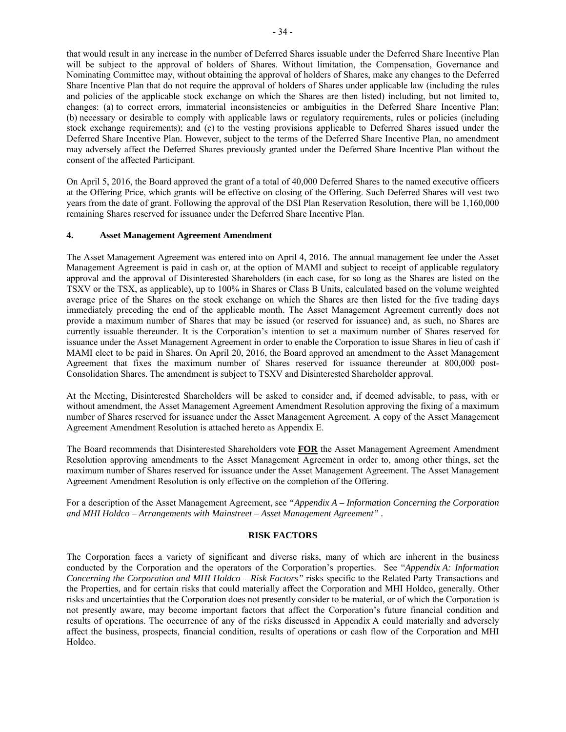that would result in any increase in the number of Deferred Shares issuable under the Deferred Share Incentive Plan will be subject to the approval of holders of Shares. Without limitation, the Compensation, Governance and Nominating Committee may, without obtaining the approval of holders of Shares, make any changes to the Deferred Share Incentive Plan that do not require the approval of holders of Shares under applicable law (including the rules and policies of the applicable stock exchange on which the Shares are then listed) including, but not limited to, changes: (a) to correct errors, immaterial inconsistencies or ambiguities in the Deferred Share Incentive Plan; (b) necessary or desirable to comply with applicable laws or regulatory requirements, rules or policies (including stock exchange requirements); and (c) to the vesting provisions applicable to Deferred Shares issued under the Deferred Share Incentive Plan. However, subject to the terms of the Deferred Share Incentive Plan, no amendment may adversely affect the Deferred Shares previously granted under the Deferred Share Incentive Plan without the consent of the affected Participant.

On April 5, 2016, the Board approved the grant of a total of 40,000 Deferred Shares to the named executive officers at the Offering Price, which grants will be effective on closing of the Offering. Such Deferred Shares will vest two years from the date of grant. Following the approval of the DSI Plan Reservation Resolution, there will be 1,160,000 remaining Shares reserved for issuance under the Deferred Share Incentive Plan.

### 4. Asset Management Agreement Amendment

The Asset Management Agreement was entered into on April 4, 2016. The annual management fee under the Asset Management Agreement is paid in cash or, at the option of MAMI and subject to receipt of applicable regulatory approval and the approval of Disinterested Shareholders (in each case, for so long as the Shares are listed on the TSXV or the TSX, as applicable), up to 100% in Shares or Class B Units, calculated based on the volume weighted average price of the Shares on the stock exchange on which the Shares are then listed for the five trading days immediately preceding the end of the applicable month. The Asset Management Agreement currently does not provide a maximum number of Shares that may be issued (or reserved for issuance) and, as such, no Shares are currently issuable thereunder. It is the Corporation's intention to set a maximum number of Shares reserved for issuance under the Asset Management Agreement in order to enable the Corporation to issue Shares in lieu of cash if MAMI elect to be paid in Shares. On April 20, 2016, the Board approved an amendment to the Asset Management Agreement that fixes the maximum number of Shares reserved for issuance thereunder at 800,000 post-Consolidation Shares. The amendment is subject to TSXV and Disinterested Shareholder approval.

At the Meeting, Disinterested Shareholders will be asked to consider and, if deemed advisable, to pass, with or without amendment, the Asset Management Agreement Amendment Resolution approving the fixing of a maximum number of Shares reserved for issuance under the Asset Management Agreement. A copy of the Asset Management Agreement Amendment Resolution is attached hereto as Appendix E.

The Board recommends that Disinterested Shareholders vote **FOR** the Asset Management Agreement Amendment Resolution approving amendments to the Asset Management Agreement in order to, among other things, set the maximum number of Shares reserved for issuance under the Asset Management Agreement. The Asset Management Agreement Amendment Resolution is only effective on the completion of the Offering.

For a description of the Asset Management Agreement, see *"Appendix A – Information Concerning the Corporation and MHI Holdco – Arrangements with Mainstreet – Asset Management Agreement"* .

## RISK FACTORS

The Corporation faces a variety of significant and diverse risks, many of which are inherent in the business conducted by the Corporation and the operators of the Corporation's properties. See "*Appendix A: Information Concerning the Corporation and MHI Holdco – Risk Factors"* risks specific to the Related Party Transactions and the Properties, and for certain risks that could materially affect the Corporation and MHI Holdco, generally. Other risks and uncertainties that the Corporation does not presently consider to be material, or of which the Corporation is not presently aware, may become important factors that affect the Corporation's future financial condition and results of operations. The occurrence of any of the risks discussed in Appendix A could materially and adversely affect the business, prospects, financial condition, results of operations or cash flow of the Corporation and MHI Holdco.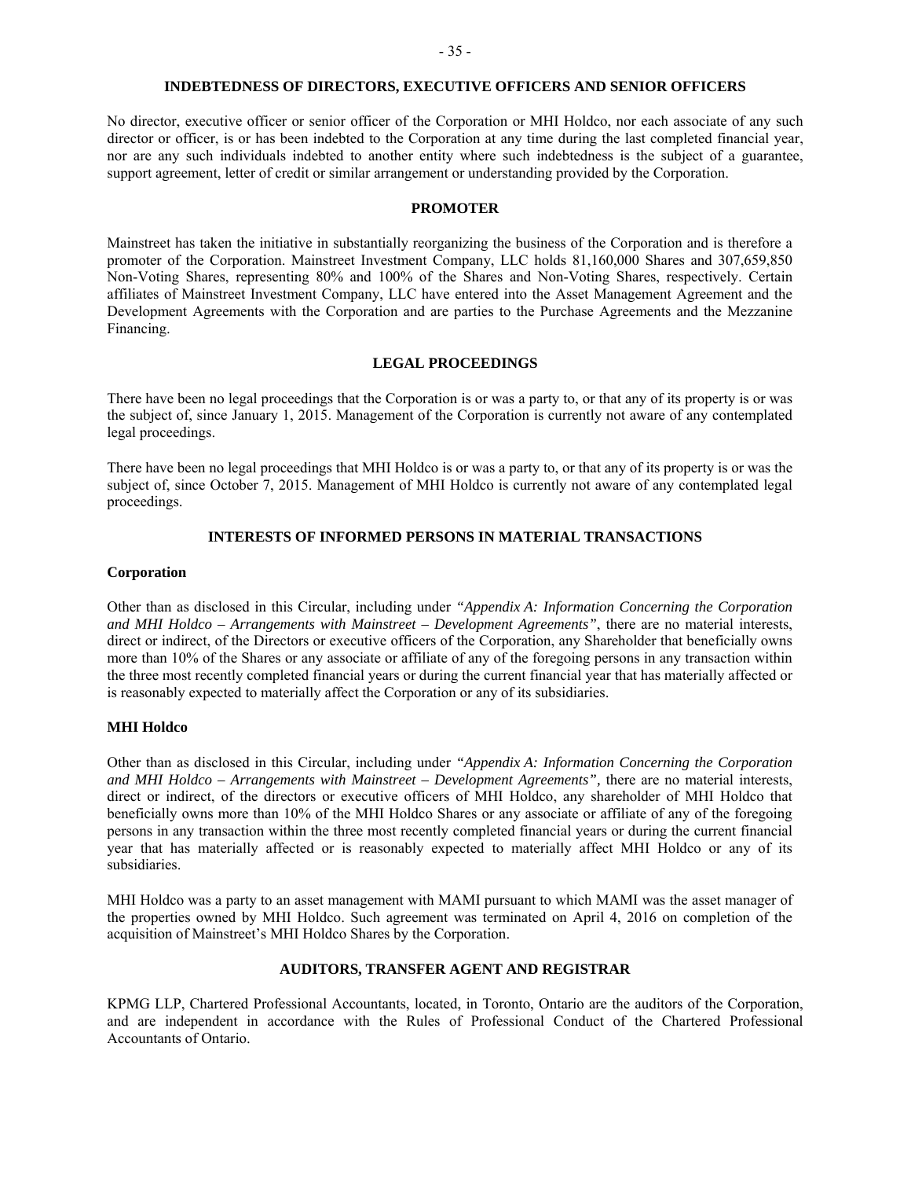## INDEBTEDNESS OF DIRECTORS, EXECUTIVE OFFICERS AND SENIOR OFFICERS

No director, executive officer or senior officer of the Corporation or MHI Holdco, nor each associate of any such director or officer, is or has been indebted to the Corporation at any time during the last completed financial year, nor are any such individuals indebted to another entity where such indebtedness is the subject of a guarantee, support agreement, letter of credit or similar arrangement or understanding provided by the Corporation.

## PROMOTER

Mainstreet has taken the initiative in substantially reorganizing the business of the Corporation and is therefore a promoter of the Corporation. Mainstreet Investment Company, LLC holds 81,160,000 Shares and 307,659,850 Non-Voting Shares, representing 80% and 100% of the Shares and Non-Voting Shares, respectively. Certain affiliates of Mainstreet Investment Company, LLC have entered into the Asset Management Agreement and the Development Agreements with the Corporation and are parties to the Purchase Agreements and the Mezzanine Financing.

## LEGAL PROCEEDINGS

There have been no legal proceedings that the Corporation is or was a party to, or that any of its property is or was the subject of, since January 1, 2015. Management of the Corporation is currently not aware of any contemplated legal proceedings.

There have been no legal proceedings that MHI Holdco is or was a party to, or that any of its property is or was the subject of, since October 7, 2015. Management of MHI Holdco is currently not aware of any contemplated legal proceedings.

## INTERESTS OF INFORMED PERSONS IN MATERIAL TRANSACTIONS

### Corporation

Other than as disclosed in this Circular, including under *"Appendix A: Information Concerning the Corporation and MHI Holdco – Arrangements with Mainstreet – Development Agreements"*, there are no material interests, direct or indirect, of the Directors or executive officers of the Corporation, any Shareholder that beneficially owns more than 10% of the Shares or any associate or affiliate of any of the foregoing persons in any transaction within the three most recently completed financial years or during the current financial year that has materially affected or is reasonably expected to materially affect the Corporation or any of its subsidiaries.

### MHI Holdco

Other than as disclosed in this Circular, including under *"Appendix A: Information Concerning the Corporation and MHI Holdco – Arrangements with Mainstreet – Development Agreements"*, there are no material interests, direct or indirect, of the directors or executive officers of MHI Holdco, any shareholder of MHI Holdco that beneficially owns more than 10% of the MHI Holdco Shares or any associate or affiliate of any of the foregoing persons in any transaction within the three most recently completed financial years or during the current financial year that has materially affected or is reasonably expected to materially affect MHI Holdco or any of its subsidiaries.

MHI Holdco was a party to an asset management with MAMI pursuant to which MAMI was the asset manager of the properties owned by MHI Holdco. Such agreement was terminated on April 4, 2016 on completion of the acquisition of Mainstreet's MHI Holdco Shares by the Corporation.

## AUDITORS, TRANSFER AGENT AND REGISTRAR

KPMG LLP, Chartered Professional Accountants, located, in Toronto, Ontario are the auditors of the Corporation, and are independent in accordance with the Rules of Professional Conduct of the Chartered Professional Accountants of Ontario.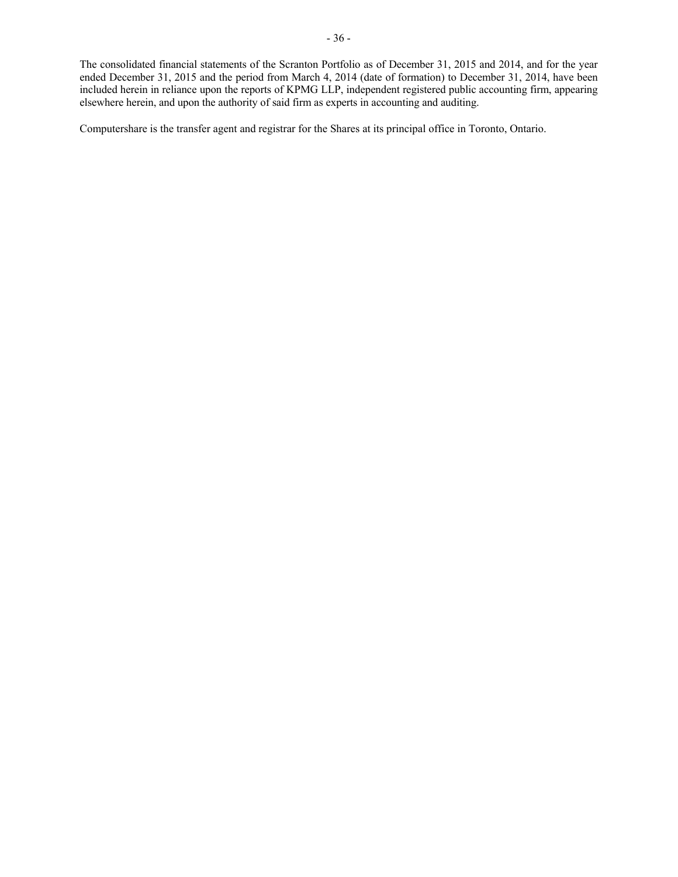The consolidated financial statements of the Scranton Portfolio as of December 31, 2015 and 2014, and for the year ended December 31, 2015 and the period from March 4, 2014 (date of formation) to December 31, 2014, have been included herein in reliance upon the reports of KPMG LLP, independent registered public accounting firm, appearing elsewhere herein, and upon the authority of said firm as experts in accounting and auditing.

Computershare is the transfer agent and registrar for the Shares at its principal office in Toronto, Ontario.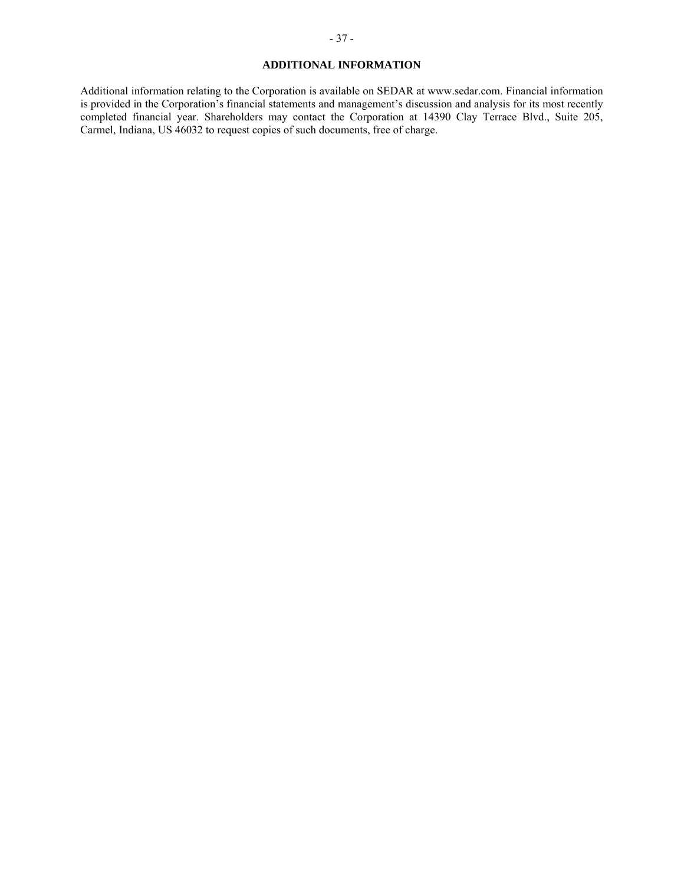## ADDITIONAL INFORMATION

Additional information relating to the Corporation is available on SEDAR at www.sedar.com. Financial information is provided in the Corporation's financial statements and management's discussion and analysis for its most recently completed financial year. Shareholders may contact the Corporation at 14390 Clay Terrace Blvd., Suite 205, Carmel, Indiana, US 46032 to request copies of such documents, free of charge.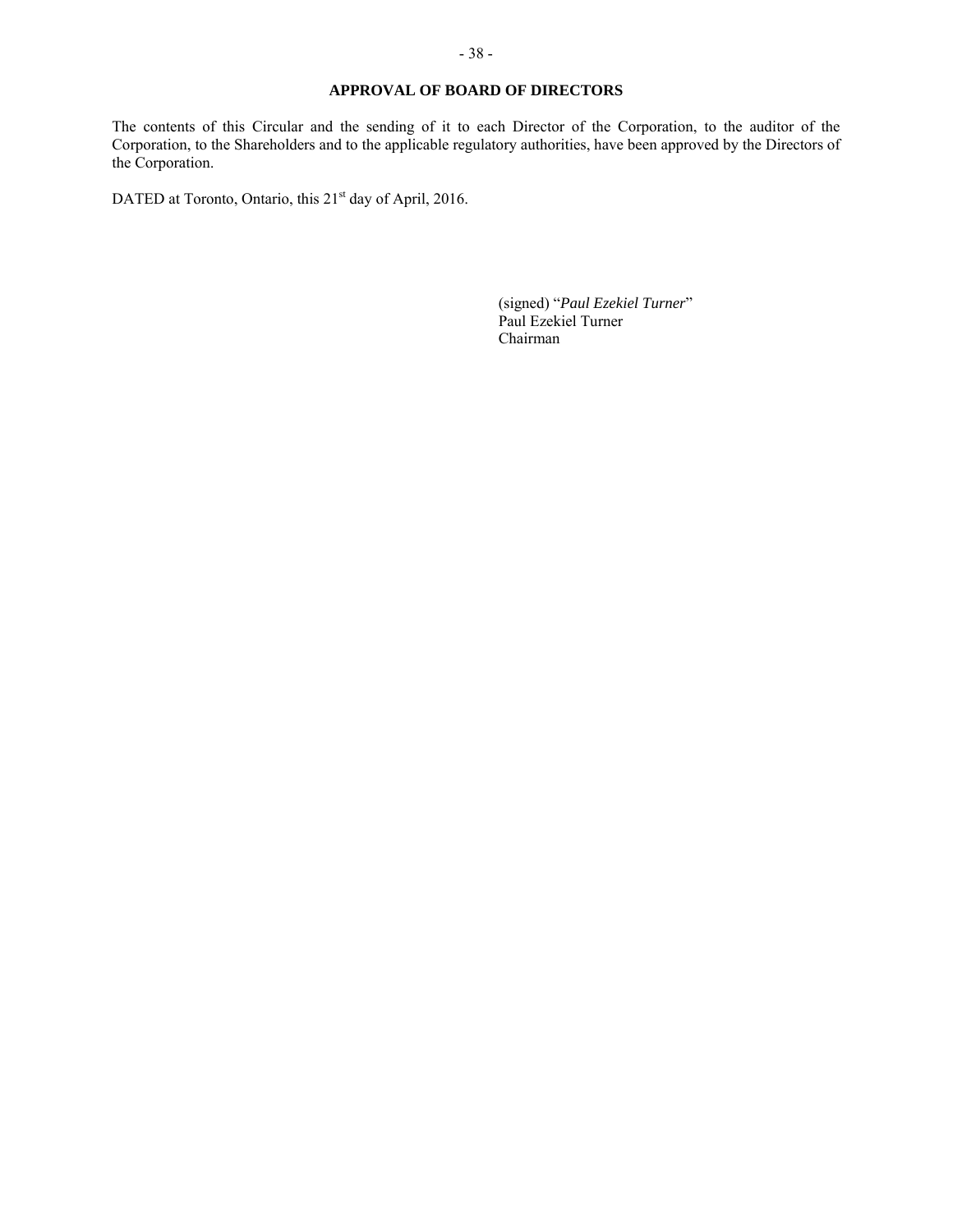## APPROVAL OF BOARD OF DIRECTORS

The contents of this Circular and the sending of it to each Director of the Corporation, to the auditor of the Corporation, to the Shareholders and to the applicable regulatory authorities, have been approved by the Directors of the Corporation.

DATED at Toronto, Ontario, this 21st day of April, 2016.

(signed) "*Paul Ezekiel Turner*"
Paul Ezekiel Turner
Chairman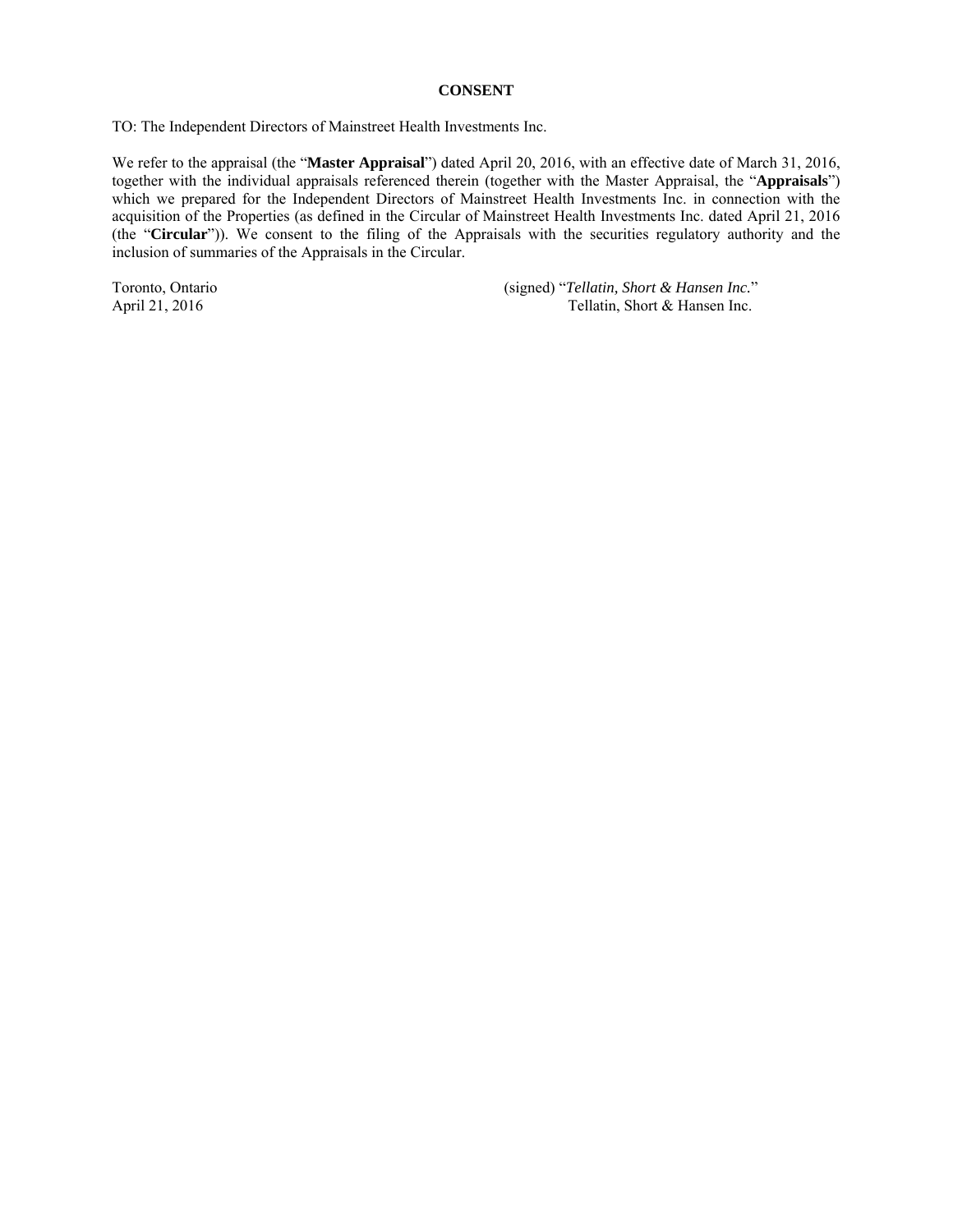# CONSENT

TO: The Independent Directors of Mainstreet Health Investments Inc.

We refer to the appraisal (the "**Master Appraisal**") dated April 20, 2016, with an effective date of March 31, 2016, together with the individual appraisals referenced therein (together with the Master Appraisal, the "**Appraisals**") which we prepared for the Independent Directors of Mainstreet Health Investments Inc. in connection with the acquisition of the Properties (as defined in the Circular of Mainstreet Health Investments Inc. dated April 21, 2016 (the "**Circular**")). We consent to the filing of the Appraisals with the securities regulatory authority and the inclusion of summaries of the Appraisals in the Circular.

Toronto, Ontario
April 21, 2016

(signed) "*Tellatin, Short & Hansen Inc.*"
Tellatin, Short & Hansen Inc.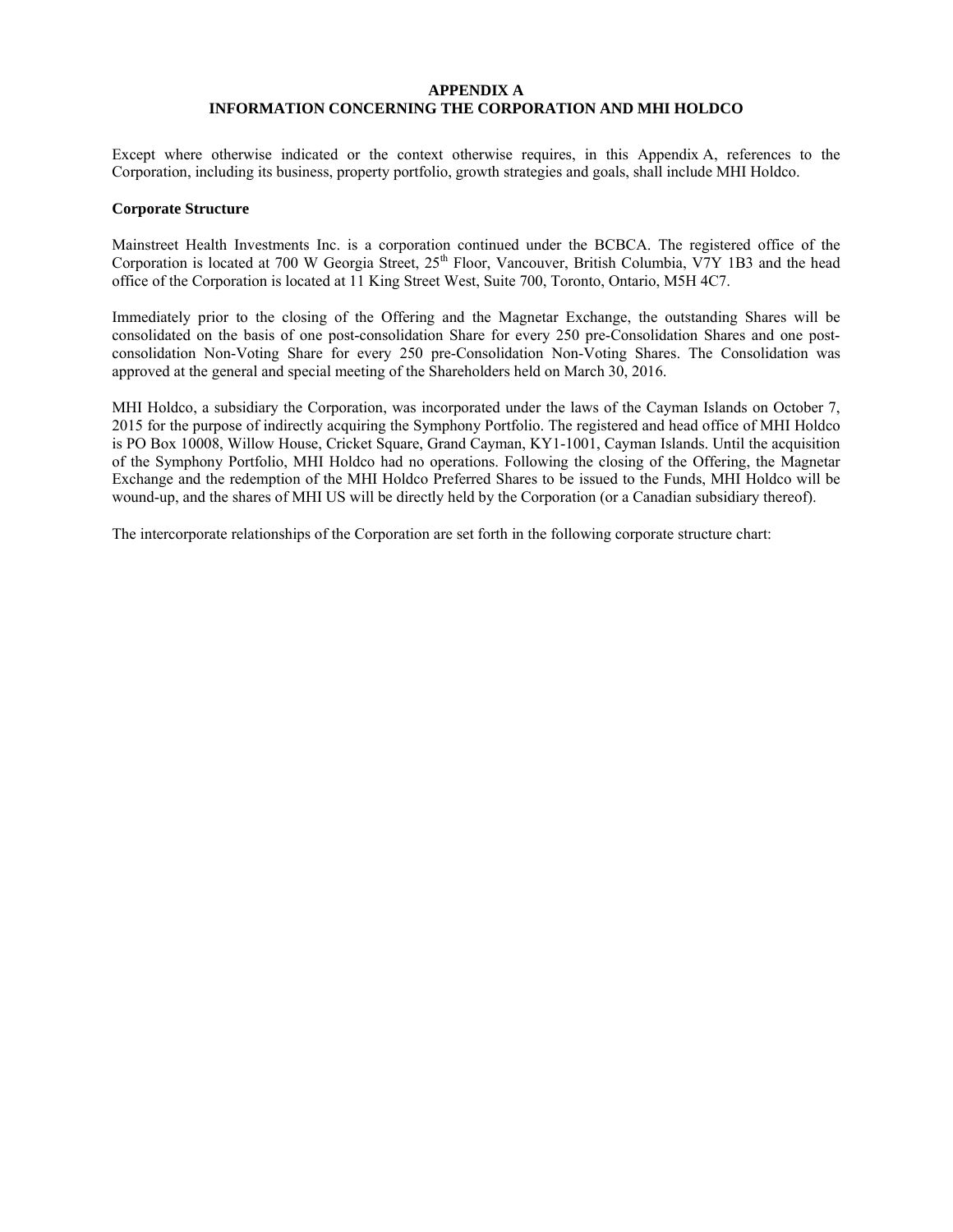# APPENDIX A
## INFORMATION CONCERNING THE CORPORATION AND MHI HOLDCO

Except where otherwise indicated or the context otherwise requires, in this Appendix A, references to the Corporation, including its business, property portfolio, growth strategies and goals, shall include MHI Holdco.

**Corporate Structure**

Mainstreet Health Investments Inc. is a corporation continued under the BCBCA. The registered office of the Corporation is located at 700 W Georgia Street, 25th Floor, Vancouver, British Columbia, V7Y 1B3 and the head office of the Corporation is located at 11 King Street West, Suite 700, Toronto, Ontario, M5H 4C7.

Immediately prior to the closing of the Offering and the Magnetar Exchange, the outstanding Shares will be consolidated on the basis of one post-consolidation Share for every 250 pre-Consolidation Shares and one post-consolidation Non-Voting Share for every 250 pre-Consolidation Non-Voting Shares. The Consolidation was approved at the general and special meeting of the Shareholders held on March 30, 2016.

MHI Holdco, a subsidiary the Corporation, was incorporated under the laws of the Cayman Islands on October 7, 2015 for the purpose of indirectly acquiring the Symphony Portfolio. The registered and head office of MHI Holdco is PO Box 10008, Willow House, Cricket Square, Grand Cayman, KY1-1001, Cayman Islands. Until the acquisition of the Symphony Portfolio, MHI Holdco had no operations. Following the closing of the Offering, the Magnetar Exchange and the redemption of the MHI Holdco Preferred Shares to be issued to the Funds, MHI Holdco will be wound-up, and the shares of MHI US will be directly held by the Corporation (or a Canadian subsidiary thereof).

The intercorporate relationships of the Corporation are set forth in the following corporate structure chart: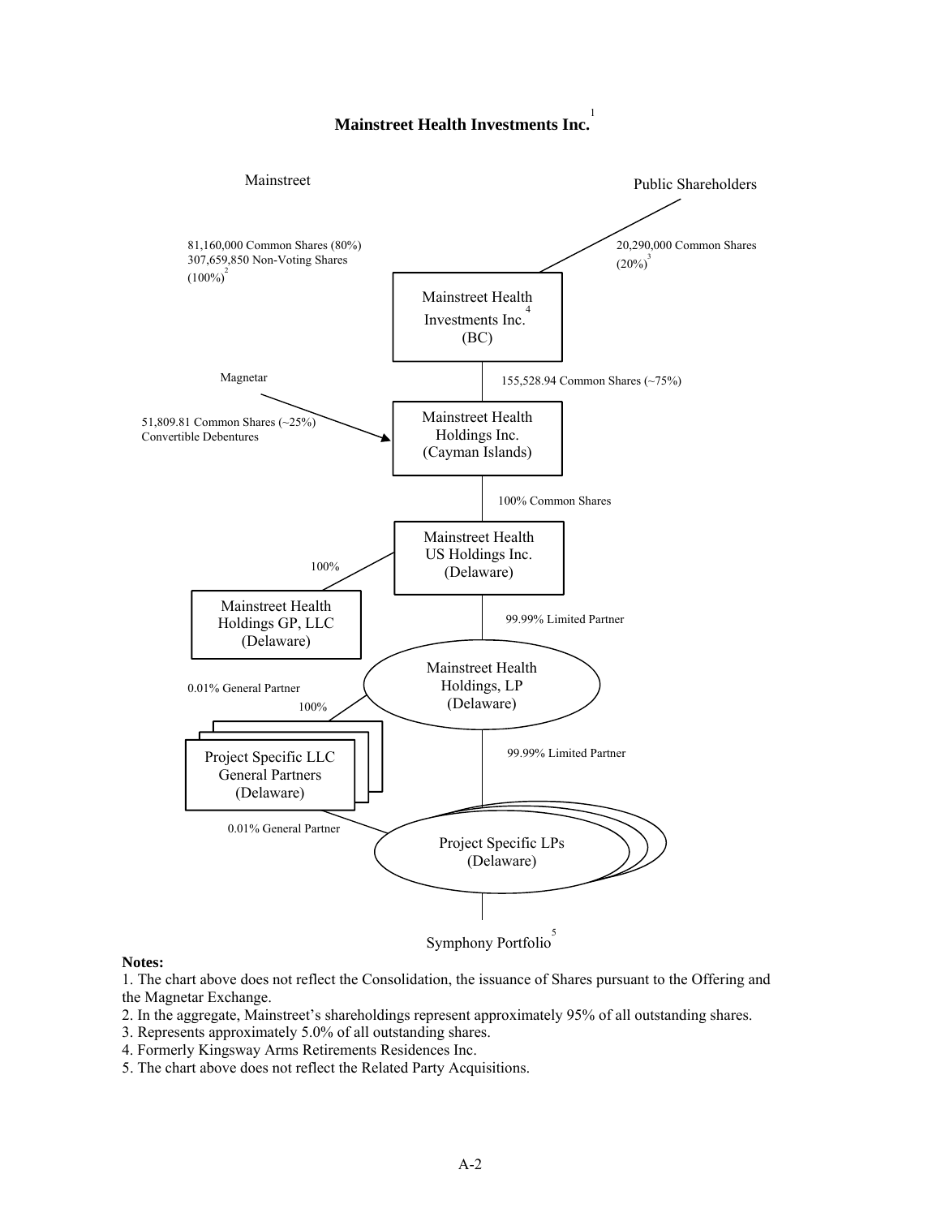# Mainstreet Health Investments Inc.[1]

Mainstreet

Public Shareholders

81,160,000 Common Shares (80%)
307,659,850 Non-Voting Shares (100%)[2]

20,290,000 Common Shares (20%)[3]

Mainstreet Health Investments Inc.[4] (BC)

155,528.94 Common Shares (~75%)

Magnetar

51,809.81 Common Shares (~25%)
Convertible Debentures

Mainstreet Health Holdings Inc. (Cayman Islands)

100% Common Shares

Mainstreet Health US Holdings Inc. (Delaware)

100%

Mainstreet Health Holdings GP, LLC (Delaware)

99.99% Limited Partner

0.01% General Partner

Mainstreet Health Holdings, LP (Delaware)

100%

Project Specific LLC General Partners (Delaware)

99.99% Limited Partner

0.01% General Partner

Project Specific LPs (Delaware)

Symphony Portfolio[5]

**Notes:**

1. The chart above does not reflect the Consolidation, the issuance of Shares pursuant to the Offering and the Magnetar Exchange.
2. In the aggregate, Mainstreet's shareholdings represent approximately 95% of all outstanding shares.
3. Represents approximately 5.0% of all outstanding shares.
4. Formerly Kingsway Arms Retirements Residences Inc.
5. The chart above does not reflect the Related Party Acquisitions.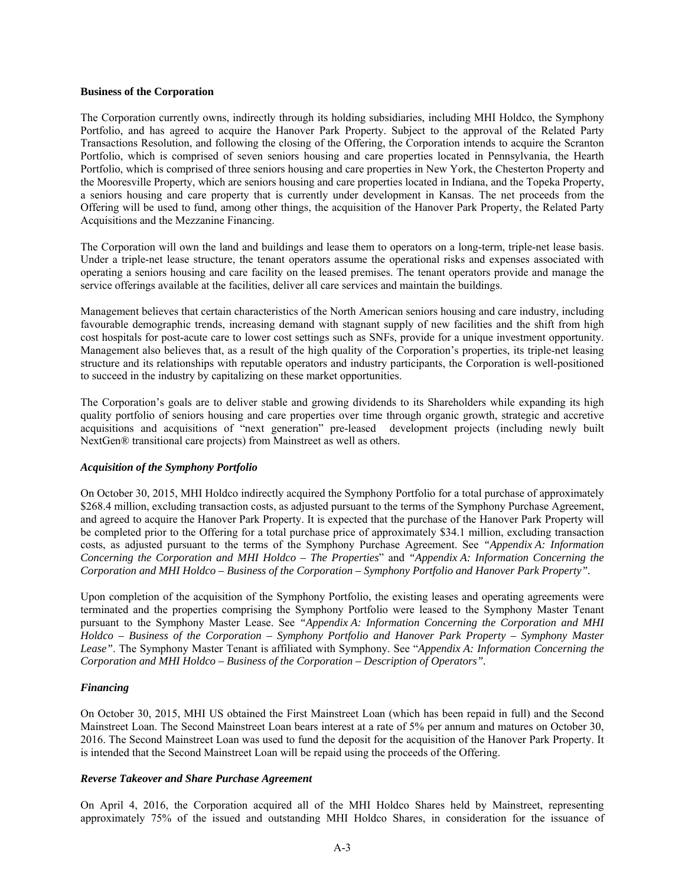**Business of the Corporation**

The Corporation currently owns, indirectly through its holding subsidiaries, including MHI Holdco, the Symphony Portfolio, and has agreed to acquire the Hanover Park Property. Subject to the approval of the Related Party Transactions Resolution, and following the closing of the Offering, the Corporation intends to acquire the Scranton Portfolio, which is comprised of seven seniors housing and care properties located in Pennsylvania, the Hearth Portfolio, which is comprised of three seniors housing and care properties in New York, the Chesterton Property and the Mooresville Property, which are seniors housing and care properties located in Indiana, and the Topeka Property, a seniors housing and care property that is currently under development in Kansas. The net proceeds from the Offering will be used to fund, among other things, the acquisition of the Hanover Park Property, the Related Party Acquisitions and the Mezzanine Financing.

The Corporation will own the land and buildings and lease them to operators on a long-term, triple-net lease basis. Under a triple-net lease structure, the tenant operators assume the operational risks and expenses associated with operating a seniors housing and care facility on the leased premises. The tenant operators provide and manage the service offerings available at the facilities, deliver all care services and maintain the buildings.

Management believes that certain characteristics of the North American seniors housing and care industry, including favourable demographic trends, increasing demand with stagnant supply of new facilities and the shift from high cost hospitals for post-acute care to lower cost settings such as SNFs, provide for a unique investment opportunity. Management also believes that, as a result of the high quality of the Corporation's properties, its triple-net leasing structure and its relationships with reputable operators and industry participants, the Corporation is well-positioned to succeed in the industry by capitalizing on these market opportunities.

The Corporation's goals are to deliver stable and growing dividends to its Shareholders while expanding its high quality portfolio of seniors housing and care properties over time through organic growth, strategic and accretive acquisitions and acquisitions of "next generation" pre-leased development projects (including newly built NextGen® transitional care projects) from Mainstreet as well as others.

***Acquisition of the Symphony Portfolio***

On October 30, 2015, MHI Holdco indirectly acquired the Symphony Portfolio for a total purchase of approximately \$268.4 million, excluding transaction costs, as adjusted pursuant to the terms of the Symphony Purchase Agreement, and agreed to acquire the Hanover Park Property. It is expected that the purchase of the Hanover Park Property will be completed prior to the Offering for a total purchase price of approximately \$34.1 million, excluding transaction costs, as adjusted pursuant to the terms of the Symphony Purchase Agreement. See *"Appendix A: Information Concerning the Corporation and MHI Holdco – The Properties*" and *"Appendix A: Information Concerning the Corporation and MHI Holdco – Business of the Corporation – Symphony Portfolio and Hanover Park Property"*.

Upon completion of the acquisition of the Symphony Portfolio, the existing leases and operating agreements were terminated and the properties comprising the Symphony Portfolio were leased to the Symphony Master Tenant pursuant to the Symphony Master Lease. See *"Appendix A: Information Concerning the Corporation and MHI Holdco – Business of the Corporation – Symphony Portfolio and Hanover Park Property – Symphony Master Lease"*. The Symphony Master Tenant is affiliated with Symphony. See "*Appendix A: Information Concerning the Corporation and MHI Holdco – Business of the Corporation – Description of Operators"*.

***Financing***

On October 30, 2015, MHI US obtained the First Mainstreet Loan (which has been repaid in full) and the Second Mainstreet Loan. The Second Mainstreet Loan bears interest at a rate of 5% per annum and matures on October 30, 2016. The Second Mainstreet Loan was used to fund the deposit for the acquisition of the Hanover Park Property. It is intended that the Second Mainstreet Loan will be repaid using the proceeds of the Offering.

***Reverse Takeover and Share Purchase Agreement***

On April 4, 2016, the Corporation acquired all of the MHI Holdco Shares held by Mainstreet, representing approximately 75% of the issued and outstanding MHI Holdco Shares, in consideration for the issuance of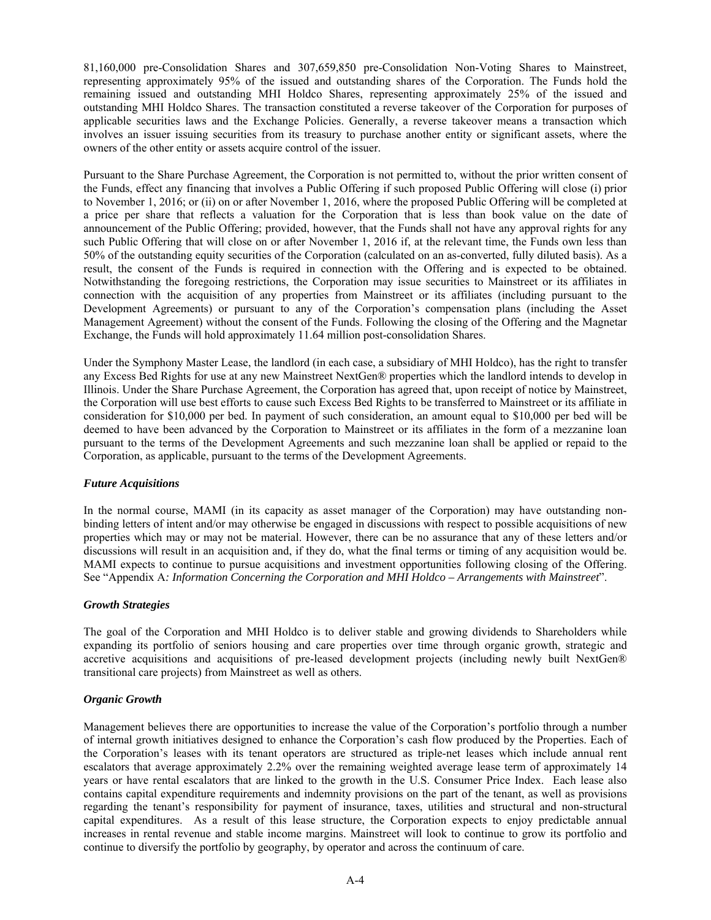81,160,000 pre-Consolidation Shares and 307,659,850 pre-Consolidation Non-Voting Shares to Mainstreet, representing approximately 95% of the issued and outstanding shares of the Corporation. The Funds hold the remaining issued and outstanding MHI Holdco Shares, representing approximately 25% of the issued and outstanding MHI Holdco Shares. The transaction constituted a reverse takeover of the Corporation for purposes of applicable securities laws and the Exchange Policies. Generally, a reverse takeover means a transaction which involves an issuer issuing securities from its treasury to purchase another entity or significant assets, where the owners of the other entity or assets acquire control of the issuer.

Pursuant to the Share Purchase Agreement, the Corporation is not permitted to, without the prior written consent of the Funds, effect any financing that involves a Public Offering if such proposed Public Offering will close (i) prior to November 1, 2016; or (ii) on or after November 1, 2016, where the proposed Public Offering will be completed at a price per share that reflects a valuation for the Corporation that is less than book value on the date of announcement of the Public Offering; provided, however, that the Funds shall not have any approval rights for any such Public Offering that will close on or after November 1, 2016 if, at the relevant time, the Funds own less than 50% of the outstanding equity securities of the Corporation (calculated on an as-converted, fully diluted basis). As a result, the consent of the Funds is required in connection with the Offering and is expected to be obtained. Notwithstanding the foregoing restrictions, the Corporation may issue securities to Mainstreet or its affiliates in connection with the acquisition of any properties from Mainstreet or its affiliates (including pursuant to the Development Agreements) or pursuant to any of the Corporation's compensation plans (including the Asset Management Agreement) without the consent of the Funds. Following the closing of the Offering and the Magnetar Exchange, the Funds will hold approximately 11.64 million post-consolidation Shares.

Under the Symphony Master Lease, the landlord (in each case, a subsidiary of MHI Holdco), has the right to transfer any Excess Bed Rights for use at any new Mainstreet NextGen® properties which the landlord intends to develop in Illinois. Under the Share Purchase Agreement, the Corporation has agreed that, upon receipt of notice by Mainstreet, the Corporation will use best efforts to cause such Excess Bed Rights to be transferred to Mainstreet or its affiliate in consideration for $10,000 per bed. In payment of such consideration, an amount equal to $10,000 per bed will be deemed to have been advanced by the Corporation to Mainstreet or its affiliates in the form of a mezzanine loan pursuant to the terms of the Development Agreements and such mezzanine loan shall be applied or repaid to the Corporation, as applicable, pursuant to the terms of the Development Agreements.

***Future Acquisitions***

In the normal course, MAMI (in its capacity as asset manager of the Corporation) may have outstanding non-binding letters of intent and/or may otherwise be engaged in discussions with respect to possible acquisitions of new properties which may or may not be material. However, there can be no assurance that any of these letters and/or discussions will result in an acquisition and, if they do, what the final terms or timing of any acquisition would be. MAMI expects to continue to pursue acquisitions and investment opportunities following closing of the Offering. See "Appendix A*: Information Concerning the Corporation and MHI Holdco – Arrangements with Mainstreet*".

***Growth Strategies***

The goal of the Corporation and MHI Holdco is to deliver stable and growing dividends to Shareholders while expanding its portfolio of seniors housing and care properties over time through organic growth, strategic and accretive acquisitions and acquisitions of pre-leased development projects (including newly built NextGen® transitional care projects) from Mainstreet as well as others.

***Organic Growth***

Management believes there are opportunities to increase the value of the Corporation's portfolio through a number of internal growth initiatives designed to enhance the Corporation's cash flow produced by the Properties. Each of the Corporation's leases with its tenant operators are structured as triple-net leases which include annual rent escalators that average approximately 2.2% over the remaining weighted average lease term of approximately 14 years or have rental escalators that are linked to the growth in the U.S. Consumer Price Index. Each lease also contains capital expenditure requirements and indemnity provisions on the part of the tenant, as well as provisions regarding the tenant's responsibility for payment of insurance, taxes, utilities and structural and non-structural capital expenditures. As a result of this lease structure, the Corporation expects to enjoy predictable annual increases in rental revenue and stable income margins. Mainstreet will look to continue to grow its portfolio and continue to diversify the portfolio by geography, by operator and across the continuum of care.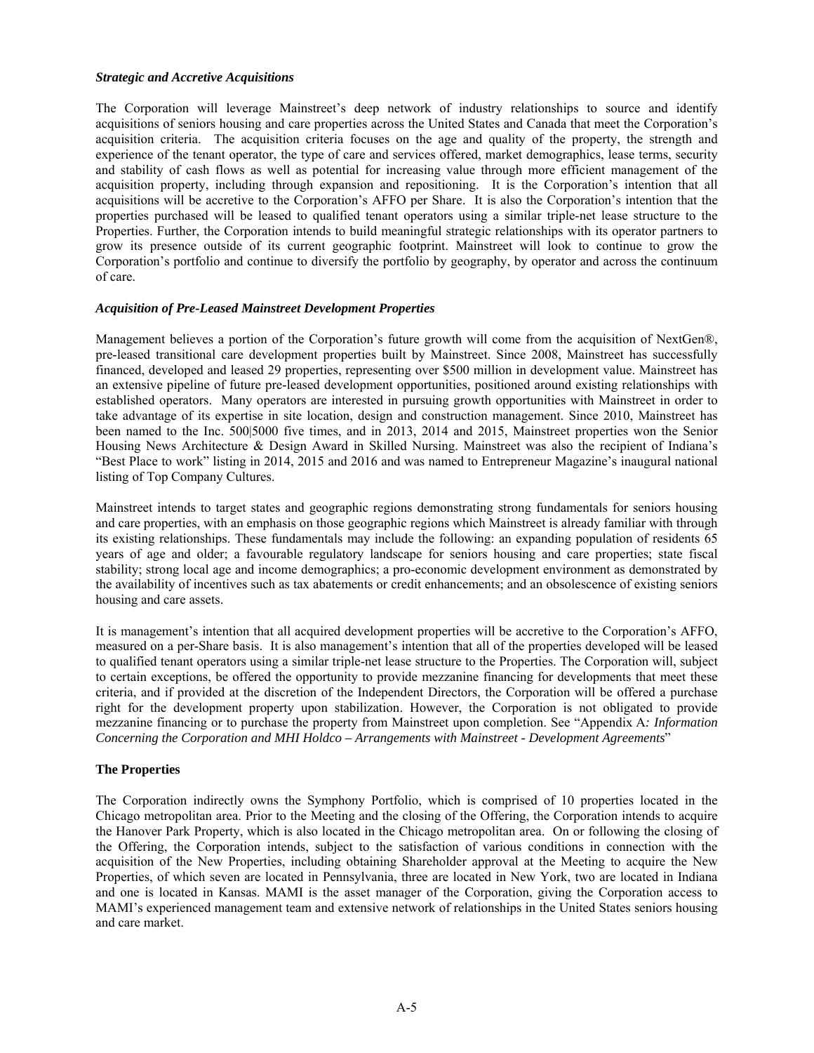***Strategic and Accretive Acquisitions***

The Corporation will leverage Mainstreet's deep network of industry relationships to source and identify acquisitions of seniors housing and care properties across the United States and Canada that meet the Corporation's acquisition criteria. The acquisition criteria focuses on the age and quality of the property, the strength and experience of the tenant operator, the type of care and services offered, market demographics, lease terms, security and stability of cash flows as well as potential for increasing value through more efficient management of the acquisition property, including through expansion and repositioning. It is the Corporation's intention that all acquisitions will be accretive to the Corporation's AFFO per Share. It is also the Corporation's intention that the properties purchased will be leased to qualified tenant operators using a similar triple-net lease structure to the Properties. Further, the Corporation intends to build meaningful strategic relationships with its operator partners to grow its presence outside of its current geographic footprint. Mainstreet will look to continue to grow the Corporation's portfolio and continue to diversify the portfolio by geography, by operator and across the continuum of care.

***Acquisition of Pre-Leased Mainstreet Development Properties***

Management believes a portion of the Corporation's future growth will come from the acquisition of NextGen®, pre-leased transitional care development properties built by Mainstreet. Since 2008, Mainstreet has successfully financed, developed and leased 29 properties, representing over $500 million in development value. Mainstreet has an extensive pipeline of future pre-leased development opportunities, positioned around existing relationships with established operators. Many operators are interested in pursuing growth opportunities with Mainstreet in order to take advantage of its expertise in site location, design and construction management. Since 2010, Mainstreet has been named to the Inc. 500|5000 five times, and in 2013, 2014 and 2015, Mainstreet properties won the Senior Housing News Architecture & Design Award in Skilled Nursing. Mainstreet was also the recipient of Indiana's "Best Place to work" listing in 2014, 2015 and 2016 and was named to Entrepreneur Magazine's inaugural national listing of Top Company Cultures.

Mainstreet intends to target states and geographic regions demonstrating strong fundamentals for seniors housing and care properties, with an emphasis on those geographic regions which Mainstreet is already familiar with through its existing relationships. These fundamentals may include the following: an expanding population of residents 65 years of age and older; a favourable regulatory landscape for seniors housing and care properties; state fiscal stability; strong local age and income demographics; a pro-economic development environment as demonstrated by the availability of incentives such as tax abatements or credit enhancements; and an obsolescence of existing seniors housing and care assets.

It is management's intention that all acquired development properties will be accretive to the Corporation's AFFO, measured on a per-Share basis. It is also management's intention that all of the properties developed will be leased to qualified tenant operators using a similar triple-net lease structure to the Properties. The Corporation will, subject to certain exceptions, be offered the opportunity to provide mezzanine financing for developments that meet these criteria, and if provided at the discretion of the Independent Directors, the Corporation will be offered a purchase right for the development property upon stabilization. However, the Corporation is not obligated to provide mezzanine financing or to purchase the property from Mainstreet upon completion. See "Appendix A*: Information Concerning the Corporation and MHI Holdco – Arrangements with Mainstreet - Development Agreements*"

**The Properties**

The Corporation indirectly owns the Symphony Portfolio, which is comprised of 10 properties located in the Chicago metropolitan area. Prior to the Meeting and the closing of the Offering, the Corporation intends to acquire the Hanover Park Property, which is also located in the Chicago metropolitan area. On or following the closing of the Offering, the Corporation intends, subject to the satisfaction of various conditions in connection with the acquisition of the New Properties, including obtaining Shareholder approval at the Meeting to acquire the New Properties, of which seven are located in Pennsylvania, three are located in New York, two are located in Indiana and one is located in Kansas. MAMI is the asset manager of the Corporation, giving the Corporation access to MAMI's experienced management team and extensive network of relationships in the United States seniors housing and care market.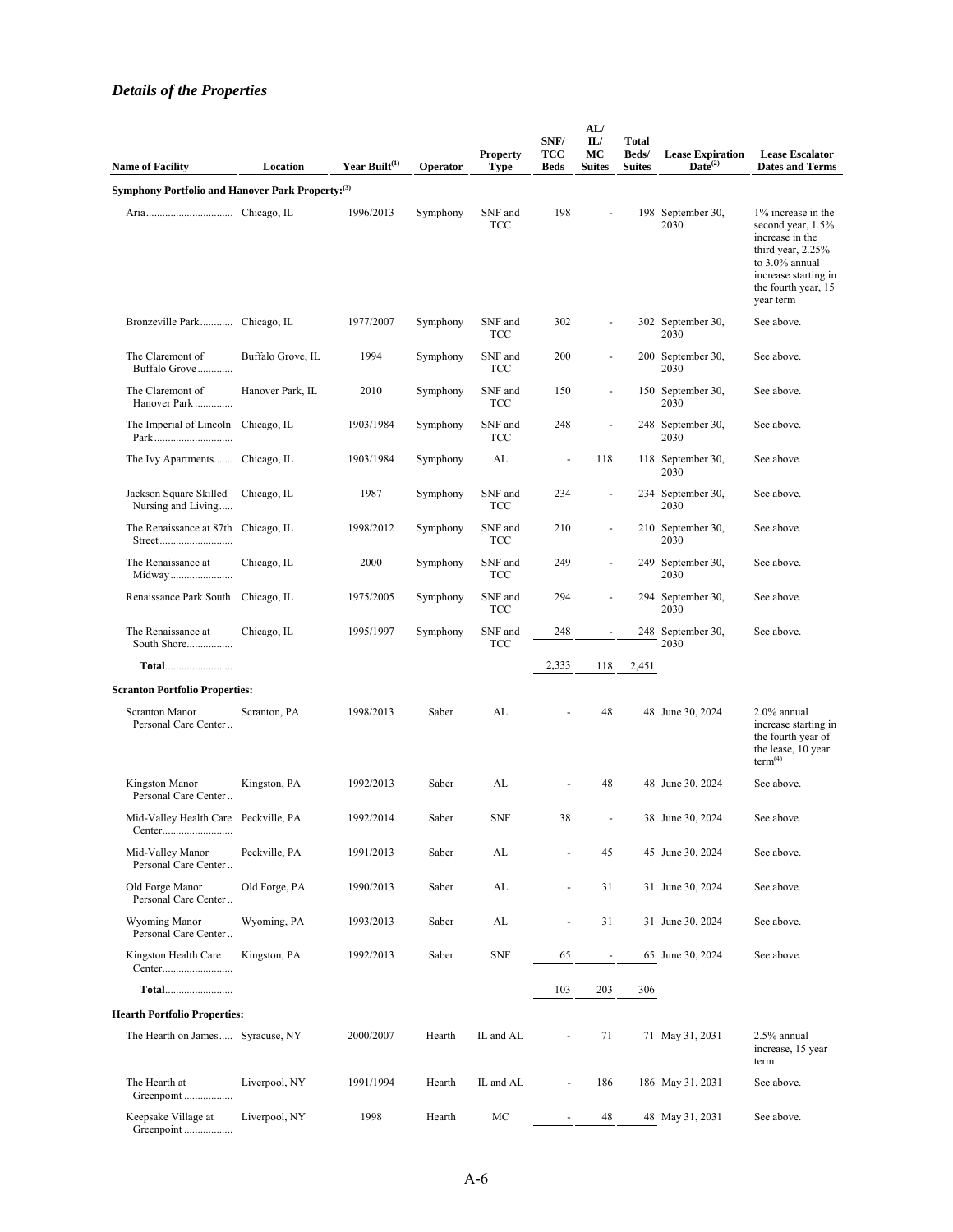### *Details of the Properties*

| Name of Facility | Location | Year Built[1] | Operator | Property Type | SNF/ TCC Beds | AL/ IL/ MC Suites | Total Beds/ Suites | Lease Expiration Date[2] | Lease Escalator Dates and Terms |
|---|---|---|---|---|---|---|---|---|---|
| **Symphony Portfolio and Hanover Park Property:[3]** | | | | | | | | | |
| Aria | Chicago, IL | 1996/2013 | Symphony | SNF and TCC | 198 | - | 198 | September 30, 2030 | 1% increase in the second year, 1.5% increase in the third year, 2.25% to 3.0% annual increase starting in the fourth year, 15 year term |
| Bronzeville Park | Chicago, IL | 1977/2007 | Symphony | SNF and TCC | 302 | - | 302 | September 30, 2030 | See above. |
| The Claremont of Buffalo Grove | Buffalo Grove, IL | 1994 | Symphony | SNF and TCC | 200 | - | 200 | September 30, 2030 | See above. |
| The Claremont of Hanover Park | Hanover Park, IL | 2010 | Symphony | SNF and TCC | 150 | - | 150 | September 30, 2030 | See above. |
| The Imperial of Lincoln Park | Chicago, IL | 1903/1984 | Symphony | SNF and TCC | 248 | - | 248 | September 30, 2030 | See above. |
| The Ivy Apartments | Chicago, IL | 1903/1984 | Symphony | AL | - | 118 | 118 | September 30, 2030 | See above. |
| Jackson Square Skilled Nursing and Living | Chicago, IL | 1987 | Symphony | SNF and TCC | 234 | - | 234 | September 30, 2030 | See above. |
| The Renaissance at 87th Street | Chicago, IL | 1998/2012 | Symphony | SNF and TCC | 210 | - | 210 | September 30, 2030 | See above. |
| The Renaissance at Midway | Chicago, IL | 2000 | Symphony | SNF and TCC | 249 | - | 249 | September 30, 2030 | See above. |
| Renaissance Park South | Chicago, IL | 1975/2005 | Symphony | SNF and TCC | 294 | - | 294 | September 30, 2030 | See above. |
| The Renaissance at South Shore | Chicago, IL | 1995/1997 | Symphony | SNF and TCC | 248 | - | 248 | September 30, 2030 | See above. |
| **Total** | | | | | 2,333 | 118 | 2,451 | | |
| **Scranton Portfolio Properties:** | | | | | | | | | |
| Scranton Manor Personal Care Center | Scranton, PA | 1998/2013 | Saber | AL | - | 48 | 48 | June 30, 2024 | 2.0% annual increase starting in the fourth year of the lease, 10 year term[4] |
| Kingston Manor Personal Care Center | Kingston, PA | 1992/2013 | Saber | AL | - | 48 | 48 | June 30, 2024 | See above. |
| Mid-Valley Health Care Center | Peckville, PA | 1992/2014 | Saber | SNF | 38 | - | 38 | June 30, 2024 | See above. |
| Mid-Valley Manor Personal Care Center | Peckville, PA | 1991/2013 | Saber | AL | - | 45 | 45 | June 30, 2024 | See above. |
| Old Forge Manor Personal Care Center | Old Forge, PA | 1990/2013 | Saber | AL | - | 31 | 31 | June 30, 2024 | See above. |
| Wyoming Manor Personal Care Center | Wyoming, PA | 1993/2013 | Saber | AL | - | 31 | 31 | June 30, 2024 | See above. |
| Kingston Health Care Center | Kingston, PA | 1992/2013 | Saber | SNF | 65 | - | 65 | June 30, 2024 | See above. |
| **Total** | | | | | 103 | 203 | 306 | | |
| **Hearth Portfolio Properties:** | | | | | | | | | |
| The Hearth on James | Syracuse, NY | 2000/2007 | Hearth | IL and AL | - | 71 | 71 | May 31, 2031 | 2.5% annual increase, 15 year term |
| The Hearth at Greenpoint | Liverpool, NY | 1991/1994 | Hearth | IL and AL | - | 186 | 186 | May 31, 2031 | See above. |
| Keepsake Village at Greenpoint | Liverpool, NY | 1998 | Hearth | MC | - | 48 | 48 | May 31, 2031 | See above. |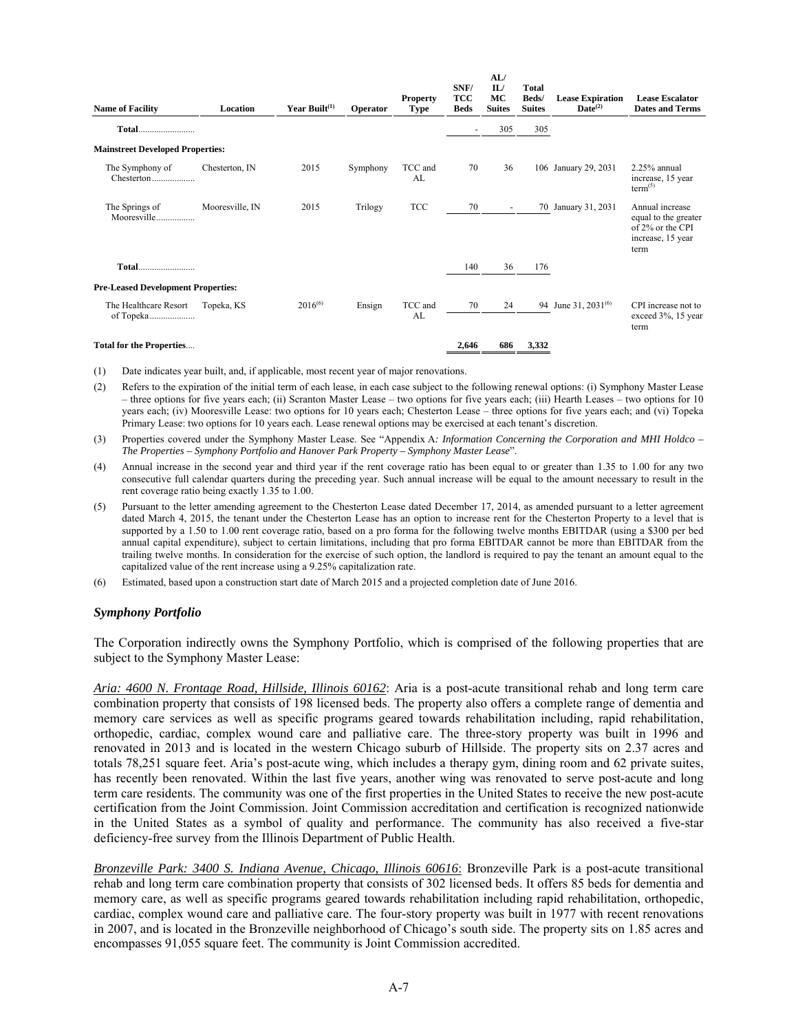| Name of Facility | Location | Year Built[1] | Operator | Property Type | SNF/ TCC Beds | AL/ IL/ MC Suites | Total Beds/ Suites | Lease Expiration Date[2] | Lease Escalator Dates and Terms |
|---|---|---|---|---|---|---|---|---|---|
| **Total**......................... | | | | | - | 305 | 305 | | |
| **Mainstreet Developed Properties:** | | | | | | | | | |
| The Symphony of Chesterton.................. | Chesterton, IN | 2015 | Symphony | TCC and AL | 70 | 36 | 106 | January 29, 2031 | 2.25% annual increase, 15 year term[5] |
| The Springs of Mooresville................ | Mooresville, IN | 2015 | Trilogy | TCC | 70 | - | 70 | January 31, 2031 | Annual increase equal to the greater of 2% or the CPI increase, 15 year term |
| **Total**......................... | | | | | 140 | 36 | 176 | | |
| **Pre-Leased Development Properties:** | | | | | | | | | |
| The Healthcare Resort of Topeka................... | Topeka, KS | 2016[6] | Ensign | TCC and AL | 70 | 24 | 94 | June 31, 2031[6] | CPI increase not to exceed 3%, 15 year term |
| **Total for the Properties**.... | | | | | 2,646 | 686 | 3,332 | | |

(1) Date indicates year built, and, if applicable, most recent year of major renovations.

(2) Refers to the expiration of the initial term of each lease, in each case subject to the following renewal options: (i) Symphony Master Lease – three options for five years each; (ii) Scranton Master Lease – two options for five years each; (iii) Hearth Leases – two options for 10 years each; (iv) Mooresville Lease: two options for 10 years each; Chesterton Lease – three options for five years each; and (vi) Topeka Primary Lease: two options for 10 years each. Lease renewal options may be exercised at each tenant's discretion.

(3) Properties covered under the Symphony Master Lease. See "Appendix A*: Information Concerning the Corporation and MHI Holdco – The Properties – Symphony Portfolio and Hanover Park Property – Symphony Master Lease*".

(4) Annual increase in the second year and third year if the rent coverage ratio has been equal to or greater than 1.35 to 1.00 for any two consecutive full calendar quarters during the preceding year. Such annual increase will be equal to the amount necessary to result in the rent coverage ratio being exactly 1.35 to 1.00.

(5) Pursuant to the letter amending agreement to the Chesterton Lease dated December 17, 2014, as amended pursuant to a letter agreement dated March 4, 2015, the tenant under the Chesterton Lease has an option to increase rent for the Chesterton Property to a level that is supported by a 1.50 to 1.00 rent coverage ratio, based on a pro forma for the following twelve months EBITDAR (using a $300 per bed annual capital expenditure), subject to certain limitations, including that pro forma EBITDAR cannot be more than EBITDAR from the trailing twelve months. In consideration for the exercise of such option, the landlord is required to pay the tenant an amount equal to the capitalized value of the rent increase using a 9.25% capitalization rate.

(6) Estimated, based upon a construction start date of March 2015 and a projected completion date of June 2016.

### *Symphony Portfolio*

The Corporation indirectly owns the Symphony Portfolio, which is comprised of the following properties that are subject to the Symphony Master Lease:

*Aria: 4600 N. Frontage Road, Hillside, Illinois 60162*: Aria is a post-acute transitional rehab and long term care combination property that consists of 198 licensed beds. The property also offers a complete range of dementia and memory care services as well as specific programs geared towards rehabilitation including, rapid rehabilitation, orthopedic, cardiac, complex wound care and palliative care. The three-story property was built in 1996 and renovated in 2013 and is located in the western Chicago suburb of Hillside. The property sits on 2.37 acres and totals 78,251 square feet. Aria's post-acute wing, which includes a therapy gym, dining room and 62 private suites, has recently been renovated. Within the last five years, another wing was renovated to serve post-acute and long term care residents. The community was one of the first properties in the United States to receive the new post-acute certification from the Joint Commission. Joint Commission accreditation and certification is recognized nationwide in the United States as a symbol of quality and performance. The community has also received a five-star deficiency-free survey from the Illinois Department of Public Health.

*Bronzeville Park: 3400 S. Indiana Avenue, Chicago, Illinois 60616*: Bronzeville Park is a post-acute transitional rehab and long term care combination property that consists of 302 licensed beds. It offers 85 beds for dementia and memory care, as well as specific programs geared towards rehabilitation including rapid rehabilitation, orthopedic, cardiac, complex wound care and palliative care. The four-story property was built in 1977 with recent renovations in 2007, and is located in the Bronzeville neighborhood of Chicago's south side. The property sits on 1.85 acres and encompasses 91,055 square feet. The community is Joint Commission accredited.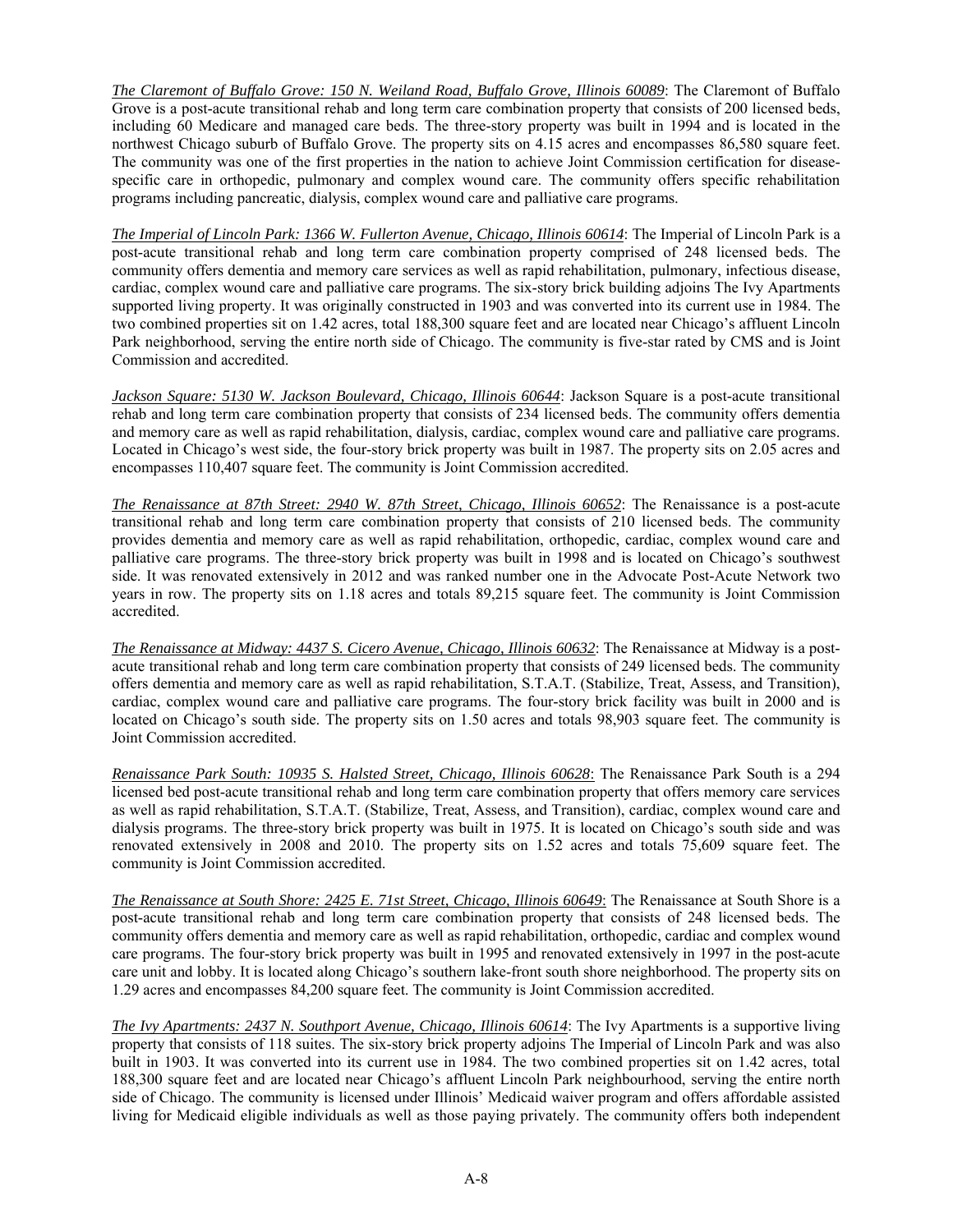*The Claremont of Buffalo Grove: 150 N. Weiland Road, Buffalo Grove, Illinois 60089*: The Claremont of Buffalo Grove is a post-acute transitional rehab and long term care combination property that consists of 200 licensed beds, including 60 Medicare and managed care beds. The three-story property was built in 1994 and is located in the northwest Chicago suburb of Buffalo Grove. The property sits on 4.15 acres and encompasses 86,580 square feet. The community was one of the first properties in the nation to achieve Joint Commission certification for disease-specific care in orthopedic, pulmonary and complex wound care. The community offers specific rehabilitation programs including pancreatic, dialysis, complex wound care and palliative care programs.

*The Imperial of Lincoln Park: 1366 W. Fullerton Avenue, Chicago, Illinois 60614*: The Imperial of Lincoln Park is a post-acute transitional rehab and long term care combination property comprised of 248 licensed beds. The community offers dementia and memory care services as well as rapid rehabilitation, pulmonary, infectious disease, cardiac, complex wound care and palliative care programs. The six-story brick building adjoins The Ivy Apartments supported living property. It was originally constructed in 1903 and was converted into its current use in 1984. The two combined properties sit on 1.42 acres, total 188,300 square feet and are located near Chicago's affluent Lincoln Park neighborhood, serving the entire north side of Chicago. The community is five-star rated by CMS and is Joint Commission and accredited.

*Jackson Square: 5130 W. Jackson Boulevard, Chicago, Illinois 60644*: Jackson Square is a post-acute transitional rehab and long term care combination property that consists of 234 licensed beds. The community offers dementia and memory care as well as rapid rehabilitation, dialysis, cardiac, complex wound care and palliative care programs. Located in Chicago's west side, the four-story brick property was built in 1987. The property sits on 2.05 acres and encompasses 110,407 square feet. The community is Joint Commission accredited.

*The Renaissance at 87th Street: 2940 W. 87th Street, Chicago, Illinois 60652*: The Renaissance is a post-acute transitional rehab and long term care combination property that consists of 210 licensed beds. The community provides dementia and memory care as well as rapid rehabilitation, orthopedic, cardiac, complex wound care and palliative care programs. The three-story brick property was built in 1998 and is located on Chicago's southwest side. It was renovated extensively in 2012 and was ranked number one in the Advocate Post-Acute Network two years in row. The property sits on 1.18 acres and totals 89,215 square feet. The community is Joint Commission accredited.

*The Renaissance at Midway: 4437 S. Cicero Avenue, Chicago, Illinois 60632*: The Renaissance at Midway is a post-acute transitional rehab and long term care combination property that consists of 249 licensed beds. The community offers dementia and memory care as well as rapid rehabilitation, S.T.A.T. (Stabilize, Treat, Assess, and Transition), cardiac, complex wound care and palliative care programs. The four-story brick facility was built in 2000 and is located on Chicago's south side. The property sits on 1.50 acres and totals 98,903 square feet. The community is Joint Commission accredited.

*Renaissance Park South: 10935 S. Halsted Street, Chicago, Illinois 60628*: The Renaissance Park South is a 294 licensed bed post-acute transitional rehab and long term care combination property that offers memory care services as well as rapid rehabilitation, S.T.A.T. (Stabilize, Treat, Assess, and Transition), cardiac, complex wound care and dialysis programs. The three-story brick property was built in 1975. It is located on Chicago's south side and was renovated extensively in 2008 and 2010. The property sits on 1.52 acres and totals 75,609 square feet. The community is Joint Commission accredited.

*The Renaissance at South Shore: 2425 E. 71st Street, Chicago, Illinois 60649*: The Renaissance at South Shore is a post-acute transitional rehab and long term care combination property that consists of 248 licensed beds. The community offers dementia and memory care as well as rapid rehabilitation, orthopedic, cardiac and complex wound care programs. The four-story brick property was built in 1995 and renovated extensively in 1997 in the post-acute care unit and lobby. It is located along Chicago's southern lake-front south shore neighborhood. The property sits on 1.29 acres and encompasses 84,200 square feet. The community is Joint Commission accredited.

*The Ivy Apartments: 2437 N. Southport Avenue, Chicago, Illinois 60614*: The Ivy Apartments is a supportive living property that consists of 118 suites. The six-story brick property adjoins The Imperial of Lincoln Park and was also built in 1903. It was converted into its current use in 1984. The two combined properties sit on 1.42 acres, total 188,300 square feet and are located near Chicago's affluent Lincoln Park neighbourhood, serving the entire north side of Chicago. The community is licensed under Illinois' Medicaid waiver program and offers affordable assisted living for Medicaid eligible individuals as well as those paying privately. The community offers both independent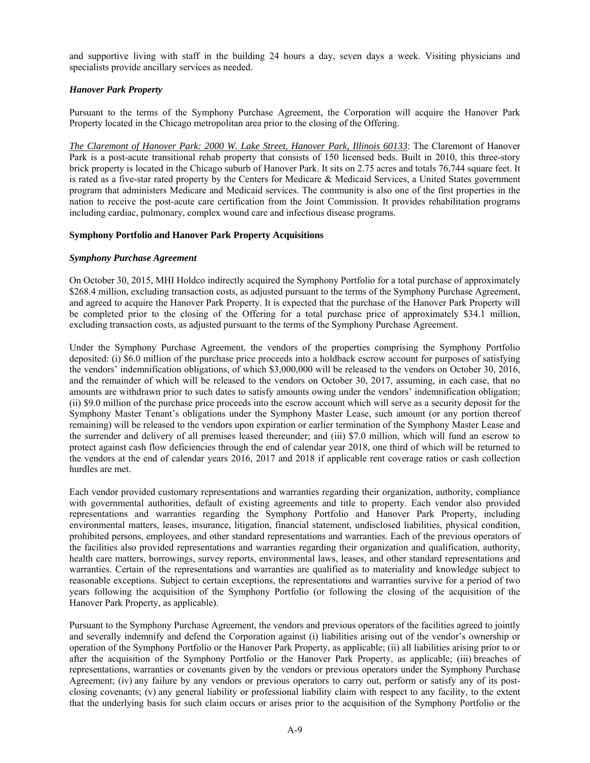and supportive living with staff in the building 24 hours a day, seven days a week. Visiting physicians and specialists provide ancillary services as needed.

### *Hanover Park Property*

Pursuant to the terms of the Symphony Purchase Agreement, the Corporation will acquire the Hanover Park Property located in the Chicago metropolitan area prior to the closing of the Offering.

*The Claremont of Hanover Park: 2000 W. Lake Street, Hanover Park, Illinois 60133*: The Claremont of Hanover Park is a post-acute transitional rehab property that consists of 150 licensed beds. Built in 2010, this three-story brick property is located in the Chicago suburb of Hanover Park. It sits on 2.75 acres and totals 76,744 square feet. It is rated as a five-star rated property by the Centers for Medicare & Medicaid Services, a United States government program that administers Medicare and Medicaid services. The community is also one of the first properties in the nation to receive the post-acute care certification from the Joint Commission. It provides rehabilitation programs including cardiac, pulmonary, complex wound care and infectious disease programs.

## **Symphony Portfolio and Hanover Park Property Acquisitions**

### *Symphony Purchase Agreement*

On October 30, 2015, MHI Holdco indirectly acquired the Symphony Portfolio for a total purchase of approximately $268.4 million, excluding transaction costs, as adjusted pursuant to the terms of the Symphony Purchase Agreement, and agreed to acquire the Hanover Park Property. It is expected that the purchase of the Hanover Park Property will be completed prior to the closing of the Offering for a total purchase price of approximately $34.1 million, excluding transaction costs, as adjusted pursuant to the terms of the Symphony Purchase Agreement.

Under the Symphony Purchase Agreement, the vendors of the properties comprising the Symphony Portfolio deposited: (i) $6.0 million of the purchase price proceeds into a holdback escrow account for purposes of satisfying the vendors' indemnification obligations, of which $3,000,000 will be released to the vendors on October 30, 2016, and the remainder of which will be released to the vendors on October 30, 2017, assuming, in each case, that no amounts are withdrawn prior to such dates to satisfy amounts owing under the vendors' indemnification obligation; (ii) $9.0 million of the purchase price proceeds into the escrow account which will serve as a security deposit for the Symphony Master Tenant's obligations under the Symphony Master Lease, such amount (or any portion thereof remaining) will be released to the vendors upon expiration or earlier termination of the Symphony Master Lease and the surrender and delivery of all premises leased thereunder; and (iii) $7.0 million, which will fund an escrow to protect against cash flow deficiencies through the end of calendar year 2018, one third of which will be returned to the vendors at the end of calendar years 2016, 2017 and 2018 if applicable rent coverage ratios or cash collection hurdles are met.

Each vendor provided customary representations and warranties regarding their organization, authority, compliance with governmental authorities, default of existing agreements and title to property. Each vendor also provided representations and warranties regarding the Symphony Portfolio and Hanover Park Property, including environmental matters, leases, insurance, litigation, financial statement, undisclosed liabilities, physical condition, prohibited persons, employees, and other standard representations and warranties. Each of the previous operators of the facilities also provided representations and warranties regarding their organization and qualification, authority, health care matters, borrowings, survey reports, environmental laws, leases, and other standard representations and warranties. Certain of the representations and warranties are qualified as to materiality and knowledge subject to reasonable exceptions. Subject to certain exceptions, the representations and warranties survive for a period of two years following the acquisition of the Symphony Portfolio (or following the closing of the acquisition of the Hanover Park Property, as applicable).

Pursuant to the Symphony Purchase Agreement, the vendors and previous operators of the facilities agreed to jointly and severally indemnify and defend the Corporation against (i) liabilities arising out of the vendor's ownership or operation of the Symphony Portfolio or the Hanover Park Property, as applicable; (ii) all liabilities arising prior to or after the acquisition of the Symphony Portfolio or the Hanover Park Property, as applicable; (iii) breaches of representations, warranties or covenants given by the vendors or previous operators under the Symphony Purchase Agreement; (iv) any failure by any vendors or previous operators to carry out, perform or satisfy any of its post-closing covenants; (v) any general liability or professional liability claim with respect to any facility, to the extent that the underlying basis for such claim occurs or arises prior to the acquisition of the Symphony Portfolio or the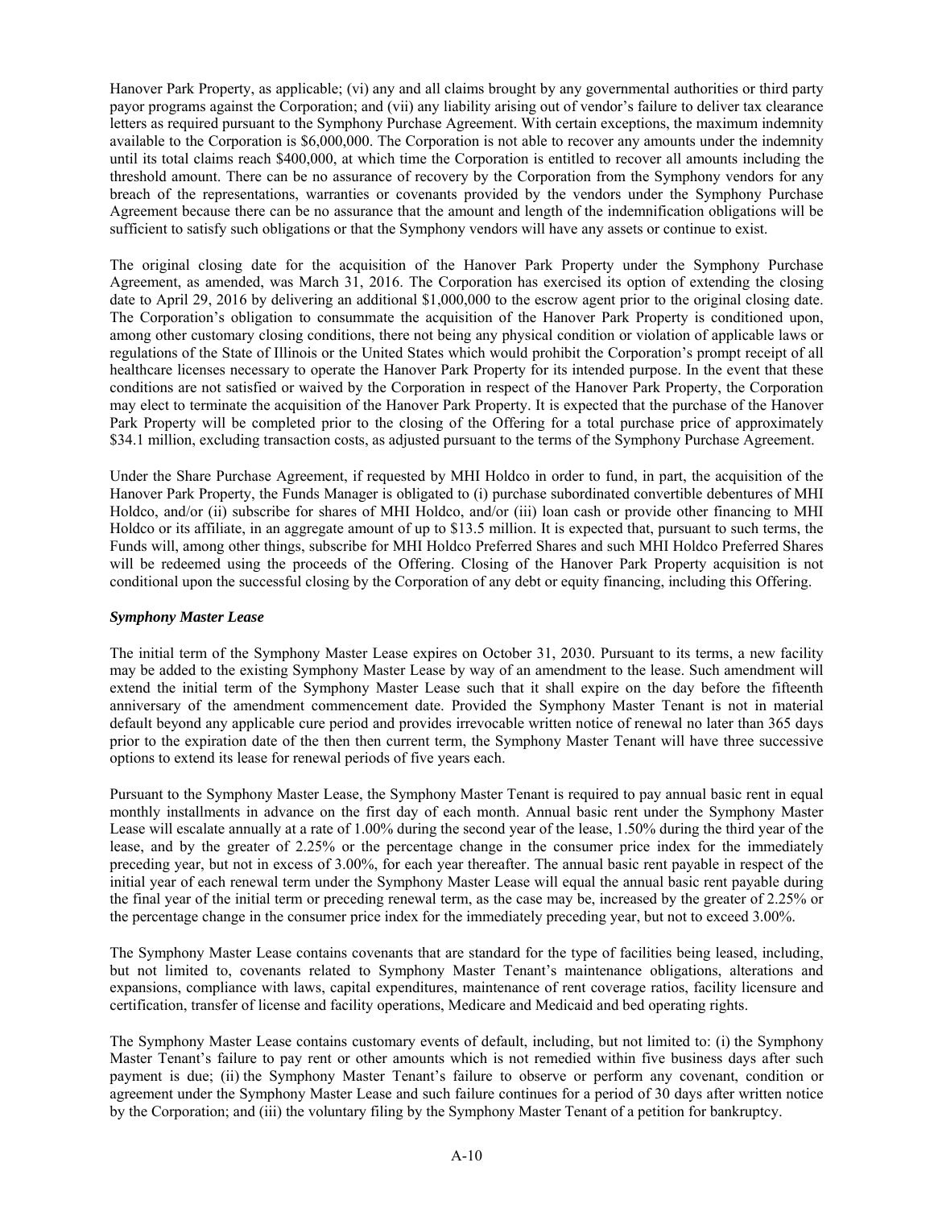Hanover Park Property, as applicable; (vi) any and all claims brought by any governmental authorities or third party payor programs against the Corporation; and (vii) any liability arising out of vendor's failure to deliver tax clearance letters as required pursuant to the Symphony Purchase Agreement. With certain exceptions, the maximum indemnity available to the Corporation is $6,000,000. The Corporation is not able to recover any amounts under the indemnity until its total claims reach $400,000, at which time the Corporation is entitled to recover all amounts including the threshold amount. There can be no assurance of recovery by the Corporation from the Symphony vendors for any breach of the representations, warranties or covenants provided by the vendors under the Symphony Purchase Agreement because there can be no assurance that the amount and length of the indemnification obligations will be sufficient to satisfy such obligations or that the Symphony vendors will have any assets or continue to exist.

The original closing date for the acquisition of the Hanover Park Property under the Symphony Purchase Agreement, as amended, was March 31, 2016. The Corporation has exercised its option of extending the closing date to April 29, 2016 by delivering an additional $1,000,000 to the escrow agent prior to the original closing date. The Corporation's obligation to consummate the acquisition of the Hanover Park Property is conditioned upon, among other customary closing conditions, there not being any physical condition or violation of applicable laws or regulations of the State of Illinois or the United States which would prohibit the Corporation's prompt receipt of all healthcare licenses necessary to operate the Hanover Park Property for its intended purpose. In the event that these conditions are not satisfied or waived by the Corporation in respect of the Hanover Park Property, the Corporation may elect to terminate the acquisition of the Hanover Park Property. It is expected that the purchase of the Hanover Park Property will be completed prior to the closing of the Offering for a total purchase price of approximately $34.1 million, excluding transaction costs, as adjusted pursuant to the terms of the Symphony Purchase Agreement.

Under the Share Purchase Agreement, if requested by MHI Holdco in order to fund, in part, the acquisition of the Hanover Park Property, the Funds Manager is obligated to (i) purchase subordinated convertible debentures of MHI Holdco, and/or (ii) subscribe for shares of MHI Holdco, and/or (iii) loan cash or provide other financing to MHI Holdco or its affiliate, in an aggregate amount of up to $13.5 million. It is expected that, pursuant to such terms, the Funds will, among other things, subscribe for MHI Holdco Preferred Shares and such MHI Holdco Preferred Shares will be redeemed using the proceeds of the Offering. Closing of the Hanover Park Property acquisition is not conditional upon the successful closing by the Corporation of any debt or equity financing, including this Offering.

***Symphony Master Lease***

The initial term of the Symphony Master Lease expires on October 31, 2030. Pursuant to its terms, a new facility may be added to the existing Symphony Master Lease by way of an amendment to the lease. Such amendment will extend the initial term of the Symphony Master Lease such that it shall expire on the day before the fifteenth anniversary of the amendment commencement date. Provided the Symphony Master Tenant is not in material default beyond any applicable cure period and provides irrevocable written notice of renewal no later than 365 days prior to the expiration date of the then then current term, the Symphony Master Tenant will have three successive options to extend its lease for renewal periods of five years each.

Pursuant to the Symphony Master Lease, the Symphony Master Tenant is required to pay annual basic rent in equal monthly installments in advance on the first day of each month. Annual basic rent under the Symphony Master Lease will escalate annually at a rate of 1.00% during the second year of the lease, 1.50% during the third year of the lease, and by the greater of 2.25% or the percentage change in the consumer price index for the immediately preceding year, but not in excess of 3.00%, for each year thereafter. The annual basic rent payable in respect of the initial year of each renewal term under the Symphony Master Lease will equal the annual basic rent payable during the final year of the initial term or preceding renewal term, as the case may be, increased by the greater of 2.25% or the percentage change in the consumer price index for the immediately preceding year, but not to exceed 3.00%.

The Symphony Master Lease contains covenants that are standard for the type of facilities being leased, including, but not limited to, covenants related to Symphony Master Tenant's maintenance obligations, alterations and expansions, compliance with laws, capital expenditures, maintenance of rent coverage ratios, facility licensure and certification, transfer of license and facility operations, Medicare and Medicaid and bed operating rights.

The Symphony Master Lease contains customary events of default, including, but not limited to: (i) the Symphony Master Tenant's failure to pay rent or other amounts which is not remedied within five business days after such payment is due; (ii) the Symphony Master Tenant's failure to observe or perform any covenant, condition or agreement under the Symphony Master Lease and such failure continues for a period of 30 days after written notice by the Corporation; and (iii) the voluntary filing by the Symphony Master Tenant of a petition for bankruptcy.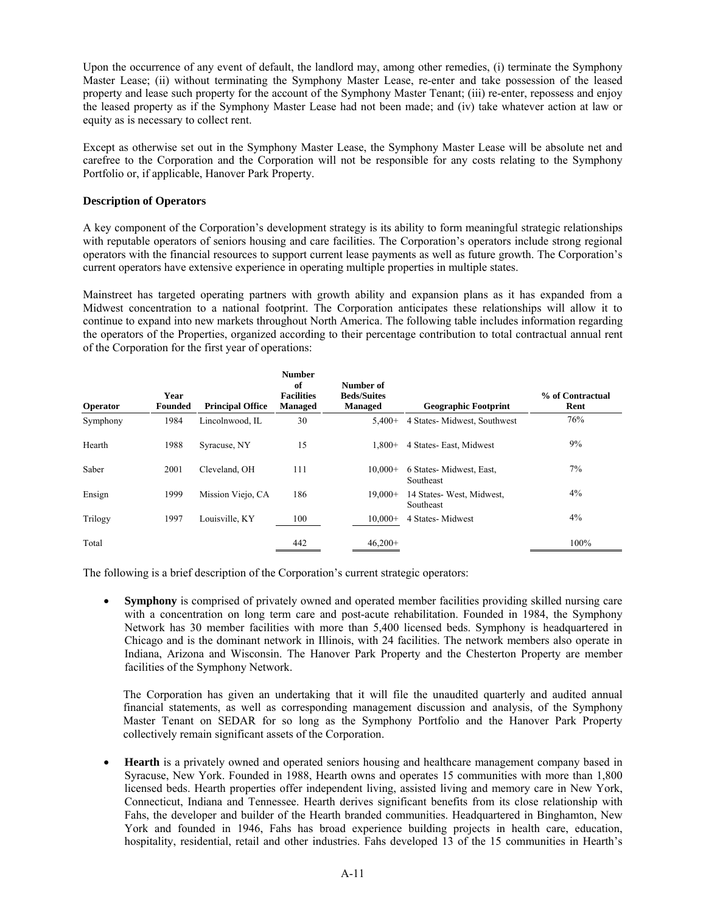Upon the occurrence of any event of default, the landlord may, among other remedies, (i) terminate the Symphony Master Lease; (ii) without terminating the Symphony Master Lease, re-enter and take possession of the leased property and lease such property for the account of the Symphony Master Tenant; (iii) re-enter, repossess and enjoy the leased property as if the Symphony Master Lease had not been made; and (iv) take whatever action at law or equity as is necessary to collect rent.

Except as otherwise set out in the Symphony Master Lease, the Symphony Master Lease will be absolute net and carefree to the Corporation and the Corporation will not be responsible for any costs relating to the Symphony Portfolio or, if applicable, Hanover Park Property.

**Description of Operators**

A key component of the Corporation's development strategy is its ability to form meaningful strategic relationships with reputable operators of seniors housing and care facilities. The Corporation's operators include strong regional operators with the financial resources to support current lease payments as well as future growth. The Corporation's current operators have extensive experience in operating multiple properties in multiple states.

Mainstreet has targeted operating partners with growth ability and expansion plans as it has expanded from a Midwest concentration to a national footprint. The Corporation anticipates these relationships will allow it to continue to expand into new markets throughout North America. The following table includes information regarding the operators of the Properties, organized according to their percentage contribution to total contractual annual rent of the Corporation for the first year of operations:

| Operator | Year Founded | Principal Office | Number of Facilities Managed | Number of Beds/Suites Managed | Geographic Footprint | % of Contractual Rent |
|---|---|---|---|---|---|---|
| Symphony | 1984 | Lincolnwood, IL | 30 | 5,400+ | 4 States- Midwest, Southwest | 76% |
| Hearth | 1988 | Syracuse, NY | 15 | 1,800+ | 4 States- East, Midwest | 9% |
| Saber | 2001 | Cleveland, OH | 111 | 10,000+ | 6 States- Midwest, East, Southeast | 7% |
| Ensign | 1999 | Mission Viejo, CA | 186 | 19,000+ | 14 States- West, Midwest, Southeast | 4% |
| Trilogy | 1997 | Louisville, KY | 100 | 10,000+ | 4 States- Midwest | 4% |
| Total | | | 442 | 46,200+ | | 100% |

The following is a brief description of the Corporation's current strategic operators:

- **Symphony** is comprised of privately owned and operated member facilities providing skilled nursing care with a concentration on long term care and post-acute rehabilitation. Founded in 1984, the Symphony Network has 30 member facilities with more than 5,400 licensed beds. Symphony is headquartered in Chicago and is the dominant network in Illinois, with 24 facilities. The network members also operate in Indiana, Arizona and Wisconsin. The Hanover Park Property and the Chesterton Property are member facilities of the Symphony Network.

  The Corporation has given an undertaking that it will file the unaudited quarterly and audited annual financial statements, as well as corresponding management discussion and analysis, of the Symphony Master Tenant on SEDAR for so long as the Symphony Portfolio and the Hanover Park Property collectively remain significant assets of the Corporation.

- **Hearth** is a privately owned and operated seniors housing and healthcare management company based in Syracuse, New York. Founded in 1988, Hearth owns and operates 15 communities with more than 1,800 licensed beds. Hearth properties offer independent living, assisted living and memory care in New York, Connecticut, Indiana and Tennessee. Hearth derives significant benefits from its close relationship with Fahs, the developer and builder of the Hearth branded communities. Headquartered in Binghamton, New York and founded in 1946, Fahs has broad experience building projects in health care, education, hospitality, residential, retail and other industries. Fahs developed 13 of the 15 communities in Hearth's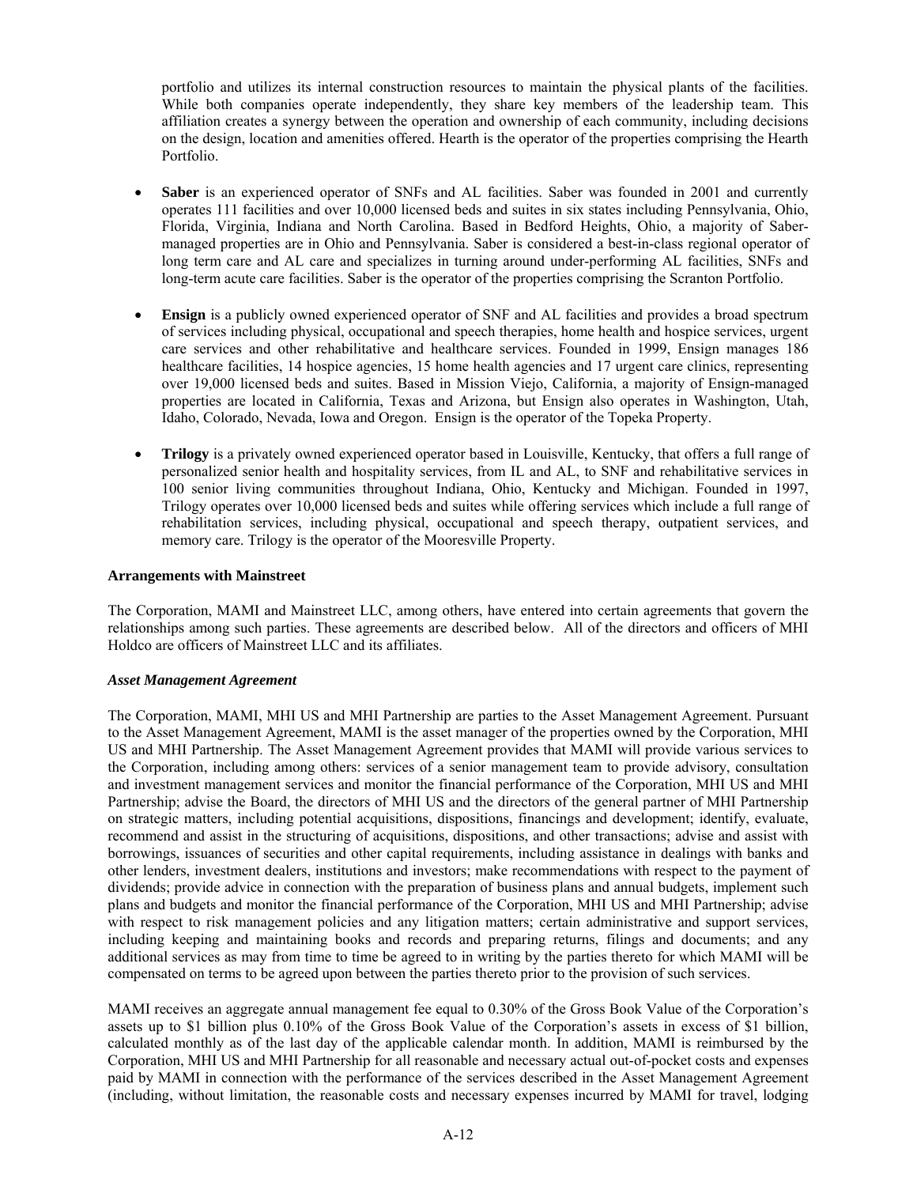portfolio and utilizes its internal construction resources to maintain the physical plants of the facilities. While both companies operate independently, they share key members of the leadership team. This affiliation creates a synergy between the operation and ownership of each community, including decisions on the design, location and amenities offered. Hearth is the operator of the properties comprising the Hearth Portfolio.

- **Saber** is an experienced operator of SNFs and AL facilities. Saber was founded in 2001 and currently operates 111 facilities and over 10,000 licensed beds and suites in six states including Pennsylvania, Ohio, Florida, Virginia, Indiana and North Carolina. Based in Bedford Heights, Ohio, a majority of Saber-managed properties are in Ohio and Pennsylvania. Saber is considered a best-in-class regional operator of long term care and AL care and specializes in turning around under-performing AL facilities, SNFs and long-term acute care facilities. Saber is the operator of the properties comprising the Scranton Portfolio.

- **Ensign** is a publicly owned experienced operator of SNF and AL facilities and provides a broad spectrum of services including physical, occupational and speech therapies, home health and hospice services, urgent care services and other rehabilitative and healthcare services. Founded in 1999, Ensign manages 186 healthcare facilities, 14 hospice agencies, 15 home health agencies and 17 urgent care clinics, representing over 19,000 licensed beds and suites. Based in Mission Viejo, California, a majority of Ensign-managed properties are located in California, Texas and Arizona, but Ensign also operates in Washington, Utah, Idaho, Colorado, Nevada, Iowa and Oregon. Ensign is the operator of the Topeka Property.

- **Trilogy** is a privately owned experienced operator based in Louisville, Kentucky, that offers a full range of personalized senior health and hospitality services, from IL and AL, to SNF and rehabilitative services in 100 senior living communities throughout Indiana, Ohio, Kentucky and Michigan. Founded in 1997, Trilogy operates over 10,000 licensed beds and suites while offering services which include a full range of rehabilitation services, including physical, occupational and speech therapy, outpatient services, and memory care. Trilogy is the operator of the Mooresville Property.

**Arrangements with Mainstreet**

The Corporation, MAMI and Mainstreet LLC, among others, have entered into certain agreements that govern the relationships among such parties. These agreements are described below. All of the directors and officers of MHI Holdco are officers of Mainstreet LLC and its affiliates.

***Asset Management Agreement***

The Corporation, MAMI, MHI US and MHI Partnership are parties to the Asset Management Agreement. Pursuant to the Asset Management Agreement, MAMI is the asset manager of the properties owned by the Corporation, MHI US and MHI Partnership. The Asset Management Agreement provides that MAMI will provide various services to the Corporation, including among others: services of a senior management team to provide advisory, consultation and investment management services and monitor the financial performance of the Corporation, MHI US and MHI Partnership; advise the Board, the directors of MHI US and the directors of the general partner of MHI Partnership on strategic matters, including potential acquisitions, dispositions, financings and development; identify, evaluate, recommend and assist in the structuring of acquisitions, dispositions, and other transactions; advise and assist with borrowings, issuances of securities and other capital requirements, including assistance in dealings with banks and other lenders, investment dealers, institutions and investors; make recommendations with respect to the payment of dividends; provide advice in connection with the preparation of business plans and annual budgets, implement such plans and budgets and monitor the financial performance of the Corporation, MHI US and MHI Partnership; advise with respect to risk management policies and any litigation matters; certain administrative and support services, including keeping and maintaining books and records and preparing returns, filings and documents; and any additional services as may from time to time be agreed to in writing by the parties thereto for which MAMI will be compensated on terms to be agreed upon between the parties thereto prior to the provision of such services.

MAMI receives an aggregate annual management fee equal to 0.30% of the Gross Book Value of the Corporation's assets up to $1 billion plus 0.10% of the Gross Book Value of the Corporation's assets in excess of $1 billion, calculated monthly as of the last day of the applicable calendar month. In addition, MAMI is reimbursed by the Corporation, MHI US and MHI Partnership for all reasonable and necessary actual out-of-pocket costs and expenses paid by MAMI in connection with the performance of the services described in the Asset Management Agreement (including, without limitation, the reasonable costs and necessary expenses incurred by MAMI for travel, lodging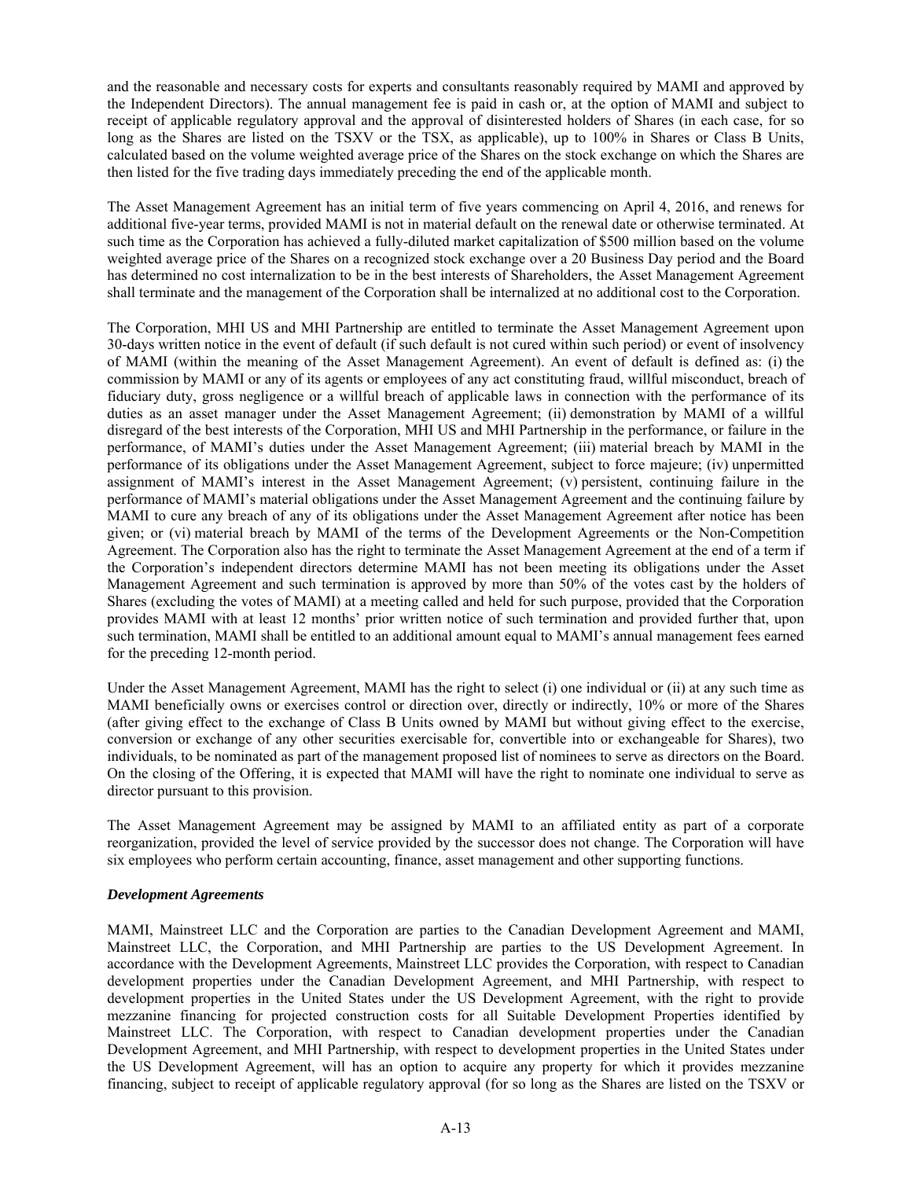and the reasonable and necessary costs for experts and consultants reasonably required by MAMI and approved by the Independent Directors). The annual management fee is paid in cash or, at the option of MAMI and subject to receipt of applicable regulatory approval and the approval of disinterested holders of Shares (in each case, for so long as the Shares are listed on the TSXV or the TSX, as applicable), up to 100% in Shares or Class B Units, calculated based on the volume weighted average price of the Shares on the stock exchange on which the Shares are then listed for the five trading days immediately preceding the end of the applicable month.

The Asset Management Agreement has an initial term of five years commencing on April 4, 2016, and renews for additional five-year terms, provided MAMI is not in material default on the renewal date or otherwise terminated. At such time as the Corporation has achieved a fully-diluted market capitalization of $500 million based on the volume weighted average price of the Shares on a recognized stock exchange over a 20 Business Day period and the Board has determined no cost internalization to be in the best interests of Shareholders, the Asset Management Agreement shall terminate and the management of the Corporation shall be internalized at no additional cost to the Corporation.

The Corporation, MHI US and MHI Partnership are entitled to terminate the Asset Management Agreement upon 30-days written notice in the event of default (if such default is not cured within such period) or event of insolvency of MAMI (within the meaning of the Asset Management Agreement). An event of default is defined as: (i) the commission by MAMI or any of its agents or employees of any act constituting fraud, willful misconduct, breach of fiduciary duty, gross negligence or a willful breach of applicable laws in connection with the performance of its duties as an asset manager under the Asset Management Agreement; (ii) demonstration by MAMI of a willful disregard of the best interests of the Corporation, MHI US and MHI Partnership in the performance, or failure in the performance, of MAMI's duties under the Asset Management Agreement; (iii) material breach by MAMI in the performance of its obligations under the Asset Management Agreement, subject to force majeure; (iv) unpermitted assignment of MAMI's interest in the Asset Management Agreement; (v) persistent, continuing failure in the performance of MAMI's material obligations under the Asset Management Agreement and the continuing failure by MAMI to cure any breach of any of its obligations under the Asset Management Agreement after notice has been given; or (vi) material breach by MAMI of the terms of the Development Agreements or the Non-Competition Agreement. The Corporation also has the right to terminate the Asset Management Agreement at the end of a term if the Corporation's independent directors determine MAMI has not been meeting its obligations under the Asset Management Agreement and such termination is approved by more than 50% of the votes cast by the holders of Shares (excluding the votes of MAMI) at a meeting called and held for such purpose, provided that the Corporation provides MAMI with at least 12 months' prior written notice of such termination and provided further that, upon such termination, MAMI shall be entitled to an additional amount equal to MAMI's annual management fees earned for the preceding 12-month period.

Under the Asset Management Agreement, MAMI has the right to select (i) one individual or (ii) at any such time as MAMI beneficially owns or exercises control or direction over, directly or indirectly, 10% or more of the Shares (after giving effect to the exchange of Class B Units owned by MAMI but without giving effect to the exercise, conversion or exchange of any other securities exercisable for, convertible into or exchangeable for Shares), two individuals, to be nominated as part of the management proposed list of nominees to serve as directors on the Board. On the closing of the Offering, it is expected that MAMI will have the right to nominate one individual to serve as director pursuant to this provision.

The Asset Management Agreement may be assigned by MAMI to an affiliated entity as part of a corporate reorganization, provided the level of service provided by the successor does not change. The Corporation will have six employees who perform certain accounting, finance, asset management and other supporting functions.

***Development Agreements***

MAMI, Mainstreet LLC and the Corporation are parties to the Canadian Development Agreement and MAMI, Mainstreet LLC, the Corporation, and MHI Partnership are parties to the US Development Agreement. In accordance with the Development Agreements, Mainstreet LLC provides the Corporation, with respect to Canadian development properties under the Canadian Development Agreement, and MHI Partnership, with respect to development properties in the United States under the US Development Agreement, with the right to provide mezzanine financing for projected construction costs for all Suitable Development Properties identified by Mainstreet LLC. The Corporation, with respect to Canadian development properties under the Canadian Development Agreement, and MHI Partnership, with respect to development properties in the United States under the US Development Agreement, will has an option to acquire any property for which it provides mezzanine financing, subject to receipt of applicable regulatory approval (for so long as the Shares are listed on the TSXV or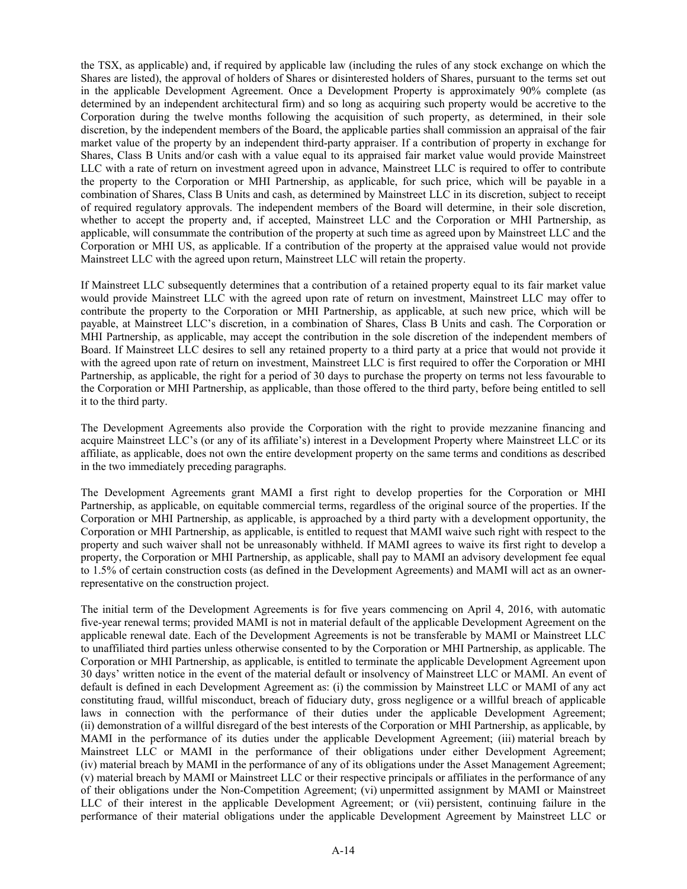the TSX, as applicable) and, if required by applicable law (including the rules of any stock exchange on which the Shares are listed), the approval of holders of Shares or disinterested holders of Shares, pursuant to the terms set out in the applicable Development Agreement. Once a Development Property is approximately 90% complete (as determined by an independent architectural firm) and so long as acquiring such property would be accretive to the Corporation during the twelve months following the acquisition of such property, as determined, in their sole discretion, by the independent members of the Board, the applicable parties shall commission an appraisal of the fair market value of the property by an independent third-party appraiser. If a contribution of property in exchange for Shares, Class B Units and/or cash with a value equal to its appraised fair market value would provide Mainstreet LLC with a rate of return on investment agreed upon in advance, Mainstreet LLC is required to offer to contribute the property to the Corporation or MHI Partnership, as applicable, for such price, which will be payable in a combination of Shares, Class B Units and cash, as determined by Mainstreet LLC in its discretion, subject to receipt of required regulatory approvals. The independent members of the Board will determine, in their sole discretion, whether to accept the property and, if accepted, Mainstreet LLC and the Corporation or MHI Partnership, as applicable, will consummate the contribution of the property at such time as agreed upon by Mainstreet LLC and the Corporation or MHI US, as applicable. If a contribution of the property at the appraised value would not provide Mainstreet LLC with the agreed upon return, Mainstreet LLC will retain the property.

If Mainstreet LLC subsequently determines that a contribution of a retained property equal to its fair market value would provide Mainstreet LLC with the agreed upon rate of return on investment, Mainstreet LLC may offer to contribute the property to the Corporation or MHI Partnership, as applicable, at such new price, which will be payable, at Mainstreet LLC's discretion, in a combination of Shares, Class B Units and cash. The Corporation or MHI Partnership, as applicable, may accept the contribution in the sole discretion of the independent members of Board. If Mainstreet LLC desires to sell any retained property to a third party at a price that would not provide it with the agreed upon rate of return on investment, Mainstreet LLC is first required to offer the Corporation or MHI Partnership, as applicable, the right for a period of 30 days to purchase the property on terms not less favourable to the Corporation or MHI Partnership, as applicable, than those offered to the third party, before being entitled to sell it to the third party.

The Development Agreements also provide the Corporation with the right to provide mezzanine financing and acquire Mainstreet LLC's (or any of its affiliate's) interest in a Development Property where Mainstreet LLC or its affiliate, as applicable, does not own the entire development property on the same terms and conditions as described in the two immediately preceding paragraphs.

The Development Agreements grant MAMI a first right to develop properties for the Corporation or MHI Partnership, as applicable, on equitable commercial terms, regardless of the original source of the properties. If the Corporation or MHI Partnership, as applicable, is approached by a third party with a development opportunity, the Corporation or MHI Partnership, as applicable, is entitled to request that MAMI waive such right with respect to the property and such waiver shall not be unreasonably withheld. If MAMI agrees to waive its first right to develop a property, the Corporation or MHI Partnership, as applicable, shall pay to MAMI an advisory development fee equal to 1.5% of certain construction costs (as defined in the Development Agreements) and MAMI will act as an owner-representative on the construction project.

The initial term of the Development Agreements is for five years commencing on April 4, 2016, with automatic five-year renewal terms; provided MAMI is not in material default of the applicable Development Agreement on the applicable renewal date. Each of the Development Agreements is not be transferable by MAMI or Mainstreet LLC to unaffiliated third parties unless otherwise consented to by the Corporation or MHI Partnership, as applicable. The Corporation or MHI Partnership, as applicable, is entitled to terminate the applicable Development Agreement upon 30 days' written notice in the event of the material default or insolvency of Mainstreet LLC or MAMI. An event of default is defined in each Development Agreement as: (i) the commission by Mainstreet LLC or MAMI of any act constituting fraud, willful misconduct, breach of fiduciary duty, gross negligence or a willful breach of applicable laws in connection with the performance of their duties under the applicable Development Agreement; (ii) demonstration of a willful disregard of the best interests of the Corporation or MHI Partnership, as applicable, by MAMI in the performance of its duties under the applicable Development Agreement; (iii) material breach by Mainstreet LLC or MAMI in the performance of their obligations under either Development Agreement; (iv) material breach by MAMI in the performance of any of its obligations under the Asset Management Agreement; (v) material breach by MAMI or Mainstreet LLC or their respective principals or affiliates in the performance of any of their obligations under the Non-Competition Agreement; (vi) unpermitted assignment by MAMI or Mainstreet LLC of their interest in the applicable Development Agreement; or (vii) persistent, continuing failure in the performance of their material obligations under the applicable Development Agreement by Mainstreet LLC or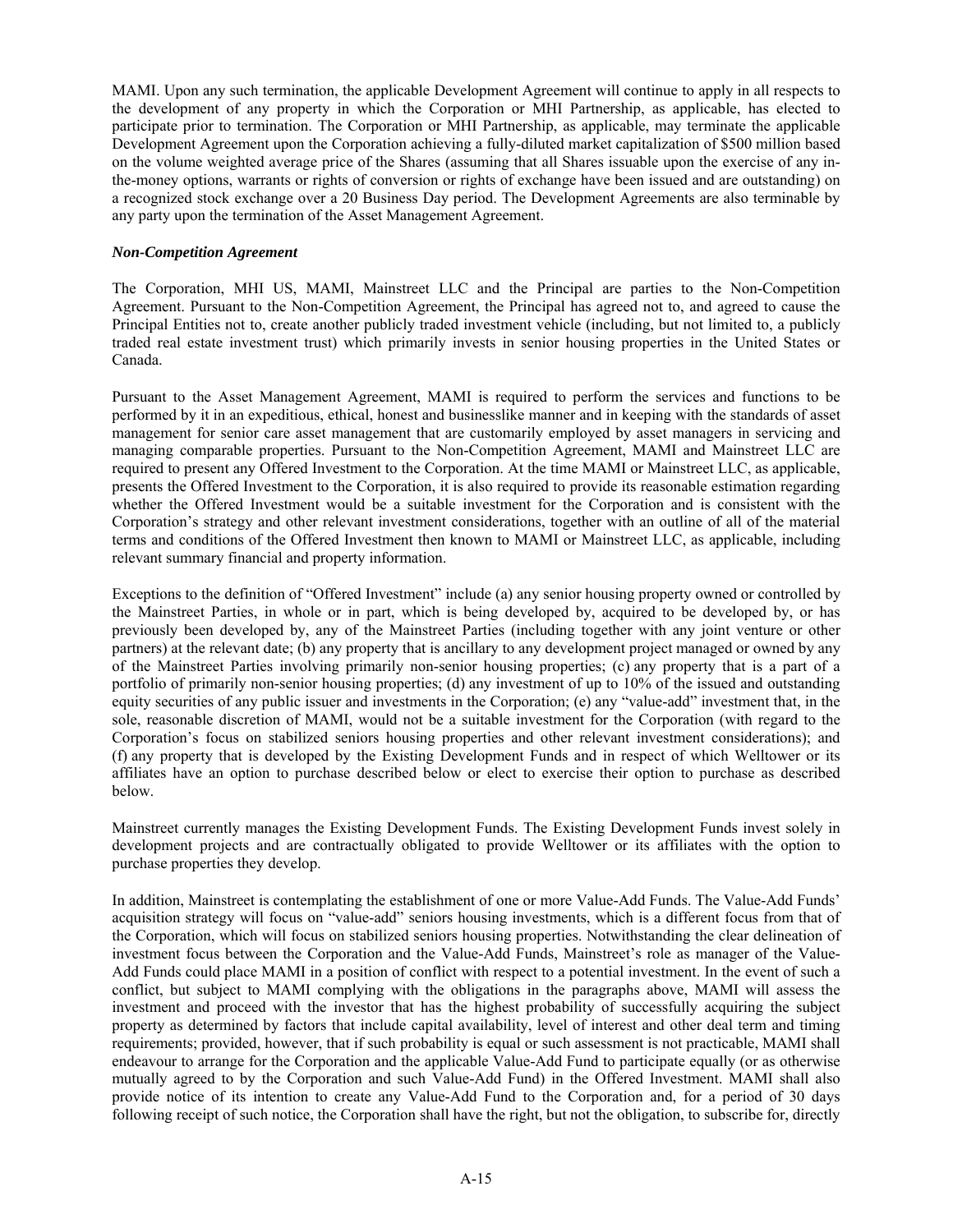MAMI. Upon any such termination, the applicable Development Agreement will continue to apply in all respects to the development of any property in which the Corporation or MHI Partnership, as applicable, has elected to participate prior to termination. The Corporation or MHI Partnership, as applicable, may terminate the applicable Development Agreement upon the Corporation achieving a fully-diluted market capitalization of $500 million based on the volume weighted average price of the Shares (assuming that all Shares issuable upon the exercise of any in-the-money options, warrants or rights of conversion or rights of exchange have been issued and are outstanding) on a recognized stock exchange over a 20 Business Day period. The Development Agreements are also terminable by any party upon the termination of the Asset Management Agreement.

***Non-Competition Agreement***

The Corporation, MHI US, MAMI, Mainstreet LLC and the Principal are parties to the Non-Competition Agreement. Pursuant to the Non-Competition Agreement, the Principal has agreed not to, and agreed to cause the Principal Entities not to, create another publicly traded investment vehicle (including, but not limited to, a publicly traded real estate investment trust) which primarily invests in senior housing properties in the United States or Canada.

Pursuant to the Asset Management Agreement, MAMI is required to perform the services and functions to be performed by it in an expeditious, ethical, honest and businesslike manner and in keeping with the standards of asset management for senior care asset management that are customarily employed by asset managers in servicing and managing comparable properties. Pursuant to the Non-Competition Agreement, MAMI and Mainstreet LLC are required to present any Offered Investment to the Corporation. At the time MAMI or Mainstreet LLC, as applicable, presents the Offered Investment to the Corporation, it is also required to provide its reasonable estimation regarding whether the Offered Investment would be a suitable investment for the Corporation and is consistent with the Corporation's strategy and other relevant investment considerations, together with an outline of all of the material terms and conditions of the Offered Investment then known to MAMI or Mainstreet LLC, as applicable, including relevant summary financial and property information.

Exceptions to the definition of "Offered Investment" include (a) any senior housing property owned or controlled by the Mainstreet Parties, in whole or in part, which is being developed by, acquired to be developed by, or has previously been developed by, any of the Mainstreet Parties (including together with any joint venture or other partners) at the relevant date; (b) any property that is ancillary to any development project managed or owned by any of the Mainstreet Parties involving primarily non-senior housing properties; (c) any property that is a part of a portfolio of primarily non-senior housing properties; (d) any investment of up to 10% of the issued and outstanding equity securities of any public issuer and investments in the Corporation; (e) any "value-add" investment that, in the sole, reasonable discretion of MAMI, would not be a suitable investment for the Corporation (with regard to the Corporation's focus on stabilized seniors housing properties and other relevant investment considerations); and (f) any property that is developed by the Existing Development Funds and in respect of which Welltower or its affiliates have an option to purchase described below or elect to exercise their option to purchase as described below.

Mainstreet currently manages the Existing Development Funds. The Existing Development Funds invest solely in development projects and are contractually obligated to provide Welltower or its affiliates with the option to purchase properties they develop.

In addition, Mainstreet is contemplating the establishment of one or more Value-Add Funds. The Value-Add Funds' acquisition strategy will focus on "value-add" seniors housing investments, which is a different focus from that of the Corporation, which will focus on stabilized seniors housing properties. Notwithstanding the clear delineation of investment focus between the Corporation and the Value-Add Funds, Mainstreet's role as manager of the Value-Add Funds could place MAMI in a position of conflict with respect to a potential investment. In the event of such a conflict, but subject to MAMI complying with the obligations in the paragraphs above, MAMI will assess the investment and proceed with the investor that has the highest probability of successfully acquiring the subject property as determined by factors that include capital availability, level of interest and other deal term and timing requirements; provided, however, that if such probability is equal or such assessment is not practicable, MAMI shall endeavour to arrange for the Corporation and the applicable Value-Add Fund to participate equally (or as otherwise mutually agreed to by the Corporation and such Value-Add Fund) in the Offered Investment. MAMI shall also provide notice of its intention to create any Value-Add Fund to the Corporation and, for a period of 30 days following receipt of such notice, the Corporation shall have the right, but not the obligation, to subscribe for, directly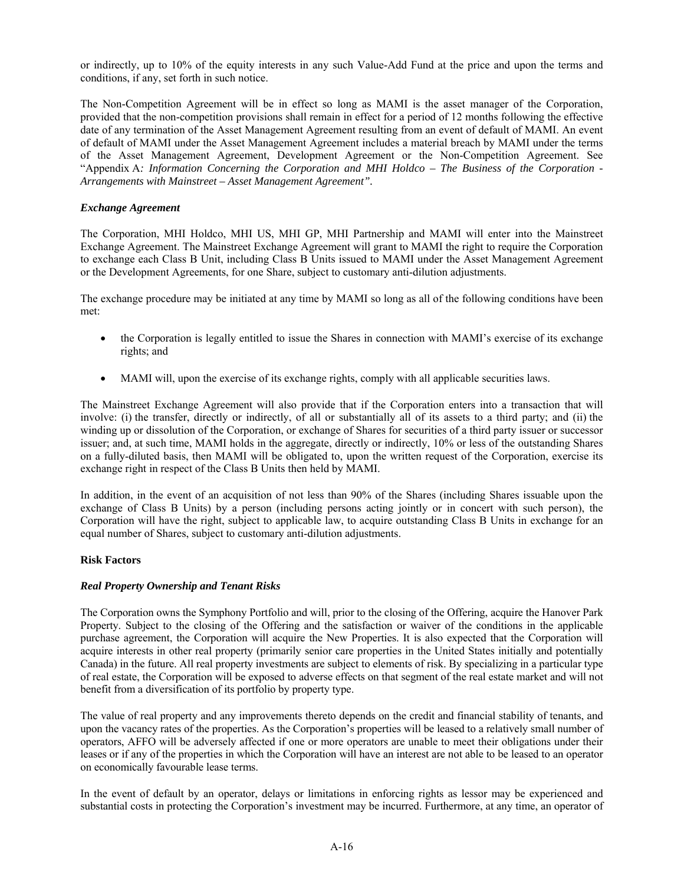or indirectly, up to 10% of the equity interests in any such Value-Add Fund at the price and upon the terms and conditions, if any, set forth in such notice.

The Non-Competition Agreement will be in effect so long as MAMI is the asset manager of the Corporation, provided that the non-competition provisions shall remain in effect for a period of 12 months following the effective date of any termination of the Asset Management Agreement resulting from an event of default of MAMI. An event of default of MAMI under the Asset Management Agreement includes a material breach by MAMI under the terms of the Asset Management Agreement, Development Agreement or the Non-Competition Agreement. See "Appendix A*: Information Concerning the Corporation and MHI Holdco – The Business of the Corporation - Arrangements with Mainstreet – Asset Management Agreement"*.

***Exchange Agreement***

The Corporation, MHI Holdco, MHI US, MHI GP, MHI Partnership and MAMI will enter into the Mainstreet Exchange Agreement. The Mainstreet Exchange Agreement will grant to MAMI the right to require the Corporation to exchange each Class B Unit, including Class B Units issued to MAMI under the Asset Management Agreement or the Development Agreements, for one Share, subject to customary anti-dilution adjustments.

The exchange procedure may be initiated at any time by MAMI so long as all of the following conditions have been met:

- the Corporation is legally entitled to issue the Shares in connection with MAMI's exercise of its exchange rights; and
- MAMI will, upon the exercise of its exchange rights, comply with all applicable securities laws.

The Mainstreet Exchange Agreement will also provide that if the Corporation enters into a transaction that will involve: (i) the transfer, directly or indirectly, of all or substantially all of its assets to a third party; and (ii) the winding up or dissolution of the Corporation, or exchange of Shares for securities of a third party issuer or successor issuer; and, at such time, MAMI holds in the aggregate, directly or indirectly, 10% or less of the outstanding Shares on a fully-diluted basis, then MAMI will be obligated to, upon the written request of the Corporation, exercise its exchange right in respect of the Class B Units then held by MAMI.

In addition, in the event of an acquisition of not less than 90% of the Shares (including Shares issuable upon the exchange of Class B Units) by a person (including persons acting jointly or in concert with such person), the Corporation will have the right, subject to applicable law, to acquire outstanding Class B Units in exchange for an equal number of Shares, subject to customary anti-dilution adjustments.

**Risk Factors**

***Real Property Ownership and Tenant Risks***

The Corporation owns the Symphony Portfolio and will, prior to the closing of the Offering, acquire the Hanover Park Property. Subject to the closing of the Offering and the satisfaction or waiver of the conditions in the applicable purchase agreement, the Corporation will acquire the New Properties. It is also expected that the Corporation will acquire interests in other real property (primarily senior care properties in the United States initially and potentially Canada) in the future. All real property investments are subject to elements of risk. By specializing in a particular type of real estate, the Corporation will be exposed to adverse effects on that segment of the real estate market and will not benefit from a diversification of its portfolio by property type.

The value of real property and any improvements thereto depends on the credit and financial stability of tenants, and upon the vacancy rates of the properties. As the Corporation's properties will be leased to a relatively small number of operators, AFFO will be adversely affected if one or more operators are unable to meet their obligations under their leases or if any of the properties in which the Corporation will have an interest are not able to be leased to an operator on economically favourable lease terms.

In the event of default by an operator, delays or limitations in enforcing rights as lessor may be experienced and substantial costs in protecting the Corporation's investment may be incurred. Furthermore, at any time, an operator of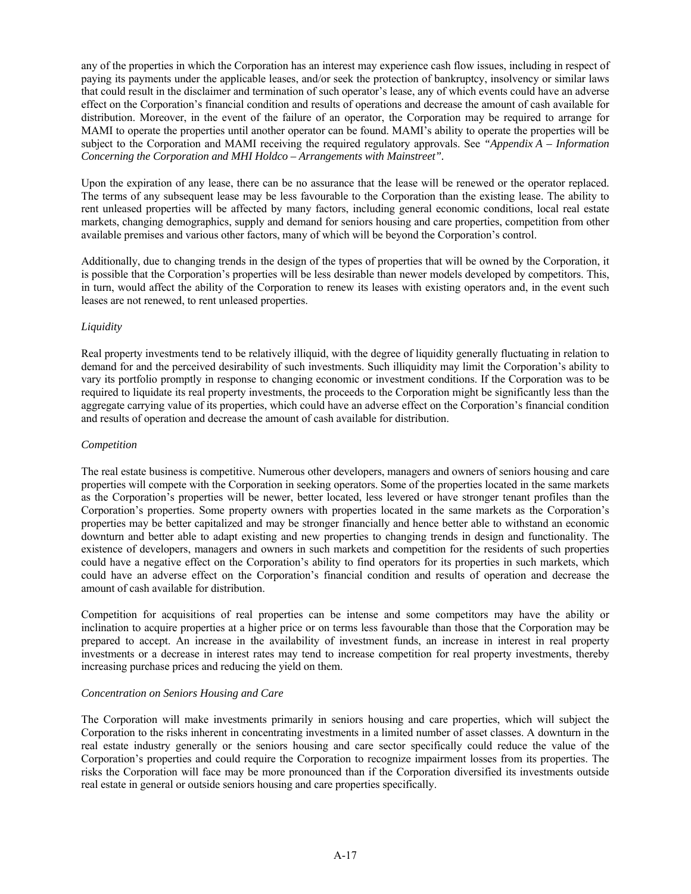any of the properties in which the Corporation has an interest may experience cash flow issues, including in respect of paying its payments under the applicable leases, and/or seek the protection of bankruptcy, insolvency or similar laws that could result in the disclaimer and termination of such operator's lease, any of which events could have an adverse effect on the Corporation's financial condition and results of operations and decrease the amount of cash available for distribution. Moreover, in the event of the failure of an operator, the Corporation may be required to arrange for MAMI to operate the properties until another operator can be found. MAMI's ability to operate the properties will be subject to the Corporation and MAMI receiving the required regulatory approvals. See *"Appendix A – Information Concerning the Corporation and MHI Holdco – Arrangements with Mainstreet"*.

Upon the expiration of any lease, there can be no assurance that the lease will be renewed or the operator replaced. The terms of any subsequent lease may be less favourable to the Corporation than the existing lease. The ability to rent unleased properties will be affected by many factors, including general economic conditions, local real estate markets, changing demographics, supply and demand for seniors housing and care properties, competition from other available premises and various other factors, many of which will be beyond the Corporation's control.

Additionally, due to changing trends in the design of the types of properties that will be owned by the Corporation, it is possible that the Corporation's properties will be less desirable than newer models developed by competitors. This, in turn, would affect the ability of the Corporation to renew its leases with existing operators and, in the event such leases are not renewed, to rent unleased properties.

*Liquidity*

Real property investments tend to be relatively illiquid, with the degree of liquidity generally fluctuating in relation to demand for and the perceived desirability of such investments. Such illiquidity may limit the Corporation's ability to vary its portfolio promptly in response to changing economic or investment conditions. If the Corporation was to be required to liquidate its real property investments, the proceeds to the Corporation might be significantly less than the aggregate carrying value of its properties, which could have an adverse effect on the Corporation's financial condition and results of operation and decrease the amount of cash available for distribution.

*Competition*

The real estate business is competitive. Numerous other developers, managers and owners of seniors housing and care properties will compete with the Corporation in seeking operators. Some of the properties located in the same markets as the Corporation's properties will be newer, better located, less levered or have stronger tenant profiles than the Corporation's properties. Some property owners with properties located in the same markets as the Corporation's properties may be better capitalized and may be stronger financially and hence better able to withstand an economic downturn and better able to adapt existing and new properties to changing trends in design and functionality. The existence of developers, managers and owners in such markets and competition for the residents of such properties could have a negative effect on the Corporation's ability to find operators for its properties in such markets, which could have an adverse effect on the Corporation's financial condition and results of operation and decrease the amount of cash available for distribution.

Competition for acquisitions of real properties can be intense and some competitors may have the ability or inclination to acquire properties at a higher price or on terms less favourable than those that the Corporation may be prepared to accept. An increase in the availability of investment funds, an increase in interest in real property investments or a decrease in interest rates may tend to increase competition for real property investments, thereby increasing purchase prices and reducing the yield on them.

*Concentration on Seniors Housing and Care*

The Corporation will make investments primarily in seniors housing and care properties, which will subject the Corporation to the risks inherent in concentrating investments in a limited number of asset classes. A downturn in the real estate industry generally or the seniors housing and care sector specifically could reduce the value of the Corporation's properties and could require the Corporation to recognize impairment losses from its properties. The risks the Corporation will face may be more pronounced than if the Corporation diversified its investments outside real estate in general or outside seniors housing and care properties specifically.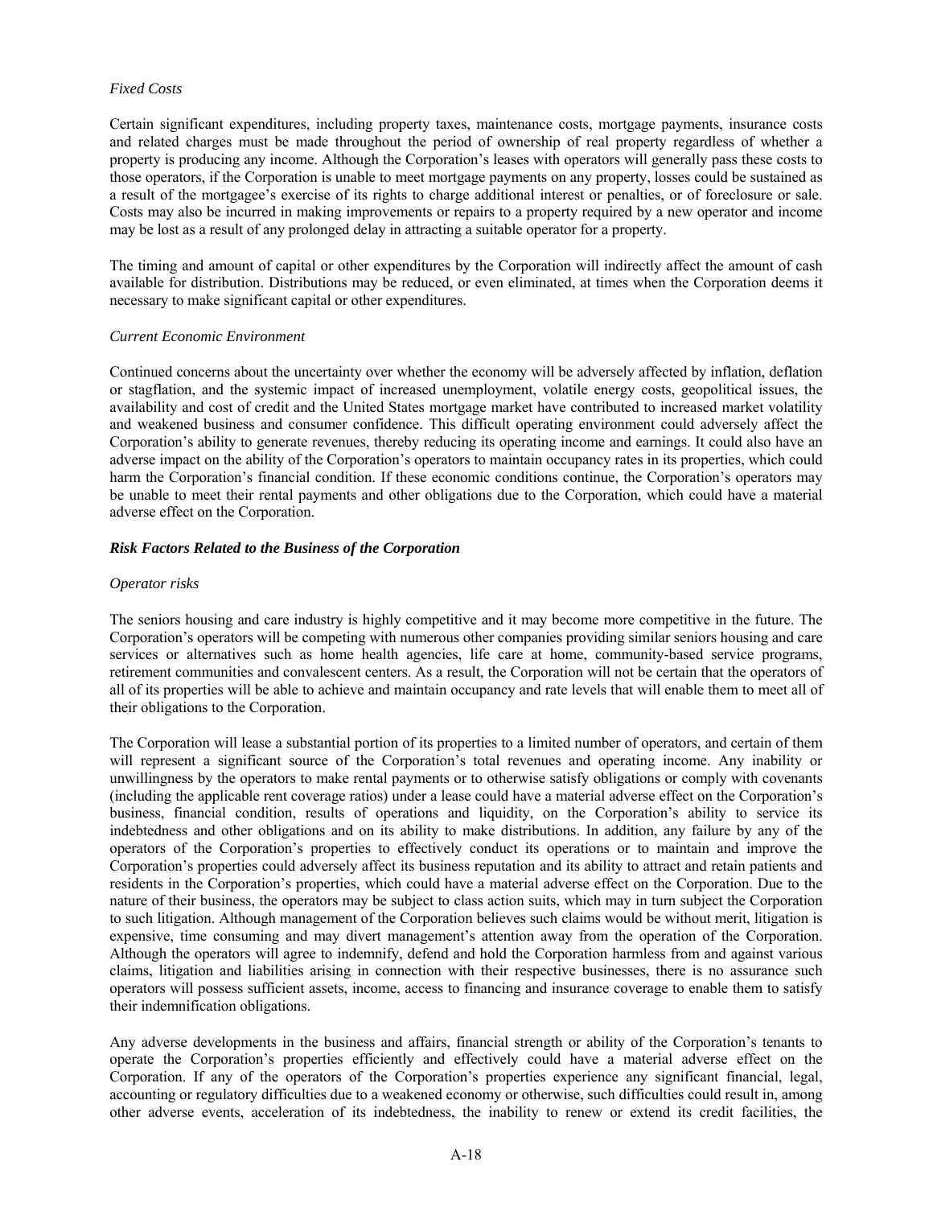*Fixed Costs*

Certain significant expenditures, including property taxes, maintenance costs, mortgage payments, insurance costs and related charges must be made throughout the period of ownership of real property regardless of whether a property is producing any income. Although the Corporation's leases with operators will generally pass these costs to those operators, if the Corporation is unable to meet mortgage payments on any property, losses could be sustained as a result of the mortgagee's exercise of its rights to charge additional interest or penalties, or of foreclosure or sale. Costs may also be incurred in making improvements or repairs to a property required by a new operator and income may be lost as a result of any prolonged delay in attracting a suitable operator for a property.

The timing and amount of capital or other expenditures by the Corporation will indirectly affect the amount of cash available for distribution. Distributions may be reduced, or even eliminated, at times when the Corporation deems it necessary to make significant capital or other expenditures.

*Current Economic Environment*

Continued concerns about the uncertainty over whether the economy will be adversely affected by inflation, deflation or stagflation, and the systemic impact of increased unemployment, volatile energy costs, geopolitical issues, the availability and cost of credit and the United States mortgage market have contributed to increased market volatility and weakened business and consumer confidence. This difficult operating environment could adversely affect the Corporation's ability to generate revenues, thereby reducing its operating income and earnings. It could also have an adverse impact on the ability of the Corporation's operators to maintain occupancy rates in its properties, which could harm the Corporation's financial condition. If these economic conditions continue, the Corporation's operators may be unable to meet their rental payments and other obligations due to the Corporation, which could have a material adverse effect on the Corporation.

***Risk Factors Related to the Business of the Corporation***

*Operator risks*

The seniors housing and care industry is highly competitive and it may become more competitive in the future. The Corporation's operators will be competing with numerous other companies providing similar seniors housing and care services or alternatives such as home health agencies, life care at home, community-based service programs, retirement communities and convalescent centers. As a result, the Corporation will not be certain that the operators of all of its properties will be able to achieve and maintain occupancy and rate levels that will enable them to meet all of their obligations to the Corporation.

The Corporation will lease a substantial portion of its properties to a limited number of operators, and certain of them will represent a significant source of the Corporation's total revenues and operating income. Any inability or unwillingness by the operators to make rental payments or to otherwise satisfy obligations or comply with covenants (including the applicable rent coverage ratios) under a lease could have a material adverse effect on the Corporation's business, financial condition, results of operations and liquidity, on the Corporation's ability to service its indebtedness and other obligations and on its ability to make distributions. In addition, any failure by any of the operators of the Corporation's properties to effectively conduct its operations or to maintain and improve the Corporation's properties could adversely affect its business reputation and its ability to attract and retain patients and residents in the Corporation's properties, which could have a material adverse effect on the Corporation. Due to the nature of their business, the operators may be subject to class action suits, which may in turn subject the Corporation to such litigation. Although management of the Corporation believes such claims would be without merit, litigation is expensive, time consuming and may divert management's attention away from the operation of the Corporation. Although the operators will agree to indemnify, defend and hold the Corporation harmless from and against various claims, litigation and liabilities arising in connection with their respective businesses, there is no assurance such operators will possess sufficient assets, income, access to financing and insurance coverage to enable them to satisfy their indemnification obligations.

Any adverse developments in the business and affairs, financial strength or ability of the Corporation's tenants to operate the Corporation's properties efficiently and effectively could have a material adverse effect on the Corporation. If any of the operators of the Corporation's properties experience any significant financial, legal, accounting or regulatory difficulties due to a weakened economy or otherwise, such difficulties could result in, among other adverse events, acceleration of its indebtedness, the inability to renew or extend its credit facilities, the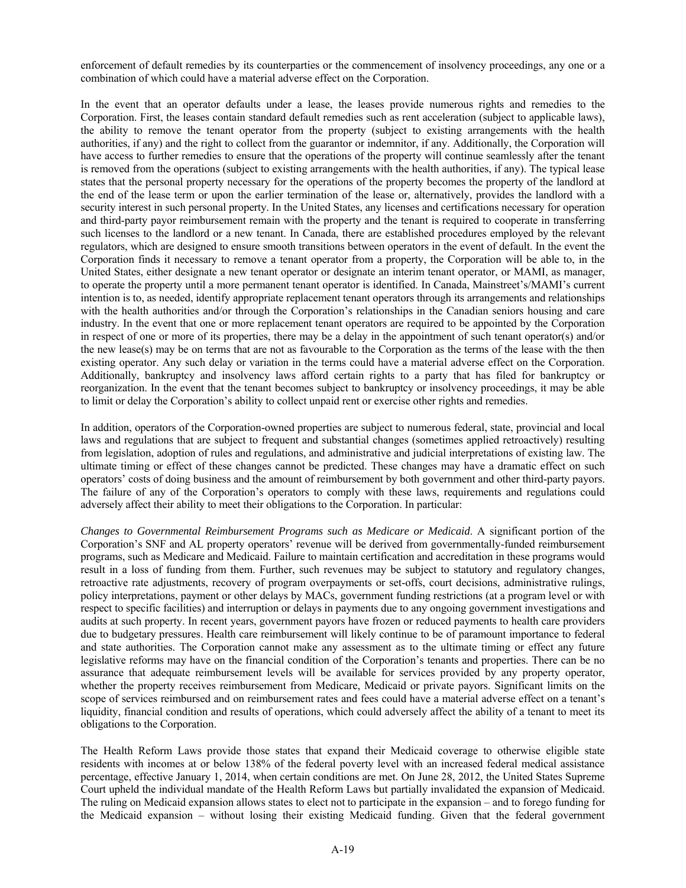enforcement of default remedies by its counterparties or the commencement of insolvency proceedings, any one or a combination of which could have a material adverse effect on the Corporation.

In the event that an operator defaults under a lease, the leases provide numerous rights and remedies to the Corporation. First, the leases contain standard default remedies such as rent acceleration (subject to applicable laws), the ability to remove the tenant operator from the property (subject to existing arrangements with the health authorities, if any) and the right to collect from the guarantor or indemnitor, if any. Additionally, the Corporation will have access to further remedies to ensure that the operations of the property will continue seamlessly after the tenant is removed from the operations (subject to existing arrangements with the health authorities, if any). The typical lease states that the personal property necessary for the operations of the property becomes the property of the landlord at the end of the lease term or upon the earlier termination of the lease or, alternatively, provides the landlord with a security interest in such personal property. In the United States, any licenses and certifications necessary for operation and third-party payor reimbursement remain with the property and the tenant is required to cooperate in transferring such licenses to the landlord or a new tenant. In Canada, there are established procedures employed by the relevant regulators, which are designed to ensure smooth transitions between operators in the event of default. In the event the Corporation finds it necessary to remove a tenant operator from a property, the Corporation will be able to, in the United States, either designate a new tenant operator or designate an interim tenant operator, or MAMI, as manager, to operate the property until a more permanent tenant operator is identified. In Canada, Mainstreet's/MAMI's current intention is to, as needed, identify appropriate replacement tenant operators through its arrangements and relationships with the health authorities and/or through the Corporation's relationships in the Canadian seniors housing and care industry. In the event that one or more replacement tenant operators are required to be appointed by the Corporation in respect of one or more of its properties, there may be a delay in the appointment of such tenant operator(s) and/or the new lease(s) may be on terms that are not as favourable to the Corporation as the terms of the lease with the then existing operator. Any such delay or variation in the terms could have a material adverse effect on the Corporation. Additionally, bankruptcy and insolvency laws afford certain rights to a party that has filed for bankruptcy or reorganization. In the event that the tenant becomes subject to bankruptcy or insolvency proceedings, it may be able to limit or delay the Corporation's ability to collect unpaid rent or exercise other rights and remedies.

In addition, operators of the Corporation-owned properties are subject to numerous federal, state, provincial and local laws and regulations that are subject to frequent and substantial changes (sometimes applied retroactively) resulting from legislation, adoption of rules and regulations, and administrative and judicial interpretations of existing law. The ultimate timing or effect of these changes cannot be predicted. These changes may have a dramatic effect on such operators' costs of doing business and the amount of reimbursement by both government and other third-party payors. The failure of any of the Corporation's operators to comply with these laws, requirements and regulations could adversely affect their ability to meet their obligations to the Corporation. In particular:

*Changes to Governmental Reimbursement Programs such as Medicare or Medicaid.* A significant portion of the Corporation's SNF and AL property operators' revenue will be derived from governmentally-funded reimbursement programs, such as Medicare and Medicaid. Failure to maintain certification and accreditation in these programs would result in a loss of funding from them. Further, such revenues may be subject to statutory and regulatory changes, retroactive rate adjustments, recovery of program overpayments or set-offs, court decisions, administrative rulings, policy interpretations, payment or other delays by MACs, government funding restrictions (at a program level or with respect to specific facilities) and interruption or delays in payments due to any ongoing government investigations and audits at such property. In recent years, government payors have frozen or reduced payments to health care providers due to budgetary pressures. Health care reimbursement will likely continue to be of paramount importance to federal and state authorities. The Corporation cannot make any assessment as to the ultimate timing or effect any future legislative reforms may have on the financial condition of the Corporation's tenants and properties. There can be no assurance that adequate reimbursement levels will be available for services provided by any property operator, whether the property receives reimbursement from Medicare, Medicaid or private payors. Significant limits on the scope of services reimbursed and on reimbursement rates and fees could have a material adverse effect on a tenant's liquidity, financial condition and results of operations, which could adversely affect the ability of a tenant to meet its obligations to the Corporation.

The Health Reform Laws provide those states that expand their Medicaid coverage to otherwise eligible state residents with incomes at or below 138% of the federal poverty level with an increased federal medical assistance percentage, effective January 1, 2014, when certain conditions are met. On June 28, 2012, the United States Supreme Court upheld the individual mandate of the Health Reform Laws but partially invalidated the expansion of Medicaid. The ruling on Medicaid expansion allows states to elect not to participate in the expansion – and to forego funding for the Medicaid expansion – without losing their existing Medicaid funding. Given that the federal government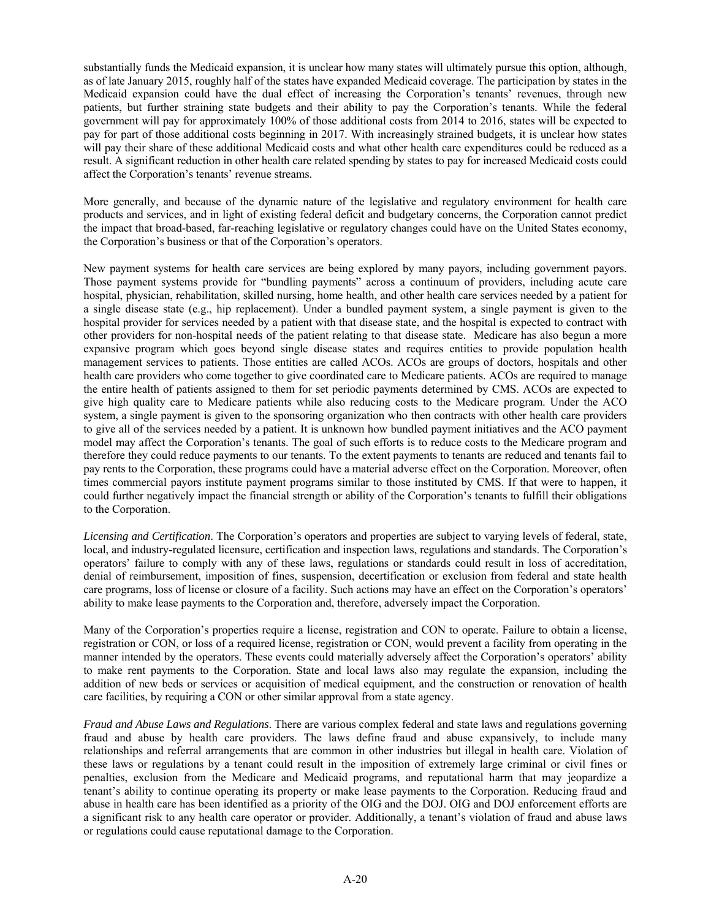substantially funds the Medicaid expansion, it is unclear how many states will ultimately pursue this option, although, as of late January 2015, roughly half of the states have expanded Medicaid coverage. The participation by states in the Medicaid expansion could have the dual effect of increasing the Corporation's tenants' revenues, through new patients, but further straining state budgets and their ability to pay the Corporation's tenants. While the federal government will pay for approximately 100% of those additional costs from 2014 to 2016, states will be expected to pay for part of those additional costs beginning in 2017. With increasingly strained budgets, it is unclear how states will pay their share of these additional Medicaid costs and what other health care expenditures could be reduced as a result. A significant reduction in other health care related spending by states to pay for increased Medicaid costs could affect the Corporation's tenants' revenue streams.

More generally, and because of the dynamic nature of the legislative and regulatory environment for health care products and services, and in light of existing federal deficit and budgetary concerns, the Corporation cannot predict the impact that broad-based, far-reaching legislative or regulatory changes could have on the United States economy, the Corporation's business or that of the Corporation's operators.

New payment systems for health care services are being explored by many payors, including government payors. Those payment systems provide for "bundling payments" across a continuum of providers, including acute care hospital, physician, rehabilitation, skilled nursing, home health, and other health care services needed by a patient for a single disease state (e.g., hip replacement). Under a bundled payment system, a single payment is given to the hospital provider for services needed by a patient with that disease state, and the hospital is expected to contract with other providers for non-hospital needs of the patient relating to that disease state. Medicare has also begun a more expansive program which goes beyond single disease states and requires entities to provide population health management services to patients. Those entities are called ACOs. ACOs are groups of doctors, hospitals and other health care providers who come together to give coordinated care to Medicare patients. ACOs are required to manage the entire health of patients assigned to them for set periodic payments determined by CMS. ACOs are expected to give high quality care to Medicare patients while also reducing costs to the Medicare program. Under the ACO system, a single payment is given to the sponsoring organization who then contracts with other health care providers to give all of the services needed by a patient. It is unknown how bundled payment initiatives and the ACO payment model may affect the Corporation's tenants. The goal of such efforts is to reduce costs to the Medicare program and therefore they could reduce payments to our tenants. To the extent payments to tenants are reduced and tenants fail to pay rents to the Corporation, these programs could have a material adverse effect on the Corporation. Moreover, often times commercial payors institute payment programs similar to those instituted by CMS. If that were to happen, it could further negatively impact the financial strength or ability of the Corporation's tenants to fulfill their obligations to the Corporation.

*Licensing and Certification*. The Corporation's operators and properties are subject to varying levels of federal, state, local, and industry-regulated licensure, certification and inspection laws, regulations and standards. The Corporation's operators' failure to comply with any of these laws, regulations or standards could result in loss of accreditation, denial of reimbursement, imposition of fines, suspension, decertification or exclusion from federal and state health care programs, loss of license or closure of a facility. Such actions may have an effect on the Corporation's operators' ability to make lease payments to the Corporation and, therefore, adversely impact the Corporation.

Many of the Corporation's properties require a license, registration and CON to operate. Failure to obtain a license, registration or CON, or loss of a required license, registration or CON, would prevent a facility from operating in the manner intended by the operators. These events could materially adversely affect the Corporation's operators' ability to make rent payments to the Corporation. State and local laws also may regulate the expansion, including the addition of new beds or services or acquisition of medical equipment, and the construction or renovation of health care facilities, by requiring a CON or other similar approval from a state agency.

*Fraud and Abuse Laws and Regulations*. There are various complex federal and state laws and regulations governing fraud and abuse by health care providers. The laws define fraud and abuse expansively, to include many relationships and referral arrangements that are common in other industries but illegal in health care. Violation of these laws or regulations by a tenant could result in the imposition of extremely large criminal or civil fines or penalties, exclusion from the Medicare and Medicaid programs, and reputational harm that may jeopardize a tenant's ability to continue operating its property or make lease payments to the Corporation. Reducing fraud and abuse in health care has been identified as a priority of the OIG and the DOJ. OIG and DOJ enforcement efforts are a significant risk to any health care operator or provider. Additionally, a tenant's violation of fraud and abuse laws or regulations could cause reputational damage to the Corporation.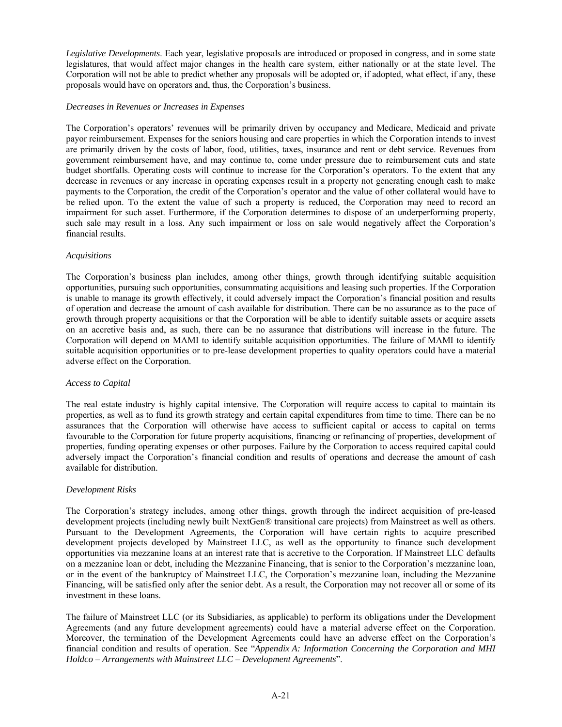*Legislative Developments*. Each year, legislative proposals are introduced or proposed in congress, and in some state legislatures, that would affect major changes in the health care system, either nationally or at the state level. The Corporation will not be able to predict whether any proposals will be adopted or, if adopted, what effect, if any, these proposals would have on operators and, thus, the Corporation's business.

*Decreases in Revenues or Increases in Expenses*

The Corporation's operators' revenues will be primarily driven by occupancy and Medicare, Medicaid and private payor reimbursement. Expenses for the seniors housing and care properties in which the Corporation intends to invest are primarily driven by the costs of labor, food, utilities, taxes, insurance and rent or debt service. Revenues from government reimbursement have, and may continue to, come under pressure due to reimbursement cuts and state budget shortfalls. Operating costs will continue to increase for the Corporation's operators. To the extent that any decrease in revenues or any increase in operating expenses result in a property not generating enough cash to make payments to the Corporation, the credit of the Corporation's operator and the value of other collateral would have to be relied upon. To the extent the value of such a property is reduced, the Corporation may need to record an impairment for such asset. Furthermore, if the Corporation determines to dispose of an underperforming property, such sale may result in a loss. Any such impairment or loss on sale would negatively affect the Corporation's financial results.

*Acquisitions*

The Corporation's business plan includes, among other things, growth through identifying suitable acquisition opportunities, pursuing such opportunities, consummating acquisitions and leasing such properties. If the Corporation is unable to manage its growth effectively, it could adversely impact the Corporation's financial position and results of operation and decrease the amount of cash available for distribution. There can be no assurance as to the pace of growth through property acquisitions or that the Corporation will be able to identify suitable assets or acquire assets on an accretive basis and, as such, there can be no assurance that distributions will increase in the future. The Corporation will depend on MAMI to identify suitable acquisition opportunities. The failure of MAMI to identify suitable acquisition opportunities or to pre-lease development properties to quality operators could have a material adverse effect on the Corporation.

*Access to Capital*

The real estate industry is highly capital intensive. The Corporation will require access to capital to maintain its properties, as well as to fund its growth strategy and certain capital expenditures from time to time. There can be no assurances that the Corporation will otherwise have access to sufficient capital or access to capital on terms favourable to the Corporation for future property acquisitions, financing or refinancing of properties, development of properties, funding operating expenses or other purposes. Failure by the Corporation to access required capital could adversely impact the Corporation's financial condition and results of operations and decrease the amount of cash available for distribution.

*Development Risks*

The Corporation's strategy includes, among other things, growth through the indirect acquisition of pre-leased development projects (including newly built NextGen® transitional care projects) from Mainstreet as well as others. Pursuant to the Development Agreements, the Corporation will have certain rights to acquire prescribed development projects developed by Mainstreet LLC, as well as the opportunity to finance such development opportunities via mezzanine loans at an interest rate that is accretive to the Corporation. If Mainstreet LLC defaults on a mezzanine loan or debt, including the Mezzanine Financing, that is senior to the Corporation's mezzanine loan, or in the event of the bankruptcy of Mainstreet LLC, the Corporation's mezzanine loan, including the Mezzanine Financing, will be satisfied only after the senior debt. As a result, the Corporation may not recover all or some of its investment in these loans.

The failure of Mainstreet LLC (or its Subsidiaries, as applicable) to perform its obligations under the Development Agreements (and any future development agreements) could have a material adverse effect on the Corporation. Moreover, the termination of the Development Agreements could have an adverse effect on the Corporation's financial condition and results of operation. See "*Appendix A: Information Concerning the Corporation and MHI Holdco – Arrangements with Mainstreet LLC – Development Agreements*".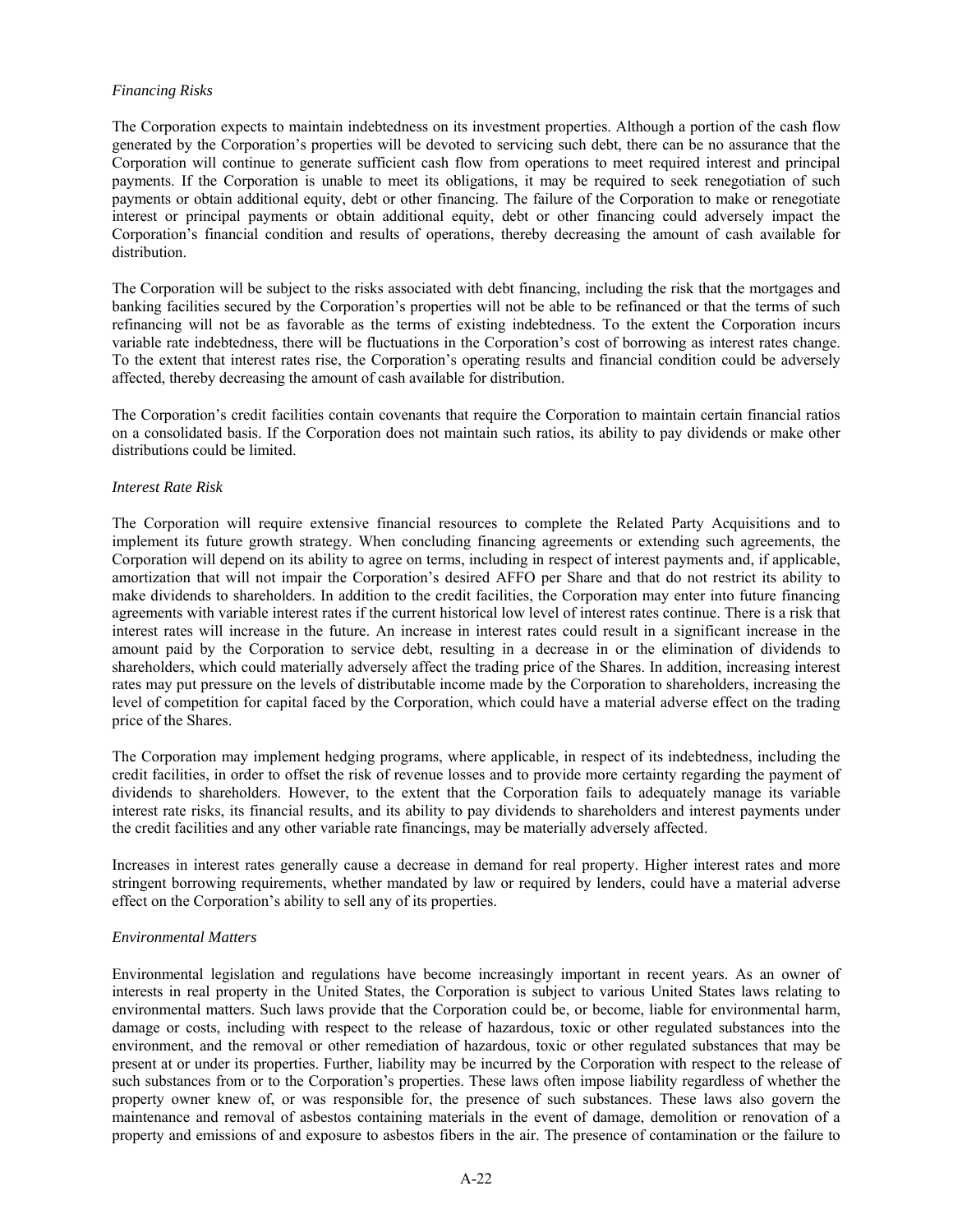*Financing Risks*

The Corporation expects to maintain indebtedness on its investment properties. Although a portion of the cash flow generated by the Corporation's properties will be devoted to servicing such debt, there can be no assurance that the Corporation will continue to generate sufficient cash flow from operations to meet required interest and principal payments. If the Corporation is unable to meet its obligations, it may be required to seek renegotiation of such payments or obtain additional equity, debt or other financing. The failure of the Corporation to make or renegotiate interest or principal payments or obtain additional equity, debt or other financing could adversely impact the Corporation's financial condition and results of operations, thereby decreasing the amount of cash available for distribution.

The Corporation will be subject to the risks associated with debt financing, including the risk that the mortgages and banking facilities secured by the Corporation's properties will not be able to be refinanced or that the terms of such refinancing will not be as favorable as the terms of existing indebtedness. To the extent the Corporation incurs variable rate indebtedness, there will be fluctuations in the Corporation's cost of borrowing as interest rates change. To the extent that interest rates rise, the Corporation's operating results and financial condition could be adversely affected, thereby decreasing the amount of cash available for distribution.

The Corporation's credit facilities contain covenants that require the Corporation to maintain certain financial ratios on a consolidated basis. If the Corporation does not maintain such ratios, its ability to pay dividends or make other distributions could be limited.

*Interest Rate Risk*

The Corporation will require extensive financial resources to complete the Related Party Acquisitions and to implement its future growth strategy. When concluding financing agreements or extending such agreements, the Corporation will depend on its ability to agree on terms, including in respect of interest payments and, if applicable, amortization that will not impair the Corporation's desired AFFO per Share and that do not restrict its ability to make dividends to shareholders. In addition to the credit facilities, the Corporation may enter into future financing agreements with variable interest rates if the current historical low level of interest rates continue. There is a risk that interest rates will increase in the future. An increase in interest rates could result in a significant increase in the amount paid by the Corporation to service debt, resulting in a decrease in or the elimination of dividends to shareholders, which could materially adversely affect the trading price of the Shares. In addition, increasing interest rates may put pressure on the levels of distributable income made by the Corporation to shareholders, increasing the level of competition for capital faced by the Corporation, which could have a material adverse effect on the trading price of the Shares.

The Corporation may implement hedging programs, where applicable, in respect of its indebtedness, including the credit facilities, in order to offset the risk of revenue losses and to provide more certainty regarding the payment of dividends to shareholders. However, to the extent that the Corporation fails to adequately manage its variable interest rate risks, its financial results, and its ability to pay dividends to shareholders and interest payments under the credit facilities and any other variable rate financings, may be materially adversely affected.

Increases in interest rates generally cause a decrease in demand for real property. Higher interest rates and more stringent borrowing requirements, whether mandated by law or required by lenders, could have a material adverse effect on the Corporation's ability to sell any of its properties.

*Environmental Matters*

Environmental legislation and regulations have become increasingly important in recent years. As an owner of interests in real property in the United States, the Corporation is subject to various United States laws relating to environmental matters. Such laws provide that the Corporation could be, or become, liable for environmental harm, damage or costs, including with respect to the release of hazardous, toxic or other regulated substances into the environment, and the removal or other remediation of hazardous, toxic or other regulated substances that may be present at or under its properties. Further, liability may be incurred by the Corporation with respect to the release of such substances from or to the Corporation's properties. These laws often impose liability regardless of whether the property owner knew of, or was responsible for, the presence of such substances. These laws also govern the maintenance and removal of asbestos containing materials in the event of damage, demolition or renovation of a property and emissions of and exposure to asbestos fibers in the air. The presence of contamination or the failure to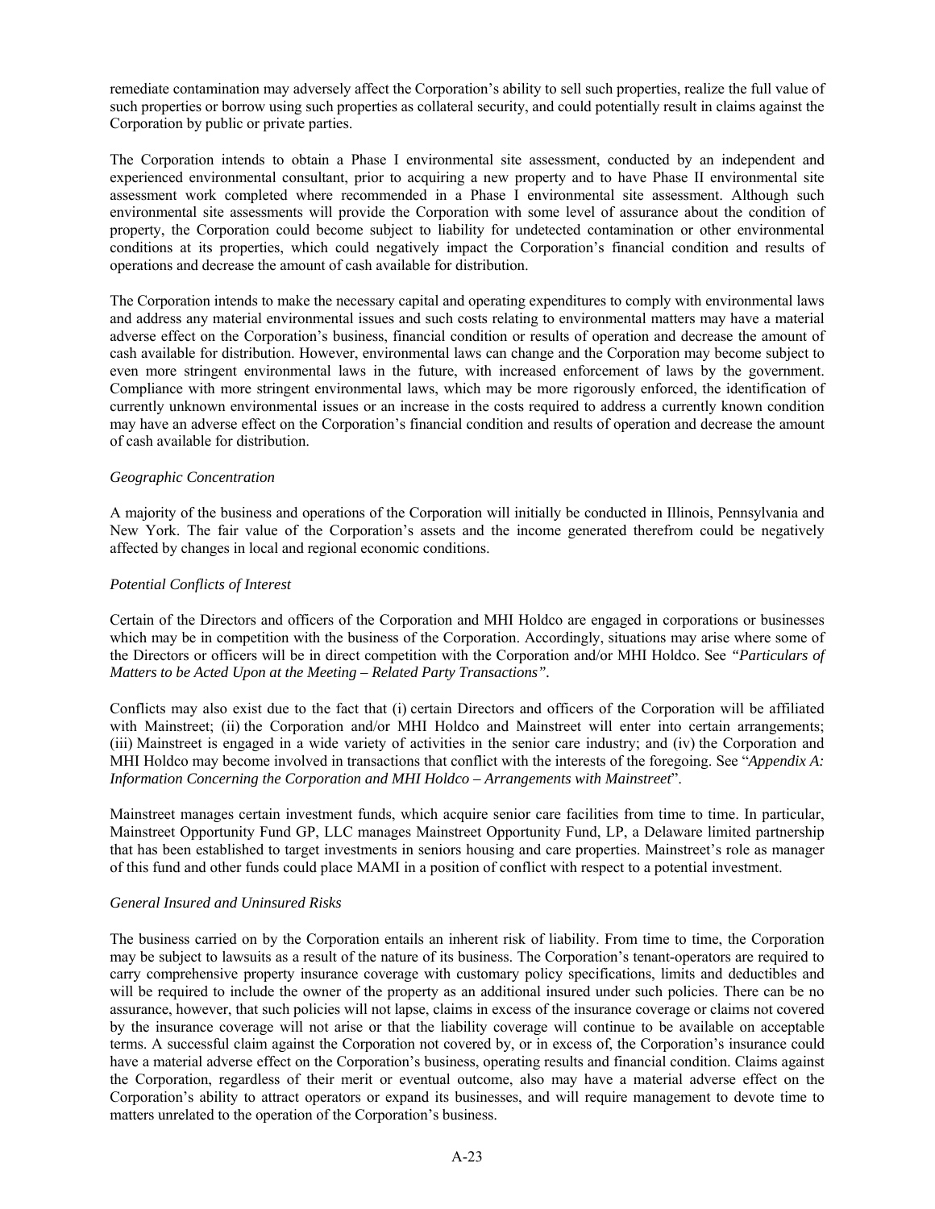remediate contamination may adversely affect the Corporation's ability to sell such properties, realize the full value of such properties or borrow using such properties as collateral security, and could potentially result in claims against the Corporation by public or private parties.

The Corporation intends to obtain a Phase I environmental site assessment, conducted by an independent and experienced environmental consultant, prior to acquiring a new property and to have Phase II environmental site assessment work completed where recommended in a Phase I environmental site assessment. Although such environmental site assessments will provide the Corporation with some level of assurance about the condition of property, the Corporation could become subject to liability for undetected contamination or other environmental conditions at its properties, which could negatively impact the Corporation's financial condition and results of operations and decrease the amount of cash available for distribution.

The Corporation intends to make the necessary capital and operating expenditures to comply with environmental laws and address any material environmental issues and such costs relating to environmental matters may have a material adverse effect on the Corporation's business, financial condition or results of operation and decrease the amount of cash available for distribution. However, environmental laws can change and the Corporation may become subject to even more stringent environmental laws in the future, with increased enforcement of laws by the government. Compliance with more stringent environmental laws, which may be more rigorously enforced, the identification of currently unknown environmental issues or an increase in the costs required to address a currently known condition may have an adverse effect on the Corporation's financial condition and results of operation and decrease the amount of cash available for distribution.

*Geographic Concentration*

A majority of the business and operations of the Corporation will initially be conducted in Illinois, Pennsylvania and New York. The fair value of the Corporation's assets and the income generated therefrom could be negatively affected by changes in local and regional economic conditions.

*Potential Conflicts of Interest*

Certain of the Directors and officers of the Corporation and MHI Holdco are engaged in corporations or businesses which may be in competition with the business of the Corporation. Accordingly, situations may arise where some of the Directors or officers will be in direct competition with the Corporation and/or MHI Holdco. See *"Particulars of Matters to be Acted Upon at the Meeting – Related Party Transactions"*.

Conflicts may also exist due to the fact that (i) certain Directors and officers of the Corporation will be affiliated with Mainstreet; (ii) the Corporation and/or MHI Holdco and Mainstreet will enter into certain arrangements; (iii) Mainstreet is engaged in a wide variety of activities in the senior care industry; and (iv) the Corporation and MHI Holdco may become involved in transactions that conflict with the interests of the foregoing. See "*Appendix A: Information Concerning the Corporation and MHI Holdco – Arrangements with Mainstreet*".

Mainstreet manages certain investment funds, which acquire senior care facilities from time to time. In particular, Mainstreet Opportunity Fund GP, LLC manages Mainstreet Opportunity Fund, LP, a Delaware limited partnership that has been established to target investments in seniors housing and care properties. Mainstreet's role as manager of this fund and other funds could place MAMI in a position of conflict with respect to a potential investment.

*General Insured and Uninsured Risks*

The business carried on by the Corporation entails an inherent risk of liability. From time to time, the Corporation may be subject to lawsuits as a result of the nature of its business. The Corporation's tenant-operators are required to carry comprehensive property insurance coverage with customary policy specifications, limits and deductibles and will be required to include the owner of the property as an additional insured under such policies. There can be no assurance, however, that such policies will not lapse, claims in excess of the insurance coverage or claims not covered by the insurance coverage will not arise or that the liability coverage will continue to be available on acceptable terms. A successful claim against the Corporation not covered by, or in excess of, the Corporation's insurance could have a material adverse effect on the Corporation's business, operating results and financial condition. Claims against the Corporation, regardless of their merit or eventual outcome, also may have a material adverse effect on the Corporation's ability to attract operators or expand its businesses, and will require management to devote time to matters unrelated to the operation of the Corporation's business.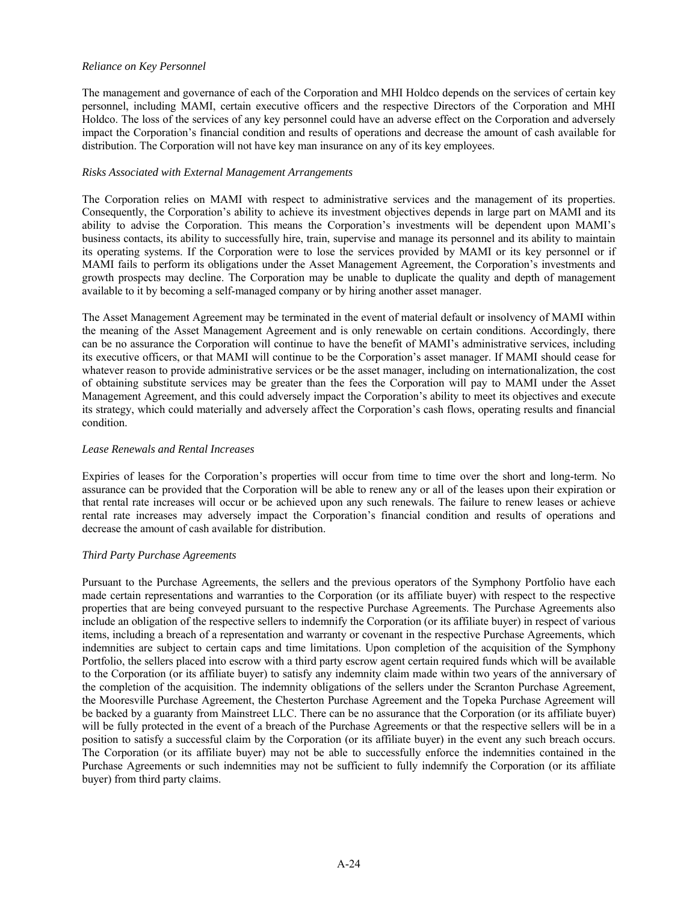*Reliance on Key Personnel*

The management and governance of each of the Corporation and MHI Holdco depends on the services of certain key personnel, including MAMI, certain executive officers and the respective Directors of the Corporation and MHI Holdco. The loss of the services of any key personnel could have an adverse effect on the Corporation and adversely impact the Corporation's financial condition and results of operations and decrease the amount of cash available for distribution. The Corporation will not have key man insurance on any of its key employees.

*Risks Associated with External Management Arrangements*

The Corporation relies on MAMI with respect to administrative services and the management of its properties. Consequently, the Corporation's ability to achieve its investment objectives depends in large part on MAMI and its ability to advise the Corporation. This means the Corporation's investments will be dependent upon MAMI's business contacts, its ability to successfully hire, train, supervise and manage its personnel and its ability to maintain its operating systems. If the Corporation were to lose the services provided by MAMI or its key personnel or if MAMI fails to perform its obligations under the Asset Management Agreement, the Corporation's investments and growth prospects may decline. The Corporation may be unable to duplicate the quality and depth of management available to it by becoming a self-managed company or by hiring another asset manager.

The Asset Management Agreement may be terminated in the event of material default or insolvency of MAMI within the meaning of the Asset Management Agreement and is only renewable on certain conditions. Accordingly, there can be no assurance the Corporation will continue to have the benefit of MAMI's administrative services, including its executive officers, or that MAMI will continue to be the Corporation's asset manager. If MAMI should cease for whatever reason to provide administrative services or be the asset manager, including on internationalization, the cost of obtaining substitute services may be greater than the fees the Corporation will pay to MAMI under the Asset Management Agreement, and this could adversely impact the Corporation's ability to meet its objectives and execute its strategy, which could materially and adversely affect the Corporation's cash flows, operating results and financial condition.

*Lease Renewals and Rental Increases*

Expiries of leases for the Corporation's properties will occur from time to time over the short and long-term. No assurance can be provided that the Corporation will be able to renew any or all of the leases upon their expiration or that rental rate increases will occur or be achieved upon any such renewals. The failure to renew leases or achieve rental rate increases may adversely impact the Corporation's financial condition and results of operations and decrease the amount of cash available for distribution.

*Third Party Purchase Agreements*

Pursuant to the Purchase Agreements, the sellers and the previous operators of the Symphony Portfolio have each made certain representations and warranties to the Corporation (or its affiliate buyer) with respect to the respective properties that are being conveyed pursuant to the respective Purchase Agreements. The Purchase Agreements also include an obligation of the respective sellers to indemnify the Corporation (or its affiliate buyer) in respect of various items, including a breach of a representation and warranty or covenant in the respective Purchase Agreements, which indemnities are subject to certain caps and time limitations. Upon completion of the acquisition of the Symphony Portfolio, the sellers placed into escrow with a third party escrow agent certain required funds which will be available to the Corporation (or its affiliate buyer) to satisfy any indemnity claim made within two years of the anniversary of the completion of the acquisition. The indemnity obligations of the sellers under the Scranton Purchase Agreement, the Mooresville Purchase Agreement, the Chesterton Purchase Agreement and the Topeka Purchase Agreement will be backed by a guaranty from Mainstreet LLC. There can be no assurance that the Corporation (or its affiliate buyer) will be fully protected in the event of a breach of the Purchase Agreements or that the respective sellers will be in a position to satisfy a successful claim by the Corporation (or its affiliate buyer) in the event any such breach occurs. The Corporation (or its affiliate buyer) may not be able to successfully enforce the indemnities contained in the Purchase Agreements or such indemnities may not be sufficient to fully indemnify the Corporation (or its affiliate buyer) from third party claims.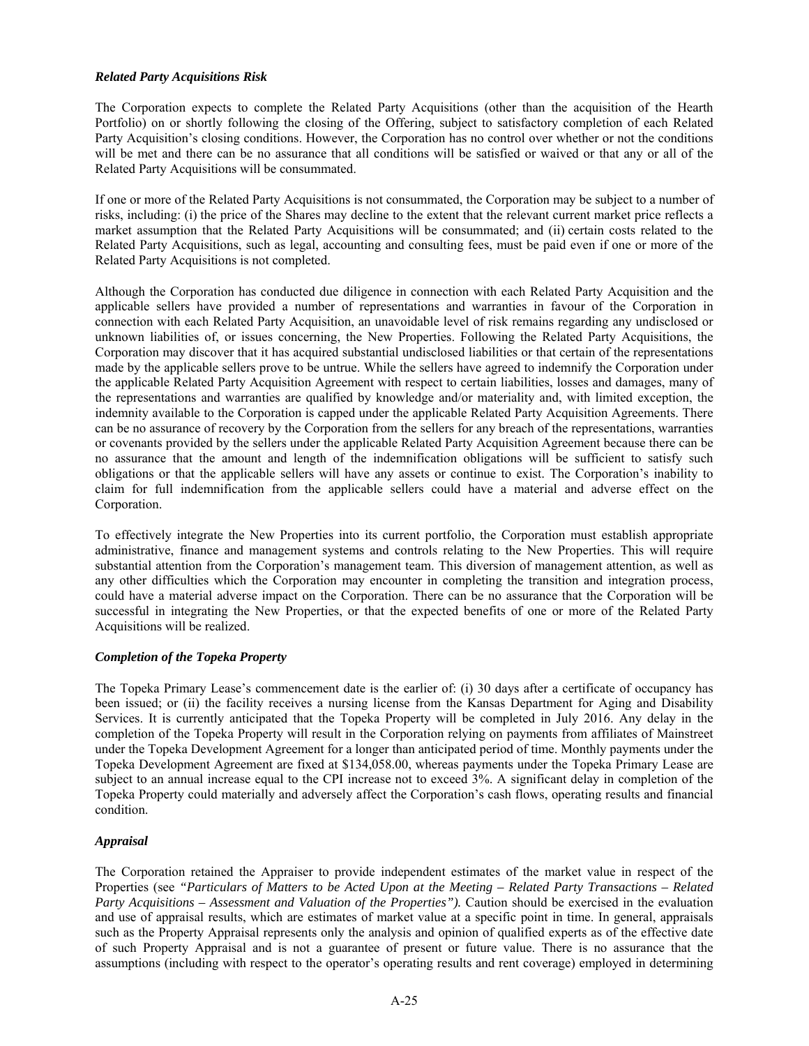### *Related Party Acquisitions Risk*

The Corporation expects to complete the Related Party Acquisitions (other than the acquisition of the Hearth Portfolio) on or shortly following the closing of the Offering, subject to satisfactory completion of each Related Party Acquisition's closing conditions. However, the Corporation has no control over whether or not the conditions will be met and there can be no assurance that all conditions will be satisfied or waived or that any or all of the Related Party Acquisitions will be consummated.

If one or more of the Related Party Acquisitions is not consummated, the Corporation may be subject to a number of risks, including: (i) the price of the Shares may decline to the extent that the relevant current market price reflects a market assumption that the Related Party Acquisitions will be consummated; and (ii) certain costs related to the Related Party Acquisitions, such as legal, accounting and consulting fees, must be paid even if one or more of the Related Party Acquisitions is not completed.

Although the Corporation has conducted due diligence in connection with each Related Party Acquisition and the applicable sellers have provided a number of representations and warranties in favour of the Corporation in connection with each Related Party Acquisition, an unavoidable level of risk remains regarding any undisclosed or unknown liabilities of, or issues concerning, the New Properties. Following the Related Party Acquisitions, the Corporation may discover that it has acquired substantial undisclosed liabilities or that certain of the representations made by the applicable sellers prove to be untrue. While the sellers have agreed to indemnify the Corporation under the applicable Related Party Acquisition Agreement with respect to certain liabilities, losses and damages, many of the representations and warranties are qualified by knowledge and/or materiality and, with limited exception, the indemnity available to the Corporation is capped under the applicable Related Party Acquisition Agreements. There can be no assurance of recovery by the Corporation from the sellers for any breach of the representations, warranties or covenants provided by the sellers under the applicable Related Party Acquisition Agreement because there can be no assurance that the amount and length of the indemnification obligations will be sufficient to satisfy such obligations or that the applicable sellers will have any assets or continue to exist. The Corporation's inability to claim for full indemnification from the applicable sellers could have a material and adverse effect on the Corporation.

To effectively integrate the New Properties into its current portfolio, the Corporation must establish appropriate administrative, finance and management systems and controls relating to the New Properties. This will require substantial attention from the Corporation's management team. This diversion of management attention, as well as any other difficulties which the Corporation may encounter in completing the transition and integration process, could have a material adverse impact on the Corporation. There can be no assurance that the Corporation will be successful in integrating the New Properties, or that the expected benefits of one or more of the Related Party Acquisitions will be realized.

### *Completion of the Topeka Property*

The Topeka Primary Lease's commencement date is the earlier of: (i) 30 days after a certificate of occupancy has been issued; or (ii) the facility receives a nursing license from the Kansas Department for Aging and Disability Services. It is currently anticipated that the Topeka Property will be completed in July 2016. Any delay in the completion of the Topeka Property will result in the Corporation relying on payments from affiliates of Mainstreet under the Topeka Development Agreement for a longer than anticipated period of time. Monthly payments under the Topeka Development Agreement are fixed at $134,058.00, whereas payments under the Topeka Primary Lease are subject to an annual increase equal to the CPI increase not to exceed 3%. A significant delay in completion of the Topeka Property could materially and adversely affect the Corporation's cash flows, operating results and financial condition.

### *Appraisal*

The Corporation retained the Appraiser to provide independent estimates of the market value in respect of the Properties (see *"Particulars of Matters to be Acted Upon at the Meeting – Related Party Transactions – Related Party Acquisitions – Assessment and Valuation of the Properties").* Caution should be exercised in the evaluation and use of appraisal results, which are estimates of market value at a specific point in time. In general, appraisals such as the Property Appraisal represents only the analysis and opinion of qualified experts as of the effective date of such Property Appraisal and is not a guarantee of present or future value. There is no assurance that the assumptions (including with respect to the operator's operating results and rent coverage) employed in determining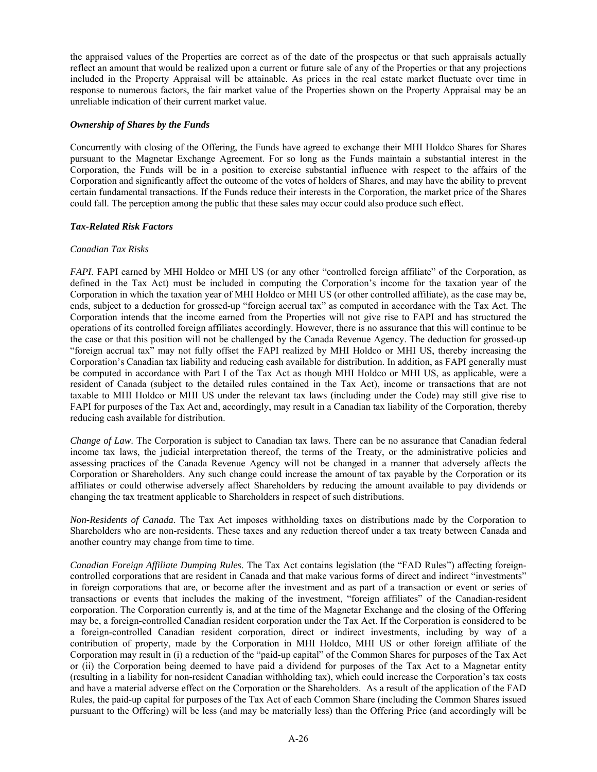the appraised values of the Properties are correct as of the date of the prospectus or that such appraisals actually reflect an amount that would be realized upon a current or future sale of any of the Properties or that any projections included in the Property Appraisal will be attainable. As prices in the real estate market fluctuate over time in response to numerous factors, the fair market value of the Properties shown on the Property Appraisal may be an unreliable indication of their current market value.

### *Ownership of Shares by the Funds*

Concurrently with closing of the Offering, the Funds have agreed to exchange their MHI Holdco Shares for Shares pursuant to the Magnetar Exchange Agreement. For so long as the Funds maintain a substantial interest in the Corporation, the Funds will be in a position to exercise substantial influence with respect to the affairs of the Corporation and significantly affect the outcome of the votes of holders of Shares, and may have the ability to prevent certain fundamental transactions. If the Funds reduce their interests in the Corporation, the market price of the Shares could fall. The perception among the public that these sales may occur could also produce such effect.

### *Tax-Related Risk Factors*

*Canadian Tax Risks*

*FAPI*. FAPI earned by MHI Holdco or MHI US (or any other "controlled foreign affiliate" of the Corporation, as defined in the Tax Act) must be included in computing the Corporation's income for the taxation year of the Corporation in which the taxation year of MHI Holdco or MHI US (or other controlled affiliate), as the case may be, ends, subject to a deduction for grossed-up "foreign accrual tax" as computed in accordance with the Tax Act. The Corporation intends that the income earned from the Properties will not give rise to FAPI and has structured the operations of its controlled foreign affiliates accordingly. However, there is no assurance that this will continue to be the case or that this position will not be challenged by the Canada Revenue Agency. The deduction for grossed-up "foreign accrual tax" may not fully offset the FAPI realized by MHI Holdco or MHI US, thereby increasing the Corporation's Canadian tax liability and reducing cash available for distribution. In addition, as FAPI generally must be computed in accordance with Part I of the Tax Act as though MHI Holdco or MHI US, as applicable, were a resident of Canada (subject to the detailed rules contained in the Tax Act), income or transactions that are not taxable to MHI Holdco or MHI US under the relevant tax laws (including under the Code) may still give rise to FAPI for purposes of the Tax Act and, accordingly, may result in a Canadian tax liability of the Corporation, thereby reducing cash available for distribution.

*Change of Law*. The Corporation is subject to Canadian tax laws. There can be no assurance that Canadian federal income tax laws, the judicial interpretation thereof, the terms of the Treaty, or the administrative policies and assessing practices of the Canada Revenue Agency will not be changed in a manner that adversely affects the Corporation or Shareholders. Any such change could increase the amount of tax payable by the Corporation or its affiliates or could otherwise adversely affect Shareholders by reducing the amount available to pay dividends or changing the tax treatment applicable to Shareholders in respect of such distributions.

*Non-Residents of Canada*. The Tax Act imposes withholding taxes on distributions made by the Corporation to Shareholders who are non-residents. These taxes and any reduction thereof under a tax treaty between Canada and another country may change from time to time.

*Canadian Foreign Affiliate Dumping Rules*. The Tax Act contains legislation (the "FAD Rules") affecting foreign-controlled corporations that are resident in Canada and that make various forms of direct and indirect "investments" in foreign corporations that are, or become after the investment and as part of a transaction or event or series of transactions or events that includes the making of the investment, "foreign affiliates" of the Canadian-resident corporation. The Corporation currently is, and at the time of the Magnetar Exchange and the closing of the Offering may be, a foreign-controlled Canadian resident corporation under the Tax Act. If the Corporation is considered to be a foreign-controlled Canadian resident corporation, direct or indirect investments, including by way of a contribution of property, made by the Corporation in MHI Holdco, MHI US or other foreign affiliate of the Corporation may result in (i) a reduction of the "paid-up capital" of the Common Shares for purposes of the Tax Act or (ii) the Corporation being deemed to have paid a dividend for purposes of the Tax Act to a Magnetar entity (resulting in a liability for non-resident Canadian withholding tax), which could increase the Corporation's tax costs and have a material adverse effect on the Corporation or the Shareholders. As a result of the application of the FAD Rules, the paid-up capital for purposes of the Tax Act of each Common Share (including the Common Shares issued pursuant to the Offering) will be less (and may be materially less) than the Offering Price (and accordingly will be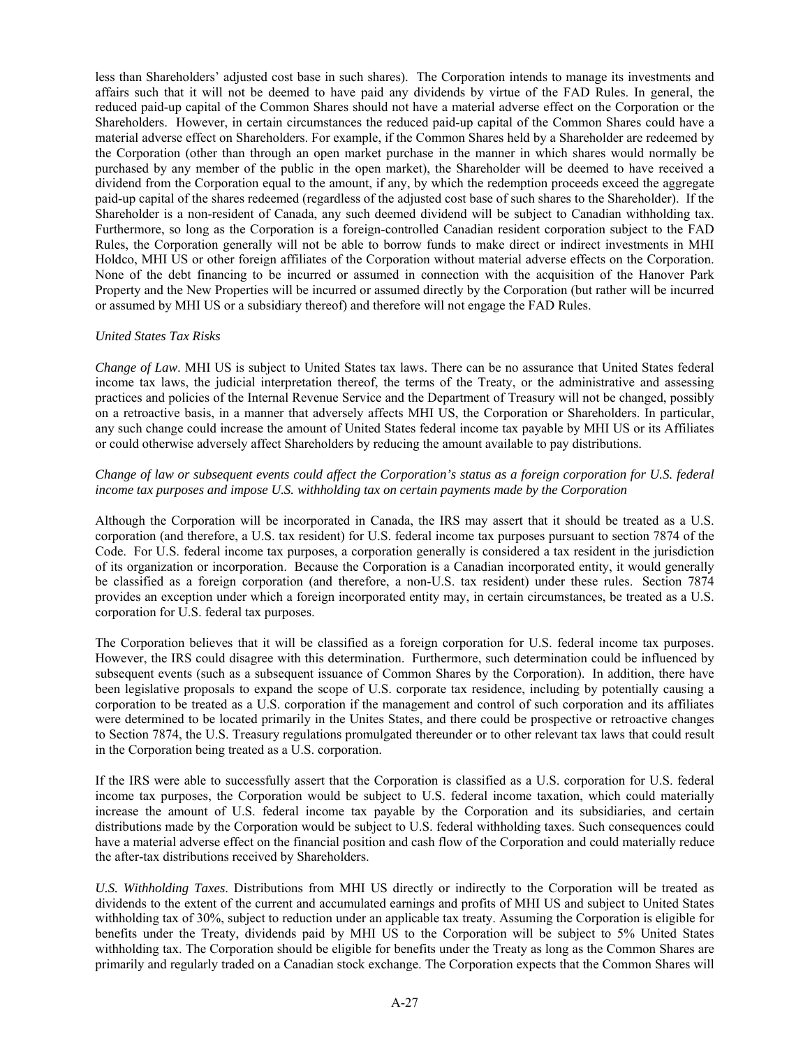less than Shareholders' adjusted cost base in such shares). The Corporation intends to manage its investments and affairs such that it will not be deemed to have paid any dividends by virtue of the FAD Rules. In general, the reduced paid-up capital of the Common Shares should not have a material adverse effect on the Corporation or the Shareholders. However, in certain circumstances the reduced paid-up capital of the Common Shares could have a material adverse effect on Shareholders. For example, if the Common Shares held by a Shareholder are redeemed by the Corporation (other than through an open market purchase in the manner in which shares would normally be purchased by any member of the public in the open market), the Shareholder will be deemed to have received a dividend from the Corporation equal to the amount, if any, by which the redemption proceeds exceed the aggregate paid-up capital of the shares redeemed (regardless of the adjusted cost base of such shares to the Shareholder). If the Shareholder is a non-resident of Canada, any such deemed dividend will be subject to Canadian withholding tax. Furthermore, so long as the Corporation is a foreign-controlled Canadian resident corporation subject to the FAD Rules, the Corporation generally will not be able to borrow funds to make direct or indirect investments in MHI Holdco, MHI US or other foreign affiliates of the Corporation without material adverse effects on the Corporation. None of the debt financing to be incurred or assumed in connection with the acquisition of the Hanover Park Property and the New Properties will be incurred or assumed directly by the Corporation (but rather will be incurred or assumed by MHI US or a subsidiary thereof) and therefore will not engage the FAD Rules.

*United States Tax Risks*

*Change of Law*. MHI US is subject to United States tax laws. There can be no assurance that United States federal income tax laws, the judicial interpretation thereof, the terms of the Treaty, or the administrative and assessing practices and policies of the Internal Revenue Service and the Department of Treasury will not be changed, possibly on a retroactive basis, in a manner that adversely affects MHI US, the Corporation or Shareholders. In particular, any such change could increase the amount of United States federal income tax payable by MHI US or its Affiliates or could otherwise adversely affect Shareholders by reducing the amount available to pay distributions.

*Change of law or subsequent events could affect the Corporation's status as a foreign corporation for U.S. federal income tax purposes and impose U.S. withholding tax on certain payments made by the Corporation*

Although the Corporation will be incorporated in Canada, the IRS may assert that it should be treated as a U.S. corporation (and therefore, a U.S. tax resident) for U.S. federal income tax purposes pursuant to section 7874 of the Code. For U.S. federal income tax purposes, a corporation generally is considered a tax resident in the jurisdiction of its organization or incorporation. Because the Corporation is a Canadian incorporated entity, it would generally be classified as a foreign corporation (and therefore, a non-U.S. tax resident) under these rules. Section 7874 provides an exception under which a foreign incorporated entity may, in certain circumstances, be treated as a U.S. corporation for U.S. federal tax purposes.

The Corporation believes that it will be classified as a foreign corporation for U.S. federal income tax purposes. However, the IRS could disagree with this determination. Furthermore, such determination could be influenced by subsequent events (such as a subsequent issuance of Common Shares by the Corporation). In addition, there have been legislative proposals to expand the scope of U.S. corporate tax residence, including by potentially causing a corporation to be treated as a U.S. corporation if the management and control of such corporation and its affiliates were determined to be located primarily in the Unites States, and there could be prospective or retroactive changes to Section 7874, the U.S. Treasury regulations promulgated thereunder or to other relevant tax laws that could result in the Corporation being treated as a U.S. corporation.

If the IRS were able to successfully assert that the Corporation is classified as a U.S. corporation for U.S. federal income tax purposes, the Corporation would be subject to U.S. federal income taxation, which could materially increase the amount of U.S. federal income tax payable by the Corporation and its subsidiaries, and certain distributions made by the Corporation would be subject to U.S. federal withholding taxes. Such consequences could have a material adverse effect on the financial position and cash flow of the Corporation and could materially reduce the after-tax distributions received by Shareholders.

*U.S. Withholding Taxes*. Distributions from MHI US directly or indirectly to the Corporation will be treated as dividends to the extent of the current and accumulated earnings and profits of MHI US and subject to United States withholding tax of 30%, subject to reduction under an applicable tax treaty. Assuming the Corporation is eligible for benefits under the Treaty, dividends paid by MHI US to the Corporation will be subject to 5% United States withholding tax. The Corporation should be eligible for benefits under the Treaty as long as the Common Shares are primarily and regularly traded on a Canadian stock exchange. The Corporation expects that the Common Shares will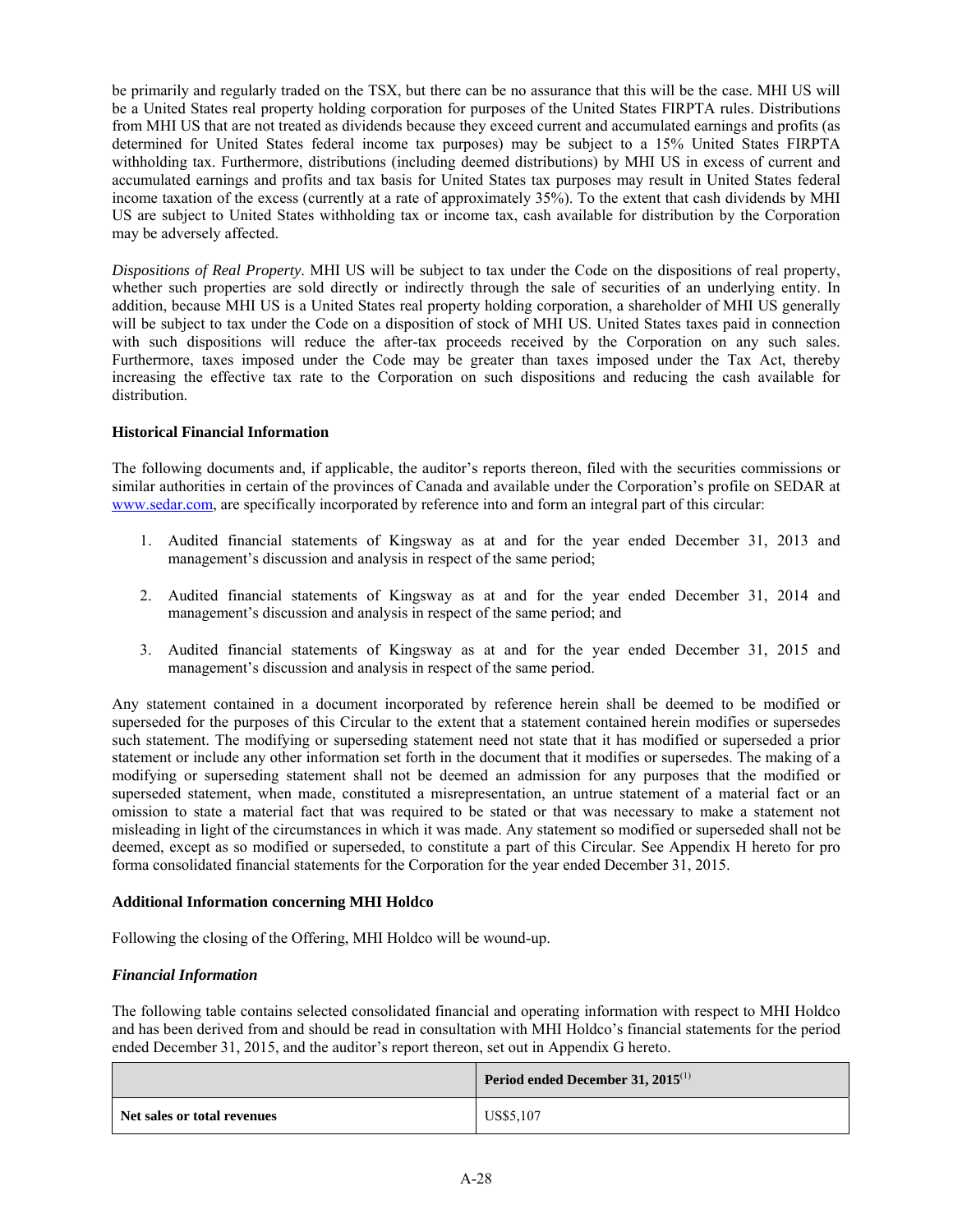be primarily and regularly traded on the TSX, but there can be no assurance that this will be the case. MHI US will be a United States real property holding corporation for purposes of the United States FIRPTA rules. Distributions from MHI US that are not treated as dividends because they exceed current and accumulated earnings and profits (as determined for United States federal income tax purposes) may be subject to a 15% United States FIRPTA withholding tax. Furthermore, distributions (including deemed distributions) by MHI US in excess of current and accumulated earnings and profits and tax basis for United States tax purposes may result in United States federal income taxation of the excess (currently at a rate of approximately 35%). To the extent that cash dividends by MHI US are subject to United States withholding tax or income tax, cash available for distribution by the Corporation may be adversely affected.

*Dispositions of Real Property*. MHI US will be subject to tax under the Code on the dispositions of real property, whether such properties are sold directly or indirectly through the sale of securities of an underlying entity. In addition, because MHI US is a United States real property holding corporation, a shareholder of MHI US generally will be subject to tax under the Code on a disposition of stock of MHI US. United States taxes paid in connection with such dispositions will reduce the after-tax proceeds received by the Corporation on any such sales. Furthermore, taxes imposed under the Code may be greater than taxes imposed under the Tax Act, thereby increasing the effective tax rate to the Corporation on such dispositions and reducing the cash available for distribution.

**Historical Financial Information**

The following documents and, if applicable, the auditor's reports thereon, filed with the securities commissions or similar authorities in certain of the provinces of Canada and available under the Corporation's profile on SEDAR at www.sedar.com, are specifically incorporated by reference into and form an integral part of this circular:

1. Audited financial statements of Kingsway as at and for the year ended December 31, 2013 and management's discussion and analysis in respect of the same period;

2. Audited financial statements of Kingsway as at and for the year ended December 31, 2014 and management's discussion and analysis in respect of the same period; and

3. Audited financial statements of Kingsway as at and for the year ended December 31, 2015 and management's discussion and analysis in respect of the same period.

Any statement contained in a document incorporated by reference herein shall be deemed to be modified or superseded for the purposes of this Circular to the extent that a statement contained herein modifies or supersedes such statement. The modifying or superseding statement need not state that it has modified or superseded a prior statement or include any other information set forth in the document that it modifies or supersedes. The making of a modifying or superseding statement shall not be deemed an admission for any purposes that the modified or superseded statement, when made, constituted a misrepresentation, an untrue statement of a material fact or an omission to state a material fact that was required to be stated or that was necessary to make a statement not misleading in light of the circumstances in which it was made. Any statement so modified or superseded shall not be deemed, except as so modified or superseded, to constitute a part of this Circular. See Appendix H hereto for pro forma consolidated financial statements for the Corporation for the year ended December 31, 2015.

**Additional Information concerning MHI Holdco**

Following the closing of the Offering, MHI Holdco will be wound-up.

***Financial Information***

The following table contains selected consolidated financial and operating information with respect to MHI Holdco and has been derived from and should be read in consultation with MHI Holdco's financial statements for the period ended December 31, 2015, and the auditor's report thereon, set out in Appendix G hereto.

| | Period ended December 31, 2015[1] |
|---|---|
| **Net sales or total revenues** | US$5,107 |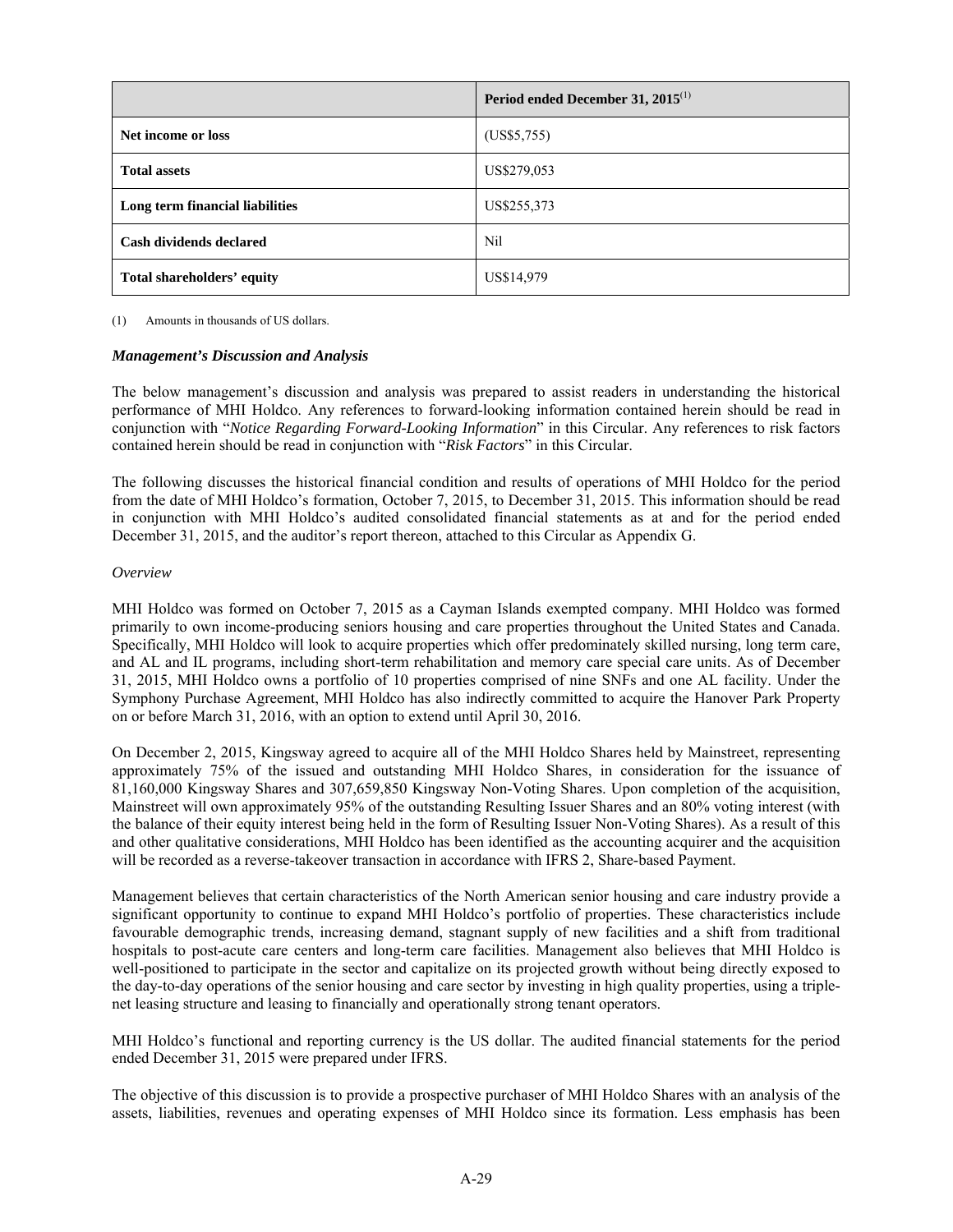| | Period ended December 31, 2015[(1)] |
|---|---|
| **Net income or loss** | (US$5,755) |
| **Total assets** | US$279,053 |
| **Long term financial liabilities** | US$255,373 |
| **Cash dividends declared** | Nil |
| **Total shareholders' equity** | US$14,979 |

(1) Amounts in thousands of US dollars.

***Management's Discussion and Analysis***

The below management's discussion and analysis was prepared to assist readers in understanding the historical performance of MHI Holdco. Any references to forward-looking information contained herein should be read in conjunction with "*Notice Regarding Forward-Looking Information*" in this Circular. Any references to risk factors contained herein should be read in conjunction with "*Risk Factors*" in this Circular.

The following discusses the historical financial condition and results of operations of MHI Holdco for the period from the date of MHI Holdco's formation, October 7, 2015, to December 31, 2015. This information should be read in conjunction with MHI Holdco's audited consolidated financial statements as at and for the period ended December 31, 2015, and the auditor's report thereon, attached to this Circular as Appendix G.

*Overview*

MHI Holdco was formed on October 7, 2015 as a Cayman Islands exempted company. MHI Holdco was formed primarily to own income-producing seniors housing and care properties throughout the United States and Canada. Specifically, MHI Holdco will look to acquire properties which offer predominately skilled nursing, long term care, and AL and IL programs, including short-term rehabilitation and memory care special care units. As of December 31, 2015, MHI Holdco owns a portfolio of 10 properties comprised of nine SNFs and one AL facility. Under the Symphony Purchase Agreement, MHI Holdco has also indirectly committed to acquire the Hanover Park Property on or before March 31, 2016, with an option to extend until April 30, 2016.

On December 2, 2015, Kingsway agreed to acquire all of the MHI Holdco Shares held by Mainstreet, representing approximately 75% of the issued and outstanding MHI Holdco Shares, in consideration for the issuance of 81,160,000 Kingsway Shares and 307,659,850 Kingsway Non-Voting Shares. Upon completion of the acquisition, Mainstreet will own approximately 95% of the outstanding Resulting Issuer Shares and an 80% voting interest (with the balance of their equity interest being held in the form of Resulting Issuer Non-Voting Shares). As a result of this and other qualitative considerations, MHI Holdco has been identified as the accounting acquirer and the acquisition will be recorded as a reverse-takeover transaction in accordance with IFRS 2, Share-based Payment.

Management believes that certain characteristics of the North American senior housing and care industry provide a significant opportunity to continue to expand MHI Holdco's portfolio of properties. These characteristics include favourable demographic trends, increasing demand, stagnant supply of new facilities and a shift from traditional hospitals to post-acute care centers and long-term care facilities. Management also believes that MHI Holdco is well-positioned to participate in the sector and capitalize on its projected growth without being directly exposed to the day-to-day operations of the senior housing and care sector by investing in high quality properties, using a triple-net leasing structure and leasing to financially and operationally strong tenant operators.

MHI Holdco's functional and reporting currency is the US dollar. The audited financial statements for the period ended December 31, 2015 were prepared under IFRS.

The objective of this discussion is to provide a prospective purchaser of MHI Holdco Shares with an analysis of the assets, liabilities, revenues and operating expenses of MHI Holdco since its formation. Less emphasis has been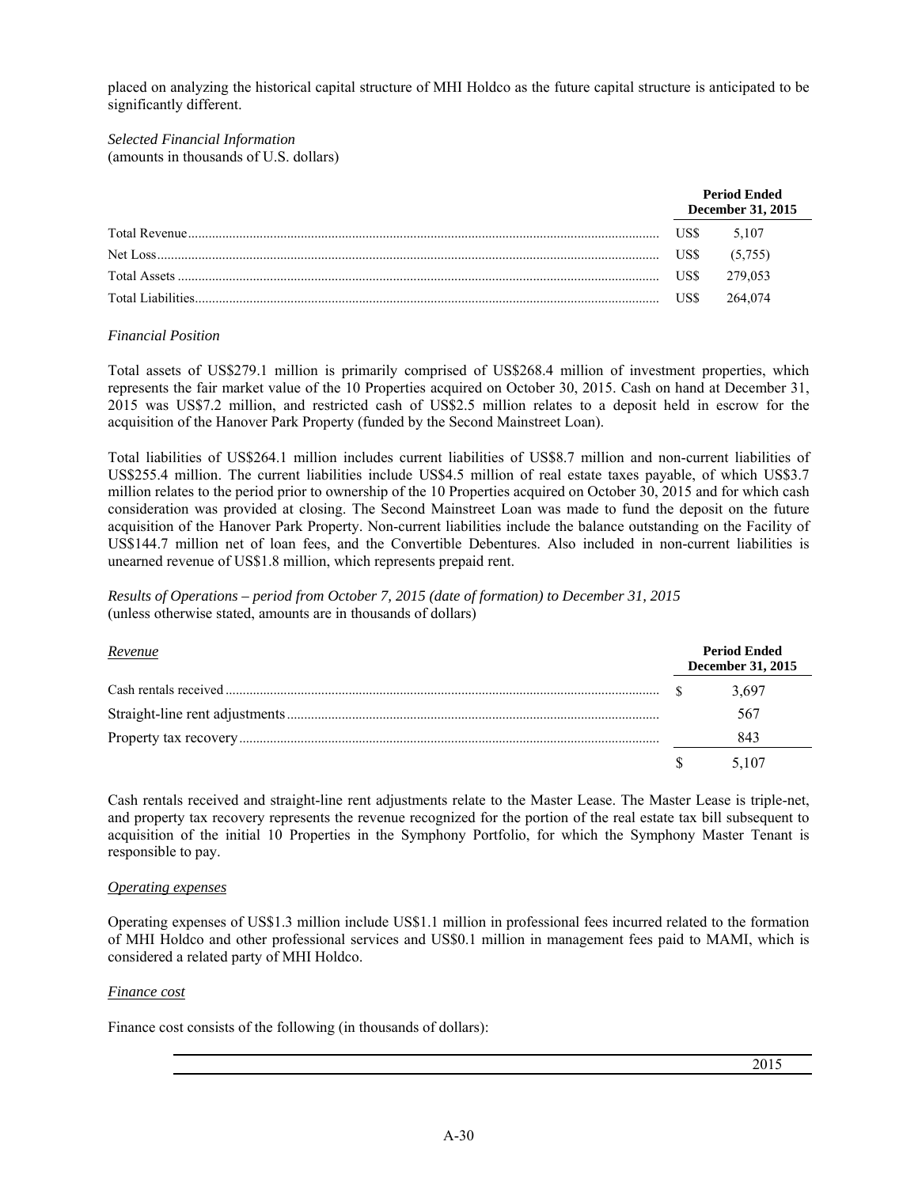placed on analyzing the historical capital structure of MHI Holdco as the future capital structure is anticipated to be significantly different.

*Selected Financial Information*
(amounts in thousands of U.S. dollars)

| | Period Ended December 31, 2015 |
|---|---|
| Total Revenue | US$ 5,107 |
| Net Loss | US$ (5,755) |
| Total Assets | US$ 279,053 |
| Total Liabilities | US$ 264,074 |

*Financial Position*

Total assets of US$279.1 million is primarily comprised of US$268.4 million of investment properties, which represents the fair market value of the 10 Properties acquired on October 30, 2015. Cash on hand at December 31, 2015 was US$7.2 million, and restricted cash of US$2.5 million relates to a deposit held in escrow for the acquisition of the Hanover Park Property (funded by the Second Mainstreet Loan).

Total liabilities of US$264.1 million includes current liabilities of US$8.7 million and non-current liabilities of US$255.4 million. The current liabilities include US$4.5 million of real estate taxes payable, of which US$3.7 million relates to the period prior to ownership of the 10 Properties acquired on October 30, 2015 and for which cash consideration was provided at closing. The Second Mainstreet Loan was made to fund the deposit on the future acquisition of the Hanover Park Property. Non-current liabilities include the balance outstanding on the Facility of US$144.7 million net of loan fees, and the Convertible Debentures. Also included in non-current liabilities is unearned revenue of US$1.8 million, which represents prepaid rent.

*Results of Operations – period from October 7, 2015 (date of formation) to December 31, 2015*
(unless otherwise stated, amounts are in thousands of dollars)

| *Revenue* | Period Ended December 31, 2015 |
|---|---|
| Cash rentals received | $ 3,697 |
| Straight-line rent adjustments | 567 |
| Property tax recovery | 843 |
| | $ 5,107 |

Cash rentals received and straight-line rent adjustments relate to the Master Lease. The Master Lease is triple-net, and property tax recovery represents the revenue recognized for the portion of the real estate tax bill subsequent to acquisition of the initial 10 Properties in the Symphony Portfolio, for which the Symphony Master Tenant is responsible to pay.

*Operating expenses*

Operating expenses of US$1.3 million include US$1.1 million in professional fees incurred related to the formation of MHI Holdco and other professional services and US$0.1 million in management fees paid to MAMI, which is considered a related party of MHI Holdco.

*Finance cost*

Finance cost consists of the following (in thousands of dollars):

| | 2015 |
|---|---|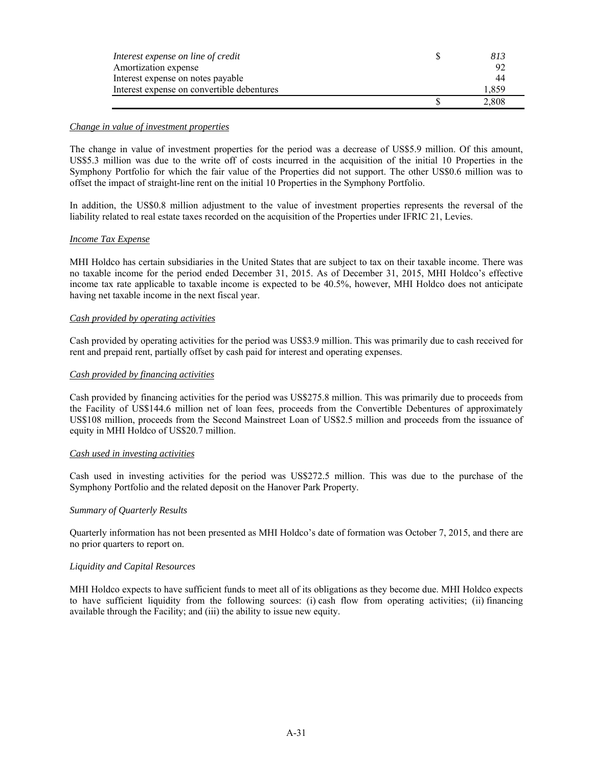| | | |
|---|---|---|
| *Interest expense on line of credit* | $ | *813* |
| Amortization expense | | 92 |
| Interest expense on notes payable | | 44 |
| Interest expense on convertible debentures | | 1,859 |
| | $ | 2,808 |

*Change in value of investment properties*

The change in value of investment properties for the period was a decrease of US$5.9 million. Of this amount, US$5.3 million was due to the write off of costs incurred in the acquisition of the initial 10 Properties in the Symphony Portfolio for which the fair value of the Properties did not support. The other US$0.6 million was to offset the impact of straight-line rent on the initial 10 Properties in the Symphony Portfolio.

In addition, the US$0.8 million adjustment to the value of investment properties represents the reversal of the liability related to real estate taxes recorded on the acquisition of the Properties under IFRIC 21, Levies.

*Income Tax Expense*

MHI Holdco has certain subsidiaries in the United States that are subject to tax on their taxable income. There was no taxable income for the period ended December 31, 2015. As of December 31, 2015, MHI Holdco's effective income tax rate applicable to taxable income is expected to be 40.5%, however, MHI Holdco does not anticipate having net taxable income in the next fiscal year.

*Cash provided by operating activities*

Cash provided by operating activities for the period was US$3.9 million. This was primarily due to cash received for rent and prepaid rent, partially offset by cash paid for interest and operating expenses.

*Cash provided by financing activities*

Cash provided by financing activities for the period was US$275.8 million. This was primarily due to proceeds from the Facility of US$144.6 million net of loan fees, proceeds from the Convertible Debentures of approximately US$108 million, proceeds from the Second Mainstreet Loan of US$2.5 million and proceeds from the issuance of equity in MHI Holdco of US$20.7 million.

*Cash used in investing activities*

Cash used in investing activities for the period was US$272.5 million. This was due to the purchase of the Symphony Portfolio and the related deposit on the Hanover Park Property.

*Summary of Quarterly Results*

Quarterly information has not been presented as MHI Holdco's date of formation was October 7, 2015, and there are no prior quarters to report on.

*Liquidity and Capital Resources*

MHI Holdco expects to have sufficient funds to meet all of its obligations as they become due. MHI Holdco expects to have sufficient liquidity from the following sources: (i) cash flow from operating activities; (ii) financing available through the Facility; and (iii) the ability to issue new equity.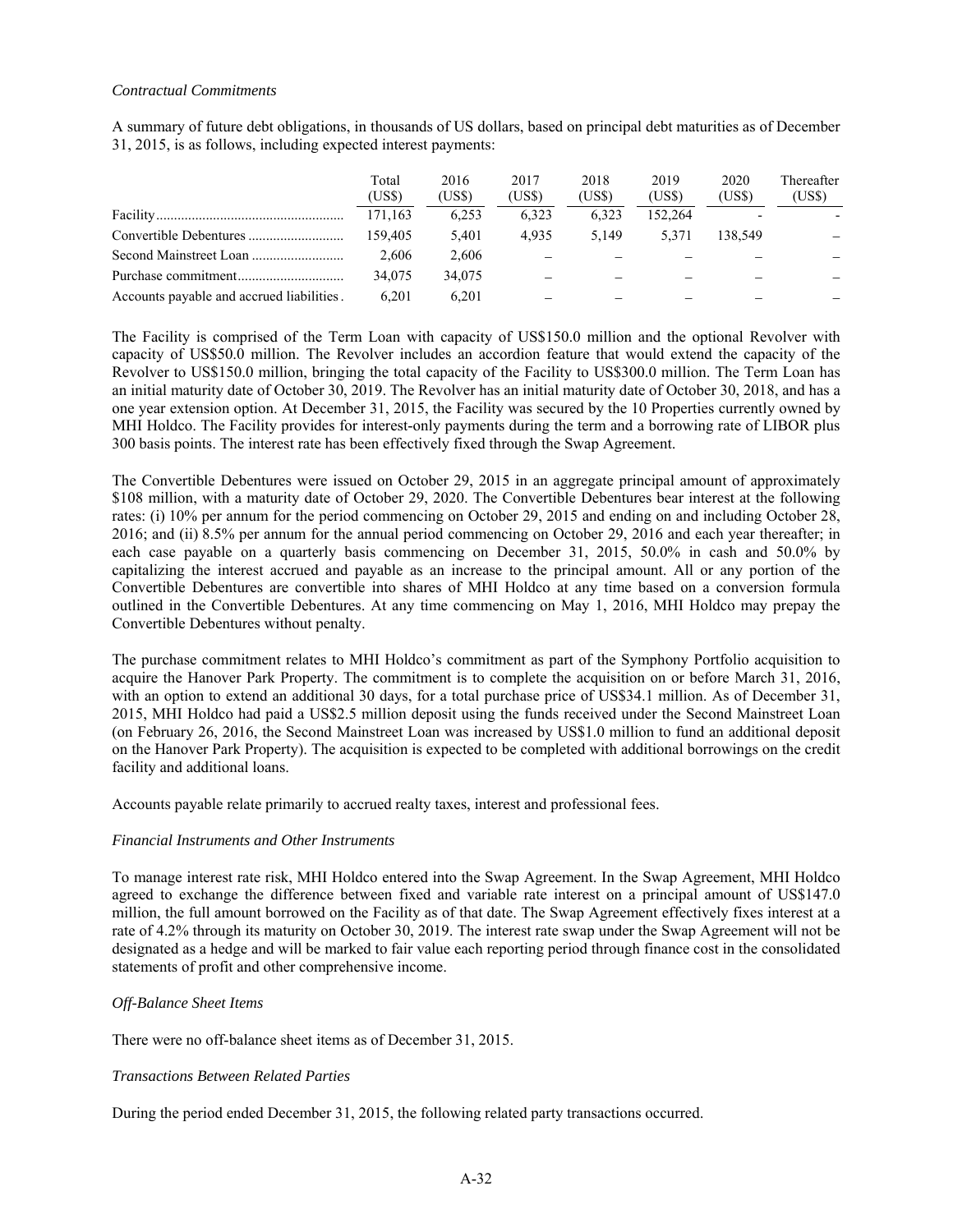*Contractual Commitments*

A summary of future debt obligations, in thousands of US dollars, based on principal debt maturities as of December 31, 2015, is as follows, including expected interest payments:

| | Total (US$) | 2016 (US$) | 2017 (US$) | 2018 (US$) | 2019 (US$) | 2020 (US$) | Thereafter (US$) |
|---|---|---|---|---|---|---|---|
| Facility | 171,163 | 6,253 | 6,323 | 6,323 | 152,264 | - | - |
| Convertible Debentures | 159,405 | 5,401 | 4,935 | 5,149 | 5,371 | 138,549 | – |
| Second Mainstreet Loan | 2,606 | 2,606 | – | – | – | – | – |
| Purchase commitment | 34,075 | 34,075 | – | – | – | – | – |
| Accounts payable and accrued liabilities | 6,201 | 6,201 | – | – | – | – | – |

The Facility is comprised of the Term Loan with capacity of US$150.0 million and the optional Revolver with capacity of US$50.0 million. The Revolver includes an accordion feature that would extend the capacity of the Revolver to US$150.0 million, bringing the total capacity of the Facility to US$300.0 million. The Term Loan has an initial maturity date of October 30, 2019. The Revolver has an initial maturity date of October 30, 2018, and has a one year extension option. At December 31, 2015, the Facility was secured by the 10 Properties currently owned by MHI Holdco. The Facility provides for interest-only payments during the term and a borrowing rate of LIBOR plus 300 basis points. The interest rate has been effectively fixed through the Swap Agreement.

The Convertible Debentures were issued on October 29, 2015 in an aggregate principal amount of approximately $108 million, with a maturity date of October 29, 2020. The Convertible Debentures bear interest at the following rates: (i) 10% per annum for the period commencing on October 29, 2015 and ending on and including October 28, 2016; and (ii) 8.5% per annum for the annual period commencing on October 29, 2016 and each year thereafter; in each case payable on a quarterly basis commencing on December 31, 2015, 50.0% in cash and 50.0% by capitalizing the interest accrued and payable as an increase to the principal amount. All or any portion of the Convertible Debentures are convertible into shares of MHI Holdco at any time based on a conversion formula outlined in the Convertible Debentures. At any time commencing on May 1, 2016, MHI Holdco may prepay the Convertible Debentures without penalty.

The purchase commitment relates to MHI Holdco's commitment as part of the Symphony Portfolio acquisition to acquire the Hanover Park Property. The commitment is to complete the acquisition on or before March 31, 2016, with an option to extend an additional 30 days, for a total purchase price of US$34.1 million. As of December 31, 2015, MHI Holdco had paid a US$2.5 million deposit using the funds received under the Second Mainstreet Loan (on February 26, 2016, the Second Mainstreet Loan was increased by US$1.0 million to fund an additional deposit on the Hanover Park Property). The acquisition is expected to be completed with additional borrowings on the credit facility and additional loans.

Accounts payable relate primarily to accrued realty taxes, interest and professional fees.

*Financial Instruments and Other Instruments*

To manage interest rate risk, MHI Holdco entered into the Swap Agreement. In the Swap Agreement, MHI Holdco agreed to exchange the difference between fixed and variable rate interest on a principal amount of US$147.0 million, the full amount borrowed on the Facility as of that date. The Swap Agreement effectively fixes interest at a rate of 4.2% through its maturity on October 30, 2019. The interest rate swap under the Swap Agreement will not be designated as a hedge and will be marked to fair value each reporting period through finance cost in the consolidated statements of profit and other comprehensive income.

*Off-Balance Sheet Items*

There were no off-balance sheet items as of December 31, 2015.

*Transactions Between Related Parties*

During the period ended December 31, 2015, the following related party transactions occurred.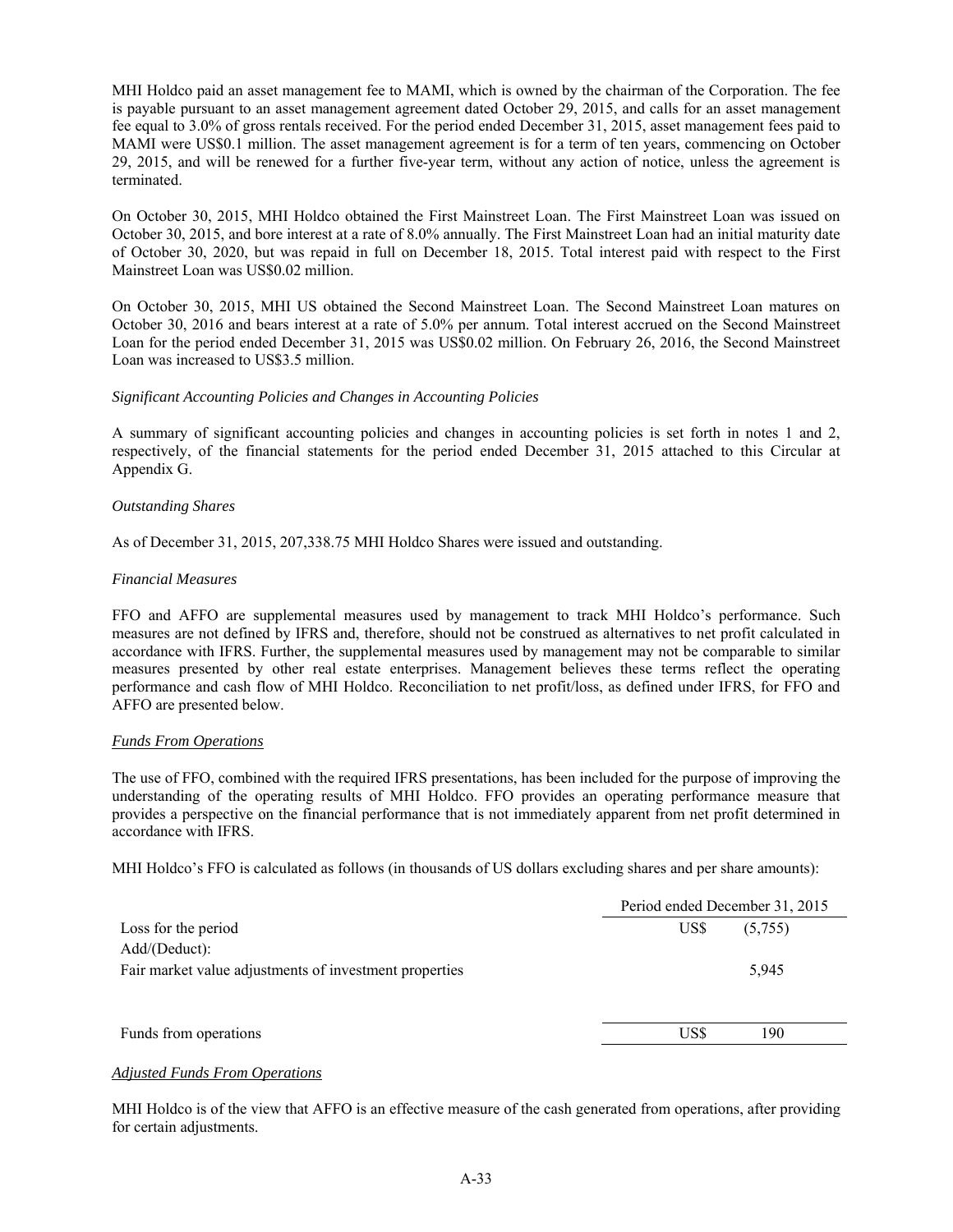MHI Holdco paid an asset management fee to MAMI, which is owned by the chairman of the Corporation. The fee is payable pursuant to an asset management agreement dated October 29, 2015, and calls for an asset management fee equal to 3.0% of gross rentals received. For the period ended December 31, 2015, asset management fees paid to MAMI were US$0.1 million. The asset management agreement is for a term of ten years, commencing on October 29, 2015, and will be renewed for a further five-year term, without any action of notice, unless the agreement is terminated.

On October 30, 2015, MHI Holdco obtained the First Mainstreet Loan. The First Mainstreet Loan was issued on October 30, 2015, and bore interest at a rate of 8.0% annually. The First Mainstreet Loan had an initial maturity date of October 30, 2020, but was repaid in full on December 18, 2015. Total interest paid with respect to the First Mainstreet Loan was US$0.02 million.

On October 30, 2015, MHI US obtained the Second Mainstreet Loan. The Second Mainstreet Loan matures on October 30, 2016 and bears interest at a rate of 5.0% per annum. Total interest accrued on the Second Mainstreet Loan for the period ended December 31, 2015 was US$0.02 million. On February 26, 2016, the Second Mainstreet Loan was increased to US$3.5 million.

*Significant Accounting Policies and Changes in Accounting Policies*

A summary of significant accounting policies and changes in accounting policies is set forth in notes 1 and 2, respectively, of the financial statements for the period ended December 31, 2015 attached to this Circular at Appendix G.

*Outstanding Shares*

As of December 31, 2015, 207,338.75 MHI Holdco Shares were issued and outstanding.

*Financial Measures*

FFO and AFFO are supplemental measures used by management to track MHI Holdco's performance. Such measures are not defined by IFRS and, therefore, should not be construed as alternatives to net profit calculated in accordance with IFRS. Further, the supplemental measures used by management may not be comparable to similar measures presented by other real estate enterprises. Management believes these terms reflect the operating performance and cash flow of MHI Holdco. Reconciliation to net profit/loss, as defined under IFRS, for FFO and AFFO are presented below.

*Funds From Operations*

The use of FFO, combined with the required IFRS presentations, has been included for the purpose of improving the understanding of the operating results of MHI Holdco. FFO provides an operating performance measure that provides a perspective on the financial performance that is not immediately apparent from net profit determined in accordance with IFRS.

MHI Holdco's FFO is calculated as follows (in thousands of US dollars excluding shares and per share amounts):

| | Period ended December 31, 2015 | |
|---|---|---|
| Loss for the period | US$ | (5,755) |
| Add/(Deduct): | | |
| Fair market value adjustments of investment properties | | 5,945 |
| Funds from operations | US$ | 190 |

*Adjusted Funds From Operations*

MHI Holdco is of the view that AFFO is an effective measure of the cash generated from operations, after providing for certain adjustments.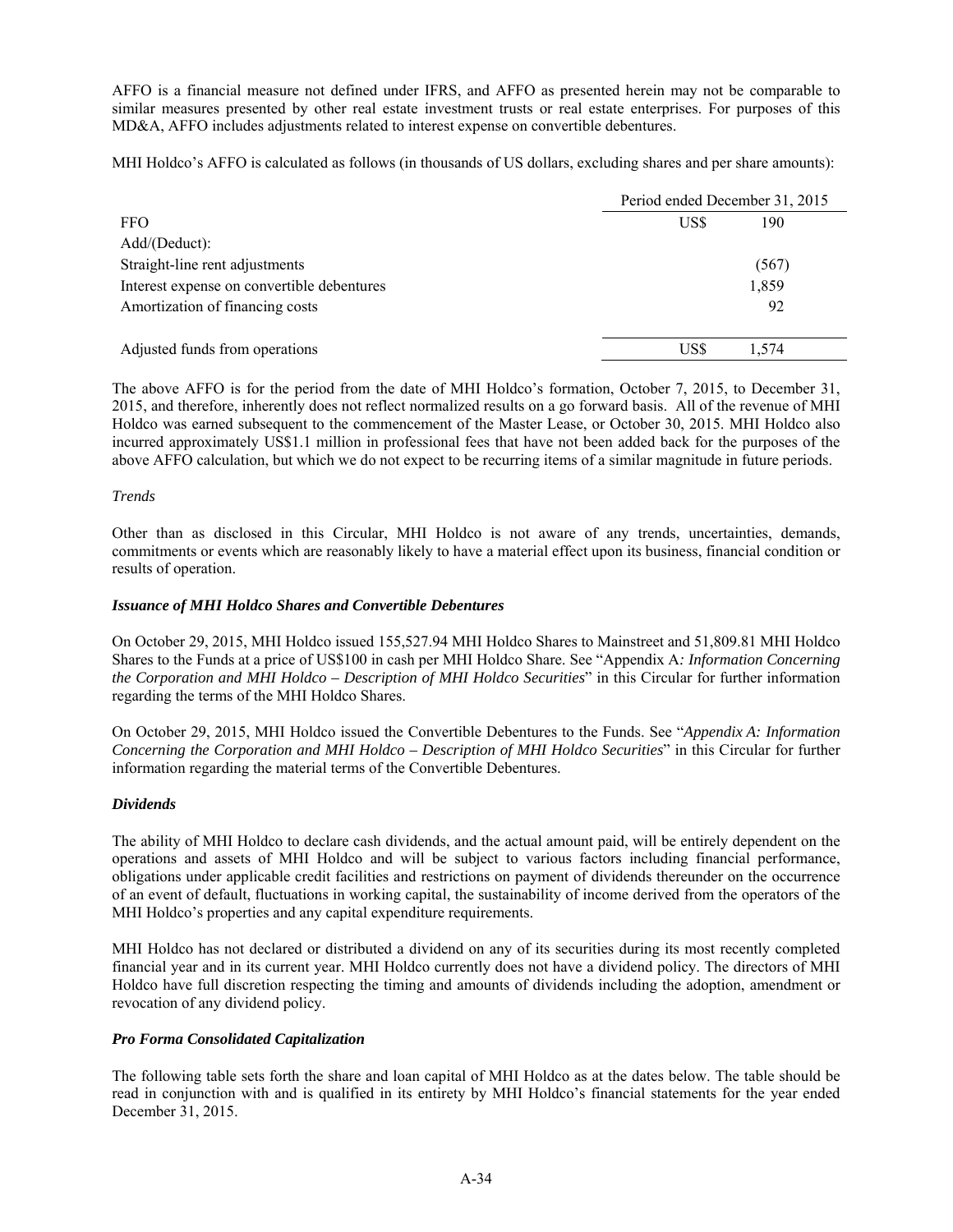AFFO is a financial measure not defined under IFRS, and AFFO as presented herein may not be comparable to similar measures presented by other real estate investment trusts or real estate enterprises. For purposes of this MD&A, AFFO includes adjustments related to interest expense on convertible debentures.

MHI Holdco's AFFO is calculated as follows (in thousands of US dollars, excluding shares and per share amounts):

| | Period ended December 31, 2015 |
|---|---|
| FFO | US$ 190 |
| Add/(Deduct): | |
| Straight-line rent adjustments | (567) |
| Interest expense on convertible debentures | 1,859 |
| Amortization of financing costs | 92 |
| Adjusted funds from operations | US$ 1,574 |

The above AFFO is for the period from the date of MHI Holdco's formation, October 7, 2015, to December 31, 2015, and therefore, inherently does not reflect normalized results on a go forward basis. All of the revenue of MHI Holdco was earned subsequent to the commencement of the Master Lease, or October 30, 2015. MHI Holdco also incurred approximately US$1.1 million in professional fees that have not been added back for the purposes of the above AFFO calculation, but which we do not expect to be recurring items of a similar magnitude in future periods.

*Trends*

Other than as disclosed in this Circular, MHI Holdco is not aware of any trends, uncertainties, demands, commitments or events which are reasonably likely to have a material effect upon its business, financial condition or results of operation.

***Issuance of MHI Holdco Shares and Convertible Debentures***

On October 29, 2015, MHI Holdco issued 155,527.94 MHI Holdco Shares to Mainstreet and 51,809.81 MHI Holdco Shares to the Funds at a price of US$100 in cash per MHI Holdco Share. See "Appendix A*: Information Concerning the Corporation and MHI Holdco – Description of MHI Holdco Securities*" in this Circular for further information regarding the terms of the MHI Holdco Shares.

On October 29, 2015, MHI Holdco issued the Convertible Debentures to the Funds. See "*Appendix A: Information Concerning the Corporation and MHI Holdco – Description of MHI Holdco Securities*" in this Circular for further information regarding the material terms of the Convertible Debentures.

***Dividends***

The ability of MHI Holdco to declare cash dividends, and the actual amount paid, will be entirely dependent on the operations and assets of MHI Holdco and will be subject to various factors including financial performance, obligations under applicable credit facilities and restrictions on payment of dividends thereunder on the occurrence of an event of default, fluctuations in working capital, the sustainability of income derived from the operators of the MHI Holdco's properties and any capital expenditure requirements.

MHI Holdco has not declared or distributed a dividend on any of its securities during its most recently completed financial year and in its current year. MHI Holdco currently does not have a dividend policy. The directors of MHI Holdco have full discretion respecting the timing and amounts of dividends including the adoption, amendment or revocation of any dividend policy.

***Pro Forma Consolidated Capitalization***

The following table sets forth the share and loan capital of MHI Holdco as at the dates below. The table should be read in conjunction with and is qualified in its entirety by MHI Holdco's financial statements for the year ended December 31, 2015.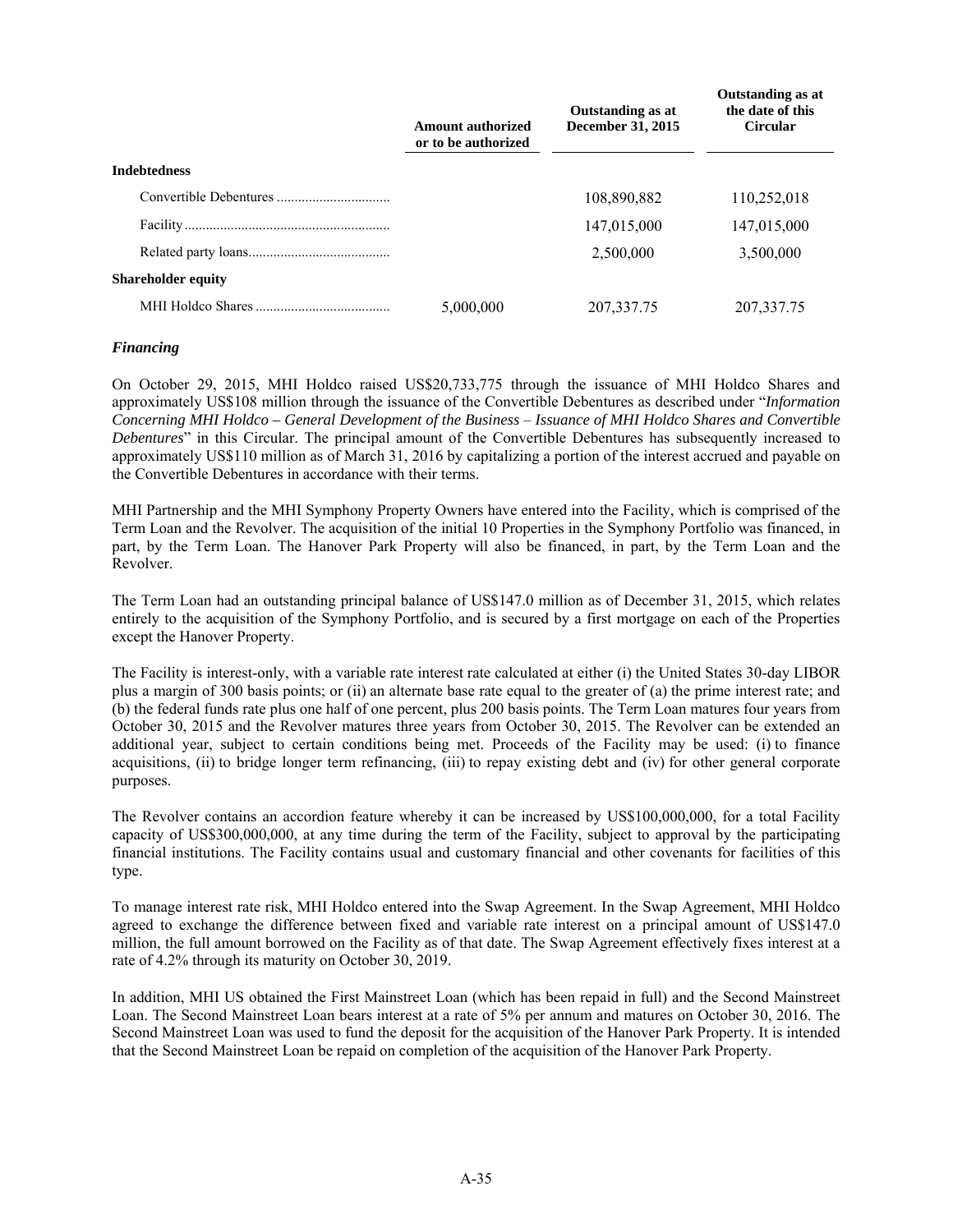| | Amount authorized or to be authorized | Outstanding as at December 31, 2015 | Outstanding as at the date of this Circular |
|---|---|---|---|
| **Indebtedness** | | | |
| Convertible Debentures | | 108,890,882 | 110,252,018 |
| Facility | | 147,015,000 | 147,015,000 |
| Related party loans | | 2,500,000 | 3,500,000 |
| **Shareholder equity** | | | |
| MHI Holdco Shares | 5,000,000 | 207,337.75 | 207,337.75 |

### *Financing*

On October 29, 2015, MHI Holdco raised US$20,733,775 through the issuance of MHI Holdco Shares and approximately US$108 million through the issuance of the Convertible Debentures as described under "*Information Concerning MHI Holdco – General Development of the Business – Issuance of MHI Holdco Shares and Convertible Debentures*" in this Circular. The principal amount of the Convertible Debentures has subsequently increased to approximately US$110 million as of March 31, 2016 by capitalizing a portion of the interest accrued and payable on the Convertible Debentures in accordance with their terms.

MHI Partnership and the MHI Symphony Property Owners have entered into the Facility, which is comprised of the Term Loan and the Revolver. The acquisition of the initial 10 Properties in the Symphony Portfolio was financed, in part, by the Term Loan. The Hanover Park Property will also be financed, in part, by the Term Loan and the Revolver.

The Term Loan had an outstanding principal balance of US$147.0 million as of December 31, 2015, which relates entirely to the acquisition of the Symphony Portfolio, and is secured by a first mortgage on each of the Properties except the Hanover Property.

The Facility is interest-only, with a variable rate interest rate calculated at either (i) the United States 30-day LIBOR plus a margin of 300 basis points; or (ii) an alternate base rate equal to the greater of (a) the prime interest rate; and (b) the federal funds rate plus one half of one percent, plus 200 basis points. The Term Loan matures four years from October 30, 2015 and the Revolver matures three years from October 30, 2015. The Revolver can be extended an additional year, subject to certain conditions being met. Proceeds of the Facility may be used: (i) to finance acquisitions, (ii) to bridge longer term refinancing, (iii) to repay existing debt and (iv) for other general corporate purposes.

The Revolver contains an accordion feature whereby it can be increased by US$100,000,000, for a total Facility capacity of US$300,000,000, at any time during the term of the Facility, subject to approval by the participating financial institutions. The Facility contains usual and customary financial and other covenants for facilities of this type.

To manage interest rate risk, MHI Holdco entered into the Swap Agreement. In the Swap Agreement, MHI Holdco agreed to exchange the difference between fixed and variable rate interest on a principal amount of US$147.0 million, the full amount borrowed on the Facility as of that date. The Swap Agreement effectively fixes interest at a rate of 4.2% through its maturity on October 30, 2019.

In addition, MHI US obtained the First Mainstreet Loan (which has been repaid in full) and the Second Mainstreet Loan. The Second Mainstreet Loan bears interest at a rate of 5% per annum and matures on October 30, 2016. The Second Mainstreet Loan was used to fund the deposit for the acquisition of the Hanover Park Property. It is intended that the Second Mainstreet Loan be repaid on completion of the acquisition of the Hanover Park Property.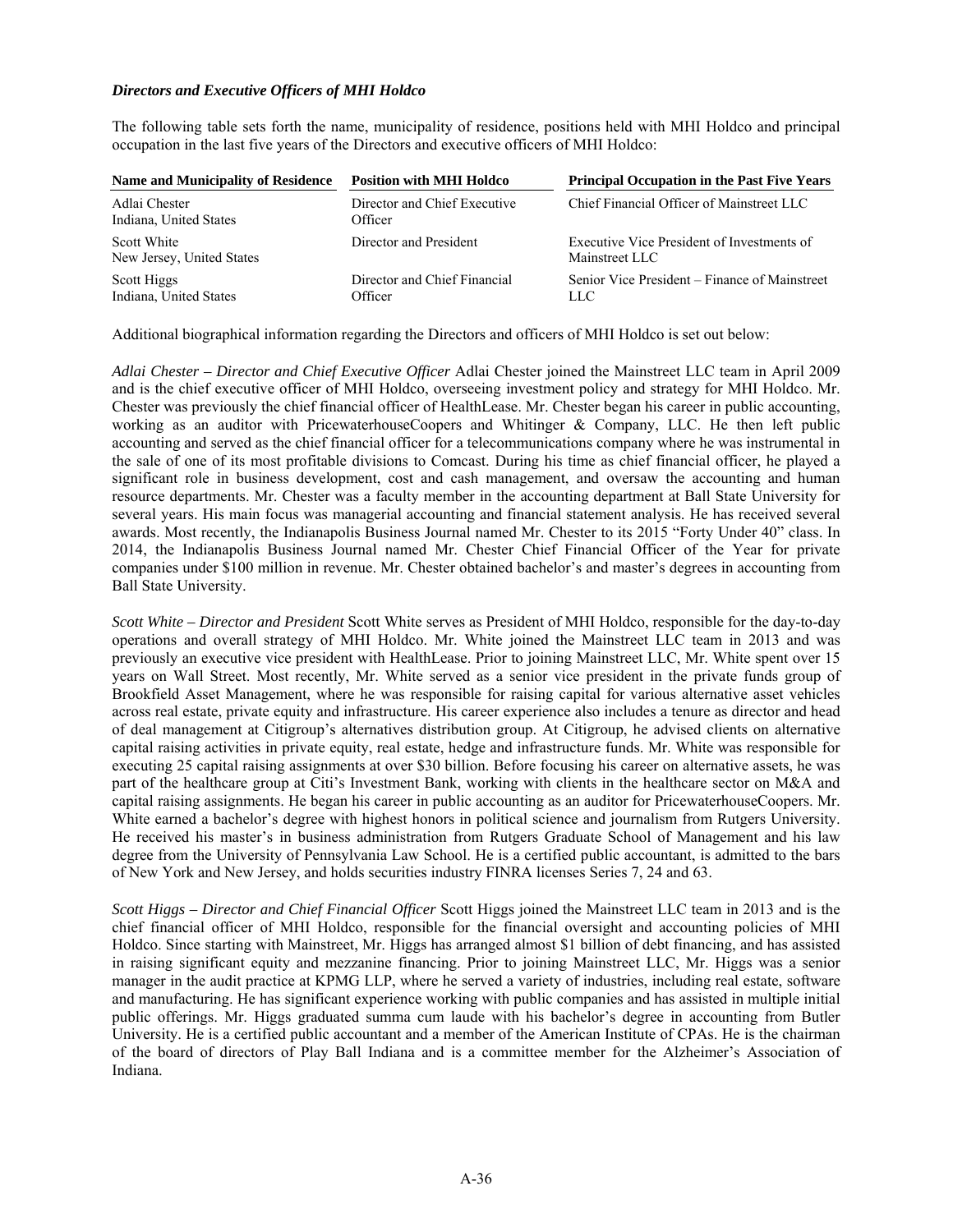### *Directors and Executive Officers of MHI Holdco*

The following table sets forth the name, municipality of residence, positions held with MHI Holdco and principal occupation in the last five years of the Directors and executive officers of MHI Holdco:

| Name and Municipality of Residence | Position with MHI Holdco | Principal Occupation in the Past Five Years |
|---|---|---|
| Adlai Chester<br>Indiana, United States | Director and Chief Executive Officer | Chief Financial Officer of Mainstreet LLC |
| Scott White<br>New Jersey, United States | Director and President | Executive Vice President of Investments of Mainstreet LLC |
| Scott Higgs<br>Indiana, United States | Director and Chief Financial Officer | Senior Vice President – Finance of Mainstreet LLC |

Additional biographical information regarding the Directors and officers of MHI Holdco is set out below:

*Adlai Chester – Director and Chief Executive Officer* Adlai Chester joined the Mainstreet LLC team in April 2009 and is the chief executive officer of MHI Holdco, overseeing investment policy and strategy for MHI Holdco. Mr. Chester was previously the chief financial officer of HealthLease. Mr. Chester began his career in public accounting, working as an auditor with PricewaterhouseCoopers and Whitinger & Company, LLC. He then left public accounting and served as the chief financial officer for a telecommunications company where he was instrumental in the sale of one of its most profitable divisions to Comcast. During his time as chief financial officer, he played a significant role in business development, cost and cash management, and oversaw the accounting and human resource departments. Mr. Chester was a faculty member in the accounting department at Ball State University for several years. His main focus was managerial accounting and financial statement analysis. He has received several awards. Most recently, the Indianapolis Business Journal named Mr. Chester to its 2015 "Forty Under 40" class. In 2014, the Indianapolis Business Journal named Mr. Chester Chief Financial Officer of the Year for private companies under $100 million in revenue. Mr. Chester obtained bachelor's and master's degrees in accounting from Ball State University.

*Scott White – Director and President* Scott White serves as President of MHI Holdco, responsible for the day-to-day operations and overall strategy of MHI Holdco. Mr. White joined the Mainstreet LLC team in 2013 and was previously an executive vice president with HealthLease. Prior to joining Mainstreet LLC, Mr. White spent over 15 years on Wall Street. Most recently, Mr. White served as a senior vice president in the private funds group of Brookfield Asset Management, where he was responsible for raising capital for various alternative asset vehicles across real estate, private equity and infrastructure. His career experience also includes a tenure as director and head of deal management at Citigroup's alternatives distribution group. At Citigroup, he advised clients on alternative capital raising activities in private equity, real estate, hedge and infrastructure funds. Mr. White was responsible for executing 25 capital raising assignments at over $30 billion. Before focusing his career on alternative assets, he was part of the healthcare group at Citi's Investment Bank, working with clients in the healthcare sector on M&A and capital raising assignments. He began his career in public accounting as an auditor for PricewaterhouseCoopers. Mr. White earned a bachelor's degree with highest honors in political science and journalism from Rutgers University. He received his master's in business administration from Rutgers Graduate School of Management and his law degree from the University of Pennsylvania Law School. He is a certified public accountant, is admitted to the bars of New York and New Jersey, and holds securities industry FINRA licenses Series 7, 24 and 63.

*Scott Higgs – Director and Chief Financial Officer* Scott Higgs joined the Mainstreet LLC team in 2013 and is the chief financial officer of MHI Holdco, responsible for the financial oversight and accounting policies of MHI Holdco. Since starting with Mainstreet, Mr. Higgs has arranged almost $1 billion of debt financing, and has assisted in raising significant equity and mezzanine financing. Prior to joining Mainstreet LLC, Mr. Higgs was a senior manager in the audit practice at KPMG LLP, where he served a variety of industries, including real estate, software and manufacturing. He has significant experience working with public companies and has assisted in multiple initial public offerings. Mr. Higgs graduated summa cum laude with his bachelor's degree in accounting from Butler University. He is a certified public accountant and a member of the American Institute of CPAs. He is the chairman of the board of directors of Play Ball Indiana and is a committee member for the Alzheimer's Association of Indiana.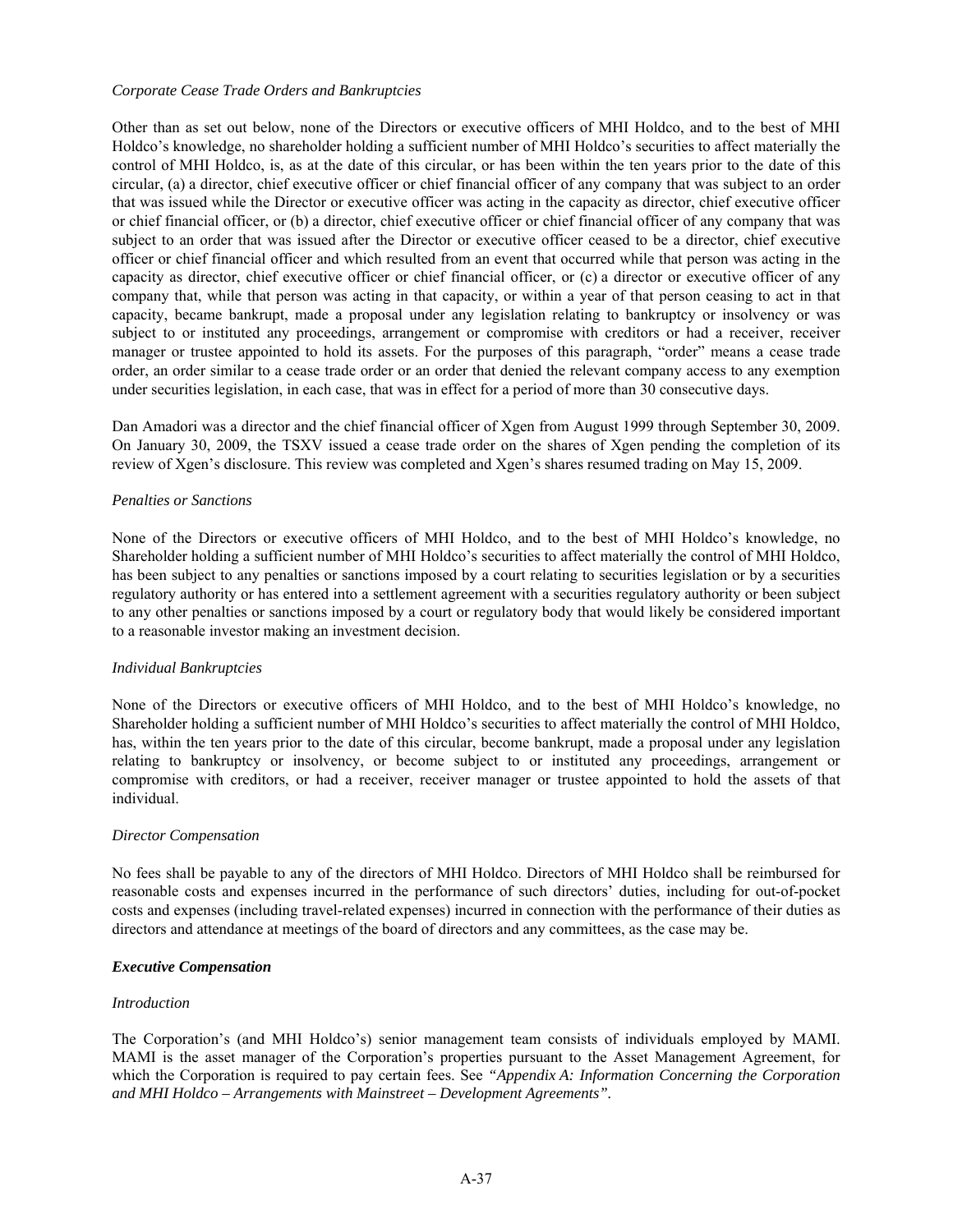*Corporate Cease Trade Orders and Bankruptcies*

Other than as set out below, none of the Directors or executive officers of MHI Holdco, and to the best of MHI Holdco's knowledge, no shareholder holding a sufficient number of MHI Holdco's securities to affect materially the control of MHI Holdco, is, as at the date of this circular, or has been within the ten years prior to the date of this circular, (a) a director, chief executive officer or chief financial officer of any company that was subject to an order that was issued while the Director or executive officer was acting in the capacity as director, chief executive officer or chief financial officer, or (b) a director, chief executive officer or chief financial officer of any company that was subject to an order that was issued after the Director or executive officer ceased to be a director, chief executive officer or chief financial officer and which resulted from an event that occurred while that person was acting in the capacity as director, chief executive officer or chief financial officer, or (c) a director or executive officer of any company that, while that person was acting in that capacity, or within a year of that person ceasing to act in that capacity, became bankrupt, made a proposal under any legislation relating to bankruptcy or insolvency or was subject to or instituted any proceedings, arrangement or compromise with creditors or had a receiver, receiver manager or trustee appointed to hold its assets. For the purposes of this paragraph, "order" means a cease trade order, an order similar to a cease trade order or an order that denied the relevant company access to any exemption under securities legislation, in each case, that was in effect for a period of more than 30 consecutive days.

Dan Amadori was a director and the chief financial officer of Xgen from August 1999 through September 30, 2009. On January 30, 2009, the TSXV issued a cease trade order on the shares of Xgen pending the completion of its review of Xgen's disclosure. This review was completed and Xgen's shares resumed trading on May 15, 2009.

*Penalties or Sanctions*

None of the Directors or executive officers of MHI Holdco, and to the best of MHI Holdco's knowledge, no Shareholder holding a sufficient number of MHI Holdco's securities to affect materially the control of MHI Holdco, has been subject to any penalties or sanctions imposed by a court relating to securities legislation or by a securities regulatory authority or has entered into a settlement agreement with a securities regulatory authority or been subject to any other penalties or sanctions imposed by a court or regulatory body that would likely be considered important to a reasonable investor making an investment decision.

*Individual Bankruptcies*

None of the Directors or executive officers of MHI Holdco, and to the best of MHI Holdco's knowledge, no Shareholder holding a sufficient number of MHI Holdco's securities to affect materially the control of MHI Holdco, has, within the ten years prior to the date of this circular, become bankrupt, made a proposal under any legislation relating to bankruptcy or insolvency, or become subject to or instituted any proceedings, arrangement or compromise with creditors, or had a receiver, receiver manager or trustee appointed to hold the assets of that individual.

*Director Compensation*

No fees shall be payable to any of the directors of MHI Holdco. Directors of MHI Holdco shall be reimbursed for reasonable costs and expenses incurred in the performance of such directors' duties, including for out-of-pocket costs and expenses (including travel-related expenses) incurred in connection with the performance of their duties as directors and attendance at meetings of the board of directors and any committees, as the case may be.

***Executive Compensation***

*Introduction*

The Corporation's (and MHI Holdco's) senior management team consists of individuals employed by MAMI. MAMI is the asset manager of the Corporation's properties pursuant to the Asset Management Agreement, for which the Corporation is required to pay certain fees. See *"Appendix A: Information Concerning the Corporation and MHI Holdco – Arrangements with Mainstreet – Development Agreements".*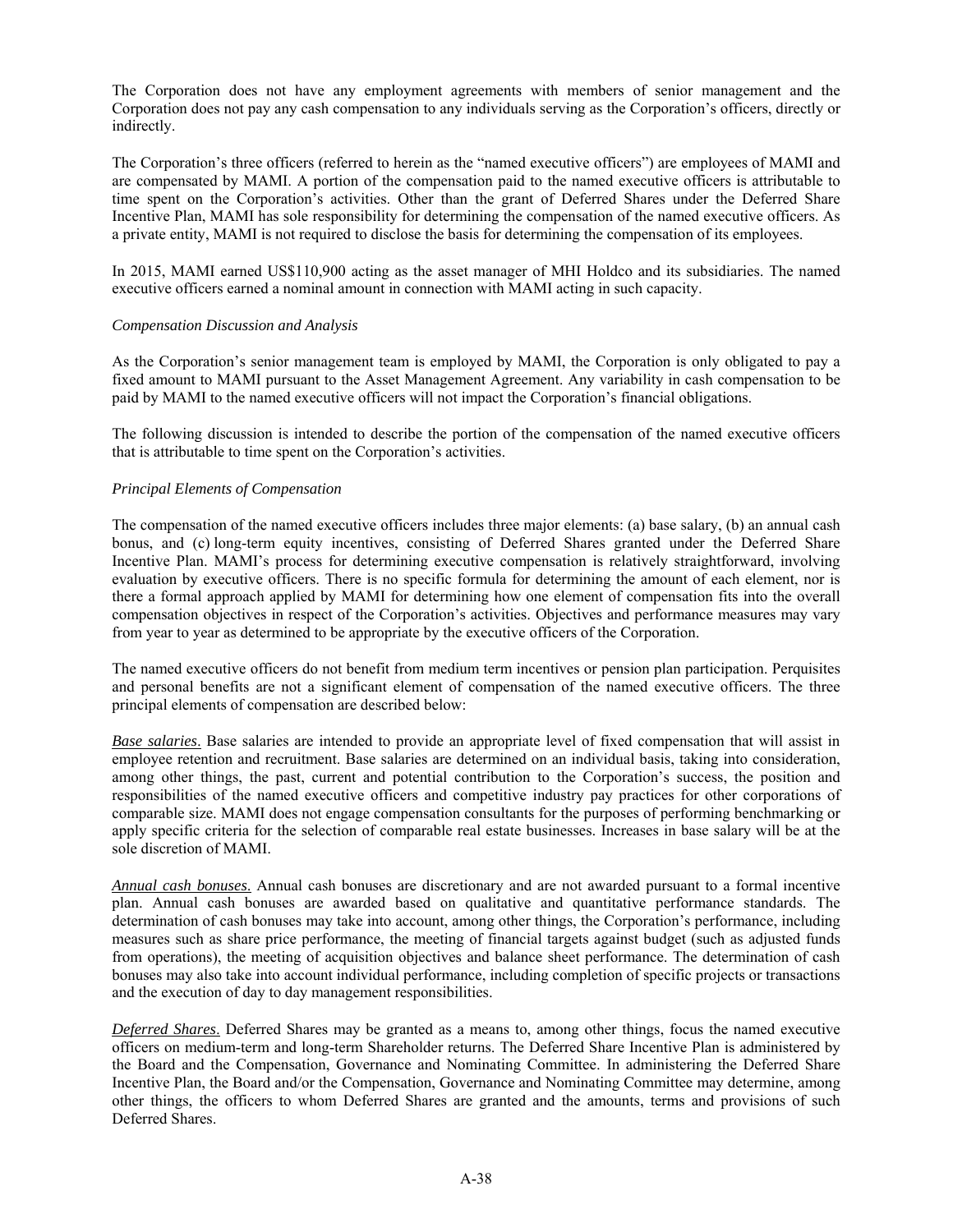The Corporation does not have any employment agreements with members of senior management and the Corporation does not pay any cash compensation to any individuals serving as the Corporation's officers, directly or indirectly.

The Corporation's three officers (referred to herein as the "named executive officers") are employees of MAMI and are compensated by MAMI. A portion of the compensation paid to the named executive officers is attributable to time spent on the Corporation's activities. Other than the grant of Deferred Shares under the Deferred Share Incentive Plan, MAMI has sole responsibility for determining the compensation of the named executive officers. As a private entity, MAMI is not required to disclose the basis for determining the compensation of its employees.

In 2015, MAMI earned US$110,900 acting as the asset manager of MHI Holdco and its subsidiaries. The named executive officers earned a nominal amount in connection with MAMI acting in such capacity.

*Compensation Discussion and Analysis*

As the Corporation's senior management team is employed by MAMI, the Corporation is only obligated to pay a fixed amount to MAMI pursuant to the Asset Management Agreement. Any variability in cash compensation to be paid by MAMI to the named executive officers will not impact the Corporation's financial obligations.

The following discussion is intended to describe the portion of the compensation of the named executive officers that is attributable to time spent on the Corporation's activities.

*Principal Elements of Compensation*

The compensation of the named executive officers includes three major elements: (a) base salary, (b) an annual cash bonus, and (c) long-term equity incentives, consisting of Deferred Shares granted under the Deferred Share Incentive Plan. MAMI's process for determining executive compensation is relatively straightforward, involving evaluation by executive officers. There is no specific formula for determining the amount of each element, nor is there a formal approach applied by MAMI for determining how one element of compensation fits into the overall compensation objectives in respect of the Corporation's activities. Objectives and performance measures may vary from year to year as determined to be appropriate by the executive officers of the Corporation.

The named executive officers do not benefit from medium term incentives or pension plan participation. Perquisites and personal benefits are not a significant element of compensation of the named executive officers. The three principal elements of compensation are described below:

*Base salaries*. Base salaries are intended to provide an appropriate level of fixed compensation that will assist in employee retention and recruitment. Base salaries are determined on an individual basis, taking into consideration, among other things, the past, current and potential contribution to the Corporation's success, the position and responsibilities of the named executive officers and competitive industry pay practices for other corporations of comparable size. MAMI does not engage compensation consultants for the purposes of performing benchmarking or apply specific criteria for the selection of comparable real estate businesses. Increases in base salary will be at the sole discretion of MAMI.

*Annual cash bonuses*. Annual cash bonuses are discretionary and are not awarded pursuant to a formal incentive plan. Annual cash bonuses are awarded based on qualitative and quantitative performance standards. The determination of cash bonuses may take into account, among other things, the Corporation's performance, including measures such as share price performance, the meeting of financial targets against budget (such as adjusted funds from operations), the meeting of acquisition objectives and balance sheet performance. The determination of cash bonuses may also take into account individual performance, including completion of specific projects or transactions and the execution of day to day management responsibilities.

*Deferred Shares*. Deferred Shares may be granted as a means to, among other things, focus the named executive officers on medium-term and long-term Shareholder returns. The Deferred Share Incentive Plan is administered by the Board and the Compensation, Governance and Nominating Committee. In administering the Deferred Share Incentive Plan, the Board and/or the Compensation, Governance and Nominating Committee may determine, among other things, the officers to whom Deferred Shares are granted and the amounts, terms and provisions of such Deferred Shares.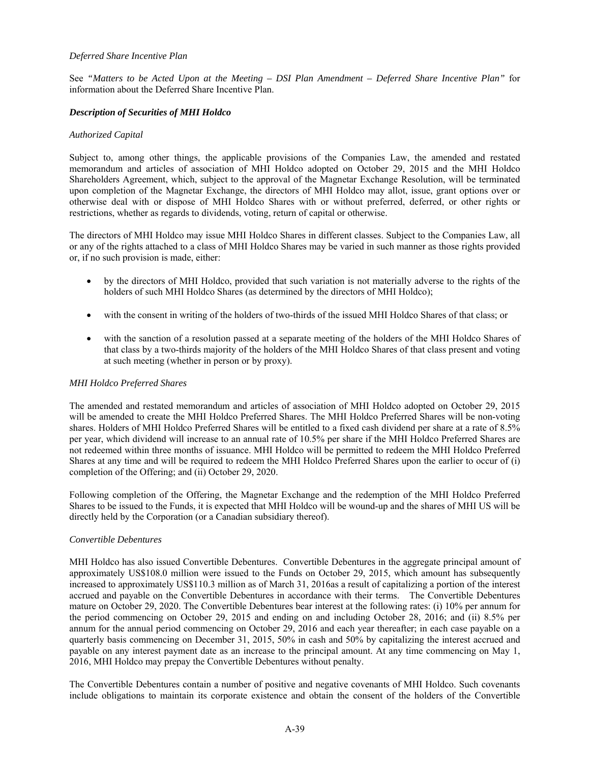*Deferred Share Incentive Plan*

See *"Matters to be Acted Upon at the Meeting – DSI Plan Amendment – Deferred Share Incentive Plan"* for information about the Deferred Share Incentive Plan.

***Description of Securities of MHI Holdco***

*Authorized Capital*

Subject to, among other things, the applicable provisions of the Companies Law, the amended and restated memorandum and articles of association of MHI Holdco adopted on October 29, 2015 and the MHI Holdco Shareholders Agreement, which, subject to the approval of the Magnetar Exchange Resolution, will be terminated upon completion of the Magnetar Exchange, the directors of MHI Holdco may allot, issue, grant options over or otherwise deal with or dispose of MHI Holdco Shares with or without preferred, deferred, or other rights or restrictions, whether as regards to dividends, voting, return of capital or otherwise.

The directors of MHI Holdco may issue MHI Holdco Shares in different classes. Subject to the Companies Law, all or any of the rights attached to a class of MHI Holdco Shares may be varied in such manner as those rights provided or, if no such provision is made, either:

- by the directors of MHI Holdco, provided that such variation is not materially adverse to the rights of the holders of such MHI Holdco Shares (as determined by the directors of MHI Holdco);
- with the consent in writing of the holders of two-thirds of the issued MHI Holdco Shares of that class; or
- with the sanction of a resolution passed at a separate meeting of the holders of the MHI Holdco Shares of that class by a two-thirds majority of the holders of the MHI Holdco Shares of that class present and voting at such meeting (whether in person or by proxy).

*MHI Holdco Preferred Shares*

The amended and restated memorandum and articles of association of MHI Holdco adopted on October 29, 2015 will be amended to create the MHI Holdco Preferred Shares. The MHI Holdco Preferred Shares will be non-voting shares. Holders of MHI Holdco Preferred Shares will be entitled to a fixed cash dividend per share at a rate of 8.5% per year, which dividend will increase to an annual rate of 10.5% per share if the MHI Holdco Preferred Shares are not redeemed within three months of issuance. MHI Holdco will be permitted to redeem the MHI Holdco Preferred Shares at any time and will be required to redeem the MHI Holdco Preferred Shares upon the earlier to occur of (i) completion of the Offering; and (ii) October 29, 2020.

Following completion of the Offering, the Magnetar Exchange and the redemption of the MHI Holdco Preferred Shares to be issued to the Funds, it is expected that MHI Holdco will be wound-up and the shares of MHI US will be directly held by the Corporation (or a Canadian subsidiary thereof).

*Convertible Debentures*

MHI Holdco has also issued Convertible Debentures. Convertible Debentures in the aggregate principal amount of approximately US$108.0 million were issued to the Funds on October 29, 2015, which amount has subsequently increased to approximately US$110.3 million as of March 31, 2016as a result of capitalizing a portion of the interest accrued and payable on the Convertible Debentures in accordance with their terms. The Convertible Debentures mature on October 29, 2020. The Convertible Debentures bear interest at the following rates: (i) 10% per annum for the period commencing on October 29, 2015 and ending on and including October 28, 2016; and (ii) 8.5% per annum for the annual period commencing on October 29, 2016 and each year thereafter; in each case payable on a quarterly basis commencing on December 31, 2015, 50% in cash and 50% by capitalizing the interest accrued and payable on any interest payment date as an increase to the principal amount. At any time commencing on May 1, 2016, MHI Holdco may prepay the Convertible Debentures without penalty.

The Convertible Debentures contain a number of positive and negative covenants of MHI Holdco. Such covenants include obligations to maintain its corporate existence and obtain the consent of the holders of the Convertible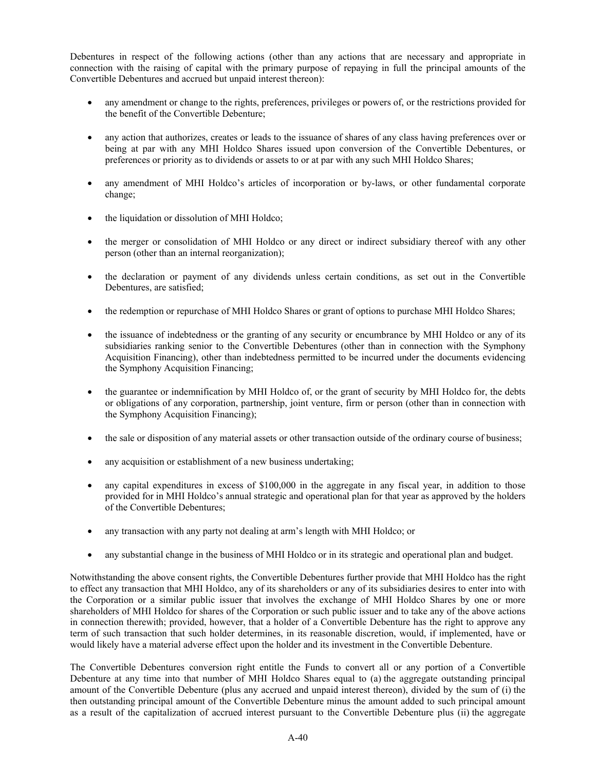Debentures in respect of the following actions (other than any actions that are necessary and appropriate in connection with the raising of capital with the primary purpose of repaying in full the principal amounts of the Convertible Debentures and accrued but unpaid interest thereon):

- any amendment or change to the rights, preferences, privileges or powers of, or the restrictions provided for the benefit of the Convertible Debenture;
- any action that authorizes, creates or leads to the issuance of shares of any class having preferences over or being at par with any MHI Holdco Shares issued upon conversion of the Convertible Debentures, or preferences or priority as to dividends or assets to or at par with any such MHI Holdco Shares;
- any amendment of MHI Holdco's articles of incorporation or by-laws, or other fundamental corporate change;
- the liquidation or dissolution of MHI Holdco;
- the merger or consolidation of MHI Holdco or any direct or indirect subsidiary thereof with any other person (other than an internal reorganization);
- the declaration or payment of any dividends unless certain conditions, as set out in the Convertible Debentures, are satisfied;
- the redemption or repurchase of MHI Holdco Shares or grant of options to purchase MHI Holdco Shares;
- the issuance of indebtedness or the granting of any security or encumbrance by MHI Holdco or any of its subsidiaries ranking senior to the Convertible Debentures (other than in connection with the Symphony Acquisition Financing), other than indebtedness permitted to be incurred under the documents evidencing the Symphony Acquisition Financing;
- the guarantee or indemnification by MHI Holdco of, or the grant of security by MHI Holdco for, the debts or obligations of any corporation, partnership, joint venture, firm or person (other than in connection with the Symphony Acquisition Financing);
- the sale or disposition of any material assets or other transaction outside of the ordinary course of business;
- any acquisition or establishment of a new business undertaking;
- any capital expenditures in excess of $100,000 in the aggregate in any fiscal year, in addition to those provided for in MHI Holdco's annual strategic and operational plan for that year as approved by the holders of the Convertible Debentures;
- any transaction with any party not dealing at arm's length with MHI Holdco; or
- any substantial change in the business of MHI Holdco or in its strategic and operational plan and budget.

Notwithstanding the above consent rights, the Convertible Debentures further provide that MHI Holdco has the right to effect any transaction that MHI Holdco, any of its shareholders or any of its subsidiaries desires to enter into with the Corporation or a similar public issuer that involves the exchange of MHI Holdco Shares by one or more shareholders of MHI Holdco for shares of the Corporation or such public issuer and to take any of the above actions in connection therewith; provided, however, that a holder of a Convertible Debenture has the right to approve any term of such transaction that such holder determines, in its reasonable discretion, would, if implemented, have or would likely have a material adverse effect upon the holder and its investment in the Convertible Debenture.

The Convertible Debentures conversion right entitle the Funds to convert all or any portion of a Convertible Debenture at any time into that number of MHI Holdco Shares equal to (a) the aggregate outstanding principal amount of the Convertible Debenture (plus any accrued and unpaid interest thereon), divided by the sum of (i) the then outstanding principal amount of the Convertible Debenture minus the amount added to such principal amount as a result of the capitalization of accrued interest pursuant to the Convertible Debenture plus (ii) the aggregate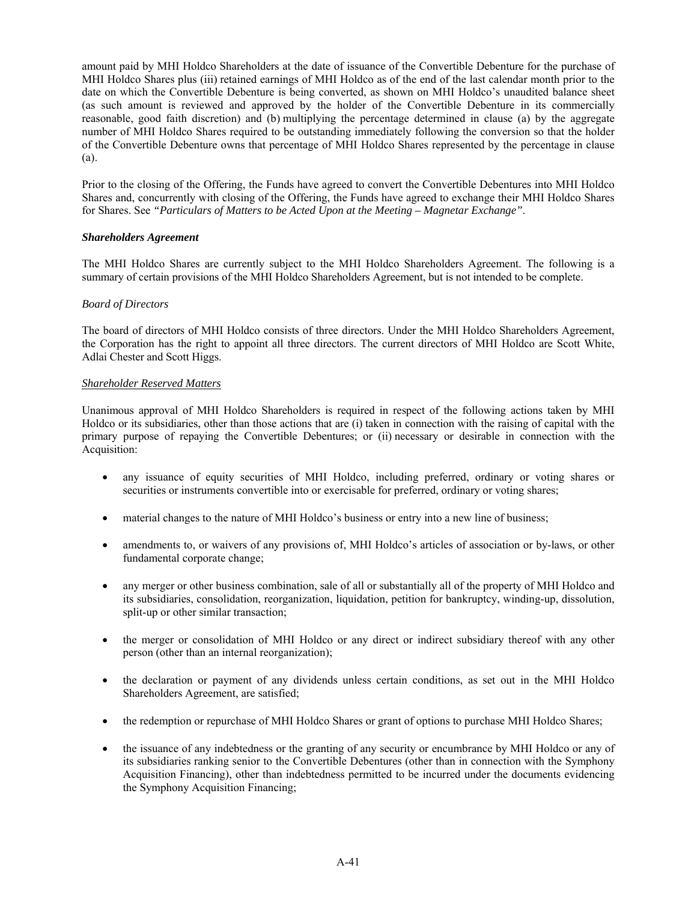amount paid by MHI Holdco Shareholders at the date of issuance of the Convertible Debenture for the purchase of MHI Holdco Shares plus (iii) retained earnings of MHI Holdco as of the end of the last calendar month prior to the date on which the Convertible Debenture is being converted, as shown on MHI Holdco's unaudited balance sheet (as such amount is reviewed and approved by the holder of the Convertible Debenture in its commercially reasonable, good faith discretion) and (b) multiplying the percentage determined in clause (a) by the aggregate number of MHI Holdco Shares required to be outstanding immediately following the conversion so that the holder of the Convertible Debenture owns that percentage of MHI Holdco Shares represented by the percentage in clause (a).

Prior to the closing of the Offering, the Funds have agreed to convert the Convertible Debentures into MHI Holdco Shares and, concurrently with closing of the Offering, the Funds have agreed to exchange their MHI Holdco Shares for Shares. See *"Particulars of Matters to be Acted Upon at the Meeting – Magnetar Exchange"*.

***Shareholders Agreement***

The MHI Holdco Shares are currently subject to the MHI Holdco Shareholders Agreement. The following is a summary of certain provisions of the MHI Holdco Shareholders Agreement, but is not intended to be complete.

*Board of Directors*

The board of directors of MHI Holdco consists of three directors. Under the MHI Holdco Shareholders Agreement, the Corporation has the right to appoint all three directors. The current directors of MHI Holdco are Scott White, Adlai Chester and Scott Higgs.

*Shareholder Reserved Matters*

Unanimous approval of MHI Holdco Shareholders is required in respect of the following actions taken by MHI Holdco or its subsidiaries, other than those actions that are (i) taken in connection with the raising of capital with the primary purpose of repaying the Convertible Debentures; or (ii) necessary or desirable in connection with the Acquisition:

- any issuance of equity securities of MHI Holdco, including preferred, ordinary or voting shares or securities or instruments convertible into or exercisable for preferred, ordinary or voting shares;
- material changes to the nature of MHI Holdco's business or entry into a new line of business;
- amendments to, or waivers of any provisions of, MHI Holdco's articles of association or by-laws, or other fundamental corporate change;
- any merger or other business combination, sale of all or substantially all of the property of MHI Holdco and its subsidiaries, consolidation, reorganization, liquidation, petition for bankruptcy, winding-up, dissolution, split-up or other similar transaction;
- the merger or consolidation of MHI Holdco or any direct or indirect subsidiary thereof with any other person (other than an internal reorganization);
- the declaration or payment of any dividends unless certain conditions, as set out in the MHI Holdco Shareholders Agreement, are satisfied;
- the redemption or repurchase of MHI Holdco Shares or grant of options to purchase MHI Holdco Shares;
- the issuance of any indebtedness or the granting of any security or encumbrance by MHI Holdco or any of its subsidiaries ranking senior to the Convertible Debentures (other than in connection with the Symphony Acquisition Financing), other than indebtedness permitted to be incurred under the documents evidencing the Symphony Acquisition Financing;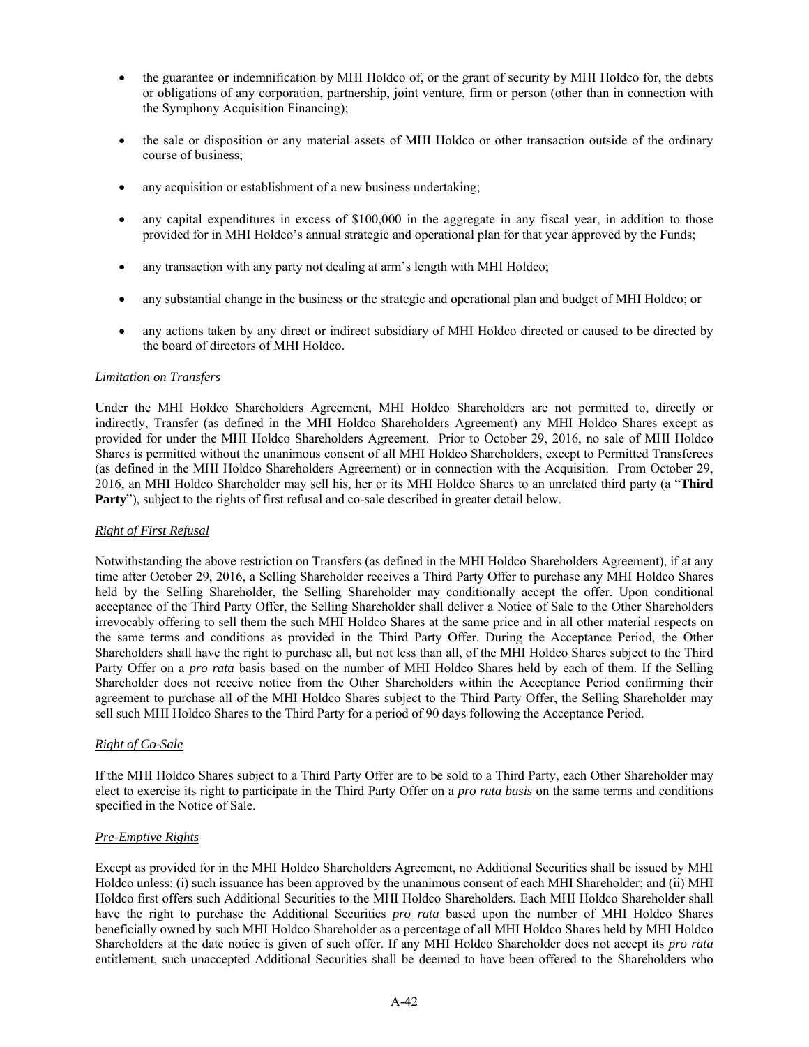- the guarantee or indemnification by MHI Holdco of, or the grant of security by MHI Holdco for, the debts or obligations of any corporation, partnership, joint venture, firm or person (other than in connection with the Symphony Acquisition Financing);
- the sale or disposition or any material assets of MHI Holdco or other transaction outside of the ordinary course of business;
- any acquisition or establishment of a new business undertaking;
- any capital expenditures in excess of $100,000 in the aggregate in any fiscal year, in addition to those provided for in MHI Holdco's annual strategic and operational plan for that year approved by the Funds;
- any transaction with any party not dealing at arm's length with MHI Holdco;
- any substantial change in the business or the strategic and operational plan and budget of MHI Holdco; or
- any actions taken by any direct or indirect subsidiary of MHI Holdco directed or caused to be directed by the board of directors of MHI Holdco.

*Limitation on Transfers*

Under the MHI Holdco Shareholders Agreement, MHI Holdco Shareholders are not permitted to, directly or indirectly, Transfer (as defined in the MHI Holdco Shareholders Agreement) any MHI Holdco Shares except as provided for under the MHI Holdco Shareholders Agreement. Prior to October 29, 2016, no sale of MHI Holdco Shares is permitted without the unanimous consent of all MHI Holdco Shareholders, except to Permitted Transferees (as defined in the MHI Holdco Shareholders Agreement) or in connection with the Acquisition. From October 29, 2016, an MHI Holdco Shareholder may sell his, her or its MHI Holdco Shares to an unrelated third party (a "**Third Party**"), subject to the rights of first refusal and co-sale described in greater detail below.

*Right of First Refusal*

Notwithstanding the above restriction on Transfers (as defined in the MHI Holdco Shareholders Agreement), if at any time after October 29, 2016, a Selling Shareholder receives a Third Party Offer to purchase any MHI Holdco Shares held by the Selling Shareholder, the Selling Shareholder may conditionally accept the offer. Upon conditional acceptance of the Third Party Offer, the Selling Shareholder shall deliver a Notice of Sale to the Other Shareholders irrevocably offering to sell them the such MHI Holdco Shares at the same price and in all other material respects on the same terms and conditions as provided in the Third Party Offer. During the Acceptance Period, the Other Shareholders shall have the right to purchase all, but not less than all, of the MHI Holdco Shares subject to the Third Party Offer on a *pro rata* basis based on the number of MHI Holdco Shares held by each of them. If the Selling Shareholder does not receive notice from the Other Shareholders within the Acceptance Period confirming their agreement to purchase all of the MHI Holdco Shares subject to the Third Party Offer, the Selling Shareholder may sell such MHI Holdco Shares to the Third Party for a period of 90 days following the Acceptance Period.

*Right of Co-Sale*

If the MHI Holdco Shares subject to a Third Party Offer are to be sold to a Third Party, each Other Shareholder may elect to exercise its right to participate in the Third Party Offer on a *pro rata basis* on the same terms and conditions specified in the Notice of Sale.

*Pre-Emptive Rights*

Except as provided for in the MHI Holdco Shareholders Agreement, no Additional Securities shall be issued by MHI Holdco unless: (i) such issuance has been approved by the unanimous consent of each MHI Shareholder; and (ii) MHI Holdco first offers such Additional Securities to the MHI Holdco Shareholders. Each MHI Holdco Shareholder shall have the right to purchase the Additional Securities *pro rata* based upon the number of MHI Holdco Shares beneficially owned by such MHI Holdco Shareholder as a percentage of all MHI Holdco Shares held by MHI Holdco Shareholders at the date notice is given of such offer. If any MHI Holdco Shareholder does not accept its *pro rata* entitlement, such unaccepted Additional Securities shall be deemed to have been offered to the Shareholders who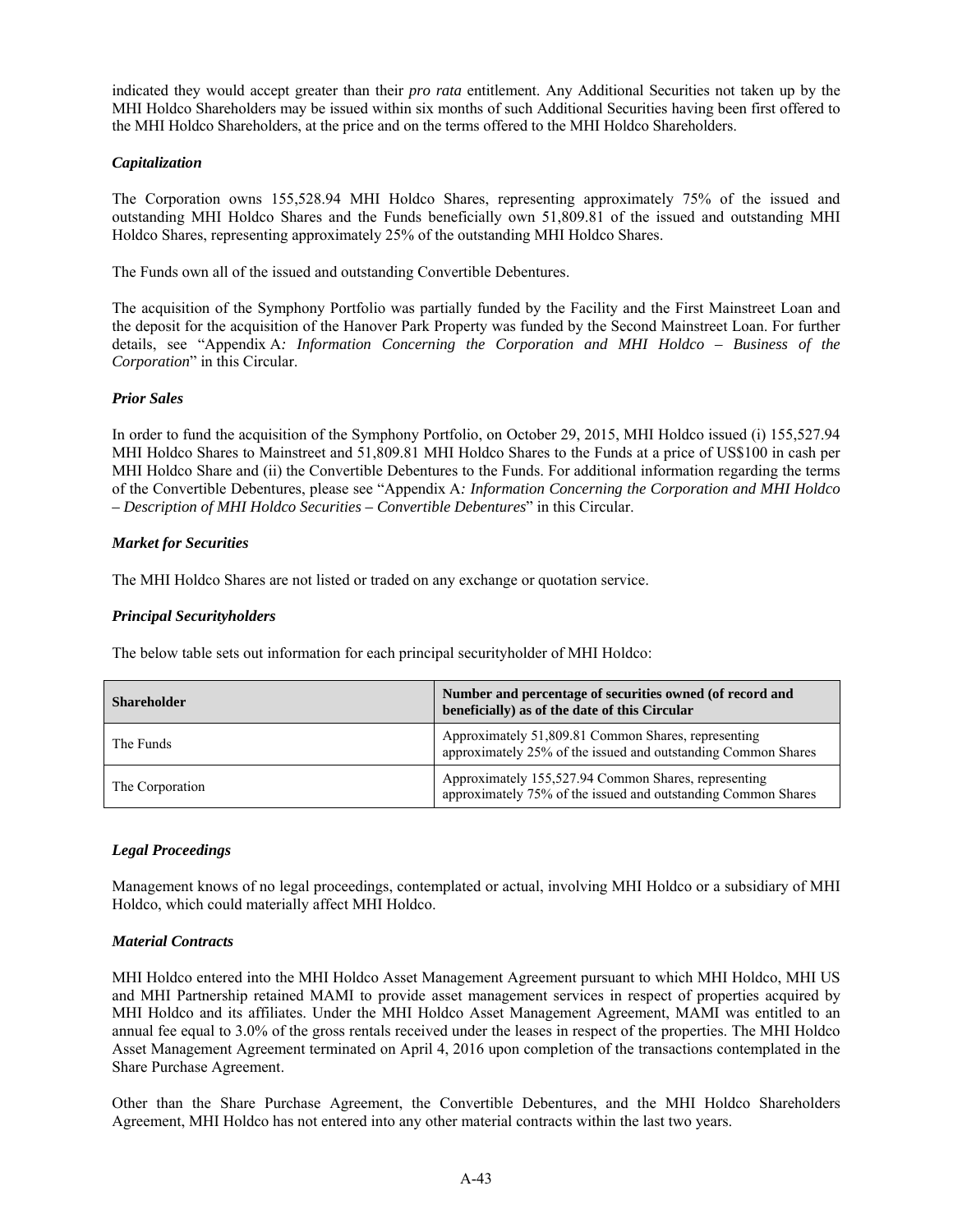indicated they would accept greater than their *pro rata* entitlement. Any Additional Securities not taken up by the MHI Holdco Shareholders may be issued within six months of such Additional Securities having been first offered to the MHI Holdco Shareholders, at the price and on the terms offered to the MHI Holdco Shareholders.

### *Capitalization*

The Corporation owns 155,528.94 MHI Holdco Shares, representing approximately 75% of the issued and outstanding MHI Holdco Shares and the Funds beneficially own 51,809.81 of the issued and outstanding MHI Holdco Shares, representing approximately 25% of the outstanding MHI Holdco Shares.

The Funds own all of the issued and outstanding Convertible Debentures.

The acquisition of the Symphony Portfolio was partially funded by the Facility and the First Mainstreet Loan and the deposit for the acquisition of the Hanover Park Property was funded by the Second Mainstreet Loan. For further details, see "Appendix A*: Information Concerning the Corporation and MHI Holdco – Business of the Corporation*" in this Circular.

### *Prior Sales*

In order to fund the acquisition of the Symphony Portfolio, on October 29, 2015, MHI Holdco issued (i) 155,527.94 MHI Holdco Shares to Mainstreet and 51,809.81 MHI Holdco Shares to the Funds at a price of US$100 in cash per MHI Holdco Share and (ii) the Convertible Debentures to the Funds. For additional information regarding the terms of the Convertible Debentures, please see "Appendix A*: Information Concerning the Corporation and MHI Holdco – Description of MHI Holdco Securities – Convertible Debentures*" in this Circular.

### *Market for Securities*

The MHI Holdco Shares are not listed or traded on any exchange or quotation service.

### *Principal Securityholders*

The below table sets out information for each principal securityholder of MHI Holdco:

| Shareholder | Number and percentage of securities owned (of record and beneficially) as of the date of this Circular |
|---|---|
| The Funds | Approximately 51,809.81 Common Shares, representing approximately 25% of the issued and outstanding Common Shares |
| The Corporation | Approximately 155,527.94 Common Shares, representing approximately 75% of the issued and outstanding Common Shares |

### *Legal Proceedings*

Management knows of no legal proceedings, contemplated or actual, involving MHI Holdco or a subsidiary of MHI Holdco, which could materially affect MHI Holdco.

### *Material Contracts*

MHI Holdco entered into the MHI Holdco Asset Management Agreement pursuant to which MHI Holdco, MHI US and MHI Partnership retained MAMI to provide asset management services in respect of properties acquired by MHI Holdco and its affiliates. Under the MHI Holdco Asset Management Agreement, MAMI was entitled to an annual fee equal to 3.0% of the gross rentals received under the leases in respect of the properties. The MHI Holdco Asset Management Agreement terminated on April 4, 2016 upon completion of the transactions contemplated in the Share Purchase Agreement.

Other than the Share Purchase Agreement, the Convertible Debentures, and the MHI Holdco Shareholders Agreement, MHI Holdco has not entered into any other material contracts within the last two years.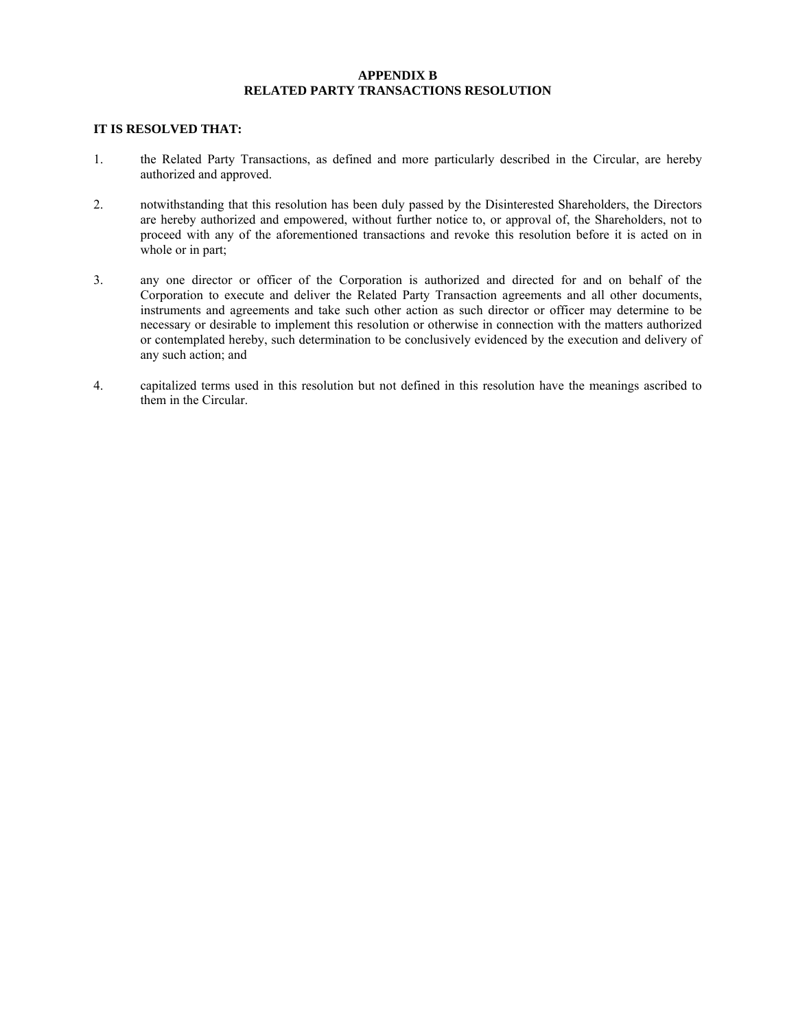# APPENDIX B
# RELATED PARTY TRANSACTIONS RESOLUTION

**IT IS RESOLVED THAT:**

1. the Related Party Transactions, as defined and more particularly described in the Circular, are hereby authorized and approved.

2. notwithstanding that this resolution has been duly passed by the Disinterested Shareholders, the Directors are hereby authorized and empowered, without further notice to, or approval of, the Shareholders, not to proceed with any of the aforementioned transactions and revoke this resolution before it is acted on in whole or in part;

3. any one director or officer of the Corporation is authorized and directed for and on behalf of the Corporation to execute and deliver the Related Party Transaction agreements and all other documents, instruments and agreements and take such other action as such director or officer may determine to be necessary or desirable to implement this resolution or otherwise in connection with the matters authorized or contemplated hereby, such determination to be conclusively evidenced by the execution and delivery of any such action; and

4. capitalized terms used in this resolution but not defined in this resolution have the meanings ascribed to them in the Circular.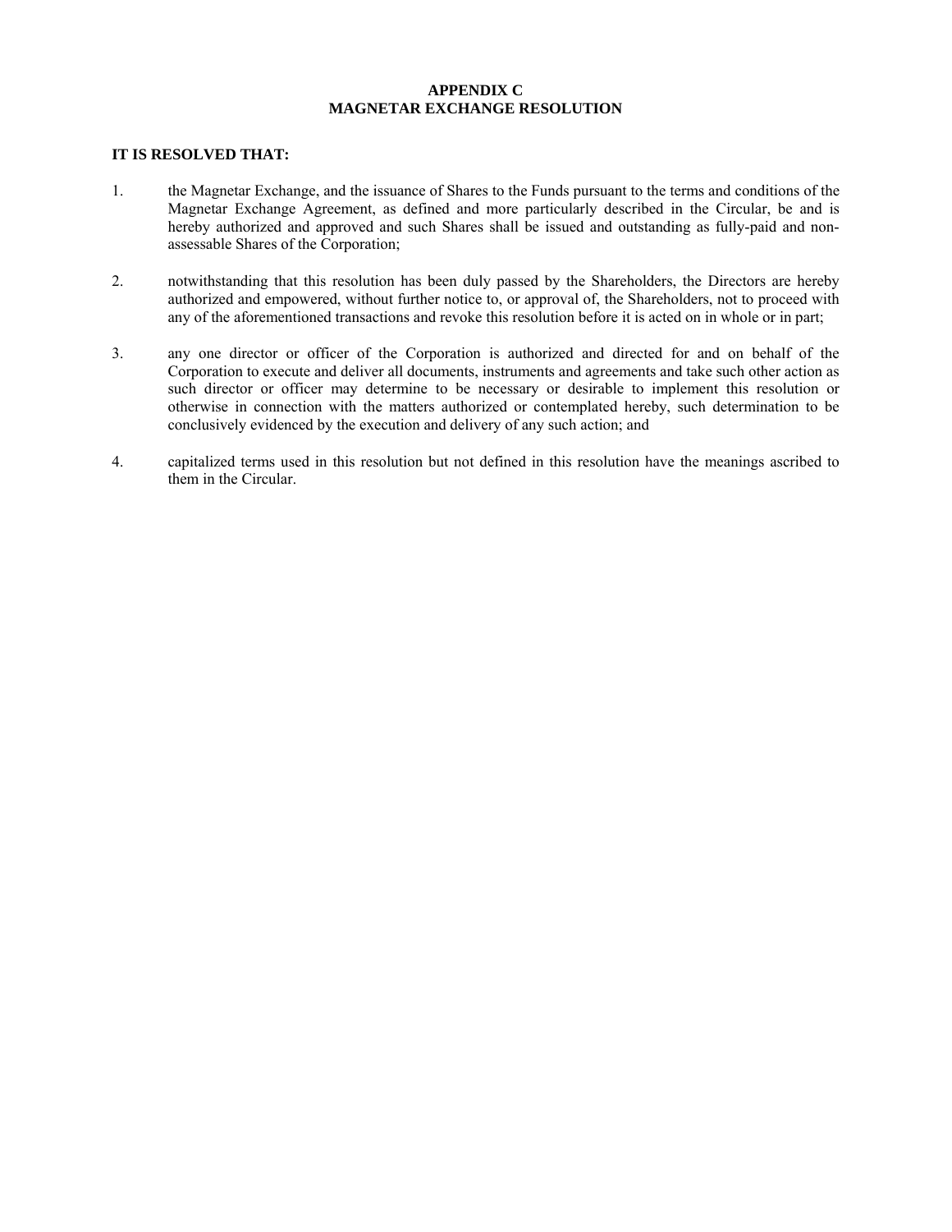# APPENDIX C
# MAGNETAR EXCHANGE RESOLUTION

**IT IS RESOLVED THAT:**

1. the Magnetar Exchange, and the issuance of Shares to the Funds pursuant to the terms and conditions of the Magnetar Exchange Agreement, as defined and more particularly described in the Circular, be and is hereby authorized and approved and such Shares shall be issued and outstanding as fully-paid and non-assessable Shares of the Corporation;

2. notwithstanding that this resolution has been duly passed by the Shareholders, the Directors are hereby authorized and empowered, without further notice to, or approval of, the Shareholders, not to proceed with any of the aforementioned transactions and revoke this resolution before it is acted on in whole or in part;

3. any one director or officer of the Corporation is authorized and directed for and on behalf of the Corporation to execute and deliver all documents, instruments and agreements and take such other action as such director or officer may determine to be necessary or desirable to implement this resolution or otherwise in connection with the matters authorized or contemplated hereby, such determination to be conclusively evidenced by the execution and delivery of any such action; and

4. capitalized terms used in this resolution but not defined in this resolution have the meanings ascribed to them in the Circular.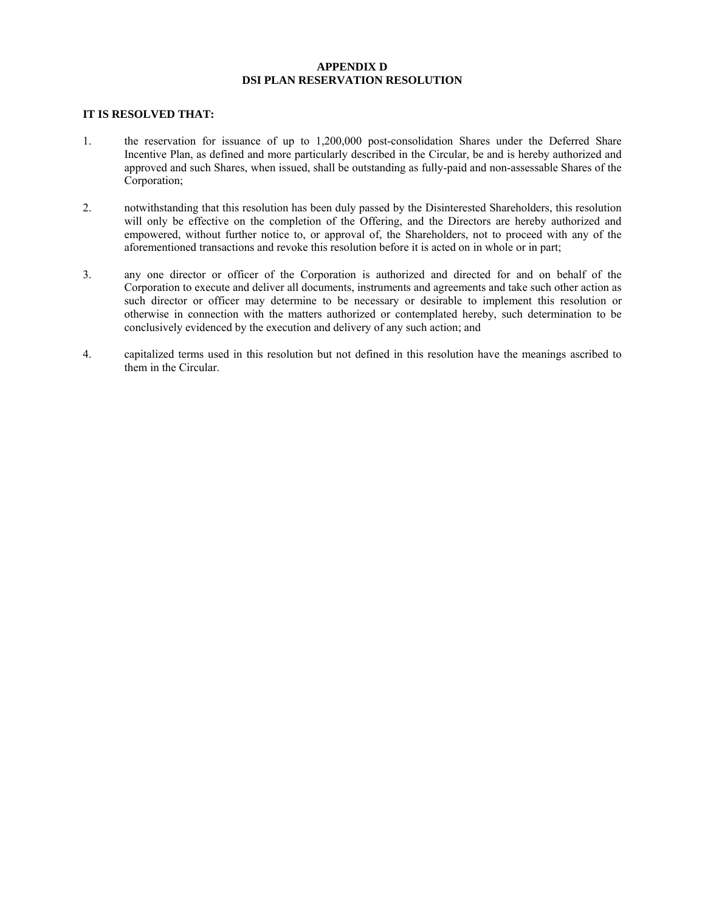# APPENDIX D
# DSI PLAN RESERVATION RESOLUTION

**IT IS RESOLVED THAT:**

1. the reservation for issuance of up to 1,200,000 post-consolidation Shares under the Deferred Share Incentive Plan, as defined and more particularly described in the Circular, be and is hereby authorized and approved and such Shares, when issued, shall be outstanding as fully-paid and non-assessable Shares of the Corporation;

2. notwithstanding that this resolution has been duly passed by the Disinterested Shareholders, this resolution will only be effective on the completion of the Offering, and the Directors are hereby authorized and empowered, without further notice to, or approval of, the Shareholders, not to proceed with any of the aforementioned transactions and revoke this resolution before it is acted on in whole or in part;

3. any one director or officer of the Corporation is authorized and directed for and on behalf of the Corporation to execute and deliver all documents, instruments and agreements and take such other action as such director or officer may determine to be necessary or desirable to implement this resolution or otherwise in connection with the matters authorized or contemplated hereby, such determination to be conclusively evidenced by the execution and delivery of any such action; and

4. capitalized terms used in this resolution but not defined in this resolution have the meanings ascribed to them in the Circular.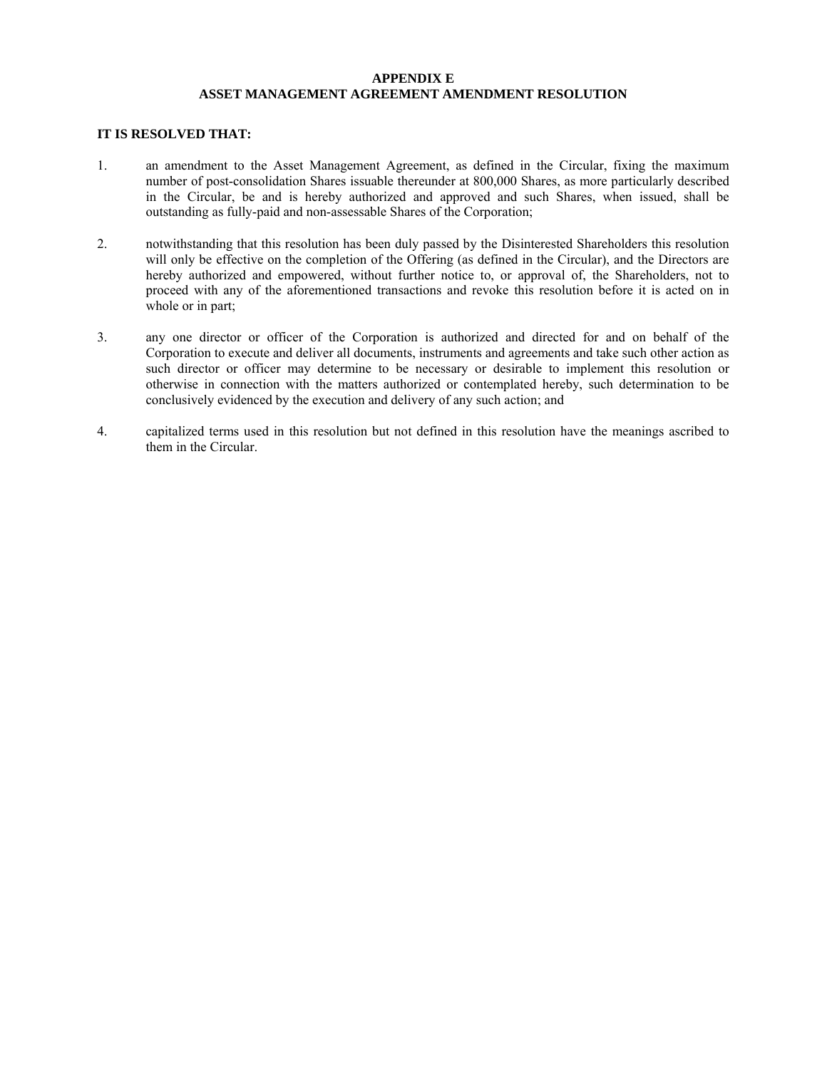# APPENDIX E
# ASSET MANAGEMENT AGREEMENT AMENDMENT RESOLUTION

**IT IS RESOLVED THAT:**

1. an amendment to the Asset Management Agreement, as defined in the Circular, fixing the maximum number of post-consolidation Shares issuable thereunder at 800,000 Shares, as more particularly described in the Circular, be and is hereby authorized and approved and such Shares, when issued, shall be outstanding as fully-paid and non-assessable Shares of the Corporation;

2. notwithstanding that this resolution has been duly passed by the Disinterested Shareholders this resolution will only be effective on the completion of the Offering (as defined in the Circular), and the Directors are hereby authorized and empowered, without further notice to, or approval of, the Shareholders, not to proceed with any of the aforementioned transactions and revoke this resolution before it is acted on in whole or in part;

3. any one director or officer of the Corporation is authorized and directed for and on behalf of the Corporation to execute and deliver all documents, instruments and agreements and take such other action as such director or officer may determine to be necessary or desirable to implement this resolution or otherwise in connection with the matters authorized or contemplated hereby, such determination to be conclusively evidenced by the execution and delivery of any such action; and

4. capitalized terms used in this resolution but not defined in this resolution have the meanings ascribed to them in the Circular.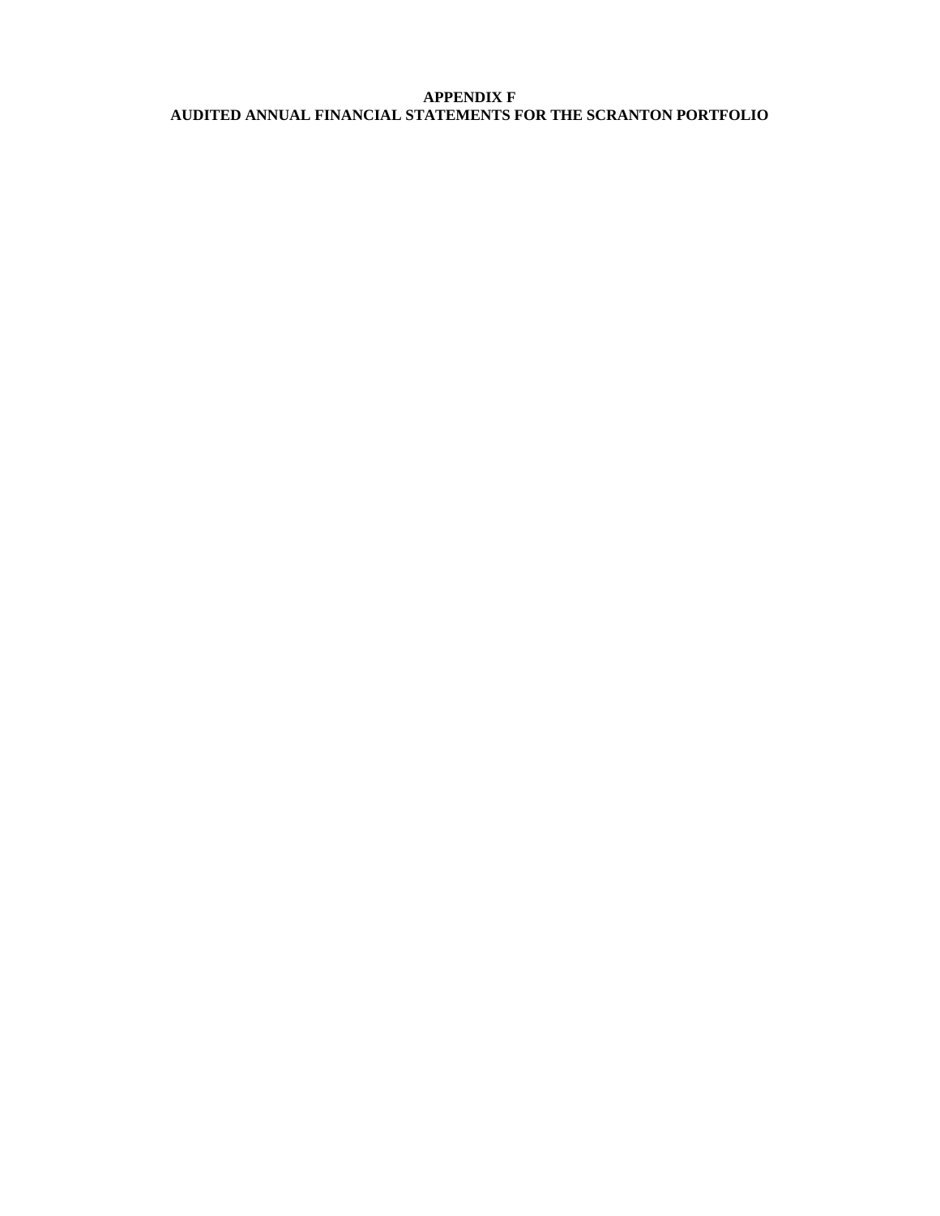**APPENDIX F**
**AUDITED ANNUAL FINANCIAL STATEMENTS FOR THE SCRANTON PORTFOLIO**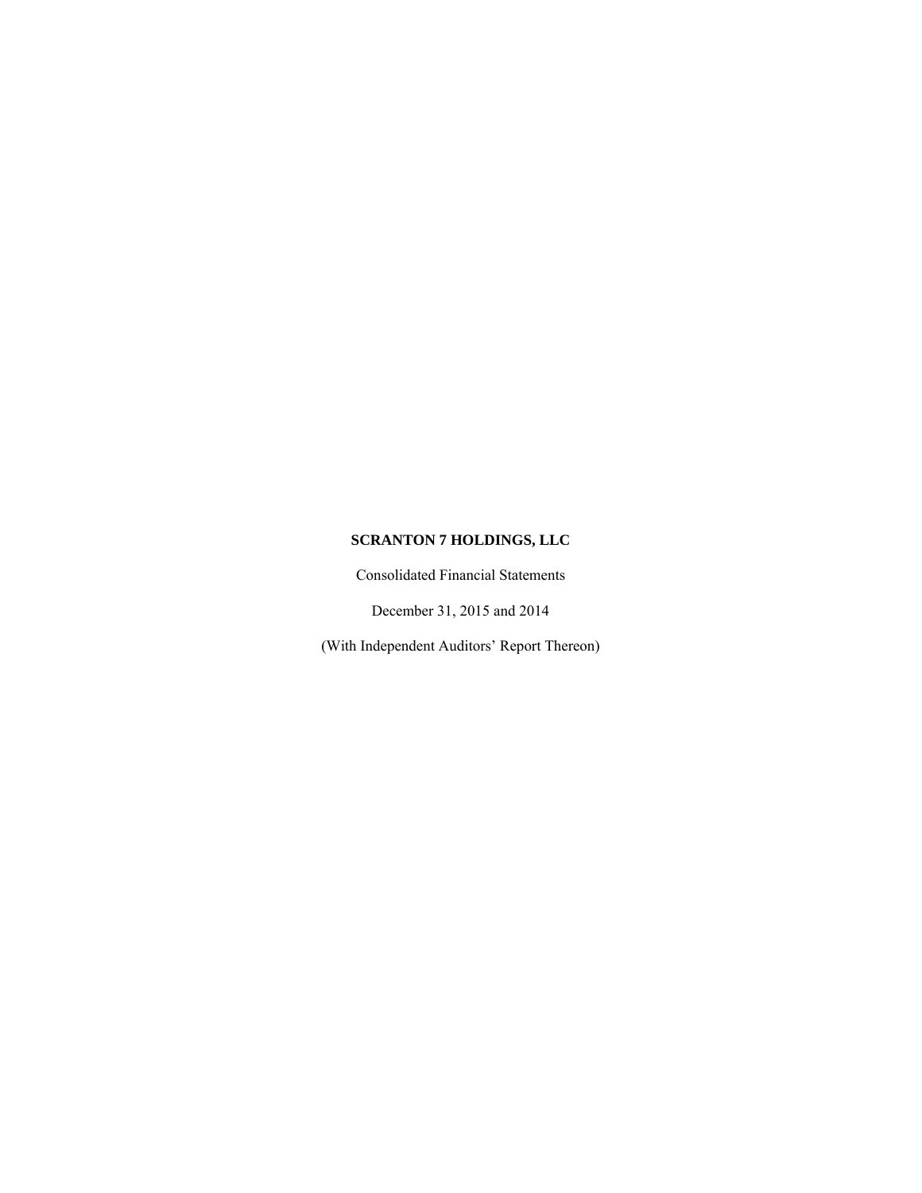**SCRANTON 7 HOLDINGS, LLC**

Consolidated Financial Statements

December 31, 2015 and 2014

(With Independent Auditors' Report Thereon)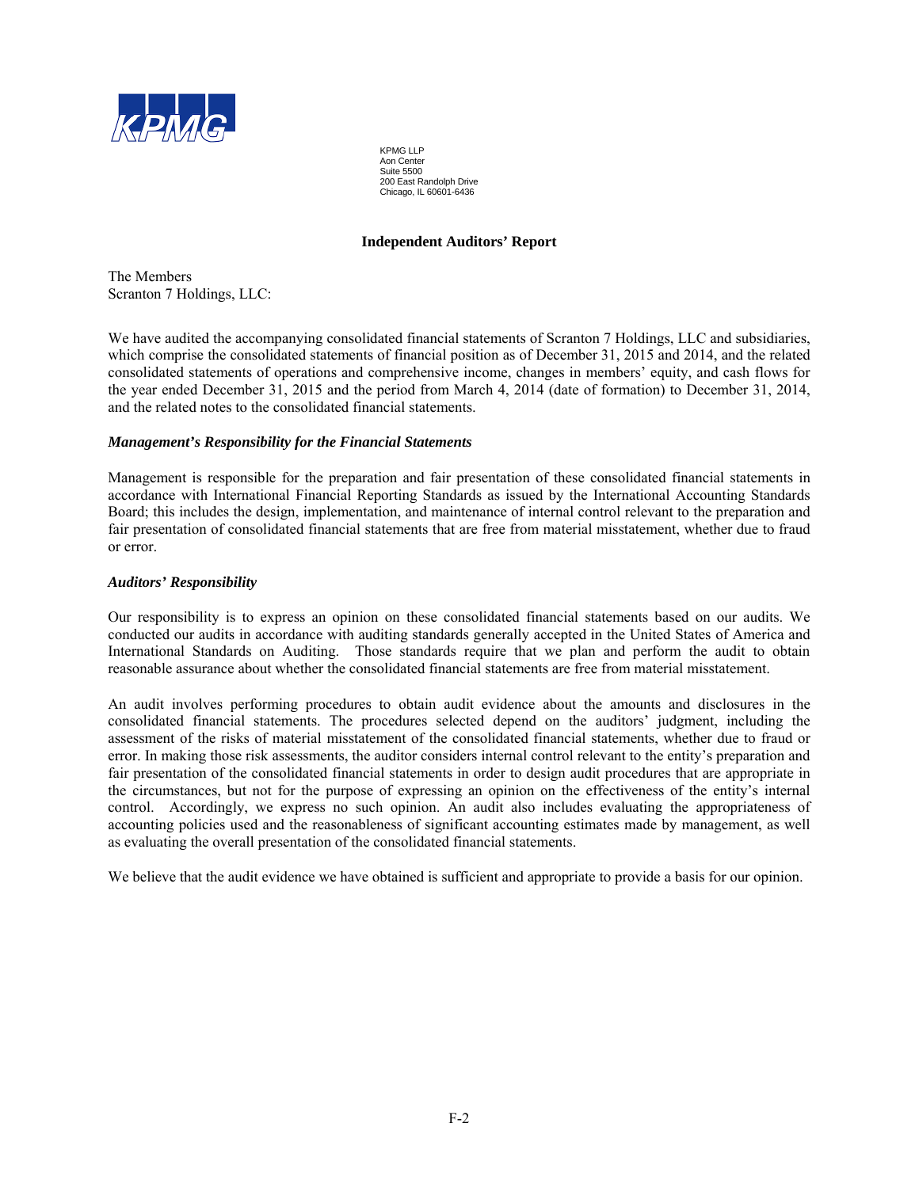KPMG LLP
Aon Center
Suite 5500
200 East Randolph Drive
Chicago, IL 60601-6436

## Independent Auditors' Report

The Members
Scranton 7 Holdings, LLC:

We have audited the accompanying consolidated financial statements of Scranton 7 Holdings, LLC and subsidiaries, which comprise the consolidated statements of financial position as of December 31, 2015 and 2014, and the related consolidated statements of operations and comprehensive income, changes in members' equity, and cash flows for the year ended December 31, 2015 and the period from March 4, 2014 (date of formation) to December 31, 2014, and the related notes to the consolidated financial statements.

### *Management's Responsibility for the Financial Statements*

Management is responsible for the preparation and fair presentation of these consolidated financial statements in accordance with International Financial Reporting Standards as issued by the International Accounting Standards Board; this includes the design, implementation, and maintenance of internal control relevant to the preparation and fair presentation of consolidated financial statements that are free from material misstatement, whether due to fraud or error.

### *Auditors' Responsibility*

Our responsibility is to express an opinion on these consolidated financial statements based on our audits. We conducted our audits in accordance with auditing standards generally accepted in the United States of America and International Standards on Auditing. Those standards require that we plan and perform the audit to obtain reasonable assurance about whether the consolidated financial statements are free from material misstatement.

An audit involves performing procedures to obtain audit evidence about the amounts and disclosures in the consolidated financial statements. The procedures selected depend on the auditors' judgment, including the assessment of the risks of material misstatement of the consolidated financial statements, whether due to fraud or error. In making those risk assessments, the auditor considers internal control relevant to the entity's preparation and fair presentation of the consolidated financial statements in order to design audit procedures that are appropriate in the circumstances, but not for the purpose of expressing an opinion on the effectiveness of the entity's internal control. Accordingly, we express no such opinion. An audit also includes evaluating the appropriateness of accounting policies used and the reasonableness of significant accounting estimates made by management, as well as evaluating the overall presentation of the consolidated financial statements.

We believe that the audit evidence we have obtained is sufficient and appropriate to provide a basis for our opinion.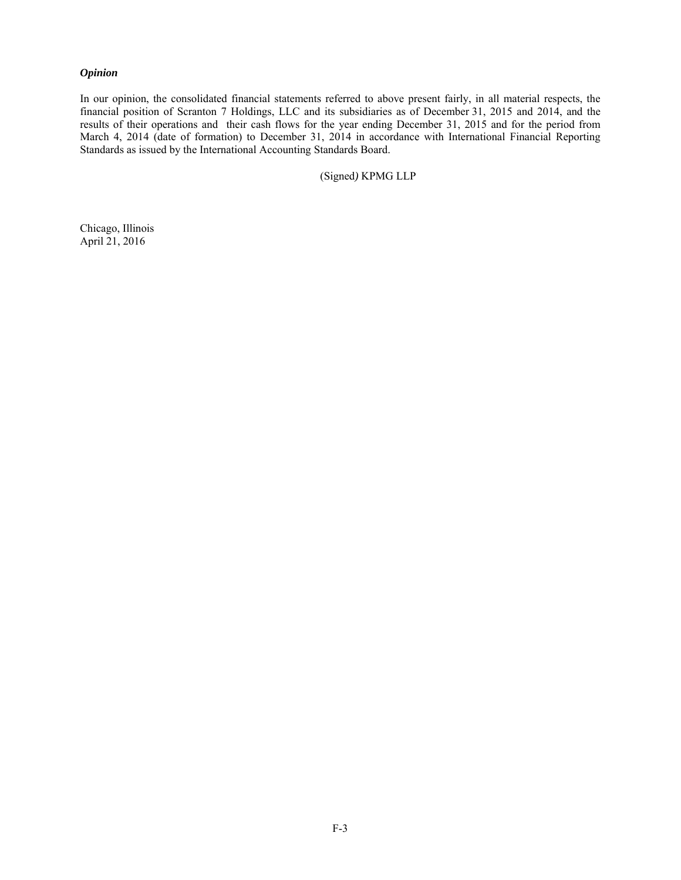### *Opinion*

In our opinion, the consolidated financial statements referred to above present fairly, in all material respects, the financial position of Scranton 7 Holdings, LLC and its subsidiaries as of December 31, 2015 and 2014, and the results of their operations and their cash flows for the year ending December 31, 2015 and for the period from March 4, 2014 (date of formation) to December 31, 2014 in accordance with International Financial Reporting Standards as issued by the International Accounting Standards Board.

(Signed) KPMG LLP

Chicago, Illinois
April 21, 2016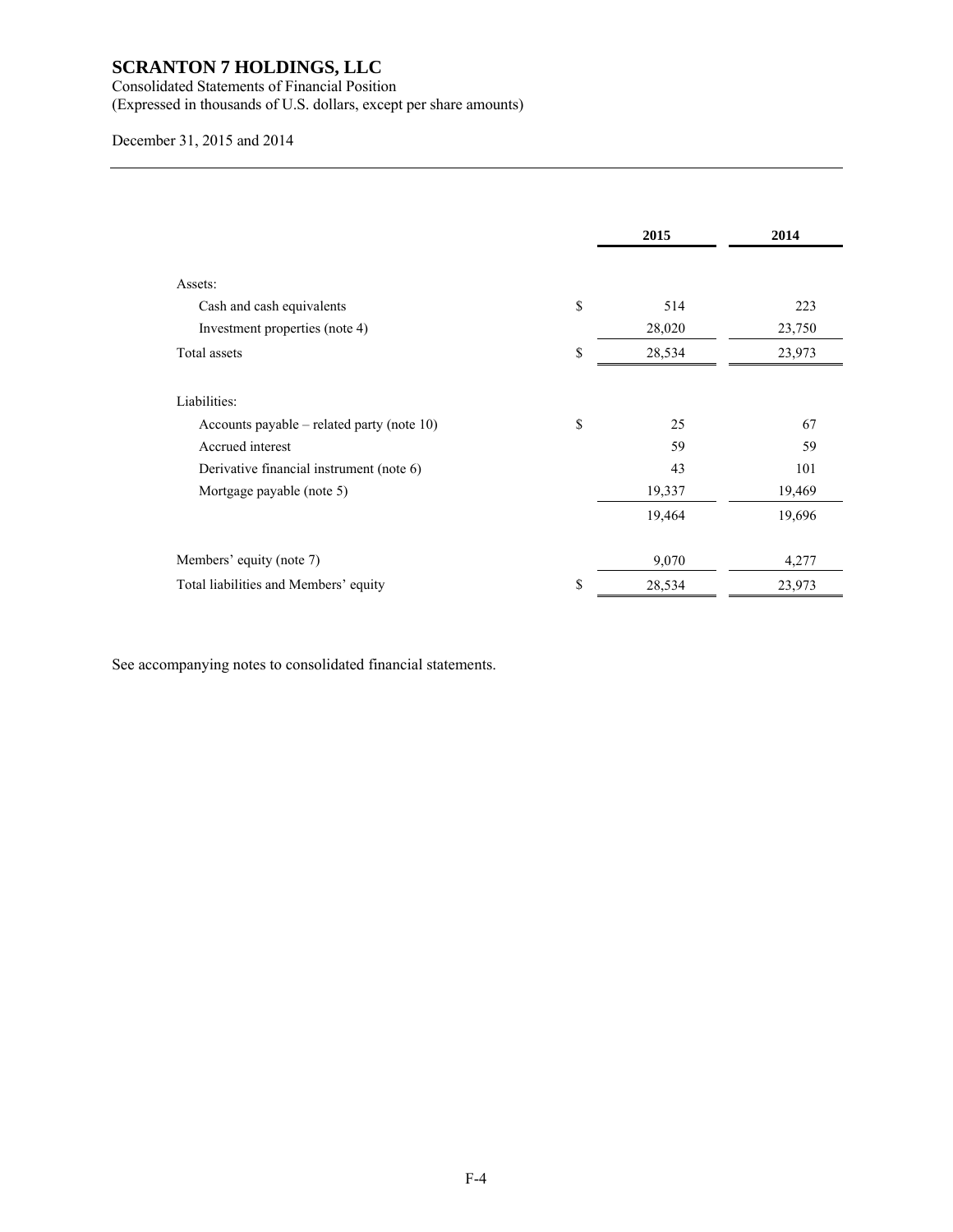# SCRANTON 7 HOLDINGS, LLC

Consolidated Statements of Financial Position
(Expressed in thousands of U.S. dollars, except per share amounts)

December 31, 2015 and 2014

| | | 2015 | 2014 |
|---|---|---|---|
| Assets: | | | |
| Cash and cash equivalents | $ | 514 | 223 |
| Investment properties (note 4) | | 28,020 | 23,750 |
| Total assets | $ | 28,534 | 23,973 |
| Liabilities: | | | |
| Accounts payable – related party (note 10) | $ | 25 | 67 |
| Accrued interest | | 59 | 59 |
| Derivative financial instrument (note 6) | | 43 | 101 |
| Mortgage payable (note 5) | | 19,337 | 19,469 |
| | | 19,464 | 19,696 |
| Members' equity (note 7) | | 9,070 | 4,277 |
| Total liabilities and Members' equity | $ | 28,534 | 23,973 |

See accompanying notes to consolidated financial statements.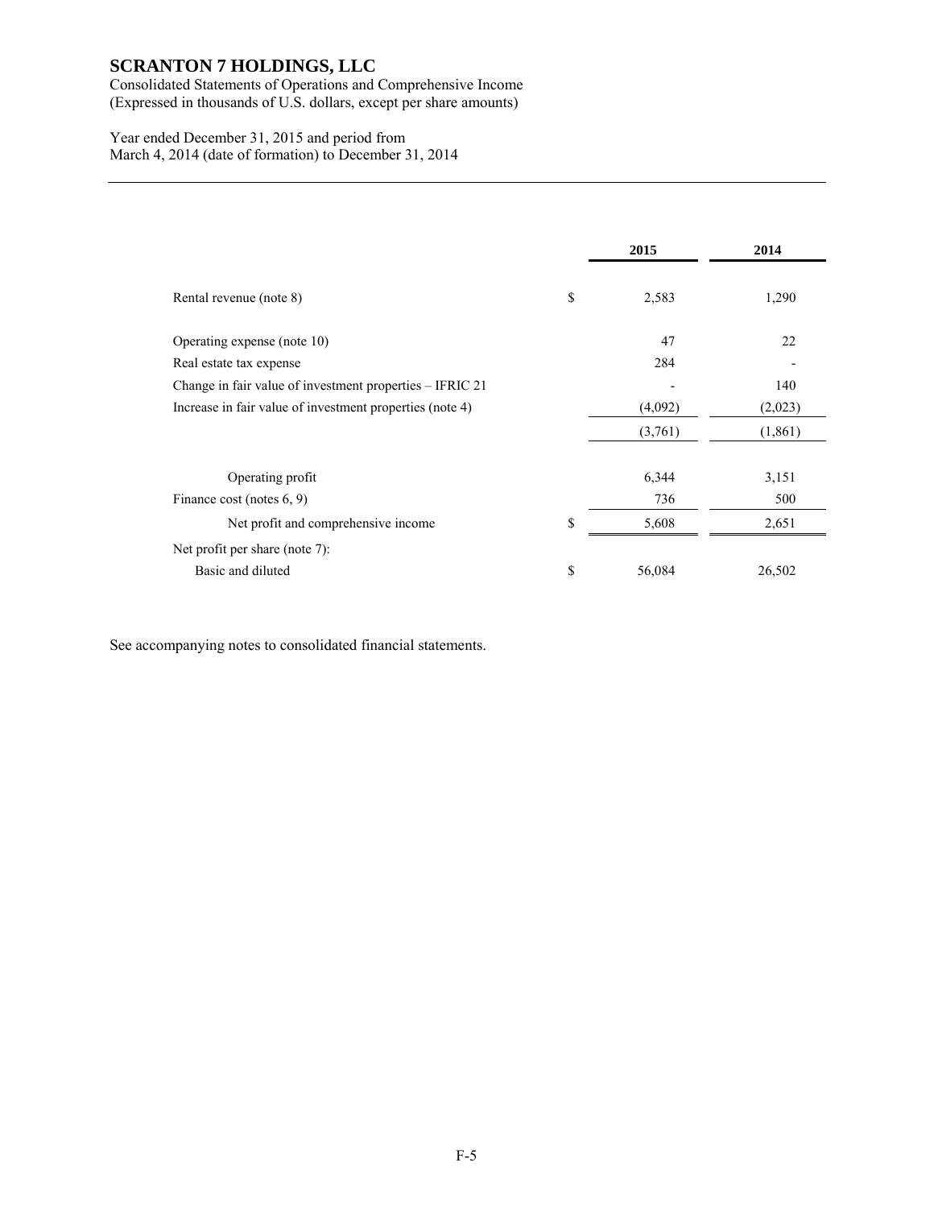# SCRANTON 7 HOLDINGS, LLC

Consolidated Statements of Operations and Comprehensive Income
(Expressed in thousands of U.S. dollars, except per share amounts)

Year ended December 31, 2015 and period from
March 4, 2014 (date of formation) to December 31, 2014

| | | 2015 | 2014 |
|---|---|---|---|
| Rental revenue (note 8) | $ | 2,583 | 1,290 |
| Operating expense (note 10) | | 47 | 22 |
| Real estate tax expense | | 284 | - |
| Change in fair value of investment properties – IFRIC 21 | | - | 140 |
| Increase in fair value of investment properties (note 4) | | (4,092) | (2,023) |
| | | (3,761) | (1,861) |
| Operating profit | | 6,344 | 3,151 |
| Finance cost (notes 6, 9) | | 736 | 500 |
| Net profit and comprehensive income | $ | 5,608 | 2,651 |
| Net profit per share (note 7): | | | |
| Basic and diluted | $ | 56,084 | 26,502 |

See accompanying notes to consolidated financial statements.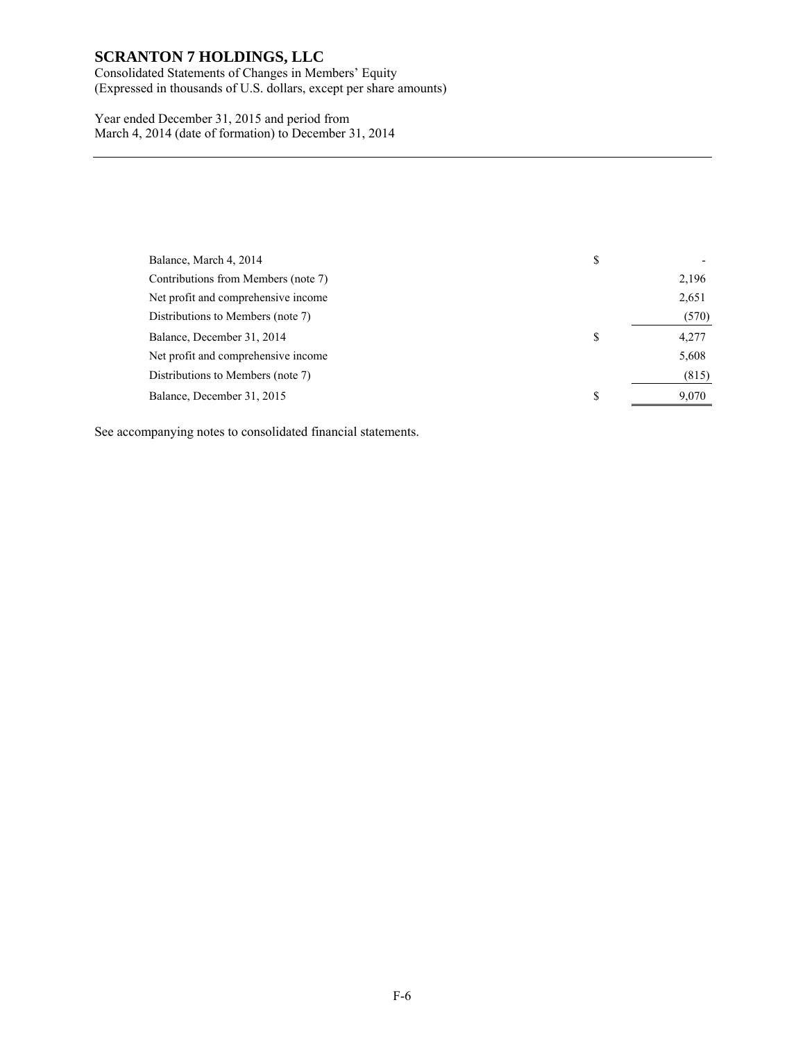# SCRANTON 7 HOLDINGS, LLC

Consolidated Statements of Changes in Members' Equity
(Expressed in thousands of U.S. dollars, except per share amounts)

Year ended December 31, 2015 and period from
March 4, 2014 (date of formation) to December 31, 2014

| | | |
|---|---|---|
| Balance, March 4, 2014 | $ | - |
| Contributions from Members (note 7) | | 2,196 |
| Net profit and comprehensive income | | 2,651 |
| Distributions to Members (note 7) | | (570) |
| Balance, December 31, 2014 | $ | 4,277 |
| Net profit and comprehensive income | | 5,608 |
| Distributions to Members (note 7) | | (815) |
| Balance, December 31, 2015 | $ | 9,070 |

See accompanying notes to consolidated financial statements.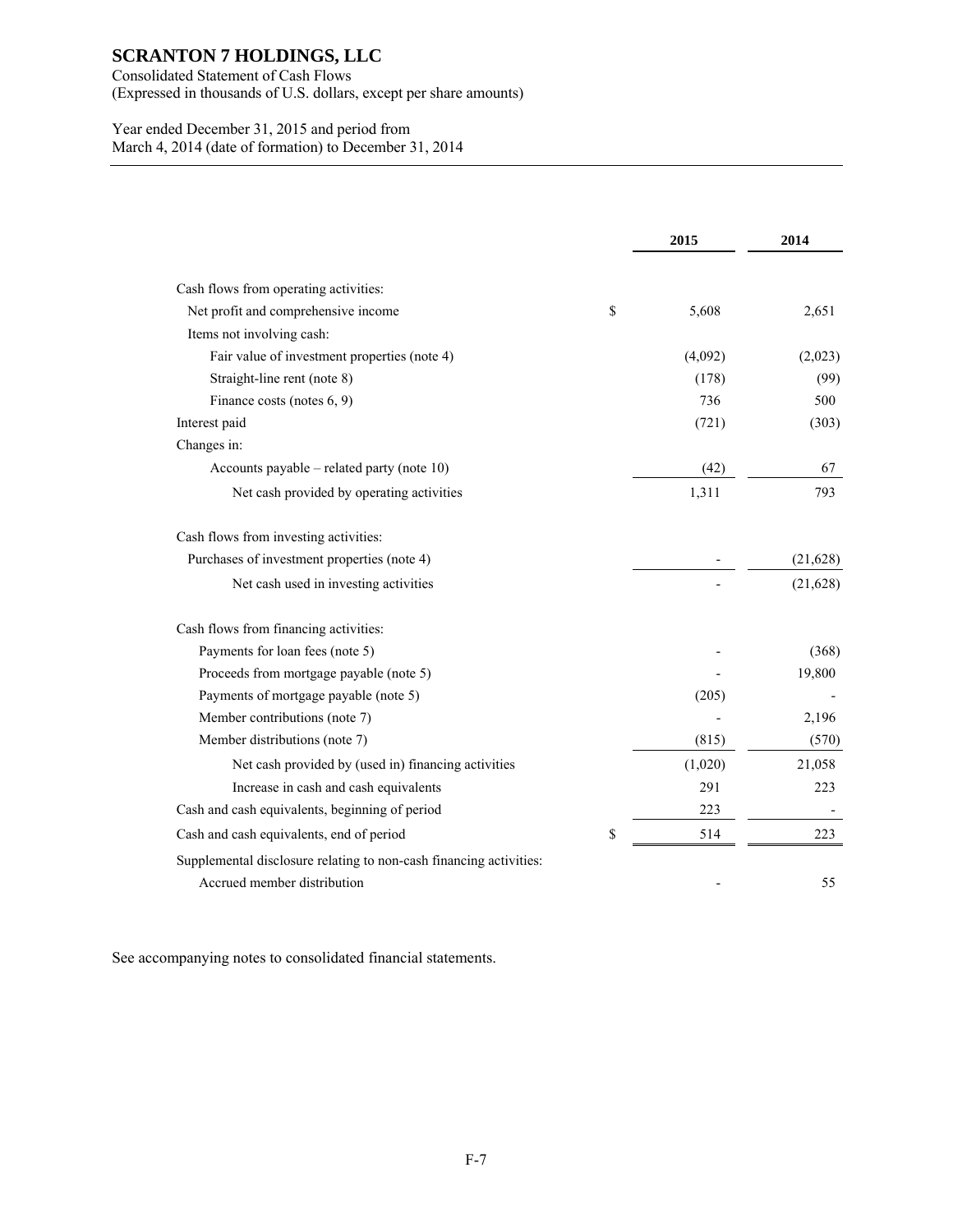# SCRANTON 7 HOLDINGS, LLC

Consolidated Statement of Cash Flows
(Expressed in thousands of U.S. dollars, except per share amounts)

Year ended December 31, 2015 and period from
March 4, 2014 (date of formation) to December 31, 2014

| | | 2015 | 2014 |
|---|---|---|---|
| Cash flows from operating activities: | | | |
| Net profit and comprehensive income | $ | 5,608 | 2,651 |
| Items not involving cash: | | | |
| Fair value of investment properties (note 4) | | (4,092) | (2,023) |
| Straight-line rent (note 8) | | (178) | (99) |
| Finance costs (notes 6, 9) | | 736 | 500 |
| Interest paid | | (721) | (303) |
| Changes in: | | | |
| Accounts payable – related party (note 10) | | (42) | 67 |
| Net cash provided by operating activities | | 1,311 | 793 |
| Cash flows from investing activities: | | | |
| Purchases of investment properties (note 4) | | - | (21,628) |
| Net cash used in investing activities | | - | (21,628) |
| Cash flows from financing activities: | | | |
| Payments for loan fees (note 5) | | - | (368) |
| Proceeds from mortgage payable (note 5) | | - | 19,800 |
| Payments of mortgage payable (note 5) | | (205) | - |
| Member contributions (note 7) | | - | 2,196 |
| Member distributions (note 7) | | (815) | (570) |
| Net cash provided by (used in) financing activities | | (1,020) | 21,058 |
| Increase in cash and cash equivalents | | 291 | 223 |
| Cash and cash equivalents, beginning of period | | 223 | - |
| Cash and cash equivalents, end of period | $ | 514 | 223 |
| Supplemental disclosure relating to non-cash financing activities: | | | |
| Accrued member distribution | | - | 55 |

See accompanying notes to consolidated financial statements.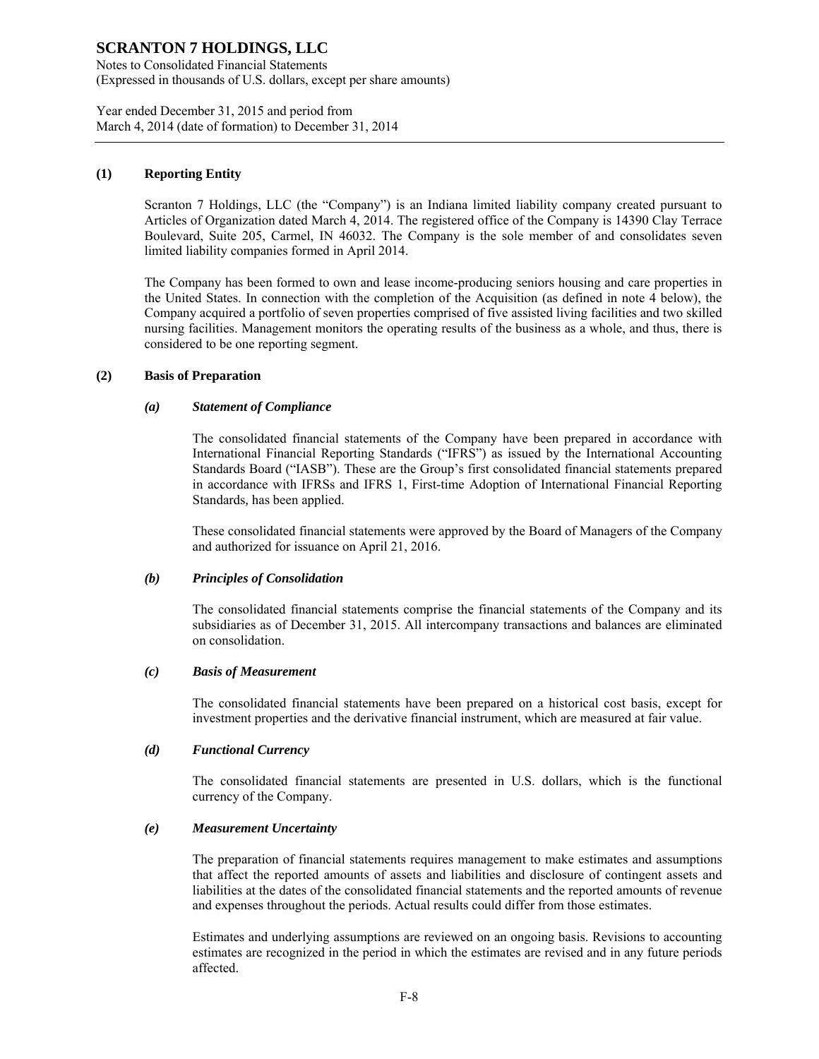## (1) Reporting Entity

Scranton 7 Holdings, LLC (the "Company") is an Indiana limited liability company created pursuant to Articles of Organization dated March 4, 2014. The registered office of the Company is 14390 Clay Terrace Boulevard, Suite 205, Carmel, IN 46032. The Company is the sole member of and consolidates seven limited liability companies formed in April 2014.

The Company has been formed to own and lease income-producing seniors housing and care properties in the United States. In connection with the completion of the Acquisition (as defined in note 4 below), the Company acquired a portfolio of seven properties comprised of five assisted living facilities and two skilled nursing facilities. Management monitors the operating results of the business as a whole, and thus, there is considered to be one reporting segment.

## (2) Basis of Preparation

### *(a) Statement of Compliance*

The consolidated financial statements of the Company have been prepared in accordance with International Financial Reporting Standards ("IFRS") as issued by the International Accounting Standards Board ("IASB"). These are the Group's first consolidated financial statements prepared in accordance with IFRSs and IFRS 1, First-time Adoption of International Financial Reporting Standards, has been applied.

These consolidated financial statements were approved by the Board of Managers of the Company and authorized for issuance on April 21, 2016.

### *(b) Principles of Consolidation*

The consolidated financial statements comprise the financial statements of the Company and its subsidiaries as of December 31, 2015. All intercompany transactions and balances are eliminated on consolidation.

### *(c) Basis of Measurement*

The consolidated financial statements have been prepared on a historical cost basis, except for investment properties and the derivative financial instrument, which are measured at fair value.

### *(d) Functional Currency*

The consolidated financial statements are presented in U.S. dollars, which is the functional currency of the Company.

### *(e) Measurement Uncertainty*

The preparation of financial statements requires management to make estimates and assumptions that affect the reported amounts of assets and liabilities and disclosure of contingent assets and liabilities at the dates of the consolidated financial statements and the reported amounts of revenue and expenses throughout the periods. Actual results could differ from those estimates.

Estimates and underlying assumptions are reviewed on an ongoing basis. Revisions to accounting estimates are recognized in the period in which the estimates are revised and in any future periods affected.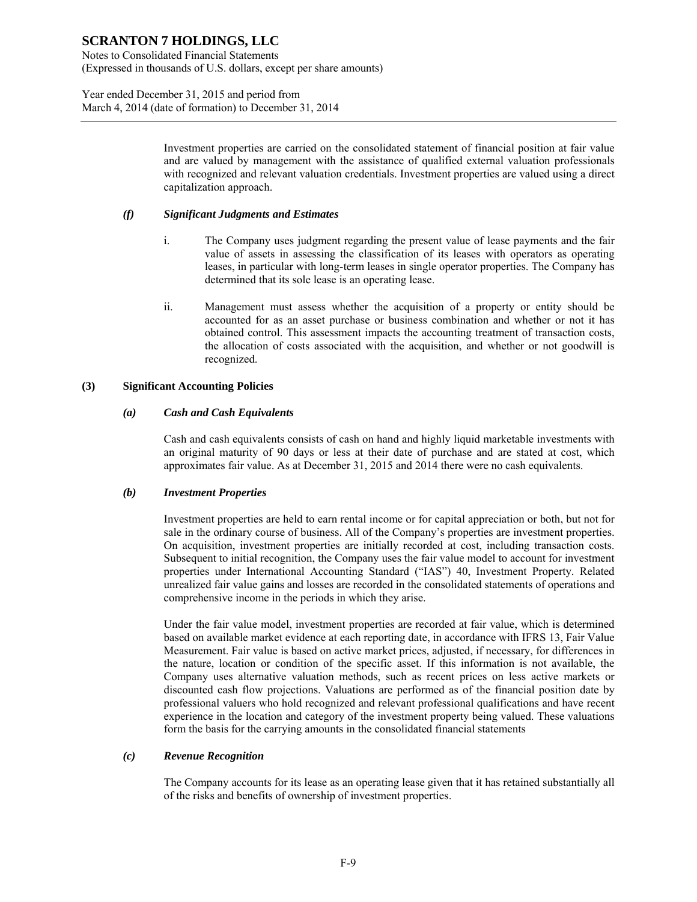Investment properties are carried on the consolidated statement of financial position at fair value and are valued by management with the assistance of qualified external valuation professionals with recognized and relevant valuation credentials. Investment properties are valued using a direct capitalization approach.

#### *(f) Significant Judgments and Estimates*

i. The Company uses judgment regarding the present value of lease payments and the fair value of assets in assessing the classification of its leases with operators as operating leases, in particular with long-term leases in single operator properties. The Company has determined that its sole lease is an operating lease.

ii. Management must assess whether the acquisition of a property or entity should be accounted for as an asset purchase or business combination and whether or not it has obtained control. This assessment impacts the accounting treatment of transaction costs, the allocation of costs associated with the acquisition, and whether or not goodwill is recognized.

### (3) Significant Accounting Policies

#### *(a) Cash and Cash Equivalents*

Cash and cash equivalents consists of cash on hand and highly liquid marketable investments with an original maturity of 90 days or less at their date of purchase and are stated at cost, which approximates fair value. As at December 31, 2015 and 2014 there were no cash equivalents.

#### *(b) Investment Properties*

Investment properties are held to earn rental income or for capital appreciation or both, but not for sale in the ordinary course of business. All of the Company's properties are investment properties. On acquisition, investment properties are initially recorded at cost, including transaction costs. Subsequent to initial recognition, the Company uses the fair value model to account for investment properties under International Accounting Standard ("IAS") 40, Investment Property. Related unrealized fair value gains and losses are recorded in the consolidated statements of operations and comprehensive income in the periods in which they arise.

Under the fair value model, investment properties are recorded at fair value, which is determined based on available market evidence at each reporting date, in accordance with IFRS 13, Fair Value Measurement. Fair value is based on active market prices, adjusted, if necessary, for differences in the nature, location or condition of the specific asset. If this information is not available, the Company uses alternative valuation methods, such as recent prices on less active markets or discounted cash flow projections. Valuations are performed as of the financial position date by professional valuers who hold recognized and relevant professional qualifications and have recent experience in the location and category of the investment property being valued. These valuations form the basis for the carrying amounts in the consolidated financial statements

#### *(c) Revenue Recognition*

The Company accounts for its lease as an operating lease given that it has retained substantially all of the risks and benefits of ownership of investment properties.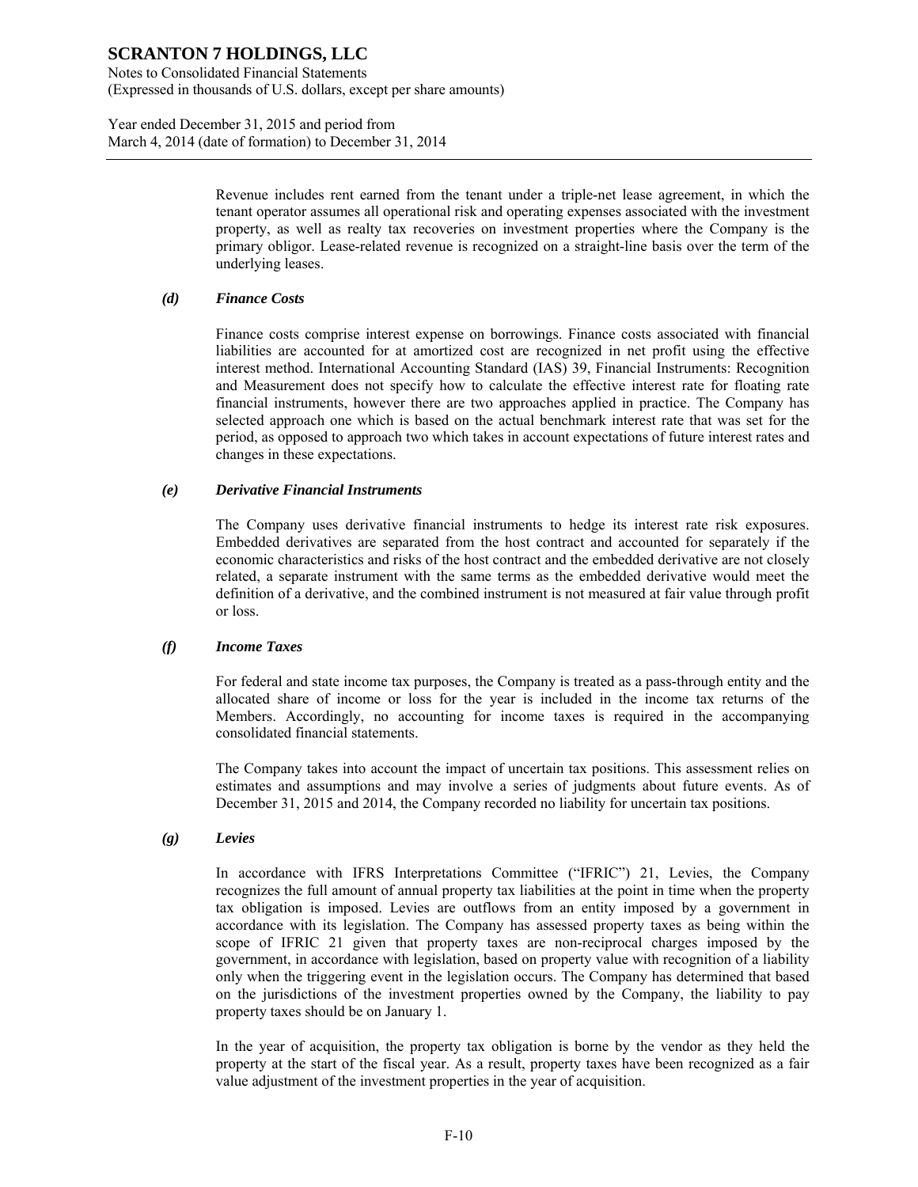Revenue includes rent earned from the tenant under a triple-net lease agreement, in which the tenant operator assumes all operational risk and operating expenses associated with the investment property, as well as realty tax recoveries on investment properties where the Company is the primary obligor. Lease-related revenue is recognized on a straight-line basis over the term of the underlying leases.

***(d) Finance Costs***

Finance costs comprise interest expense on borrowings. Finance costs associated with financial liabilities are accounted for at amortized cost are recognized in net profit using the effective interest method. International Accounting Standard (IAS) 39, Financial Instruments: Recognition and Measurement does not specify how to calculate the effective interest rate for floating rate financial instruments, however there are two approaches applied in practice. The Company has selected approach one which is based on the actual benchmark interest rate that was set for the period, as opposed to approach two which takes in account expectations of future interest rates and changes in these expectations.

***(e) Derivative Financial Instruments***

The Company uses derivative financial instruments to hedge its interest rate risk exposures. Embedded derivatives are separated from the host contract and accounted for separately if the economic characteristics and risks of the host contract and the embedded derivative are not closely related, a separate instrument with the same terms as the embedded derivative would meet the definition of a derivative, and the combined instrument is not measured at fair value through profit or loss.

***(f) Income Taxes***

For federal and state income tax purposes, the Company is treated as a pass-through entity and the allocated share of income or loss for the year is included in the income tax returns of the Members. Accordingly, no accounting for income taxes is required in the accompanying consolidated financial statements.

The Company takes into account the impact of uncertain tax positions. This assessment relies on estimates and assumptions and may involve a series of judgments about future events. As of December 31, 2015 and 2014, the Company recorded no liability for uncertain tax positions.

***(g) Levies***

In accordance with IFRS Interpretations Committee ("IFRIC") 21, Levies, the Company recognizes the full amount of annual property tax liabilities at the point in time when the property tax obligation is imposed. Levies are outflows from an entity imposed by a government in accordance with its legislation. The Company has assessed property taxes as being within the scope of IFRIC 21 given that property taxes are non-reciprocal charges imposed by the government, in accordance with legislation, based on property value with recognition of a liability only when the triggering event in the legislation occurs. The Company has determined that based on the jurisdictions of the investment properties owned by the Company, the liability to pay property taxes should be on January 1.

In the year of acquisition, the property tax obligation is borne by the vendor as they held the property at the start of the fiscal year. As a result, property taxes have been recognized as a fair value adjustment of the investment properties in the year of acquisition.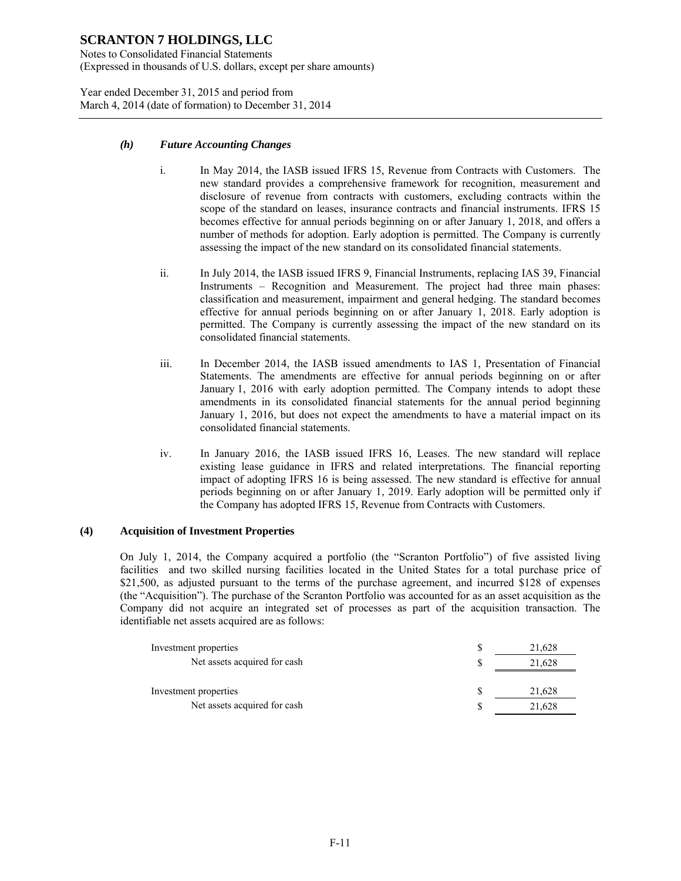*(h) Future Accounting Changes*

i. In May 2014, the IASB issued IFRS 15, Revenue from Contracts with Customers. The new standard provides a comprehensive framework for recognition, measurement and disclosure of revenue from contracts with customers, excluding contracts within the scope of the standard on leases, insurance contracts and financial instruments. IFRS 15 becomes effective for annual periods beginning on or after January 1, 2018, and offers a number of methods for adoption. Early adoption is permitted. The Company is currently assessing the impact of the new standard on its consolidated financial statements.

ii. In July 2014, the IASB issued IFRS 9, Financial Instruments, replacing IAS 39, Financial Instruments – Recognition and Measurement. The project had three main phases: classification and measurement, impairment and general hedging. The standard becomes effective for annual periods beginning on or after January 1, 2018. Early adoption is permitted. The Company is currently assessing the impact of the new standard on its consolidated financial statements.

iii. In December 2014, the IASB issued amendments to IAS 1, Presentation of Financial Statements. The amendments are effective for annual periods beginning on or after January 1, 2016 with early adoption permitted. The Company intends to adopt these amendments in its consolidated financial statements for the annual period beginning January 1, 2016, but does not expect the amendments to have a material impact on its consolidated financial statements.

iv. In January 2016, the IASB issued IFRS 16, Leases. The new standard will replace existing lease guidance in IFRS and related interpretations. The financial reporting impact of adopting IFRS 16 is being assessed. The new standard is effective for annual periods beginning on or after January 1, 2019. Early adoption will be permitted only if the Company has adopted IFRS 15, Revenue from Contracts with Customers.

## (4) Acquisition of Investment Properties

On July 1, 2014, the Company acquired a portfolio (the "Scranton Portfolio") of five assisted living facilities and two skilled nursing facilities located in the United States for a total purchase price of $21,500, as adjusted pursuant to the terms of the purchase agreement, and incurred $128 of expenses (the "Acquisition"). The purchase of the Scranton Portfolio was accounted for as an asset acquisition as the Company did not acquire an integrated set of processes as part of the acquisition transaction. The identifiable net assets acquired are as follows:

| | | |
|---|---|---|
| Investment properties | $ | 21,628 |
| Net assets acquired for cash | $ | 21,628 |
| | | |
| Investment properties | $ | 21,628 |
| Net assets acquired for cash | $ | 21,628 |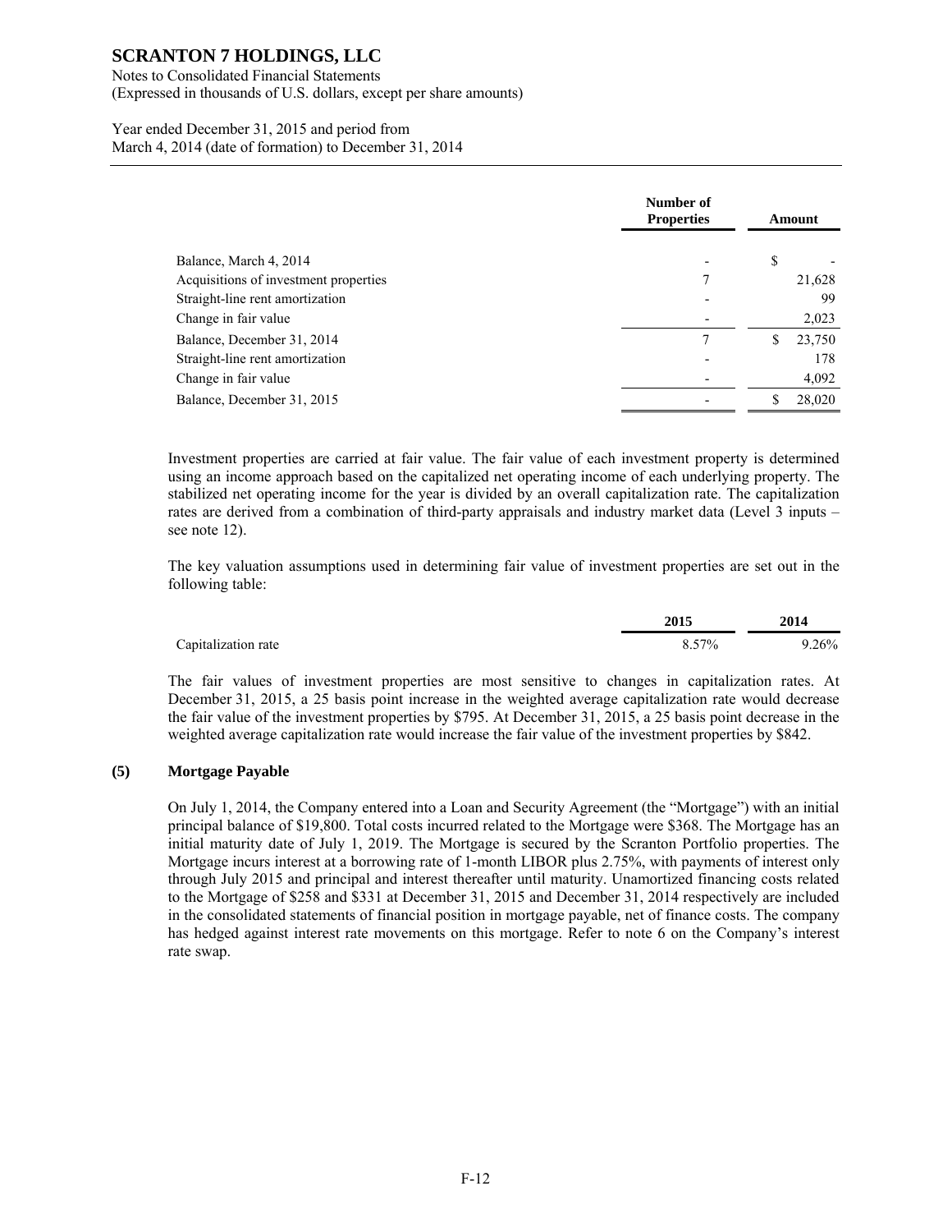| | Number of Properties | Amount |
|---|---|---|
| Balance, March 4, 2014 | - | $ - |
| Acquisitions of investment properties | 7 | 21,628 |
| Straight-line rent amortization | - | 99 |
| Change in fair value | - | 2,023 |
| Balance, December 31, 2014 | 7 | $ 23,750 |
| Straight-line rent amortization | - | 178 |
| Change in fair value | - | 4,092 |
| Balance, December 31, 2015 | - | $ 28,020 |

Investment properties are carried at fair value. The fair value of each investment property is determined using an income approach based on the capitalized net operating income of each underlying property. The stabilized net operating income for the year is divided by an overall capitalization rate. The capitalization rates are derived from a combination of third-party appraisals and industry market data (Level 3 inputs – see note 12).

The key valuation assumptions used in determining fair value of investment properties are set out in the following table:

| | 2015 | 2014 |
|---|---|---|
| Capitalization rate | 8.57% | 9.26% |

The fair values of investment properties are most sensitive to changes in capitalization rates. At December 31, 2015, a 25 basis point increase in the weighted average capitalization rate would decrease the fair value of the investment properties by $795. At December 31, 2015, a 25 basis point decrease in the weighted average capitalization rate would increase the fair value of the investment properties by $842.

## (5) Mortgage Payable

On July 1, 2014, the Company entered into a Loan and Security Agreement (the "Mortgage") with an initial principal balance of $19,800. Total costs incurred related to the Mortgage were $368. The Mortgage has an initial maturity date of July 1, 2019. The Mortgage is secured by the Scranton Portfolio properties. The Mortgage incurs interest at a borrowing rate of 1-month LIBOR plus 2.75%, with payments of interest only through July 2015 and principal and interest thereafter until maturity. Unamortized financing costs related to the Mortgage of $258 and $331 at December 31, 2015 and December 31, 2014 respectively are included in the consolidated statements of financial position in mortgage payable, net of finance costs. The company has hedged against interest rate movements on this mortgage. Refer to note 6 on the Company's interest rate swap.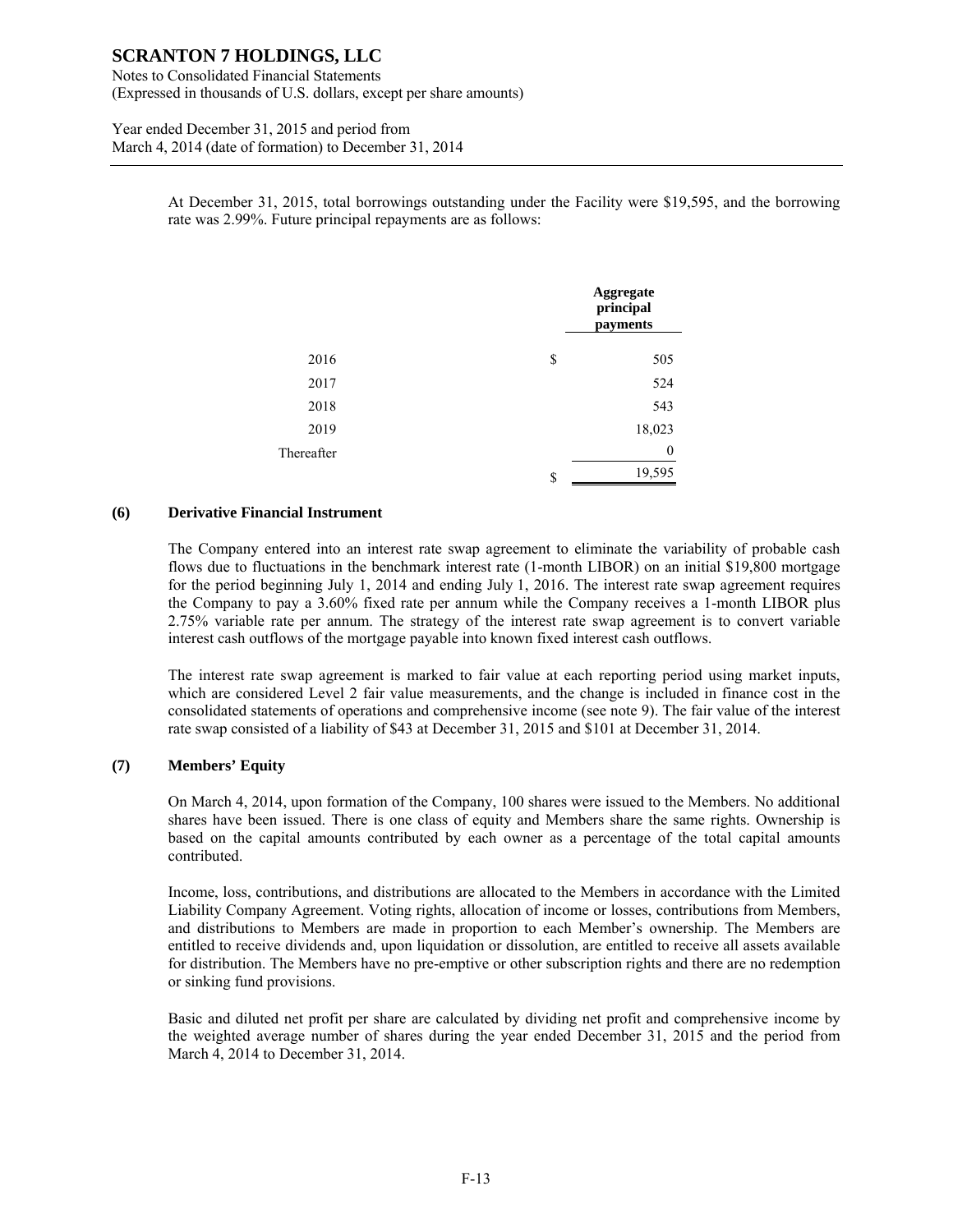At December 31, 2015, total borrowings outstanding under the Facility were $19,595, and the borrowing rate was 2.99%. Future principal repayments are as follows:

| | Aggregate principal payments |
|---|---|
| 2016 | $ 505 |
| 2017 | 524 |
| 2018 | 543 |
| 2019 | 18,023 |
| Thereafter | 0 |
| | $ 19,595 |

## (6) Derivative Financial Instrument

The Company entered into an interest rate swap agreement to eliminate the variability of probable cash flows due to fluctuations in the benchmark interest rate (1-month LIBOR) on an initial $19,800 mortgage for the period beginning July 1, 2014 and ending July 1, 2016. The interest rate swap agreement requires the Company to pay a 3.60% fixed rate per annum while the Company receives a 1-month LIBOR plus 2.75% variable rate per annum. The strategy of the interest rate swap agreement is to convert variable interest cash outflows of the mortgage payable into known fixed interest cash outflows.

The interest rate swap agreement is marked to fair value at each reporting period using market inputs, which are considered Level 2 fair value measurements, and the change is included in finance cost in the consolidated statements of operations and comprehensive income (see note 9). The fair value of the interest rate swap consisted of a liability of $43 at December 31, 2015 and $101 at December 31, 2014.

## (7) Members' Equity

On March 4, 2014, upon formation of the Company, 100 shares were issued to the Members. No additional shares have been issued. There is one class of equity and Members share the same rights. Ownership is based on the capital amounts contributed by each owner as a percentage of the total capital amounts contributed.

Income, loss, contributions, and distributions are allocated to the Members in accordance with the Limited Liability Company Agreement. Voting rights, allocation of income or losses, contributions from Members, and distributions to Members are made in proportion to each Member's ownership. The Members are entitled to receive dividends and, upon liquidation or dissolution, are entitled to receive all assets available for distribution. The Members have no pre-emptive or other subscription rights and there are no redemption or sinking fund provisions.

Basic and diluted net profit per share are calculated by dividing net profit and comprehensive income by the weighted average number of shares during the year ended December 31, 2015 and the period from March 4, 2014 to December 31, 2014.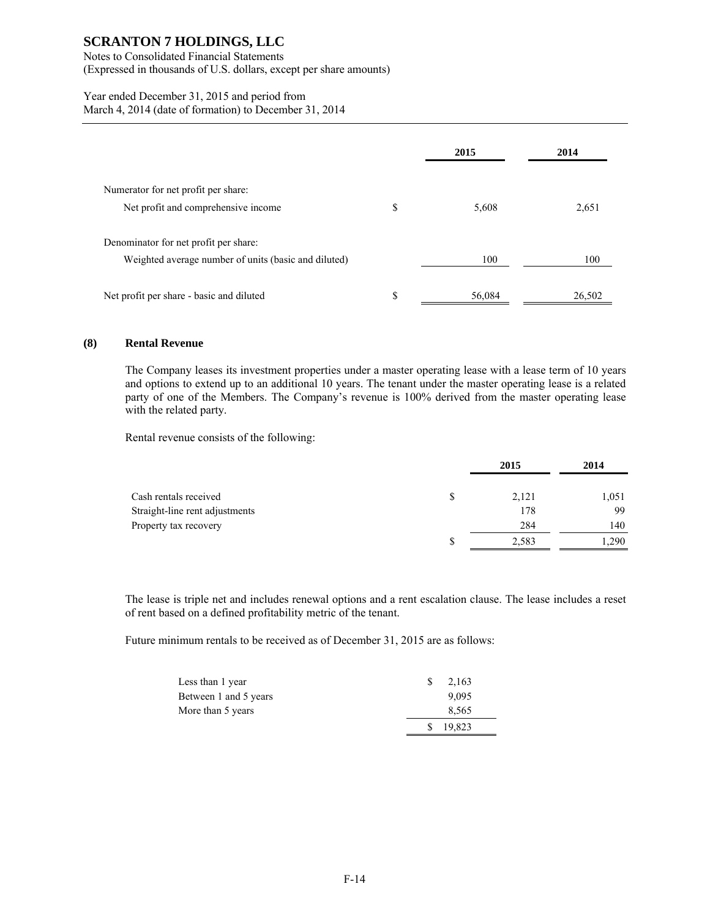| | | 2015 | 2014 |
|---|---|---|---|
| Numerator for net profit per share: | | | |
| Net profit and comprehensive income | $ | 5,608 | 2,651 |
| Denominator for net profit per share: | | | |
| Weighted average number of units (basic and diluted) | | 100 | 100 |
| Net profit per share - basic and diluted | $ | 56,084 | 26,502 |

## (8) Rental Revenue

The Company leases its investment properties under a master operating lease with a lease term of 10 years and options to extend up to an additional 10 years. The tenant under the master operating lease is a related party of one of the Members. The Company's revenue is 100% derived from the master operating lease with the related party.

Rental revenue consists of the following:

| | | 2015 | 2014 |
|---|---|---|---|
| Cash rentals received | $ | 2,121 | 1,051 |
| Straight-line rent adjustments | | 178 | 99 |
| Property tax recovery | | 284 | 140 |
| | $ | 2,583 | 1,290 |

The lease is triple net and includes renewal options and a rent escalation clause. The lease includes a reset of rent based on a defined profitability metric of the tenant.

Future minimum rentals to be received as of December 31, 2015 are as follows:

| | |
|---|---|
| Less than 1 year | $ 2,163 |
| Between 1 and 5 years | 9,095 |
| More than 5 years | 8,565 |
| | $ 19,823 |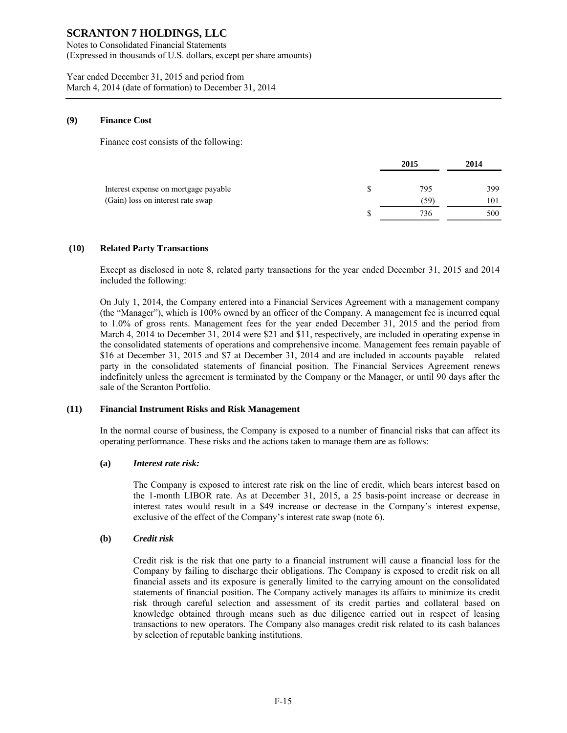## (9) Finance Cost

Finance cost consists of the following:

| | | 2015 | 2014 |
|---|---|---|---|
| Interest expense on mortgage payable | $ | 795 | 399 |
| (Gain) loss on interest rate swap | | (59) | 101 |
| | $ | 736 | 500 |

## (10) Related Party Transactions

Except as disclosed in note 8, related party transactions for the year ended December 31, 2015 and 2014 included the following:

On July 1, 2014, the Company entered into a Financial Services Agreement with a management company (the "Manager"), which is 100% owned by an officer of the Company. A management fee is incurred equal to 1.0% of gross rents. Management fees for the year ended December 31, 2015 and the period from March 4, 2014 to December 31, 2014 were $21 and $11, respectively, are included in operating expense in the consolidated statements of operations and comprehensive income. Management fees remain payable of $16 at December 31, 2015 and $7 at December 31, 2014 and are included in accounts payable – related party in the consolidated statements of financial position. The Financial Services Agreement renews indefinitely unless the agreement is terminated by the Company or the Manager, or until 90 days after the sale of the Scranton Portfolio.

## (11) Financial Instrument Risks and Risk Management

In the normal course of business, the Company is exposed to a number of financial risks that can affect its operating performance. These risks and the actions taken to manage them are as follows:

### (a) *Interest rate risk:*

The Company is exposed to interest rate risk on the line of credit, which bears interest based on the 1-month LIBOR rate. As at December 31, 2015, a 25 basis-point increase or decrease in interest rates would result in a $49 increase or decrease in the Company's interest expense, exclusive of the effect of the Company's interest rate swap (note 6).

### (b) *Credit risk*

Credit risk is the risk that one party to a financial instrument will cause a financial loss for the Company by failing to discharge their obligations. The Company is exposed to credit risk on all financial assets and its exposure is generally limited to the carrying amount on the consolidated statements of financial position. The Company actively manages its affairs to minimize its credit risk through careful selection and assessment of its credit parties and collateral based on knowledge obtained through means such as due diligence carried out in respect of leasing transactions to new operators. The Company also manages credit risk related to its cash balances by selection of reputable banking institutions.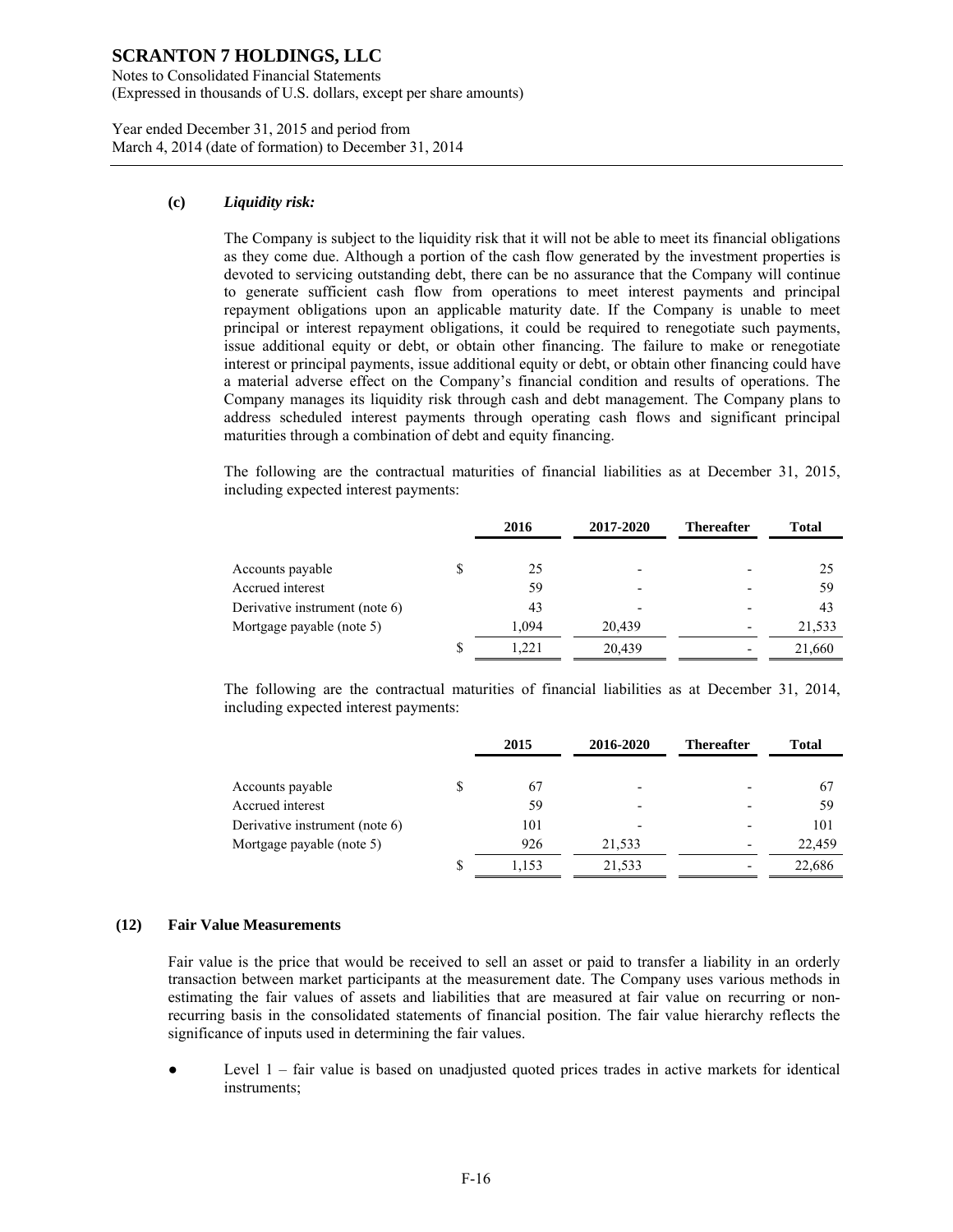**(c)** ***Liquidity risk:***

The Company is subject to the liquidity risk that it will not be able to meet its financial obligations as they come due. Although a portion of the cash flow generated by the investment properties is devoted to servicing outstanding debt, there can be no assurance that the Company will continue to generate sufficient cash flow from operations to meet interest payments and principal repayment obligations upon an applicable maturity date. If the Company is unable to meet principal or interest repayment obligations, it could be required to renegotiate such payments, issue additional equity or debt, or obtain other financing. The failure to make or renegotiate interest or principal payments, issue additional equity or debt, or obtain other financing could have a material adverse effect on the Company's financial condition and results of operations. The Company manages its liquidity risk through cash and debt management. The Company plans to address scheduled interest payments through operating cash flows and significant principal maturities through a combination of debt and equity financing.

The following are the contractual maturities of financial liabilities as at December 31, 2015, including expected interest payments:

| | | 2016 | 2017-2020 | Thereafter | Total |
|---|---|---|---|---|---|
| Accounts payable | $ | 25 | - | - | 25 |
| Accrued interest | | 59 | - | - | 59 |
| Derivative instrument (note 6) | | 43 | - | - | 43 |
| Mortgage payable (note 5) | | 1,094 | 20,439 | - | 21,533 |
| | $ | 1,221 | 20,439 | - | 21,660 |

The following are the contractual maturities of financial liabilities as at December 31, 2014, including expected interest payments:

| | | 2015 | 2016-2020 | Thereafter | Total |
|---|---|---|---|---|---|
| Accounts payable | $ | 67 | - | - | 67 |
| Accrued interest | | 59 | - | - | 59 |
| Derivative instrument (note 6) | | 101 | - | - | 101 |
| Mortgage payable (note 5) | | 926 | 21,533 | - | 22,459 |
| | $ | 1,153 | 21,533 | - | 22,686 |

## (12) Fair Value Measurements

Fair value is the price that would be received to sell an asset or paid to transfer a liability in an orderly transaction between market participants at the measurement date. The Company uses various methods in estimating the fair values of assets and liabilities that are measured at fair value on recurring or non-recurring basis in the consolidated statements of financial position. The fair value hierarchy reflects the significance of inputs used in determining the fair values.

- Level 1 – fair value is based on unadjusted quoted prices trades in active markets for identical instruments;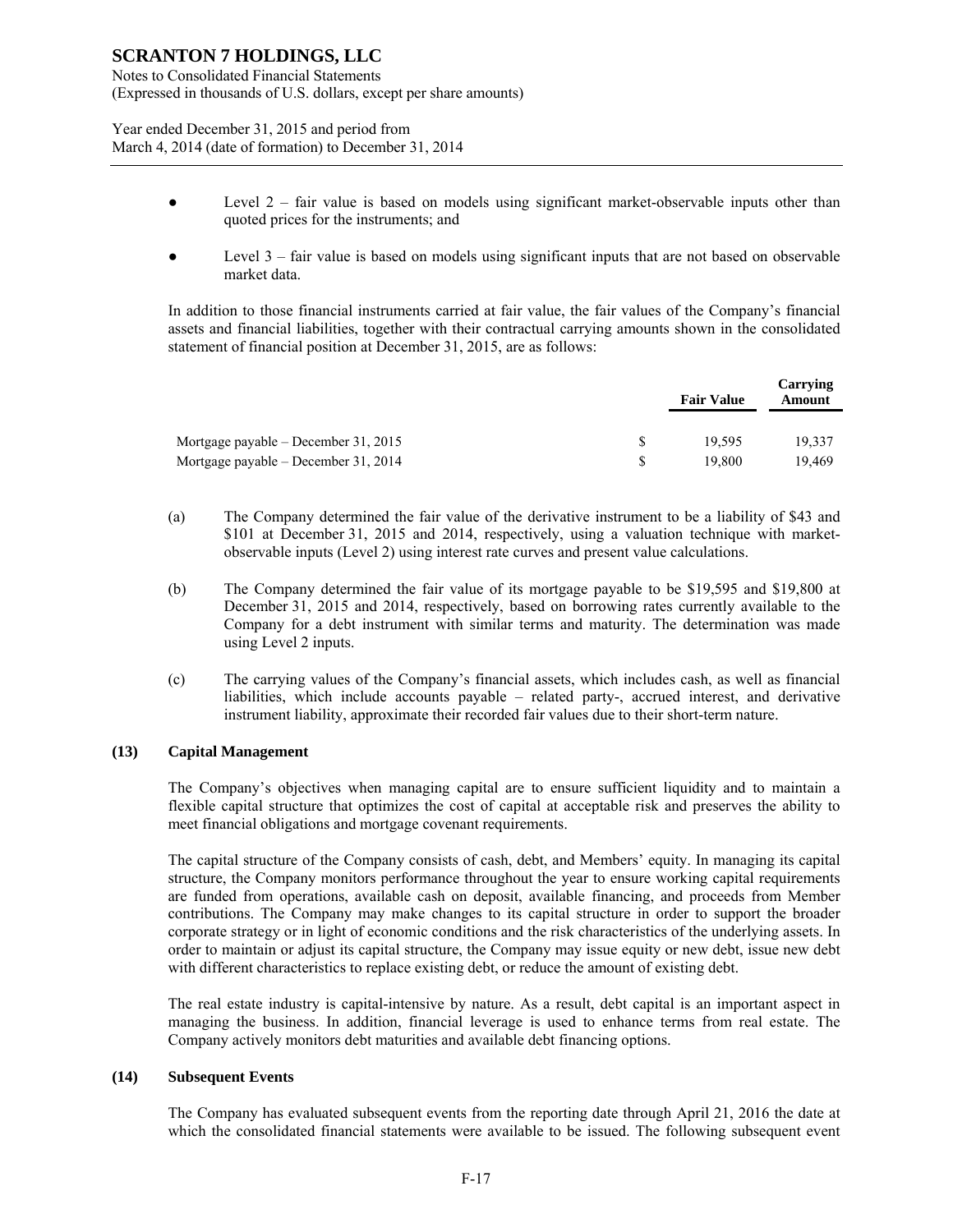- Level 2 – fair value is based on models using significant market-observable inputs other than quoted prices for the instruments; and
- Level 3 – fair value is based on models using significant inputs that are not based on observable market data.

In addition to those financial instruments carried at fair value, the fair values of the Company's financial assets and financial liabilities, together with their contractual carrying amounts shown in the consolidated statement of financial position at December 31, 2015, are as follows:

| | | Fair Value | Carrying Amount |
|---|---|---|---|
| Mortgage payable – December 31, 2015 | $ | 19,595 | 19,337 |
| Mortgage payable – December 31, 2014 | $ | 19,800 | 19,469 |

(a) The Company determined the fair value of the derivative instrument to be a liability of $43 and $101 at December 31, 2015 and 2014, respectively, using a valuation technique with market-observable inputs (Level 2) using interest rate curves and present value calculations.

(b) The Company determined the fair value of its mortgage payable to be $19,595 and $19,800 at December 31, 2015 and 2014, respectively, based on borrowing rates currently available to the Company for a debt instrument with similar terms and maturity. The determination was made using Level 2 inputs.

(c) The carrying values of the Company's financial assets, which includes cash, as well as financial liabilities, which include accounts payable – related party-, accrued interest, and derivative instrument liability, approximate their recorded fair values due to their short-term nature.

**(13) Capital Management**

The Company's objectives when managing capital are to ensure sufficient liquidity and to maintain a flexible capital structure that optimizes the cost of capital at acceptable risk and preserves the ability to meet financial obligations and mortgage covenant requirements.

The capital structure of the Company consists of cash, debt, and Members' equity. In managing its capital structure, the Company monitors performance throughout the year to ensure working capital requirements are funded from operations, available cash on deposit, available financing, and proceeds from Member contributions. The Company may make changes to its capital structure in order to support the broader corporate strategy or in light of economic conditions and the risk characteristics of the underlying assets. In order to maintain or adjust its capital structure, the Company may issue equity or new debt, issue new debt with different characteristics to replace existing debt, or reduce the amount of existing debt.

The real estate industry is capital-intensive by nature. As a result, debt capital is an important aspect in managing the business. In addition, financial leverage is used to enhance terms from real estate. The Company actively monitors debt maturities and available debt financing options.

**(14) Subsequent Events**

The Company has evaluated subsequent events from the reporting date through April 21, 2016 the date at which the consolidated financial statements were available to be issued. The following subsequent event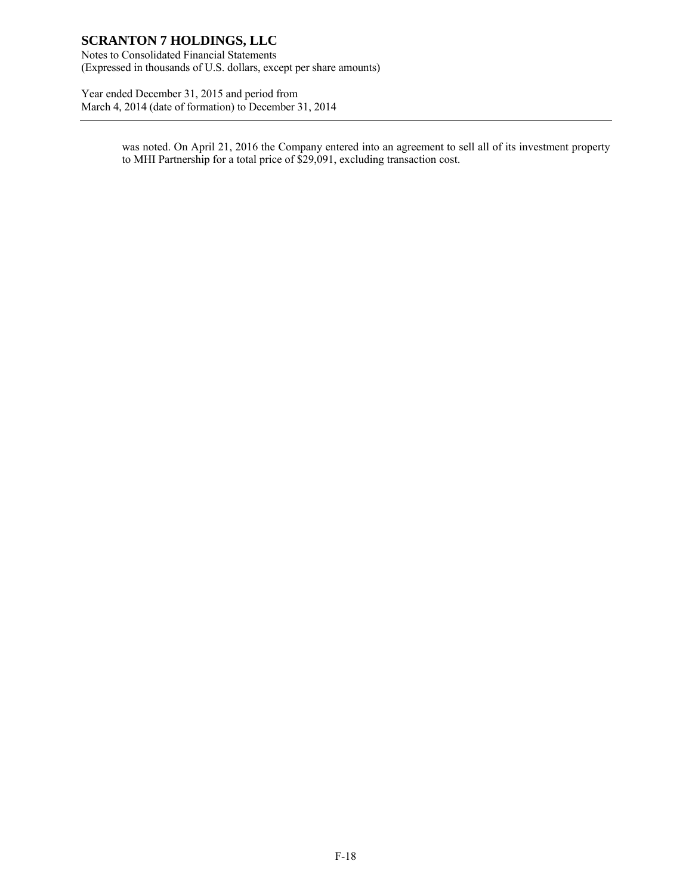was noted. On April 21, 2016 the Company entered into an agreement to sell all of its investment property to MHI Partnership for a total price of $29,091, excluding transaction cost.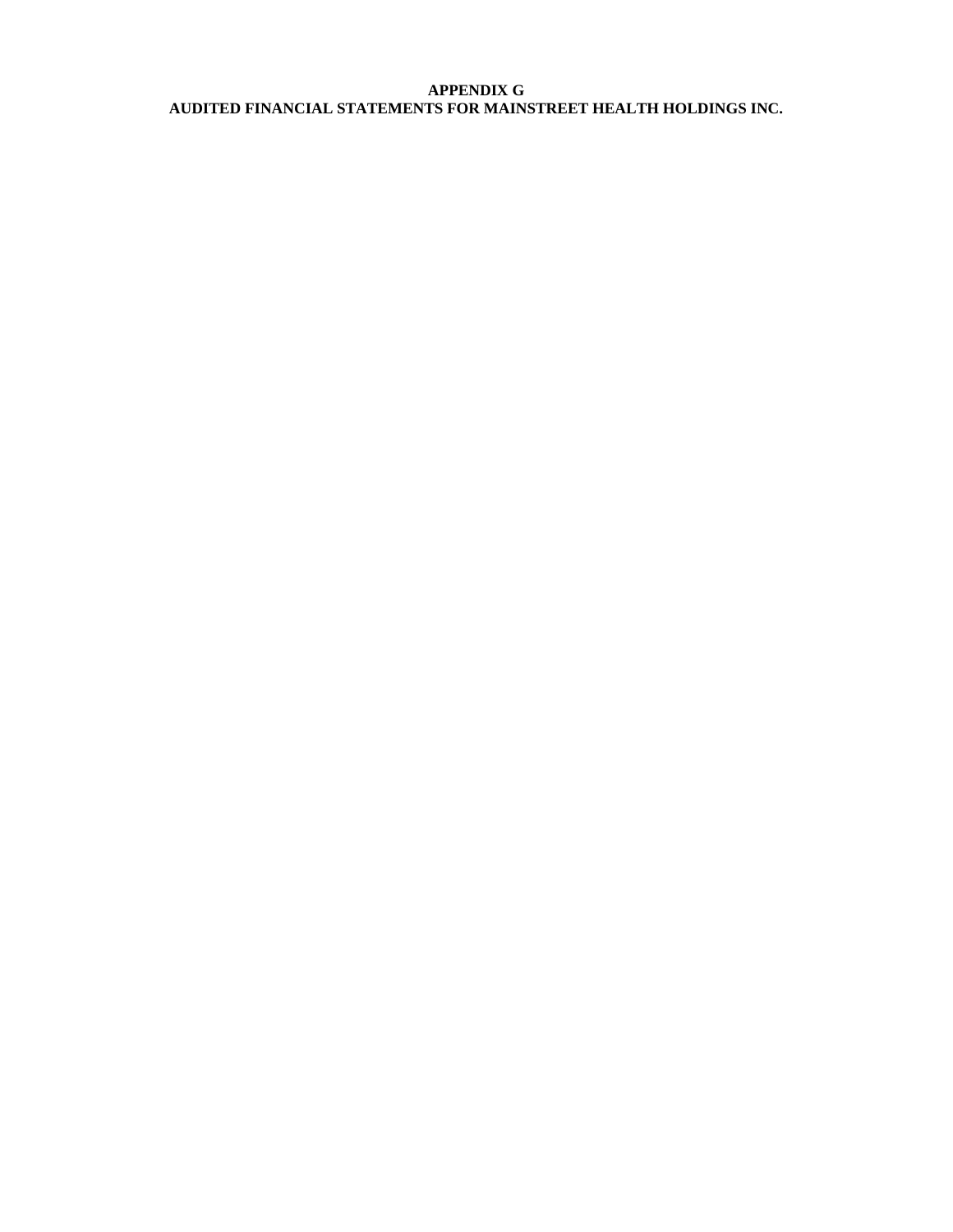# APPENDIX G
# AUDITED FINANCIAL STATEMENTS FOR MAINSTREET HEALTH HOLDINGS INC.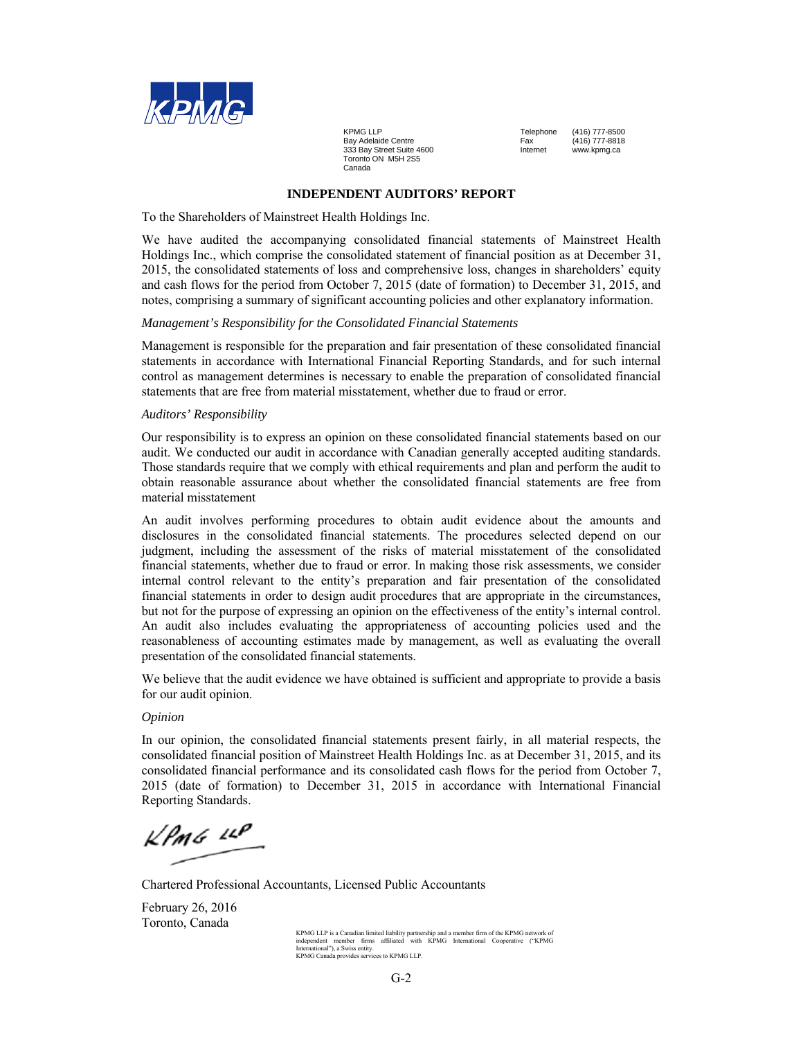KPMG LLP
Bay Adelaide Centre
333 Bay Street Suite 4600
Toronto ON M5H 2S5
Canada

Telephone (416) 777-8500
Fax (416) 777-8818
Internet www.kpmg.ca

## INDEPENDENT AUDITORS' REPORT

To the Shareholders of Mainstreet Health Holdings Inc.

We have audited the accompanying consolidated financial statements of Mainstreet Health Holdings Inc., which comprise the consolidated statement of financial position as at December 31, 2015, the consolidated statements of loss and comprehensive loss, changes in shareholders' equity and cash flows for the period from October 7, 2015 (date of formation) to December 31, 2015, and notes, comprising a summary of significant accounting policies and other explanatory information.

*Management's Responsibility for the Consolidated Financial Statements*

Management is responsible for the preparation and fair presentation of these consolidated financial statements in accordance with International Financial Reporting Standards, and for such internal control as management determines is necessary to enable the preparation of consolidated financial statements that are free from material misstatement, whether due to fraud or error.

*Auditors' Responsibility*

Our responsibility is to express an opinion on these consolidated financial statements based on our audit. We conducted our audit in accordance with Canadian generally accepted auditing standards. Those standards require that we comply with ethical requirements and plan and perform the audit to obtain reasonable assurance about whether the consolidated financial statements are free from material misstatement

An audit involves performing procedures to obtain audit evidence about the amounts and disclosures in the consolidated financial statements. The procedures selected depend on our judgment, including the assessment of the risks of material misstatement of the consolidated financial statements, whether due to fraud or error. In making those risk assessments, we consider internal control relevant to the entity's preparation and fair presentation of the consolidated financial statements in order to design audit procedures that are appropriate in the circumstances, but not for the purpose of expressing an opinion on the effectiveness of the entity's internal control. An audit also includes evaluating the appropriateness of accounting policies used and the reasonableness of accounting estimates made by management, as well as evaluating the overall presentation of the consolidated financial statements.

We believe that the audit evidence we have obtained is sufficient and appropriate to provide a basis for our audit opinion.

*Opinion*

In our opinion, the consolidated financial statements present fairly, in all material respects, the consolidated financial position of Mainstreet Health Holdings Inc. as at December 31, 2015, and its consolidated financial performance and its consolidated cash flows for the period from October 7, 2015 (date of formation) to December 31, 2015 in accordance with International Financial Reporting Standards.

KPMG LLP

Chartered Professional Accountants, Licensed Public Accountants

February 26, 2016
Toronto, Canada

KPMG LLP is a Canadian limited liability partnership and a member firm of the KPMG network of independent member firms affiliated with KPMG International Cooperative ("KPMG International"), a Swiss entity.
KPMG Canada provides services to KPMG LLP.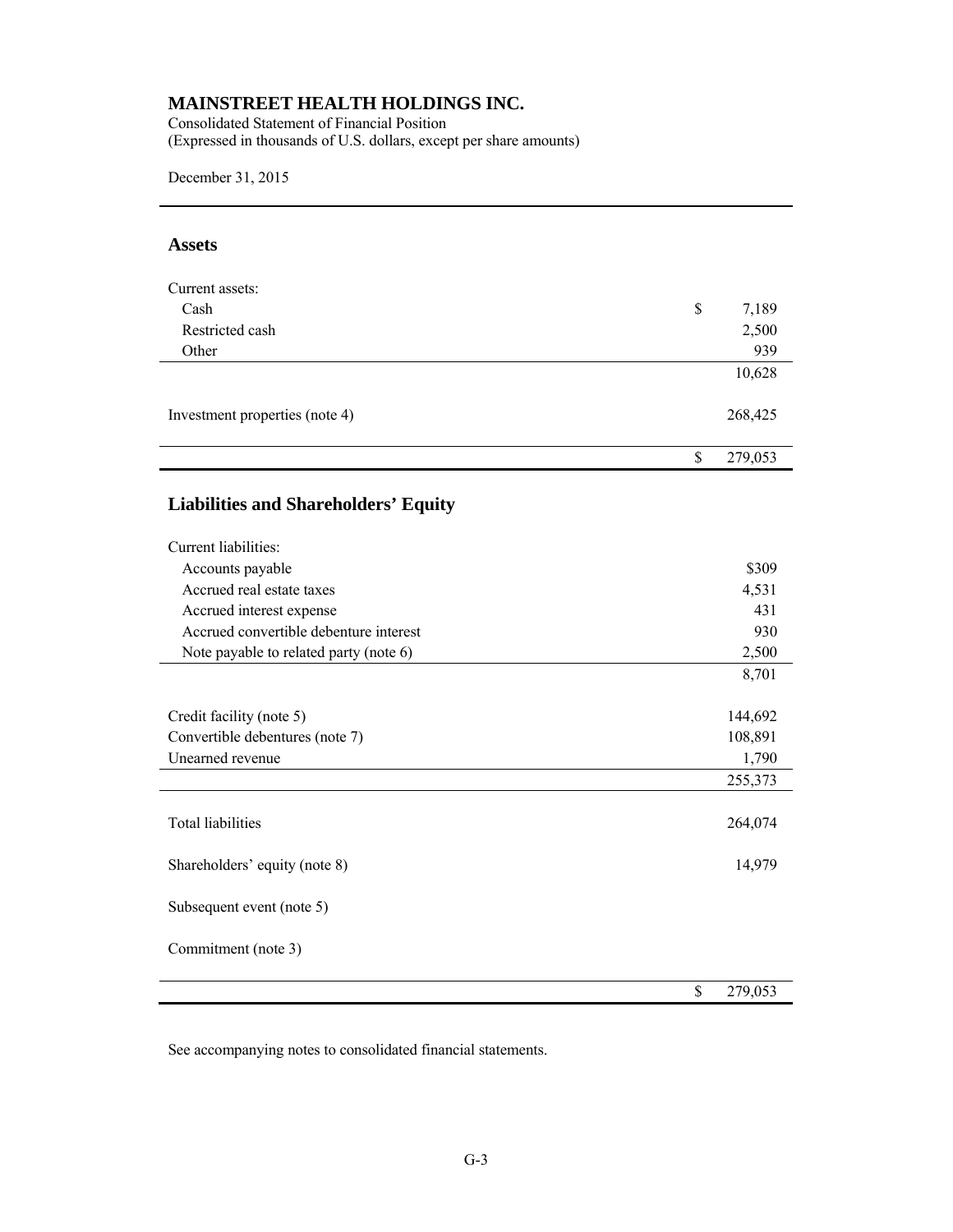# MAINSTREET HEALTH HOLDINGS INC.

Consolidated Statement of Financial Position
(Expressed in thousands of U.S. dollars, except per share amounts)

December 31, 2015

## Assets

| | |
|---|---|
| Current assets: | |
| Cash | $ 7,189 |
| Restricted cash | 2,500 |
| Other | 939 |
| | 10,628 |
| Investment properties (note 4) | 268,425 |
| | $ 279,053 |

## Liabilities and Shareholders' Equity

| | |
|---|---|
| Current liabilities: | |
| Accounts payable | $309 |
| Accrued real estate taxes | 4,531 |
| Accrued interest expense | 431 |
| Accrued convertible debenture interest | 930 |
| Note payable to related party (note 6) | 2,500 |
| | 8,701 |
| Credit facility (note 5) | 144,692 |
| Convertible debentures (note 7) | 108,891 |
| Unearned revenue | 1,790 |
| | 255,373 |
| Total liabilities | 264,074 |
| Shareholders' equity (note 8) | 14,979 |
| Subsequent event (note 5) | |
| Commitment (note 3) | |
| | $ 279,053 |

See accompanying notes to consolidated financial statements.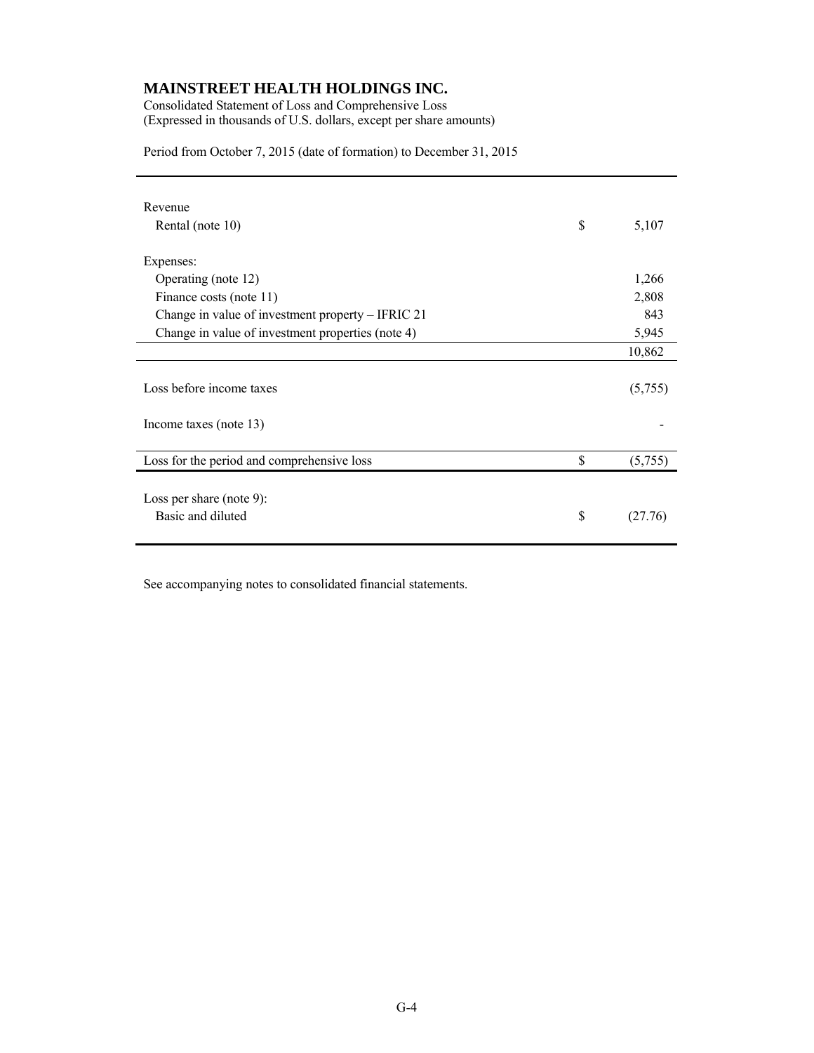# MAINSTREET HEALTH HOLDINGS INC.

Consolidated Statement of Loss and Comprehensive Loss
(Expressed in thousands of U.S. dollars, except per share amounts)

Period from October 7, 2015 (date of formation) to December 31, 2015

| | | |
|---|---|---|
| Revenue | | |
| Rental (note 10) | $ | 5,107 |
| | | |
| Expenses: | | |
| Operating (note 12) | | 1,266 |
| Finance costs (note 11) | | 2,808 |
| Change in value of investment property – IFRIC 21 | | 843 |
| Change in value of investment properties (note 4) | | 5,945 |
| | | 10,862 |
| | | |
| Loss before income taxes | | (5,755) |
| | | |
| Income taxes (note 13) | | - |
| | | |
| Loss for the period and comprehensive loss | $ | (5,755) |
| | | |
| Loss per share (note 9): | | |
| Basic and diluted | $ | (27.76) |

See accompanying notes to consolidated financial statements.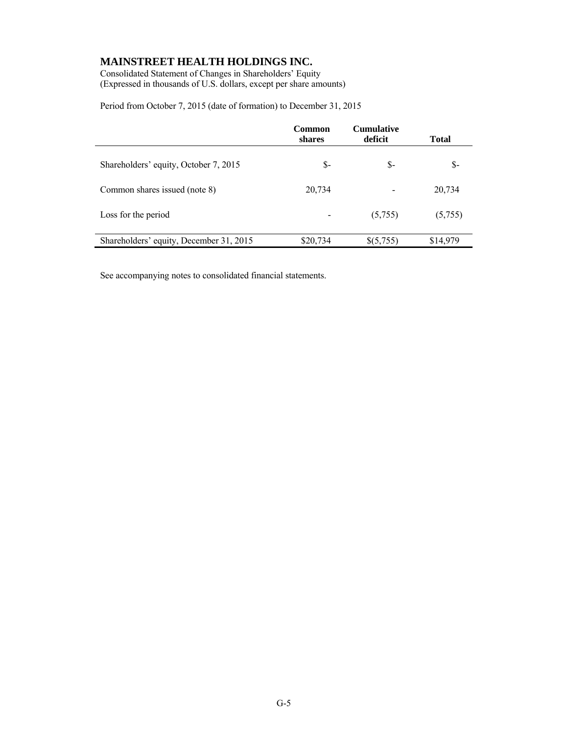# MAINSTREET HEALTH HOLDINGS INC.

Consolidated Statement of Changes in Shareholders' Equity
(Expressed in thousands of U.S. dollars, except per share amounts)

Period from October 7, 2015 (date of formation) to December 31, 2015

| | **Common shares** | **Cumulative deficit** | **Total** |
|---|---|---|---|
| Shareholders' equity, October 7, 2015 | $- | $- | $- |
| Common shares issued (note 8) | 20,734 | - | 20,734 |
| Loss for the period | - | (5,755) | (5,755) |
| Shareholders' equity, December 31, 2015 | $20,734 | $(5,755) | $14,979 |

See accompanying notes to consolidated financial statements.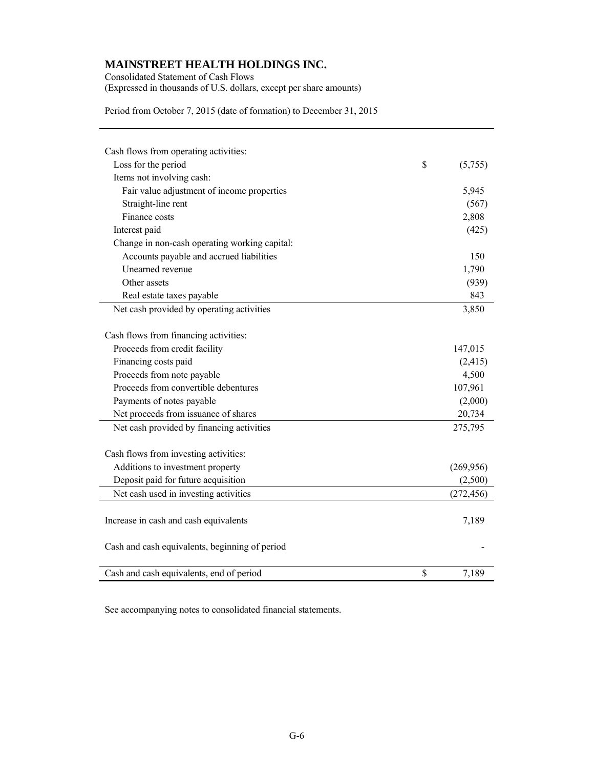# MAINSTREET HEALTH HOLDINGS INC.

Consolidated Statement of Cash Flows
(Expressed in thousands of U.S. dollars, except per share amounts)

Period from October 7, 2015 (date of formation) to December 31, 2015

| | |
|---|---|
| Cash flows from operating activities: | |
| Loss for the period | $ (5,755) |
| Items not involving cash: | |
| Fair value adjustment of income properties | 5,945 |
| Straight-line rent | (567) |
| Finance costs | 2,808 |
| Interest paid | (425) |
| Change in non-cash operating working capital: | |
| Accounts payable and accrued liabilities | 150 |
| Unearned revenue | 1,790 |
| Other assets | (939) |
| Real estate taxes payable | 843 |
| Net cash provided by operating activities | 3,850 |
| | |
| Cash flows from financing activities: | |
| Proceeds from credit facility | 147,015 |
| Financing costs paid | (2,415) |
| Proceeds from note payable | 4,500 |
| Proceeds from convertible debentures | 107,961 |
| Payments of notes payable | (2,000) |
| Net proceeds from issuance of shares | 20,734 |
| Net cash provided by financing activities | 275,795 |
| | |
| Cash flows from investing activities: | |
| Additions to investment property | (269,956) |
| Deposit paid for future acquisition | (2,500) |
| Net cash used in investing activities | (272,456) |
| | |
| Increase in cash and cash equivalents | 7,189 |
| | |
| Cash and cash equivalents, beginning of period | - |
| | |
| Cash and cash equivalents, end of period | $ 7,189 |

See accompanying notes to consolidated financial statements.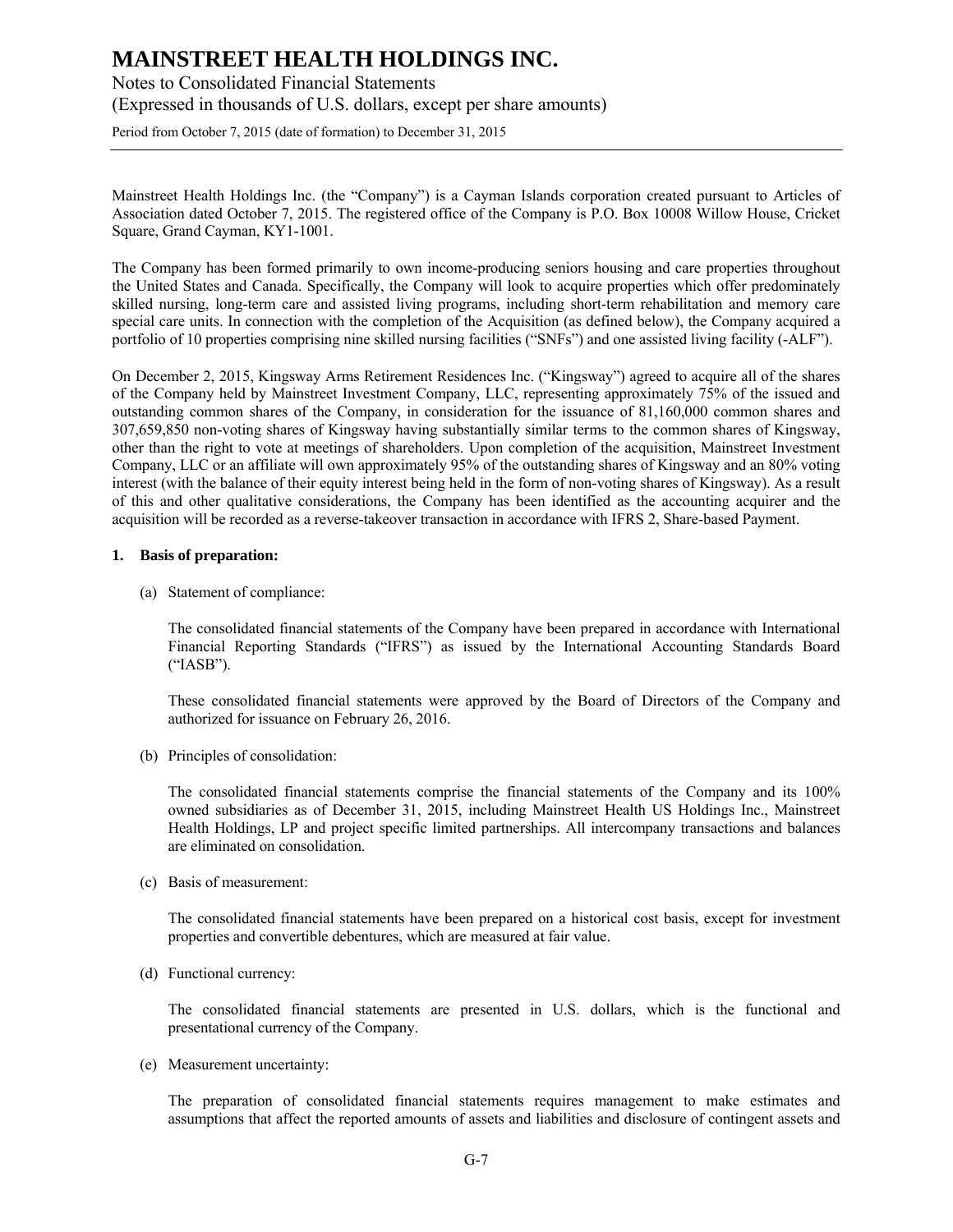Mainstreet Health Holdings Inc. (the "Company") is a Cayman Islands corporation created pursuant to Articles of Association dated October 7, 2015. The registered office of the Company is P.O. Box 10008 Willow House, Cricket Square, Grand Cayman, KY1-1001.

The Company has been formed primarily to own income-producing seniors housing and care properties throughout the United States and Canada. Specifically, the Company will look to acquire properties which offer predominately skilled nursing, long-term care and assisted living programs, including short-term rehabilitation and memory care special care units. In connection with the completion of the Acquisition (as defined below), the Company acquired a portfolio of 10 properties comprising nine skilled nursing facilities ("SNFs") and one assisted living facility (-ALF").

On December 2, 2015, Kingsway Arms Retirement Residences Inc. ("Kingsway") agreed to acquire all of the shares of the Company held by Mainstreet Investment Company, LLC, representing approximately 75% of the issued and outstanding common shares of the Company, in consideration for the issuance of 81,160,000 common shares and 307,659,850 non-voting shares of Kingsway having substantially similar terms to the common shares of Kingsway, other than the right to vote at meetings of shareholders. Upon completion of the acquisition, Mainstreet Investment Company, LLC or an affiliate will own approximately 95% of the outstanding shares of Kingsway and an 80% voting interest (with the balance of their equity interest being held in the form of non-voting shares of Kingsway). As a result of this and other qualitative considerations, the Company has been identified as the accounting acquirer and the acquisition will be recorded as a reverse-takeover transaction in accordance with IFRS 2, Share-based Payment.

## 1. Basis of preparation:

(a) Statement of compliance:

The consolidated financial statements of the Company have been prepared in accordance with International Financial Reporting Standards ("IFRS") as issued by the International Accounting Standards Board ("IASB").

These consolidated financial statements were approved by the Board of Directors of the Company and authorized for issuance on February 26, 2016.

(b) Principles of consolidation:

The consolidated financial statements comprise the financial statements of the Company and its 100% owned subsidiaries as of December 31, 2015, including Mainstreet Health US Holdings Inc., Mainstreet Health Holdings, LP and project specific limited partnerships. All intercompany transactions and balances are eliminated on consolidation.

(c) Basis of measurement:

The consolidated financial statements have been prepared on a historical cost basis, except for investment properties and convertible debentures, which are measured at fair value.

(d) Functional currency:

The consolidated financial statements are presented in U.S. dollars, which is the functional and presentational currency of the Company.

(e) Measurement uncertainty:

The preparation of consolidated financial statements requires management to make estimates and assumptions that affect the reported amounts of assets and liabilities and disclosure of contingent assets and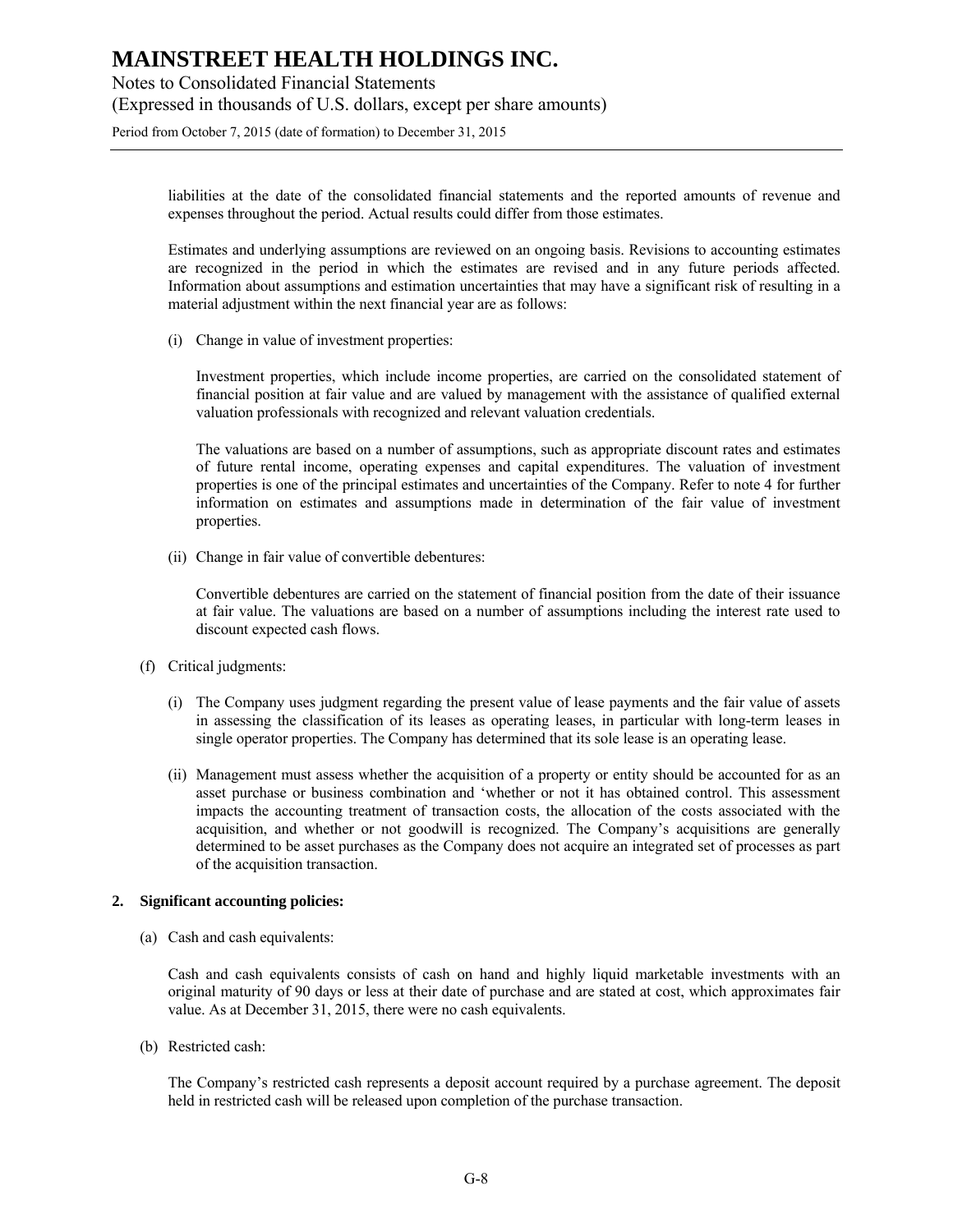liabilities at the date of the consolidated financial statements and the reported amounts of revenue and expenses throughout the period. Actual results could differ from those estimates.

Estimates and underlying assumptions are reviewed on an ongoing basis. Revisions to accounting estimates are recognized in the period in which the estimates are revised and in any future periods affected. Information about assumptions and estimation uncertainties that may have a significant risk of resulting in a material adjustment within the next financial year are as follows:

(i) Change in value of investment properties:

Investment properties, which include income properties, are carried on the consolidated statement of financial position at fair value and are valued by management with the assistance of qualified external valuation professionals with recognized and relevant valuation credentials.

The valuations are based on a number of assumptions, such as appropriate discount rates and estimates of future rental income, operating expenses and capital expenditures. The valuation of investment properties is one of the principal estimates and uncertainties of the Company. Refer to note 4 for further information on estimates and assumptions made in determination of the fair value of investment properties.

(ii) Change in fair value of convertible debentures:

Convertible debentures are carried on the statement of financial position from the date of their issuance at fair value. The valuations are based on a number of assumptions including the interest rate used to discount expected cash flows.

(f) Critical judgments:

(i) The Company uses judgment regarding the present value of lease payments and the fair value of assets in assessing the classification of its leases as operating leases, in particular with long-term leases in single operator properties. The Company has determined that its sole lease is an operating lease.

(ii) Management must assess whether the acquisition of a property or entity should be accounted for as an asset purchase or business combination and 'whether or not it has obtained control. This assessment impacts the accounting treatment of transaction costs, the allocation of the costs associated with the acquisition, and whether or not goodwill is recognized. The Company's acquisitions are generally determined to be asset purchases as the Company does not acquire an integrated set of processes as part of the acquisition transaction.

**2. Significant accounting policies:**

(a) Cash and cash equivalents:

Cash and cash equivalents consists of cash on hand and highly liquid marketable investments with an original maturity of 90 days or less at their date of purchase and are stated at cost, which approximates fair value. As at December 31, 2015, there were no cash equivalents.

(b) Restricted cash:

The Company's restricted cash represents a deposit account required by a purchase agreement. The deposit held in restricted cash will be released upon completion of the purchase transaction.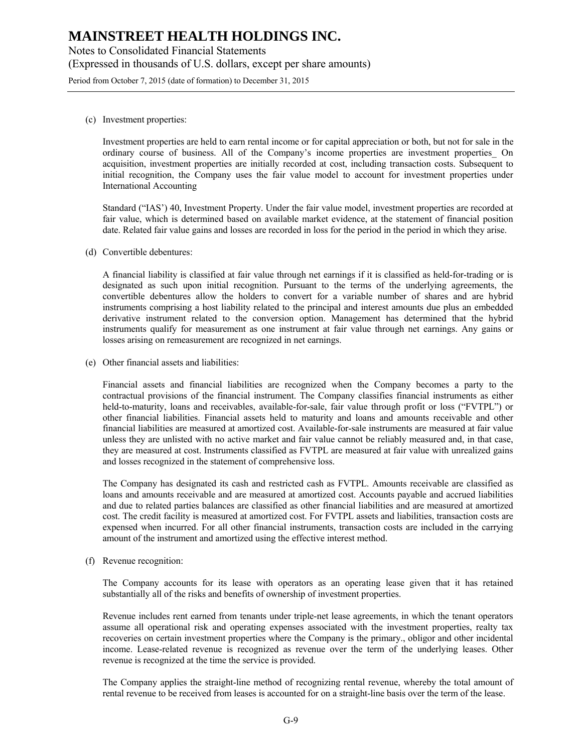(c) Investment properties:

Investment properties are held to earn rental income or for capital appreciation or both, but not for sale in the ordinary course of business. All of the Company's income properties are investment properties_ On acquisition, investment properties are initially recorded at cost, including transaction costs. Subsequent to initial recognition, the Company uses the fair value model to account for investment properties under International Accounting

Standard ("IAS') 40, Investment Property. Under the fair value model, investment properties are recorded at fair value, which is determined based on available market evidence, at the statement of financial position date. Related fair value gains and losses are recorded in loss for the period in the period in which they arise.

(d) Convertible debentures:

A financial liability is classified at fair value through net earnings if it is classified as held-for-trading or is designated as such upon initial recognition. Pursuant to the terms of the underlying agreements, the convertible debentures allow the holders to convert for a variable number of shares and are hybrid instruments comprising a host liability related to the principal and interest amounts due plus an embedded derivative instrument related to the conversion option. Management has determined that the hybrid instruments qualify for measurement as one instrument at fair value through net earnings. Any gains or losses arising on remeasurement are recognized in net earnings.

(e) Other financial assets and liabilities:

Financial assets and financial liabilities are recognized when the Company becomes a party to the contractual provisions of the financial instrument. The Company classifies financial instruments as either held-to-maturity, loans and receivables, available-for-sale, fair value through profit or loss ("FVTPL") or other financial liabilities. Financial assets held to maturity and loans and amounts receivable and other financial liabilities are measured at amortized cost. Available-for-sale instruments are measured at fair value unless they are unlisted with no active market and fair value cannot be reliably measured and, in that case, they are measured at cost. Instruments classified as FVTPL are measured at fair value with unrealized gains and losses recognized in the statement of comprehensive loss.

The Company has designated its cash and restricted cash as FVTPL. Amounts receivable are classified as loans and amounts receivable and are measured at amortized cost. Accounts payable and accrued liabilities and due to related parties balances are classified as other financial liabilities and are measured at amortized cost. The credit facility is measured at amortized cost. For FVTPL assets and liabilities, transaction costs are expensed when incurred. For all other financial instruments, transaction costs are included in the carrying amount of the instrument and amortized using the effective interest method.

(f) Revenue recognition:

The Company accounts for its lease with operators as an operating lease given that it has retained substantially all of the risks and benefits of ownership of investment properties.

Revenue includes rent earned from tenants under triple-net lease agreements, in which the tenant operators assume all operational risk and operating expenses associated with the investment properties, realty tax recoveries on certain investment properties where the Company is the primary., obligor and other incidental income. Lease-related revenue is recognized as revenue over the term of the underlying leases. Other revenue is recognized at the time the service is provided.

The Company applies the straight-line method of recognizing rental revenue, whereby the total amount of rental revenue to be received from leases is accounted for on a straight-line basis over the term of the lease.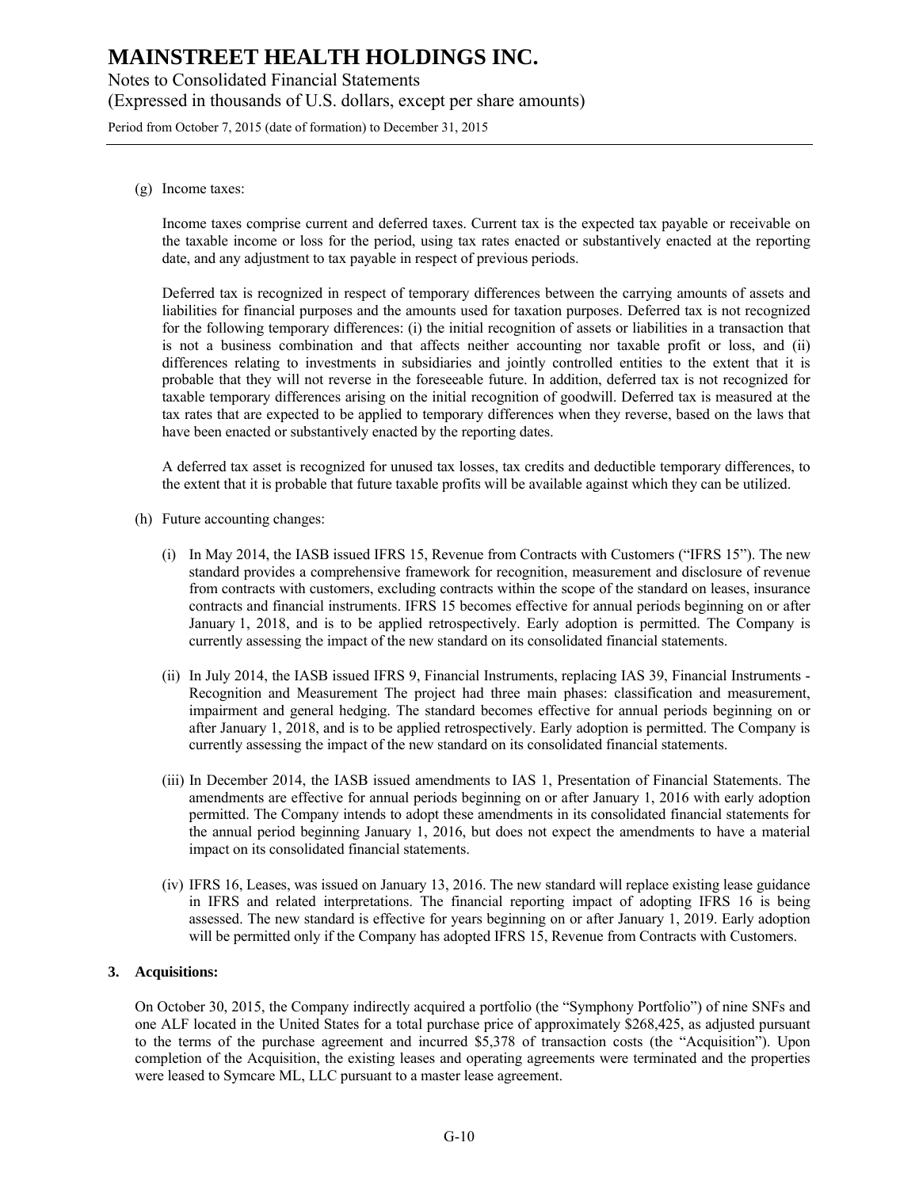(g) Income taxes:

Income taxes comprise current and deferred taxes. Current tax is the expected tax payable or receivable on the taxable income or loss for the period, using tax rates enacted or substantively enacted at the reporting date, and any adjustment to tax payable in respect of previous periods.

Deferred tax is recognized in respect of temporary differences between the carrying amounts of assets and liabilities for financial purposes and the amounts used for taxation purposes. Deferred tax is not recognized for the following temporary differences: (i) the initial recognition of assets or liabilities in a transaction that is not a business combination and that affects neither accounting nor taxable profit or loss, and (ii) differences relating to investments in subsidiaries and jointly controlled entities to the extent that it is probable that they will not reverse in the foreseeable future. In addition, deferred tax is not recognized for taxable temporary differences arising on the initial recognition of goodwill. Deferred tax is measured at the tax rates that are expected to be applied to temporary differences when they reverse, based on the laws that have been enacted or substantively enacted by the reporting dates.

A deferred tax asset is recognized for unused tax losses, tax credits and deductible temporary differences, to the extent that it is probable that future taxable profits will be available against which they can be utilized.

(h) Future accounting changes:

(i) In May 2014, the IASB issued IFRS 15, Revenue from Contracts with Customers ("IFRS 15"). The new standard provides a comprehensive framework for recognition, measurement and disclosure of revenue from contracts with customers, excluding contracts within the scope of the standard on leases, insurance contracts and financial instruments. IFRS 15 becomes effective for annual periods beginning on or after January 1, 2018, and is to be applied retrospectively. Early adoption is permitted. The Company is currently assessing the impact of the new standard on its consolidated financial statements.

(ii) In July 2014, the IASB issued IFRS 9, Financial Instruments, replacing IAS 39, Financial Instruments - Recognition and Measurement The project had three main phases: classification and measurement, impairment and general hedging. The standard becomes effective for annual periods beginning on or after January 1, 2018, and is to be applied retrospectively. Early adoption is permitted. The Company is currently assessing the impact of the new standard on its consolidated financial statements.

(iii) In December 2014, the IASB issued amendments to IAS 1, Presentation of Financial Statements. The amendments are effective for annual periods beginning on or after January 1, 2016 with early adoption permitted. The Company intends to adopt these amendments in its consolidated financial statements for the annual period beginning January 1, 2016, but does not expect the amendments to have a material impact on its consolidated financial statements.

(iv) IFRS 16, Leases, was issued on January 13, 2016. The new standard will replace existing lease guidance in IFRS and related interpretations. The financial reporting impact of adopting IFRS 16 is being assessed. The new standard is effective for years beginning on or after January 1, 2019. Early adoption will be permitted only if the Company has adopted IFRS 15, Revenue from Contracts with Customers.

## 3. Acquisitions:

On October 30, 2015, the Company indirectly acquired a portfolio (the "Symphony Portfolio") of nine SNFs and one ALF located in the United States for a total purchase price of approximately $268,425, as adjusted pursuant to the terms of the purchase agreement and incurred $5,378 of transaction costs (the "Acquisition"). Upon completion of the Acquisition, the existing leases and operating agreements were terminated and the properties were leased to Symcare ML, LLC pursuant to a master lease agreement.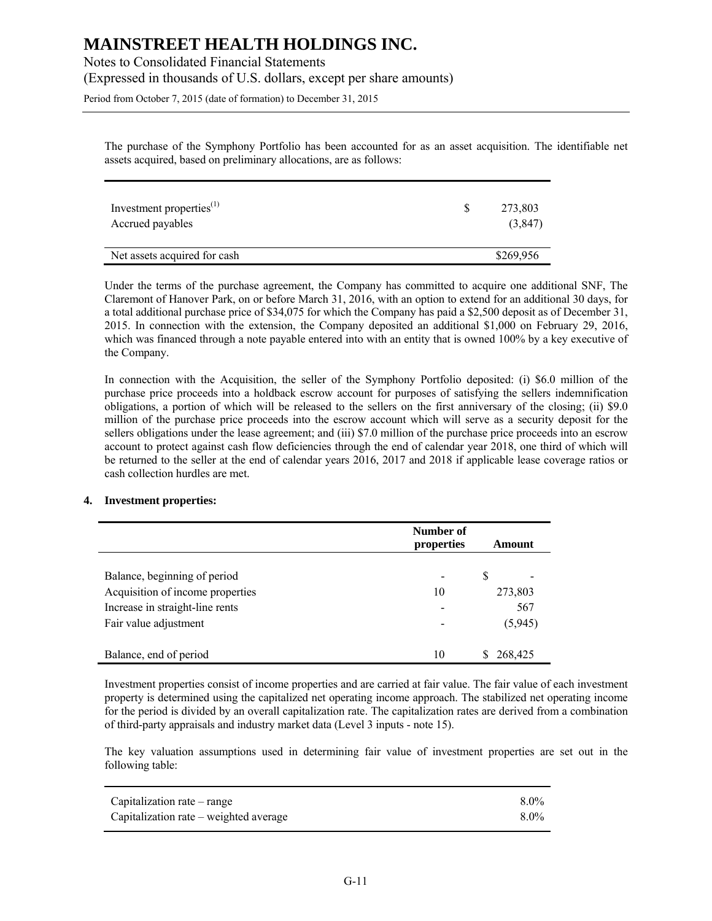The purchase of the Symphony Portfolio has been accounted for as an asset acquisition. The identifiable net assets acquired, based on preliminary allocations, are as follows:

| | |
|---|---|
| Investment properties[(1)] | $ 273,803 |
| Accrued payables | (3,847) |
| Net assets acquired for cash | $269,956 |

Under the terms of the purchase agreement, the Company has committed to acquire one additional SNF, The Claremont of Hanover Park, on or before March 31, 2016, with an option to extend for an additional 30 days, for a total additional purchase price of $34,075 for which the Company has paid a $2,500 deposit as of December 31, 2015. In connection with the extension, the Company deposited an additional $1,000 on February 29, 2016, which was financed through a note payable entered into with an entity that is owned 100% by a key executive of the Company.

In connection with the Acquisition, the seller of the Symphony Portfolio deposited: (i) $6.0 million of the purchase price proceeds into a holdback escrow account for purposes of satisfying the sellers indemnification obligations, a portion of which will be released to the sellers on the first anniversary of the closing; (ii) $9.0 million of the purchase price proceeds into the escrow account which will serve as a security deposit for the sellers obligations under the lease agreement; and (iii) $7.0 million of the purchase price proceeds into an escrow account to protect against cash flow deficiencies through the end of calendar year 2018, one third of which will be returned to the seller at the end of calendar years 2016, 2017 and 2018 if applicable lease coverage ratios or cash collection hurdles are met.

## 4. Investment properties:

| | Number of properties | Amount |
|---|---|---|
| Balance, beginning of period | - | $ - |
| Acquisition of income properties | 10 | 273,803 |
| Increase in straight-line rents | - | 567 |
| Fair value adjustment | - | (5,945) |
| Balance, end of period | 10 | $ 268,425 |

Investment properties consist of income properties and are carried at fair value. The fair value of each investment property is determined using the capitalized net operating income approach. The stabilized net operating income for the period is divided by an overall capitalization rate. The capitalization rates are derived from a combination of third-party appraisals and industry market data (Level 3 inputs - note 15).

The key valuation assumptions used in determining fair value of investment properties are set out in the following table:

| | |
|---|---|
| Capitalization rate – range | 8.0% |
| Capitalization rate – weighted average | 8.0% |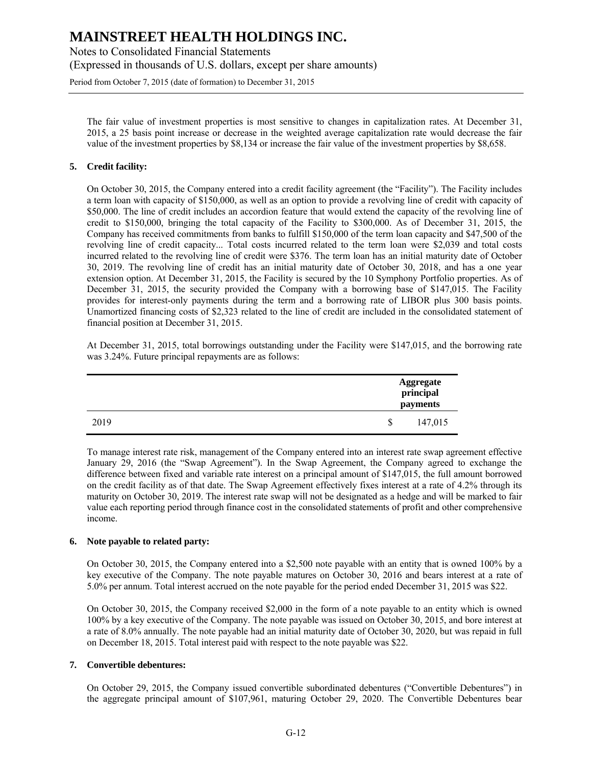The fair value of investment properties is most sensitive to changes in capitalization rates. At December 31, 2015, a 25 basis point increase or decrease in the weighted average capitalization rate would decrease the fair value of the investment properties by $8,134 or increase the fair value of the investment properties by $8,658.

**5. Credit facility:**

On October 30, 2015, the Company entered into a credit facility agreement (the "Facility"). The Facility includes a term loan with capacity of $150,000, as well as an option to provide a revolving line of credit with capacity of $50,000. The line of credit includes an accordion feature that would extend the capacity of the revolving line of credit to $150,000, bringing the total capacity of the Facility to $300,000. As of December 31, 2015, the Company has received commitments from banks to fulfill $150,000 of the term loan capacity and $47,500 of the revolving line of credit capacity... Total costs incurred related to the term loan were $2,039 and total costs incurred related to the revolving line of credit were $376. The term loan has an initial maturity date of October 30, 2019. The revolving line of credit has an initial maturity date of October 30, 2018, and has a one year extension option. At December 31, 2015, the Facility is secured by the 10 Symphony Portfolio properties. As of December 31, 2015, the security provided the Company with a borrowing base of $147,015. The Facility provides for interest-only payments during the term and a borrowing rate of LIBOR plus 300 basis points. Unamortized financing costs of $2,323 related to the line of credit are included in the consolidated statement of financial position at December 31, 2015.

At December 31, 2015, total borrowings outstanding under the Facility were $147,015, and the borrowing rate was 3.24%. Future principal repayments are as follows:

| | Aggregate principal payments |
|---|---|
| 2019 | $ 147,015 |

To manage interest rate risk, management of the Company entered into an interest rate swap agreement effective January 29, 2016 (the "Swap Agreement"). In the Swap Agreement, the Company agreed to exchange the difference between fixed and variable rate interest on a principal amount of $147,015, the full amount borrowed on the credit facility as of that date. The Swap Agreement effectively fixes interest at a rate of 4.2% through its maturity on October 30, 2019. The interest rate swap will not be designated as a hedge and will be marked to fair value each reporting period through finance cost in the consolidated statements of profit and other comprehensive income.

**6. Note payable to related party:**

On October 30, 2015, the Company entered into a $2,500 note payable with an entity that is owned 100% by a key executive of the Company. The note payable matures on October 30, 2016 and bears interest at a rate of 5.0% per annum. Total interest accrued on the note payable for the period ended December 31, 2015 was $22.

On October 30, 2015, the Company received $2,000 in the form of a note payable to an entity which is owned 100% by a key executive of the Company. The note payable was issued on October 30, 2015, and bore interest at a rate of 8.0% annually. The note payable had an initial maturity date of October 30, 2020, but was repaid in full on December 18, 2015. Total interest paid with respect to the note payable was $22.

**7. Convertible debentures:**

On October 29, 2015, the Company issued convertible subordinated debentures ("Convertible Debentures") in the aggregate principal amount of $107,961, maturing October 29, 2020. The Convertible Debentures bear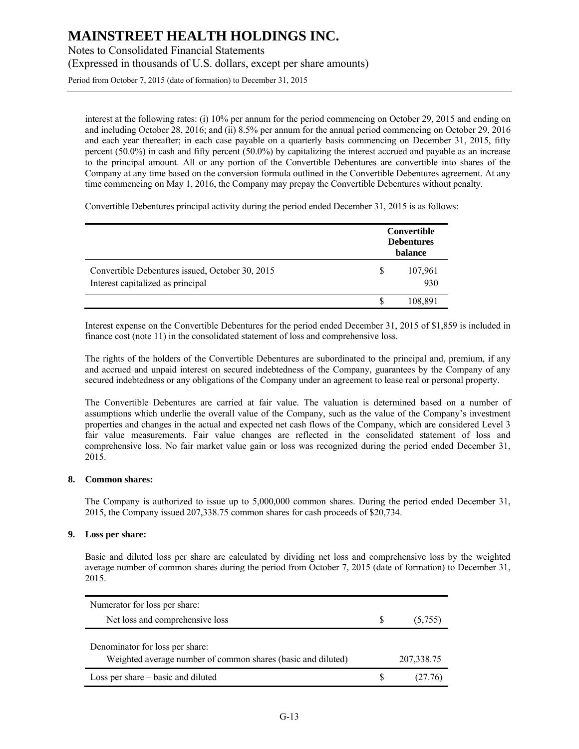interest at the following rates: (i) 10% per annum for the period commencing on October 29, 2015 and ending on and including October 28, 2016; and (ii) 8.5% per annum for the annual period commencing on October 29, 2016 and each year thereafter; in each case payable on a quarterly basis commencing on December 31, 2015, fifty percent (50.0%) in cash and fifty percent (50.0%) by capitalizing the interest accrued and payable as an increase to the principal amount. All or any portion of the Convertible Debentures are convertible into shares of the Company at any time based on the conversion formula outlined in the Convertible Debentures agreement. At any time commencing on May 1, 2016, the Company may prepay the Convertible Debentures without penalty.

Convertible Debentures principal activity during the period ended December 31, 2015 is as follows:

| | Convertible Debentures balance |
|---|---|
| Convertible Debentures issued, October 30, 2015 | $ 107,961 |
| Interest capitalized as principal | 930 |
| | $ 108,891 |

Interest expense on the Convertible Debentures for the period ended December 31, 2015 of $1,859 is included in finance cost (note 11) in the consolidated statement of loss and comprehensive loss.

The rights of the holders of the Convertible Debentures are subordinated to the principal and, premium, if any and accrued and unpaid interest on secured indebtedness of the Company, guarantees by the Company of any secured indebtedness or any obligations of the Company under an agreement to lease real or personal property.

The Convertible Debentures are carried at fair value. The valuation is determined based on a number of assumptions which underlie the overall value of the Company, such as the value of the Company's investment properties and changes in the actual and expected net cash flows of the Company, which are considered Level 3 fair value measurements. Fair value changes are reflected in the consolidated statement of loss and comprehensive loss. No fair market value gain or loss was recognized during the period ended December 31, 2015.

**8. Common shares:**

The Company is authorized to issue up to 5,000,000 common shares. During the period ended December 31, 2015, the Company issued 207,338.75 common shares for cash proceeds of $20,734.

**9. Loss per share:**

Basic and diluted loss per share are calculated by dividing net loss and comprehensive loss by the weighted average number of common shares during the period from October 7, 2015 (date of formation) to December 31, 2015.

| | |
|---|---|
| Numerator for loss per share: | |
| Net loss and comprehensive loss | $ (5,755) |
| Denominator for loss per share: | |
| Weighted average number of common shares (basic and diluted) | 207,338.75 |
| Loss per share – basic and diluted | $ (27.76) |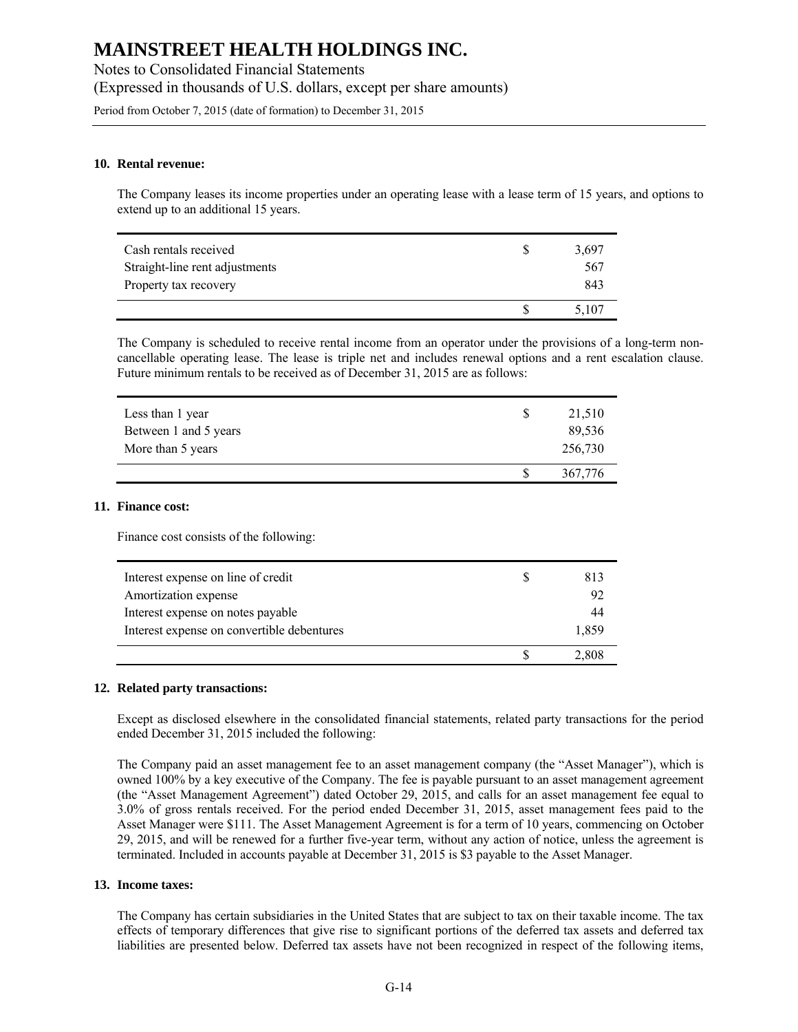#### 10. Rental revenue:

The Company leases its income properties under an operating lease with a lease term of 15 years, and options to extend up to an additional 15 years.

| | | |
|---|---|---|
| Cash rentals received | $ | 3,697 |
| Straight-line rent adjustments | | 567 |
| Property tax recovery | | 843 |
| | $ | 5,107 |

The Company is scheduled to receive rental income from an operator under the provisions of a long-term non-cancellable operating lease. The lease is triple net and includes renewal options and a rent escalation clause. Future minimum rentals to be received as of December 31, 2015 are as follows:

| | | |
|---|---|---|
| Less than 1 year | $ | 21,510 |
| Between 1 and 5 years | | 89,536 |
| More than 5 years | | 256,730 |
| | $ | 367,776 |

#### 11. Finance cost:

Finance cost consists of the following:

| | | |
|---|---|---|
| Interest expense on line of credit | $ | 813 |
| Amortization expense | | 92 |
| Interest expense on notes payable | | 44 |
| Interest expense on convertible debentures | | 1,859 |
| | $ | 2,808 |

#### 12. Related party transactions:

Except as disclosed elsewhere in the consolidated financial statements, related party transactions for the period ended December 31, 2015 included the following:

The Company paid an asset management fee to an asset management company (the "Asset Manager"), which is owned 100% by a key executive of the Company. The fee is payable pursuant to an asset management agreement (the "Asset Management Agreement") dated October 29, 2015, and calls for an asset management fee equal to 3.0% of gross rentals received. For the period ended December 31, 2015, asset management fees paid to the Asset Manager were $111. The Asset Management Agreement is for a term of 10 years, commencing on October 29, 2015, and will be renewed for a further five-year term, without any action of notice, unless the agreement is terminated. Included in accounts payable at December 31, 2015 is $3 payable to the Asset Manager.

#### 13. Income taxes:

The Company has certain subsidiaries in the United States that are subject to tax on their taxable income. The tax effects of temporary differences that give rise to significant portions of the deferred tax assets and deferred tax liabilities are presented below. Deferred tax assets have not been recognized in respect of the following items,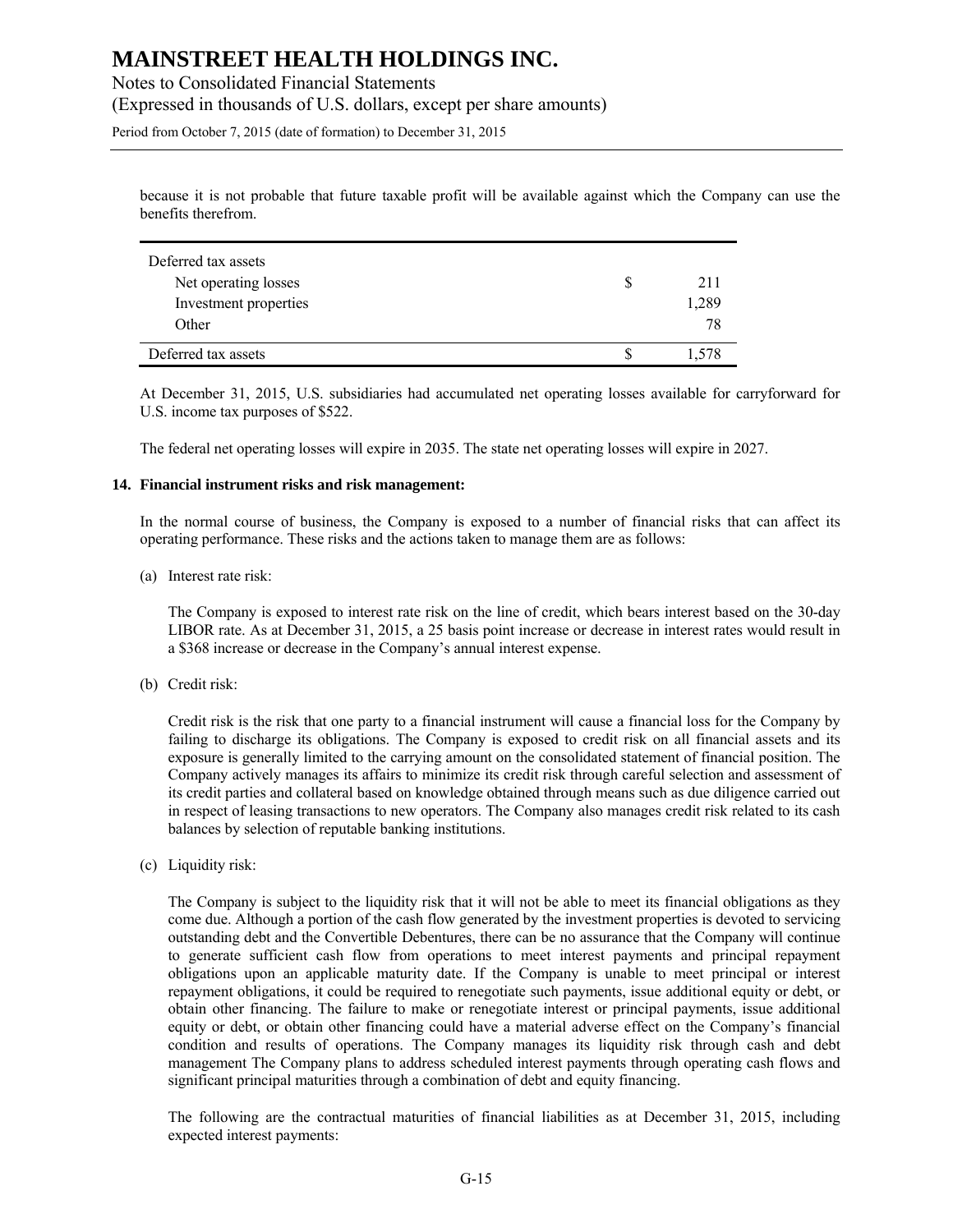because it is not probable that future taxable profit will be available against which the Company can use the benefits therefrom.

| | | |
|---|---|---|
| Deferred tax assets | | |
| Net operating losses | $ | 211 |
| Investment properties | | 1,289 |
| Other | | 78 |
| Deferred tax assets | $ | 1,578 |

At December 31, 2015, U.S. subsidiaries had accumulated net operating losses available for carryforward for U.S. income tax purposes of $522.

The federal net operating losses will expire in 2035. The state net operating losses will expire in 2027.

**14. Financial instrument risks and risk management:**

In the normal course of business, the Company is exposed to a number of financial risks that can affect its operating performance. These risks and the actions taken to manage them are as follows:

(a) Interest rate risk:

The Company is exposed to interest rate risk on the line of credit, which bears interest based on the 30-day LIBOR rate. As at December 31, 2015, a 25 basis point increase or decrease in interest rates would result in a $368 increase or decrease in the Company's annual interest expense.

(b) Credit risk:

Credit risk is the risk that one party to a financial instrument will cause a financial loss for the Company by failing to discharge its obligations. The Company is exposed to credit risk on all financial assets and its exposure is generally limited to the carrying amount on the consolidated statement of financial position. The Company actively manages its affairs to minimize its credit risk through careful selection and assessment of its credit parties and collateral based on knowledge obtained through means such as due diligence carried out in respect of leasing transactions to new operators. The Company also manages credit risk related to its cash balances by selection of reputable banking institutions.

(c) Liquidity risk:

The Company is subject to the liquidity risk that it will not be able to meet its financial obligations as they come due. Although a portion of the cash flow generated by the investment properties is devoted to servicing outstanding debt and the Convertible Debentures, there can be no assurance that the Company will continue to generate sufficient cash flow from operations to meet interest payments and principal repayment obligations upon an applicable maturity date. If the Company is unable to meet principal or interest repayment obligations, it could be required to renegotiate such payments, issue additional equity or debt, or obtain other financing. The failure to make or renegotiate interest or principal payments, issue additional equity or debt, or obtain other financing could have a material adverse effect on the Company's financial condition and results of operations. The Company manages its liquidity risk through cash and debt management The Company plans to address scheduled interest payments through operating cash flows and significant principal maturities through a combination of debt and equity financing.

The following are the contractual maturities of financial liabilities as at December 31, 2015, including expected interest payments: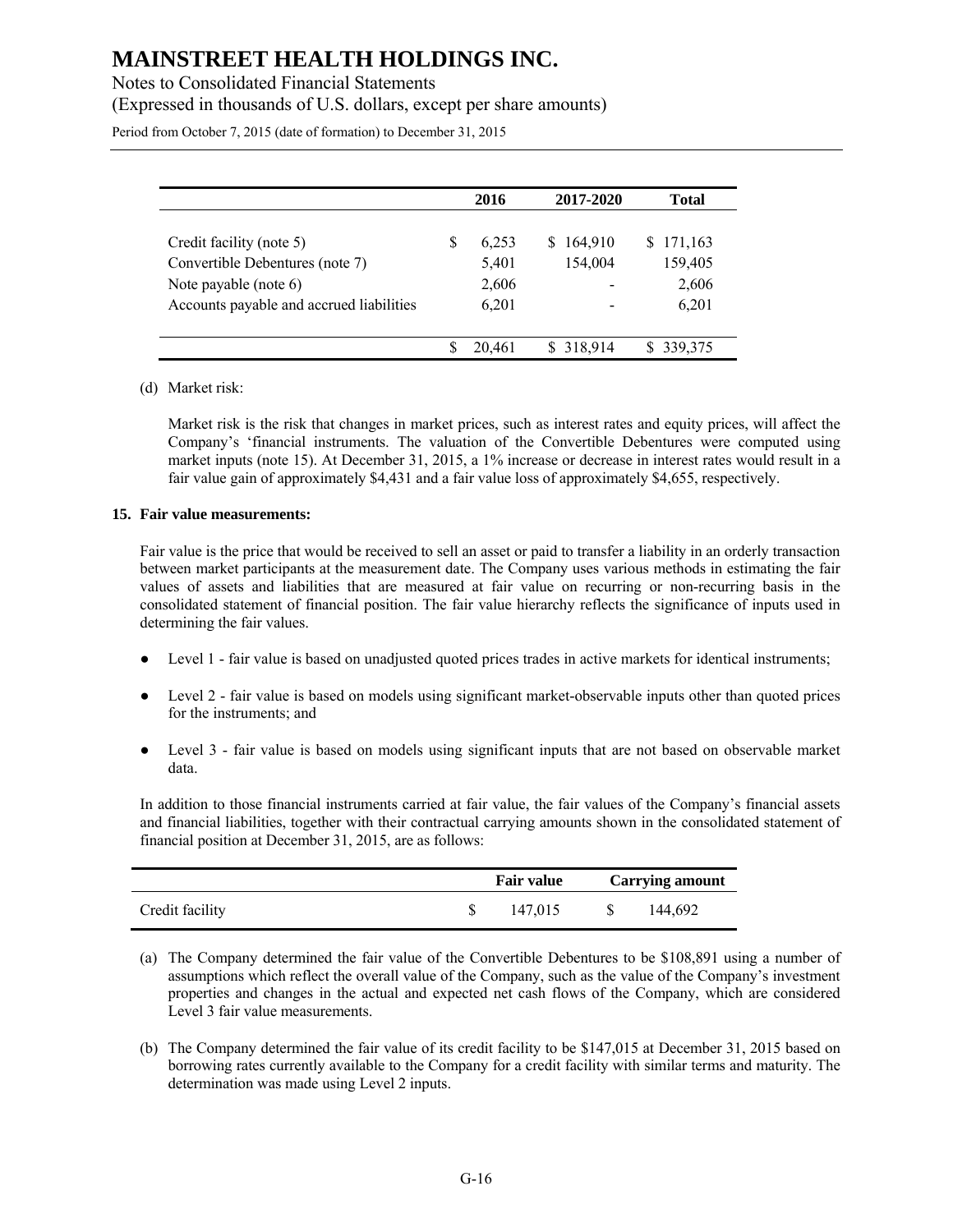|  | 2016 | 2017-2020 | Total |
|---|---|---|---|
| Credit facility (note 5) | $ 6,253 | $ 164,910 | $ 171,163 |
| Convertible Debentures (note 7) | 5,401 | 154,004 | 159,405 |
| Note payable (note 6) | 2,606 | - | 2,606 |
| Accounts payable and accrued liabilities | 6,201 | - | 6,201 |
|  | $ 20,461 | $ 318,914 | $ 339,375 |

(d) Market risk:

Market risk is the risk that changes in market prices, such as interest rates and equity prices, will affect the Company's 'financial instruments. The valuation of the Convertible Debentures were computed using market inputs (note 15). At December 31, 2015, a 1% increase or decrease in interest rates would result in a fair value gain of approximately $4,431 and a fair value loss of approximately $4,655, respectively.

**15. Fair value measurements:**

Fair value is the price that would be received to sell an asset or paid to transfer a liability in an orderly transaction between market participants at the measurement date. The Company uses various methods in estimating the fair values of assets and liabilities that are measured at fair value on recurring or non-recurring basis in the consolidated statement of financial position. The fair value hierarchy reflects the significance of inputs used in determining the fair values.

- Level 1 - fair value is based on unadjusted quoted prices trades in active markets for identical instruments;
- Level 2 - fair value is based on models using significant market-observable inputs other than quoted prices for the instruments; and
- Level 3 - fair value is based on models using significant inputs that are not based on observable market data.

In addition to those financial instruments carried at fair value, the fair values of the Company's financial assets and financial liabilities, together with their contractual carrying amounts shown in the consolidated statement of financial position at December 31, 2015, are as follows:

|  | Fair value | Carrying amount |
|---|---|---|
| Credit facility | $ 147,015 | $ 144,692 |

(a) The Company determined the fair value of the Convertible Debentures to be $108,891 using a number of assumptions which reflect the overall value of the Company, such as the value of the Company's investment properties and changes in the actual and expected net cash flows of the Company, which are considered Level 3 fair value measurements.

(b) The Company determined the fair value of its credit facility to be $147,015 at December 31, 2015 based on borrowing rates currently available to the Company for a credit facility with similar terms and maturity. The determination was made using Level 2 inputs.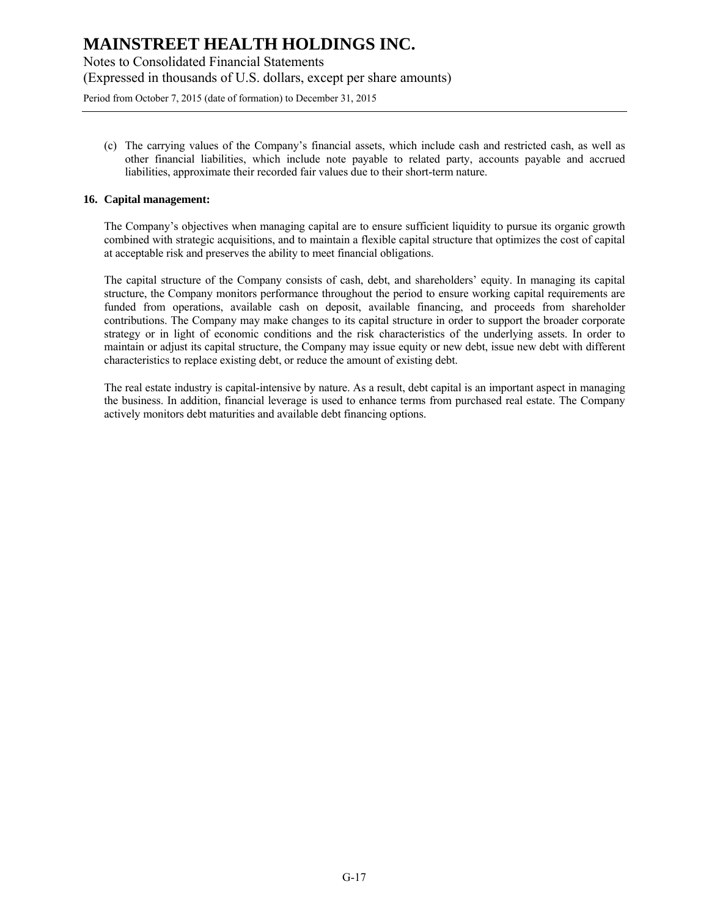(c) The carrying values of the Company's financial assets, which include cash and restricted cash, as well as other financial liabilities, which include note payable to related party, accounts payable and accrued liabilities, approximate their recorded fair values due to their short-term nature.

## 16. Capital management:

The Company's objectives when managing capital are to ensure sufficient liquidity to pursue its organic growth combined with strategic acquisitions, and to maintain a flexible capital structure that optimizes the cost of capital at acceptable risk and preserves the ability to meet financial obligations.

The capital structure of the Company consists of cash, debt, and shareholders' equity. In managing its capital structure, the Company monitors performance throughout the period to ensure working capital requirements are funded from operations, available cash on deposit, available financing, and proceeds from shareholder contributions. The Company may make changes to its capital structure in order to support the broader corporate strategy or in light of economic conditions and the risk characteristics of the underlying assets. In order to maintain or adjust its capital structure, the Company may issue equity or new debt, issue new debt with different characteristics to replace existing debt, or reduce the amount of existing debt.

The real estate industry is capital-intensive by nature. As a result, debt capital is an important aspect in managing the business. In addition, financial leverage is used to enhance terms from purchased real estate. The Company actively monitors debt maturities and available debt financing options.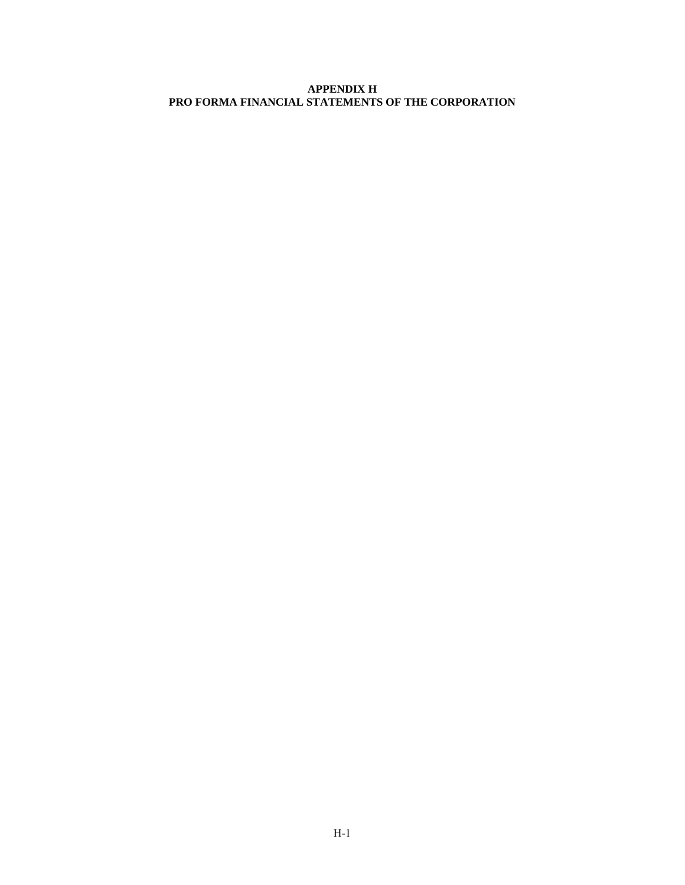# APPENDIX H
# PRO FORMA FINANCIAL STATEMENTS OF THE CORPORATION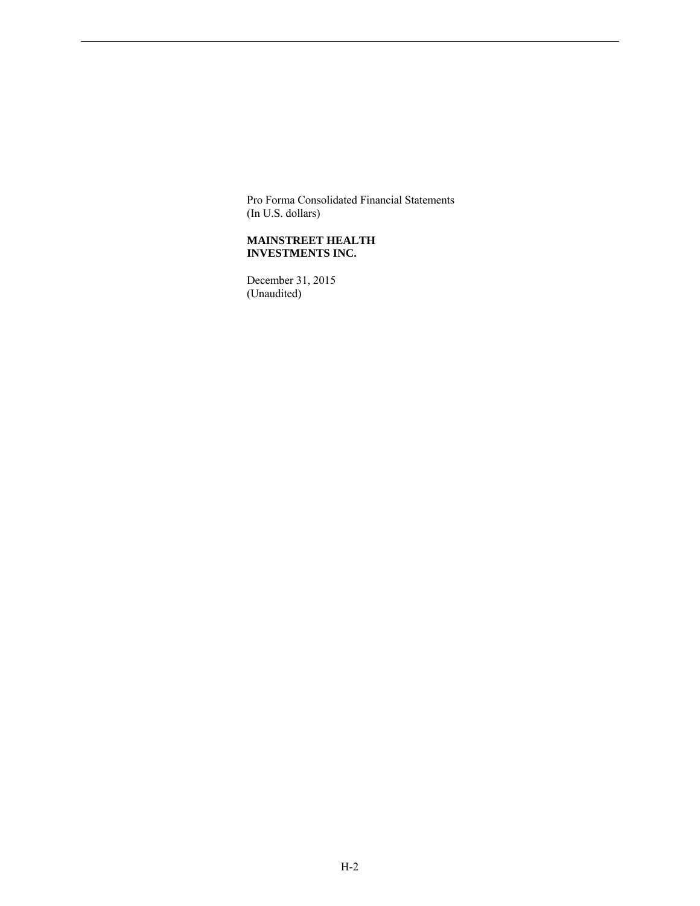Pro Forma Consolidated Financial Statements
(In U.S. dollars)

**MAINSTREET HEALTH INVESTMENTS INC.**

December 31, 2015
(Unaudited)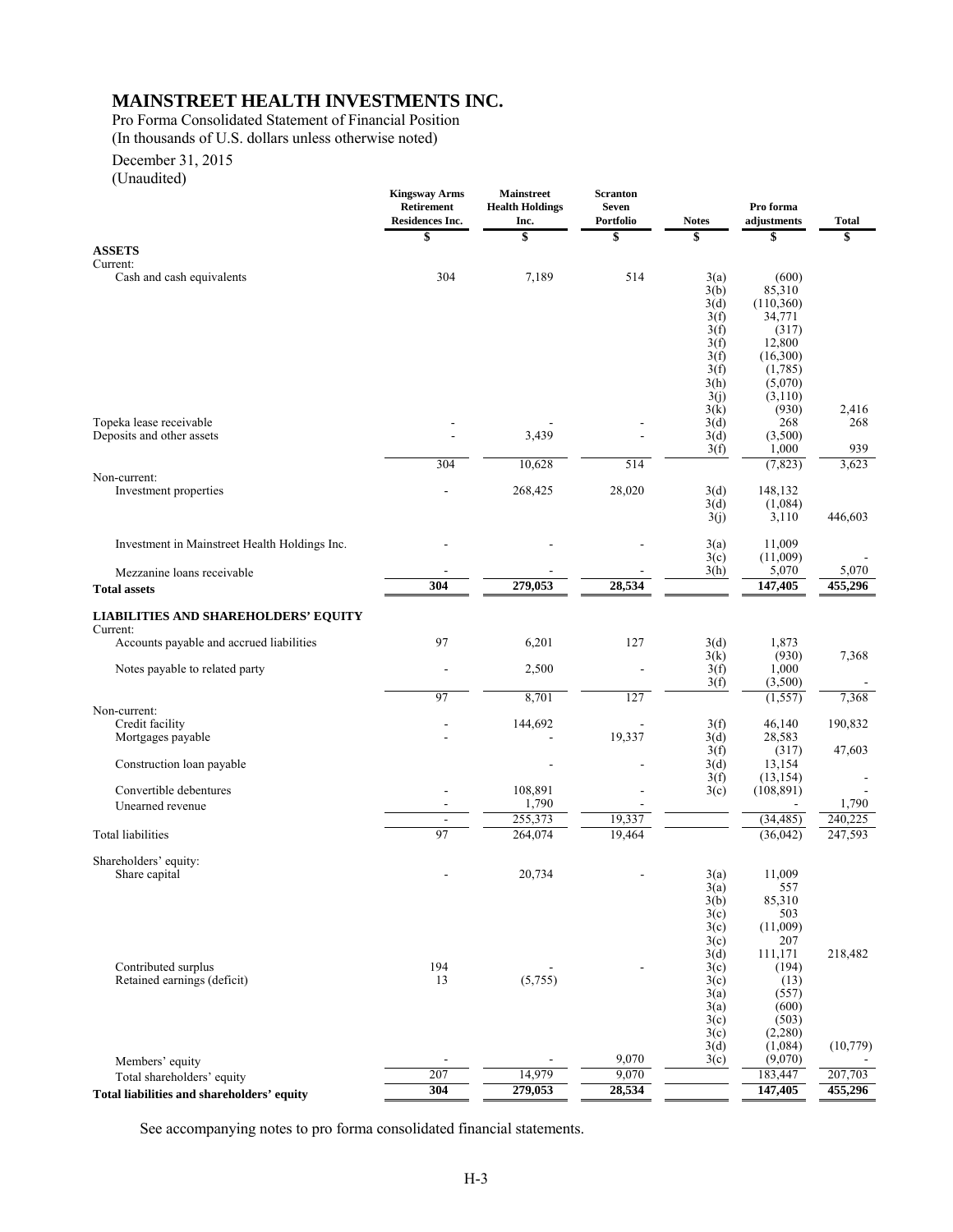# MAINSTREET HEALTH INVESTMENTS INC.

Pro Forma Consolidated Statement of Financial Position
(In thousands of U.S. dollars unless otherwise noted)

December 31, 2015
(Unaudited)

| | Kingsway Arms Retirement Residences Inc. | Mainstreet Health Holdings Inc. | Scranton Seven Portfolio | Notes | Pro forma adjustments | Total |
|---|---|---|---|---|---|---|
| | $ | $ | $ | $ | $ | $ |
| **ASSETS** | | | | | | |
| Current: | | | | | | |
| Cash and cash equivalents | 304 | 7,189 | 514 | 3(a) | (600) | |
| | | | | 3(b) | 85,310 | |
| | | | | 3(d) | (110,360) | |
| | | | | 3(f) | 34,771 | |
| | | | | 3(f) | (317) | |
| | | | | 3(f) | 12,800 | |
| | | | | 3(f) | (16,300) | |
| | | | | 3(f) | (1,785) | |
| | | | | 3(h) | (5,070) | |
| | | | | 3(j) | (3,110) | |
| | | | | 3(k) | (930) | 2,416 |
| Topeka lease receivable | - | - | - | 3(d) | 268 | 268 |
| Deposits and other assets | - | 3,439 | - | 3(d) | (3,500) | |
| | | | | 3(f) | 1,000 | 939 |
| | 304 | 10,628 | 514 | | (7,823) | 3,623 |
| Non-current: | | | | | | |
| Investment properties | - | 268,425 | 28,020 | 3(d) | 148,132 | |
| | | | | 3(d) | (1,084) | |
| | | | | 3(j) | 3,110 | 446,603 |
| Investment in Mainstreet Health Holdings Inc. | - | - | - | 3(a) | 11,009 | |
| | | | | 3(c) | (11,009) | - |
| Mezzanine loans receivable | - | - | - | 3(h) | 5,070 | 5,070 |
| **Total assets** | **304** | **279,053** | **28,534** | | **147,405** | **455,296** |
| **LIABILITIES AND SHAREHOLDERS' EQUITY** | | | | | | |
| Current: | | | | | | |
| Accounts payable and accrued liabilities | 97 | 6,201 | 127 | 3(d) | 1,873 | |
| | | | | 3(k) | (930) | 7,368 |
| Notes payable to related party | - | 2,500 | - | 3(f) | 1,000 | |
| | | | | 3(f) | (3,500) | - |
| | 97 | 8,701 | 127 | | (1,557) | 7,368 |
| Non-current: | | | | | | |
| Credit facility | - | 144,692 | - | 3(f) | 46,140 | 190,832 |
| Mortgages payable | - | - | 19,337 | 3(d) | 28,583 | |
| | | | | 3(f) | (317) | 47,603 |
| Construction loan payable | | - | - | 3(d) | 13,154 | |
| | | | | 3(f) | (13,154) | - |
| Convertible debentures | - | 108,891 | - | 3(c) | (108,891) | - |
| Unearned revenue | - | 1,790 | - | | - | 1,790 |
| | - | 255,373 | 19,337 | | (34,485) | 240,225 |
| Total liabilities | 97 | 264,074 | 19,464 | | (36,042) | 247,593 |
| Shareholders' equity: | | | | | | |
| Share capital | - | 20,734 | - | 3(a) | 11,009 | |
| | | | | 3(a) | 557 | |
| | | | | 3(b) | 85,310 | |
| | | | | 3(c) | 503 | |
| | | | | 3(c) | (11,009) | |
| | | | | 3(c) | 207 | |
| | | | | 3(d) | 111,171 | 218,482 |
| Contributed surplus | 194 | - | - | 3(c) | (194) | |
| Retained earnings (deficit) | 13 | (5,755) | | 3(c) | (13) | |
| | | | | 3(a) | (557) | |
| | | | | 3(a) | (600) | |
| | | | | 3(c) | (503) | |
| | | | | 3(c) | (2,280) | |
| | | | | 3(d) | (1,084) | (10,779) |
| Members' equity | - | - | 9,070 | 3(c) | (9,070) | - |
| Total shareholders' equity | 207 | 14,979 | 9,070 | | 183,447 | 207,703 |
| **Total liabilities and shareholders' equity** | **304** | **279,053** | **28,534** | | **147,405** | **455,296** |

See accompanying notes to pro forma consolidated financial statements.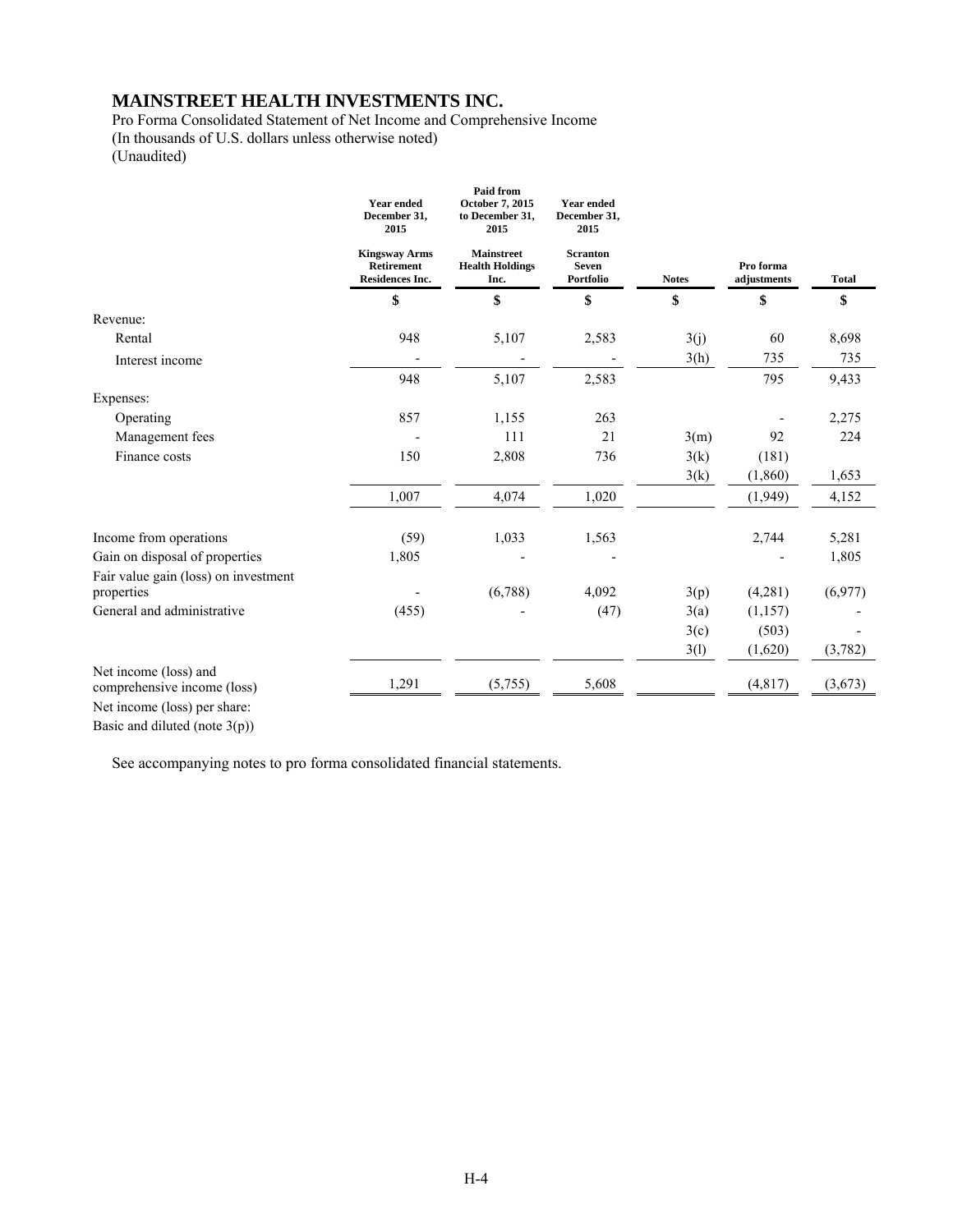# MAINSTREET HEALTH INVESTMENTS INC.

Pro Forma Consolidated Statement of Net Income and Comprehensive Income
(In thousands of U.S. dollars unless otherwise noted)
(Unaudited)

| | Year ended December 31, 2015 | Paid from October 7, 2015 to December 31, 2015 | Year ended December 31, 2015 | | | |
|---|---|---|---|---|---|---|
| | Kingsway Arms Retirement Residences Inc. | Mainstreet Health Holdings Inc. | Scranton Seven Portfolio | Notes | Pro forma adjustments | Total |
| | $ | $ | $ | $ | $ | $ |
| Revenue: | | | | | | |
| Rental | 948 | 5,107 | 2,583 | 3(j) | 60 | 8,698 |
| Interest income | - | - | - | 3(h) | 735 | 735 |
| | 948 | 5,107 | 2,583 | | 795 | 9,433 |
| Expenses: | | | | | | |
| Operating | 857 | 1,155 | 263 | | - | 2,275 |
| Management fees | - | 111 | 21 | 3(m) | 92 | 224 |
| Finance costs | 150 | 2,808 | 736 | 3(k) | (181) | |
| | | | | 3(k) | (1,860) | 1,653 |
| | 1,007 | 4,074 | 1,020 | | (1,949) | 4,152 |
| Income from operations | (59) | 1,033 | 1,563 | | 2,744 | 5,281 |
| Gain on disposal of properties | 1,805 | - | - | | - | 1,805 |
| Fair value gain (loss) on investment properties | - | (6,788) | 4,092 | 3(p) | (4,281) | (6,977) |
| General and administrative | (455) | - | (47) | 3(a) | (1,157) | - |
| | | | | 3(c) | (503) | - |
| | | | | 3(l) | (1,620) | (3,782) |
| Net income (loss) and comprehensive income (loss) | 1,291 | (5,755) | 5,608 | | (4,817) | (3,673) |
| Net income (loss) per share: | | | | | | |
| Basic and diluted (note 3(p)) | | | | | | |

See accompanying notes to pro forma consolidated financial statements.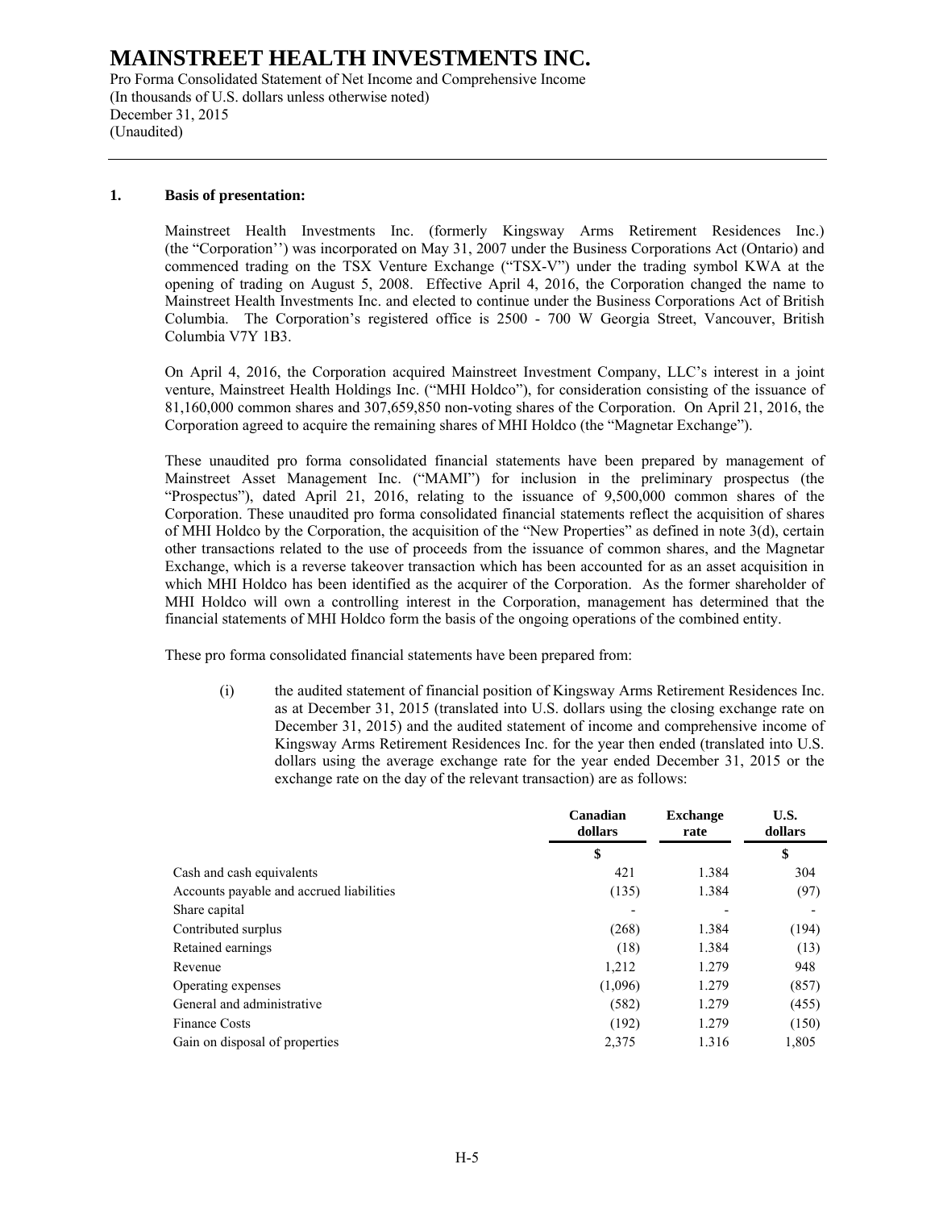# MAINSTREET HEALTH INVESTMENTS INC.

Pro Forma Consolidated Statement of Net Income and Comprehensive Income
(In thousands of U.S. dollars unless otherwise noted)
December 31, 2015
(Unaudited)

## 1. Basis of presentation:

Mainstreet Health Investments Inc. (formerly Kingsway Arms Retirement Residences Inc.) (the "Corporation'') was incorporated on May 31, 2007 under the Business Corporations Act (Ontario) and commenced trading on the TSX Venture Exchange ("TSX-V") under the trading symbol KWA at the opening of trading on August 5, 2008. Effective April 4, 2016, the Corporation changed the name to Mainstreet Health Investments Inc. and elected to continue under the Business Corporations Act of British Columbia. The Corporation's registered office is 2500 - 700 W Georgia Street, Vancouver, British Columbia V7Y 1B3.

On April 4, 2016, the Corporation acquired Mainstreet Investment Company, LLC's interest in a joint venture, Mainstreet Health Holdings Inc. ("MHI Holdco"), for consideration consisting of the issuance of 81,160,000 common shares and 307,659,850 non-voting shares of the Corporation. On April 21, 2016, the Corporation agreed to acquire the remaining shares of MHI Holdco (the "Magnetar Exchange").

These unaudited pro forma consolidated financial statements have been prepared by management of Mainstreet Asset Management Inc. ("MAMI") for inclusion in the preliminary prospectus (the "Prospectus"), dated April 21, 2016, relating to the issuance of 9,500,000 common shares of the Corporation. These unaudited pro forma consolidated financial statements reflect the acquisition of shares of MHI Holdco by the Corporation, the acquisition of the "New Properties" as defined in note 3(d), certain other transactions related to the use of proceeds from the issuance of common shares, and the Magnetar Exchange, which is a reverse takeover transaction which has been accounted for as an asset acquisition in which MHI Holdco has been identified as the acquirer of the Corporation. As the former shareholder of MHI Holdco will own a controlling interest in the Corporation, management has determined that the financial statements of MHI Holdco form the basis of the ongoing operations of the combined entity.

These pro forma consolidated financial statements have been prepared from:

(i) the audited statement of financial position of Kingsway Arms Retirement Residences Inc. as at December 31, 2015 (translated into U.S. dollars using the closing exchange rate on December 31, 2015) and the audited statement of income and comprehensive income of Kingsway Arms Retirement Residences Inc. for the year then ended (translated into U.S. dollars using the average exchange rate for the year ended December 31, 2015 or the exchange rate on the day of the relevant transaction) are as follows:

| | Canadian dollars | Exchange rate | U.S. dollars |
|---|---|---|---|
| | $ | | $ |
| Cash and cash equivalents | 421 | 1.384 | 304 |
| Accounts payable and accrued liabilities | (135) | 1.384 | (97) |
| Share capital | - | - | - |
| Contributed surplus | (268) | 1.384 | (194) |
| Retained earnings | (18) | 1.384 | (13) |
| Revenue | 1,212 | 1.279 | 948 |
| Operating expenses | (1,096) | 1.279 | (857) |
| General and administrative | (582) | 1.279 | (455) |
| Finance Costs | (192) | 1.279 | (150) |
| Gain on disposal of properties | 2,375 | 1.316 | 1,805 |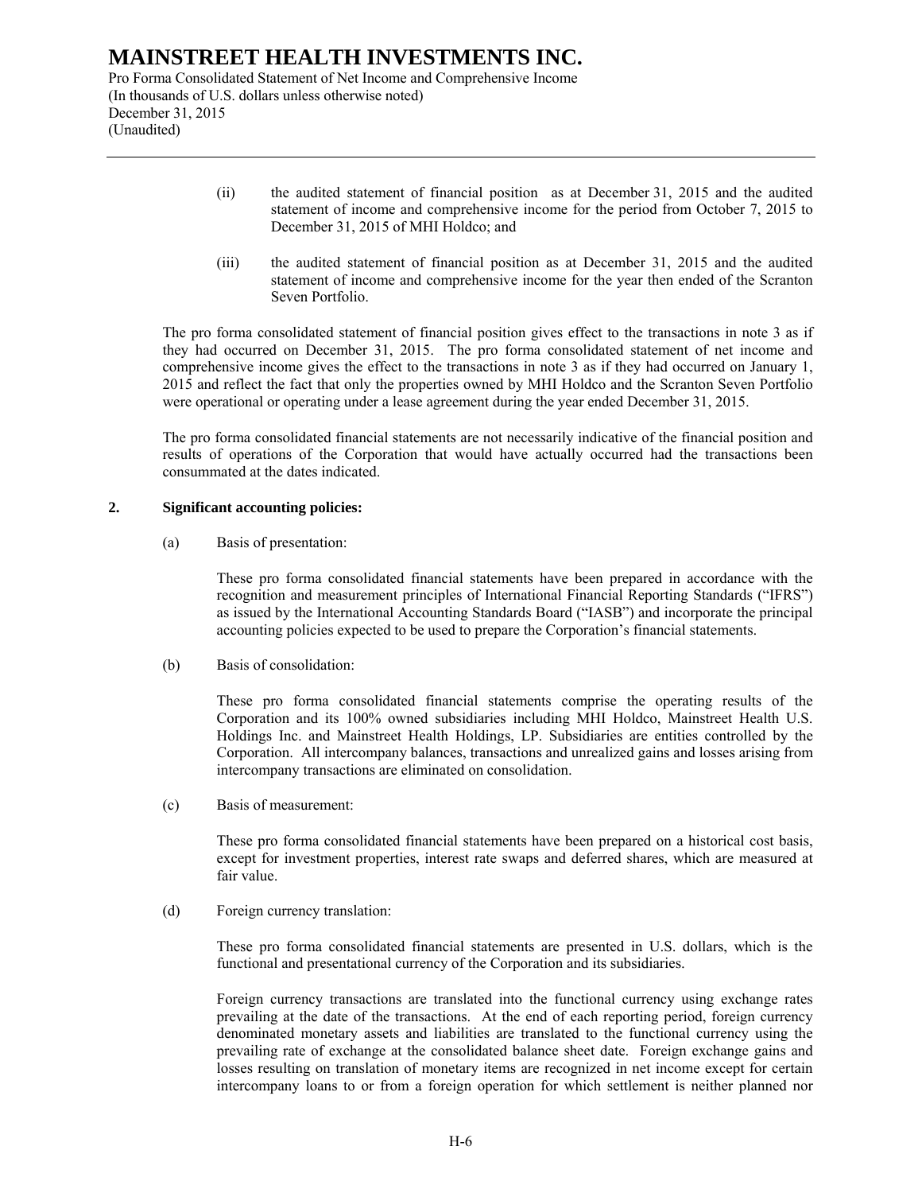(ii) the audited statement of financial position as at December 31, 2015 and the audited statement of income and comprehensive income for the period from October 7, 2015 to December 31, 2015 of MHI Holdco; and

(iii) the audited statement of financial position as at December 31, 2015 and the audited statement of income and comprehensive income for the year then ended of the Scranton Seven Portfolio.

The pro forma consolidated statement of financial position gives effect to the transactions in note 3 as if they had occurred on December 31, 2015. The pro forma consolidated statement of net income and comprehensive income gives the effect to the transactions in note 3 as if they had occurred on January 1, 2015 and reflect the fact that only the properties owned by MHI Holdco and the Scranton Seven Portfolio were operational or operating under a lease agreement during the year ended December 31, 2015.

The pro forma consolidated financial statements are not necessarily indicative of the financial position and results of operations of the Corporation that would have actually occurred had the transactions been consummated at the dates indicated.

## 2. Significant accounting policies:

(a) Basis of presentation:

These pro forma consolidated financial statements have been prepared in accordance with the recognition and measurement principles of International Financial Reporting Standards ("IFRS") as issued by the International Accounting Standards Board ("IASB") and incorporate the principal accounting policies expected to be used to prepare the Corporation's financial statements.

(b) Basis of consolidation:

These pro forma consolidated financial statements comprise the operating results of the Corporation and its 100% owned subsidiaries including MHI Holdco, Mainstreet Health U.S. Holdings Inc. and Mainstreet Health Holdings, LP. Subsidiaries are entities controlled by the Corporation. All intercompany balances, transactions and unrealized gains and losses arising from intercompany transactions are eliminated on consolidation.

(c) Basis of measurement:

These pro forma consolidated financial statements have been prepared on a historical cost basis, except for investment properties, interest rate swaps and deferred shares, which are measured at fair value.

(d) Foreign currency translation:

These pro forma consolidated financial statements are presented in U.S. dollars, which is the functional and presentational currency of the Corporation and its subsidiaries.

Foreign currency transactions are translated into the functional currency using exchange rates prevailing at the date of the transactions. At the end of each reporting period, foreign currency denominated monetary assets and liabilities are translated to the functional currency using the prevailing rate of exchange at the consolidated balance sheet date. Foreign exchange gains and losses resulting on translation of monetary items are recognized in net income except for certain intercompany loans to or from a foreign operation for which settlement is neither planned nor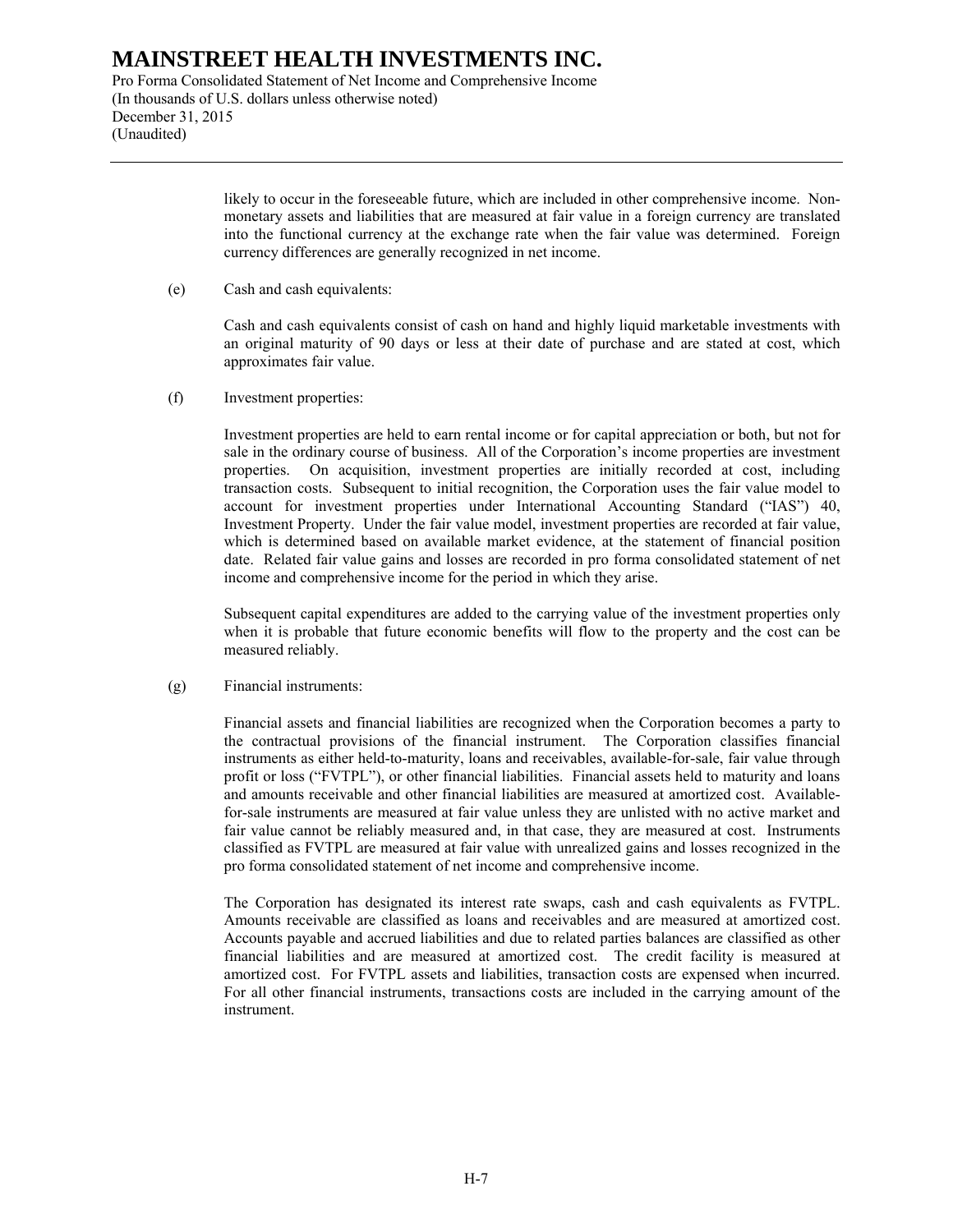likely to occur in the foreseeable future, which are included in other comprehensive income. Non-monetary assets and liabilities that are measured at fair value in a foreign currency are translated into the functional currency at the exchange rate when the fair value was determined. Foreign currency differences are generally recognized in net income.

(e) Cash and cash equivalents:

Cash and cash equivalents consist of cash on hand and highly liquid marketable investments with an original maturity of 90 days or less at their date of purchase and are stated at cost, which approximates fair value.

(f) Investment properties:

Investment properties are held to earn rental income or for capital appreciation or both, but not for sale in the ordinary course of business. All of the Corporation's income properties are investment properties. On acquisition, investment properties are initially recorded at cost, including transaction costs. Subsequent to initial recognition, the Corporation uses the fair value model to account for investment properties under International Accounting Standard ("IAS") 40, Investment Property. Under the fair value model, investment properties are recorded at fair value, which is determined based on available market evidence, at the statement of financial position date. Related fair value gains and losses are recorded in pro forma consolidated statement of net income and comprehensive income for the period in which they arise.

Subsequent capital expenditures are added to the carrying value of the investment properties only when it is probable that future economic benefits will flow to the property and the cost can be measured reliably.

(g) Financial instruments:

Financial assets and financial liabilities are recognized when the Corporation becomes a party to the contractual provisions of the financial instrument. The Corporation classifies financial instruments as either held-to-maturity, loans and receivables, available-for-sale, fair value through profit or loss ("FVTPL"), or other financial liabilities. Financial assets held to maturity and loans and amounts receivable and other financial liabilities are measured at amortized cost. Available-for-sale instruments are measured at fair value unless they are unlisted with no active market and fair value cannot be reliably measured and, in that case, they are measured at cost. Instruments classified as FVTPL are measured at fair value with unrealized gains and losses recognized in the pro forma consolidated statement of net income and comprehensive income.

The Corporation has designated its interest rate swaps, cash and cash equivalents as FVTPL. Amounts receivable are classified as loans and receivables and are measured at amortized cost. Accounts payable and accrued liabilities and due to related parties balances are classified as other financial liabilities and are measured at amortized cost. The credit facility is measured at amortized cost. For FVTPL assets and liabilities, transaction costs are expensed when incurred. For all other financial instruments, transactions costs are included in the carrying amount of the instrument.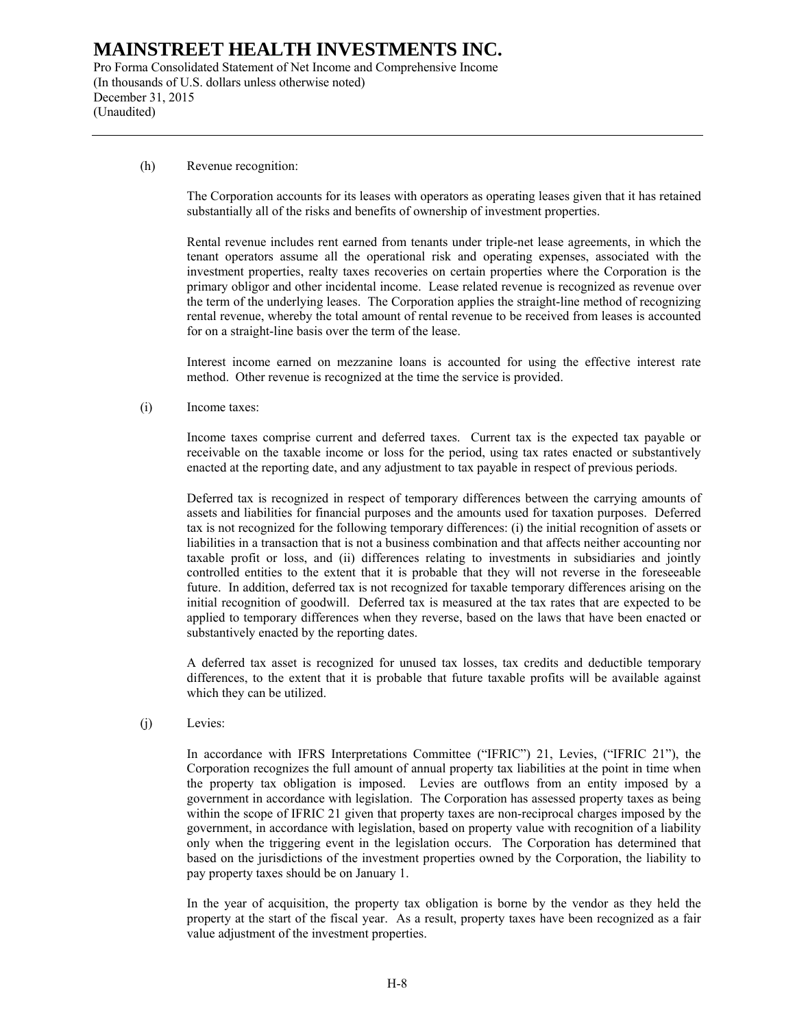(h) Revenue recognition:

The Corporation accounts for its leases with operators as operating leases given that it has retained substantially all of the risks and benefits of ownership of investment properties.

Rental revenue includes rent earned from tenants under triple-net lease agreements, in which the tenant operators assume all the operational risk and operating expenses, associated with the investment properties, realty taxes recoveries on certain properties where the Corporation is the primary obligor and other incidental income. Lease related revenue is recognized as revenue over the term of the underlying leases. The Corporation applies the straight-line method of recognizing rental revenue, whereby the total amount of rental revenue to be received from leases is accounted for on a straight-line basis over the term of the lease.

Interest income earned on mezzanine loans is accounted for using the effective interest rate method. Other revenue is recognized at the time the service is provided.

(i) Income taxes:

Income taxes comprise current and deferred taxes. Current tax is the expected tax payable or receivable on the taxable income or loss for the period, using tax rates enacted or substantively enacted at the reporting date, and any adjustment to tax payable in respect of previous periods.

Deferred tax is recognized in respect of temporary differences between the carrying amounts of assets and liabilities for financial purposes and the amounts used for taxation purposes. Deferred tax is not recognized for the following temporary differences: (i) the initial recognition of assets or liabilities in a transaction that is not a business combination and that affects neither accounting nor taxable profit or loss, and (ii) differences relating to investments in subsidiaries and jointly controlled entities to the extent that it is probable that they will not reverse in the foreseeable future. In addition, deferred tax is not recognized for taxable temporary differences arising on the initial recognition of goodwill. Deferred tax is measured at the tax rates that are expected to be applied to temporary differences when they reverse, based on the laws that have been enacted or substantively enacted by the reporting dates.

A deferred tax asset is recognized for unused tax losses, tax credits and deductible temporary differences, to the extent that it is probable that future taxable profits will be available against which they can be utilized.

(j) Levies:

In accordance with IFRS Interpretations Committee ("IFRIC") 21, Levies, ("IFRIC 21"), the Corporation recognizes the full amount of annual property tax liabilities at the point in time when the property tax obligation is imposed. Levies are outflows from an entity imposed by a government in accordance with legislation. The Corporation has assessed property taxes as being within the scope of IFRIC 21 given that property taxes are non-reciprocal charges imposed by the government, in accordance with legislation, based on property value with recognition of a liability only when the triggering event in the legislation occurs. The Corporation has determined that based on the jurisdictions of the investment properties owned by the Corporation, the liability to pay property taxes should be on January 1.

In the year of acquisition, the property tax obligation is borne by the vendor as they held the property at the start of the fiscal year. As a result, property taxes have been recognized as a fair value adjustment of the investment properties.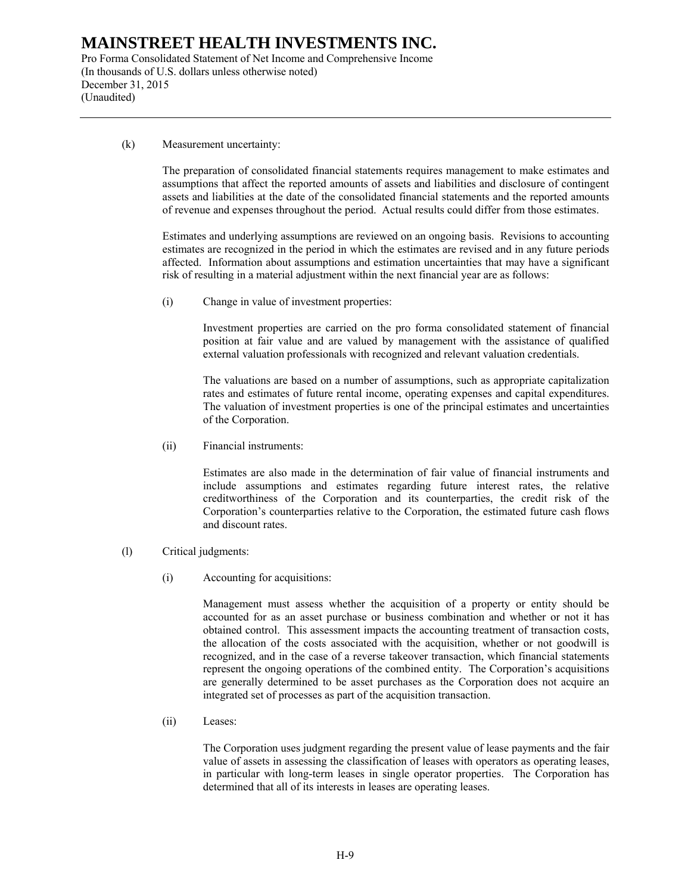(k) Measurement uncertainty:

The preparation of consolidated financial statements requires management to make estimates and assumptions that affect the reported amounts of assets and liabilities and disclosure of contingent assets and liabilities at the date of the consolidated financial statements and the reported amounts of revenue and expenses throughout the period. Actual results could differ from those estimates.

Estimates and underlying assumptions are reviewed on an ongoing basis. Revisions to accounting estimates are recognized in the period in which the estimates are revised and in any future periods affected. Information about assumptions and estimation uncertainties that may have a significant risk of resulting in a material adjustment within the next financial year are as follows:

(i) Change in value of investment properties:

Investment properties are carried on the pro forma consolidated statement of financial position at fair value and are valued by management with the assistance of qualified external valuation professionals with recognized and relevant valuation credentials.

The valuations are based on a number of assumptions, such as appropriate capitalization rates and estimates of future rental income, operating expenses and capital expenditures. The valuation of investment properties is one of the principal estimates and uncertainties of the Corporation.

(ii) Financial instruments:

Estimates are also made in the determination of fair value of financial instruments and include assumptions and estimates regarding future interest rates, the relative creditworthiness of the Corporation and its counterparties, the credit risk of the Corporation's counterparties relative to the Corporation, the estimated future cash flows and discount rates.

(l) Critical judgments:

(i) Accounting for acquisitions:

Management must assess whether the acquisition of a property or entity should be accounted for as an asset purchase or business combination and whether or not it has obtained control. This assessment impacts the accounting treatment of transaction costs, the allocation of the costs associated with the acquisition, whether or not goodwill is recognized, and in the case of a reverse takeover transaction, which financial statements represent the ongoing operations of the combined entity. The Corporation's acquisitions are generally determined to be asset purchases as the Corporation does not acquire an integrated set of processes as part of the acquisition transaction.

(ii) Leases:

The Corporation uses judgment regarding the present value of lease payments and the fair value of assets in assessing the classification of leases with operators as operating leases, in particular with long-term leases in single operator properties. The Corporation has determined that all of its interests in leases are operating leases.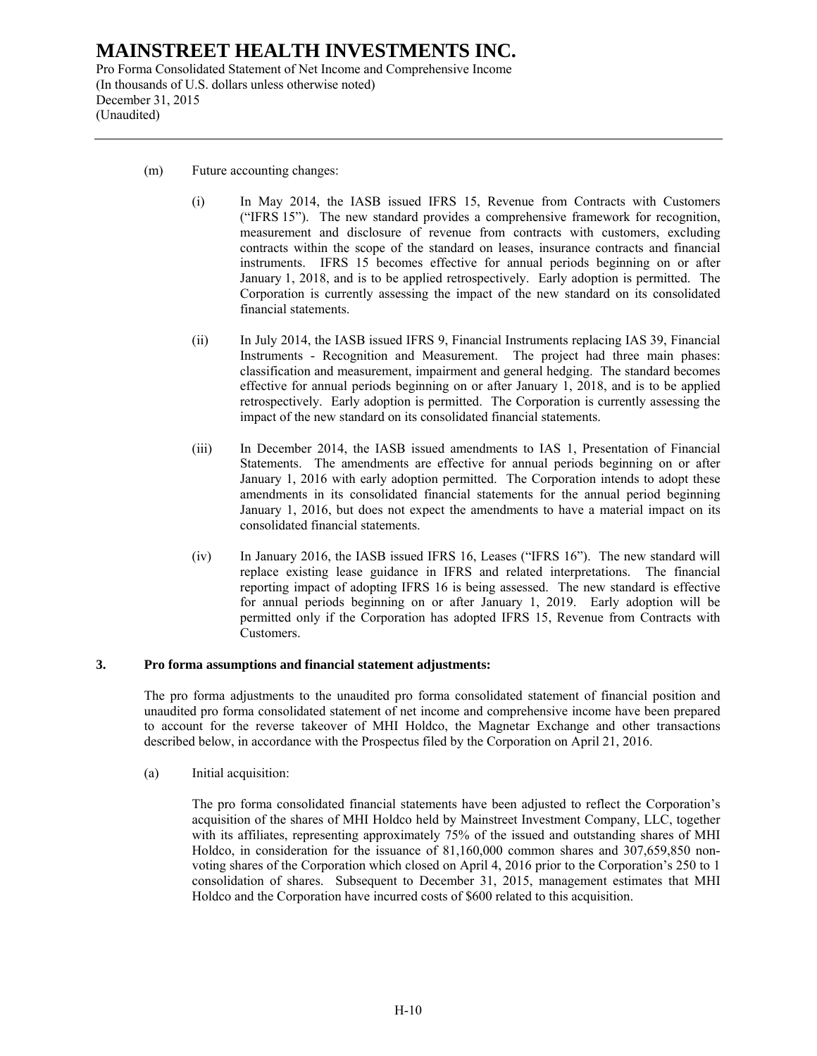(m) Future accounting changes:

(i) In May 2014, the IASB issued IFRS 15, Revenue from Contracts with Customers ("IFRS 15"). The new standard provides a comprehensive framework for recognition, measurement and disclosure of revenue from contracts with customers, excluding contracts within the scope of the standard on leases, insurance contracts and financial instruments. IFRS 15 becomes effective for annual periods beginning on or after January 1, 2018, and is to be applied retrospectively. Early adoption is permitted. The Corporation is currently assessing the impact of the new standard on its consolidated financial statements.

(ii) In July 2014, the IASB issued IFRS 9, Financial Instruments replacing IAS 39, Financial Instruments - Recognition and Measurement. The project had three main phases: classification and measurement, impairment and general hedging. The standard becomes effective for annual periods beginning on or after January 1, 2018, and is to be applied retrospectively. Early adoption is permitted. The Corporation is currently assessing the impact of the new standard on its consolidated financial statements.

(iii) In December 2014, the IASB issued amendments to IAS 1, Presentation of Financial Statements. The amendments are effective for annual periods beginning on or after January 1, 2016 with early adoption permitted. The Corporation intends to adopt these amendments in its consolidated financial statements for the annual period beginning January 1, 2016, but does not expect the amendments to have a material impact on its consolidated financial statements.

(iv) In January 2016, the IASB issued IFRS 16, Leases ("IFRS 16"). The new standard will replace existing lease guidance in IFRS and related interpretations. The financial reporting impact of adopting IFRS 16 is being assessed. The new standard is effective for annual periods beginning on or after January 1, 2019. Early adoption will be permitted only if the Corporation has adopted IFRS 15, Revenue from Contracts with Customers.

## 3. Pro forma assumptions and financial statement adjustments:

The pro forma adjustments to the unaudited pro forma consolidated statement of financial position and unaudited pro forma consolidated statement of net income and comprehensive income have been prepared to account for the reverse takeover of MHI Holdco, the Magnetar Exchange and other transactions described below, in accordance with the Prospectus filed by the Corporation on April 21, 2016.

(a) Initial acquisition:

The pro forma consolidated financial statements have been adjusted to reflect the Corporation's acquisition of the shares of MHI Holdco held by Mainstreet Investment Company, LLC, together with its affiliates, representing approximately 75% of the issued and outstanding shares of MHI Holdco, in consideration for the issuance of 81,160,000 common shares and 307,659,850 non-voting shares of the Corporation which closed on April 4, 2016 prior to the Corporation's 250 to 1 consolidation of shares. Subsequent to December 31, 2015, management estimates that MHI Holdco and the Corporation have incurred costs of $600 related to this acquisition.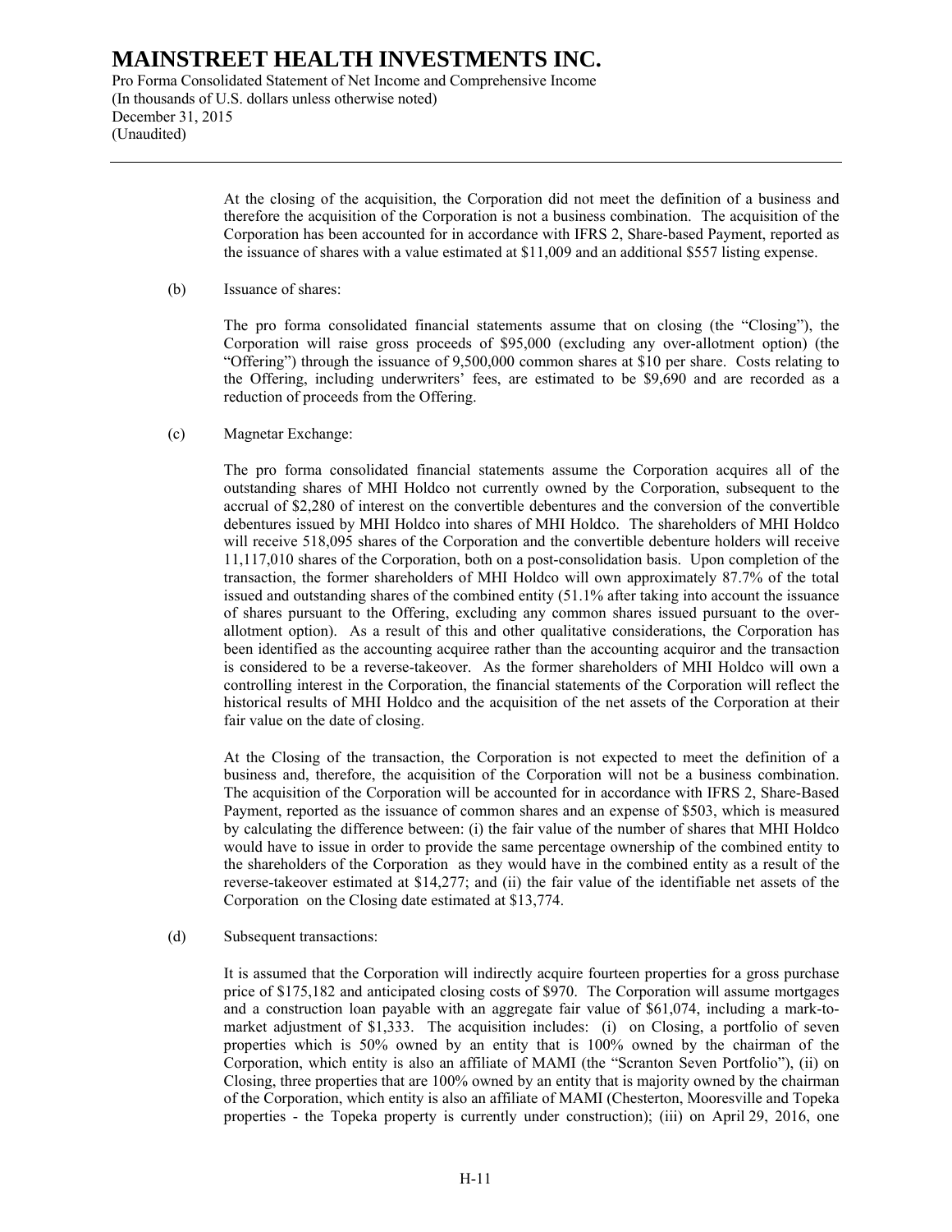At the closing of the acquisition, the Corporation did not meet the definition of a business and therefore the acquisition of the Corporation is not a business combination. The acquisition of the Corporation has been accounted for in accordance with IFRS 2, Share-based Payment, reported as the issuance of shares with a value estimated at $11,009 and an additional $557 listing expense.

(b) Issuance of shares:

The pro forma consolidated financial statements assume that on closing (the "Closing"), the Corporation will raise gross proceeds of $95,000 (excluding any over-allotment option) (the "Offering") through the issuance of 9,500,000 common shares at $10 per share. Costs relating to the Offering, including underwriters' fees, are estimated to be $9,690 and are recorded as a reduction of proceeds from the Offering.

(c) Magnetar Exchange:

The pro forma consolidated financial statements assume the Corporation acquires all of the outstanding shares of MHI Holdco not currently owned by the Corporation, subsequent to the accrual of $2,280 of interest on the convertible debentures and the conversion of the convertible debentures issued by MHI Holdco into shares of MHI Holdco. The shareholders of MHI Holdco will receive 518,095 shares of the Corporation and the convertible debenture holders will receive 11,117,010 shares of the Corporation, both on a post-consolidation basis. Upon completion of the transaction, the former shareholders of MHI Holdco will own approximately 87.7% of the total issued and outstanding shares of the combined entity (51.1% after taking into account the issuance of shares pursuant to the Offering, excluding any common shares issued pursuant to the over-allotment option). As a result of this and other qualitative considerations, the Corporation has been identified as the accounting acquiree rather than the accounting acquiror and the transaction is considered to be a reverse-takeover. As the former shareholders of MHI Holdco will own a controlling interest in the Corporation, the financial statements of the Corporation will reflect the historical results of MHI Holdco and the acquisition of the net assets of the Corporation at their fair value on the date of closing.

At the Closing of the transaction, the Corporation is not expected to meet the definition of a business and, therefore, the acquisition of the Corporation will not be a business combination. The acquisition of the Corporation will be accounted for in accordance with IFRS 2, Share-Based Payment, reported as the issuance of common shares and an expense of $503, which is measured by calculating the difference between: (i) the fair value of the number of shares that MHI Holdco would have to issue in order to provide the same percentage ownership of the combined entity to the shareholders of the Corporation as they would have in the combined entity as a result of the reverse-takeover estimated at $14,277; and (ii) the fair value of the identifiable net assets of the Corporation on the Closing date estimated at $13,774.

(d) Subsequent transactions:

It is assumed that the Corporation will indirectly acquire fourteen properties for a gross purchase price of $175,182 and anticipated closing costs of $970. The Corporation will assume mortgages and a construction loan payable with an aggregate fair value of $61,074, including a mark-to-market adjustment of $1,333. The acquisition includes: (i) on Closing, a portfolio of seven properties which is 50% owned by an entity that is 100% owned by the chairman of the Corporation, which entity is also an affiliate of MAMI (the "Scranton Seven Portfolio"), (ii) on Closing, three properties that are 100% owned by an entity that is majority owned by the chairman of the Corporation, which entity is also an affiliate of MAMI (Chesterton, Mooresville and Topeka properties - the Topeka property is currently under construction); (iii) on April 29, 2016, one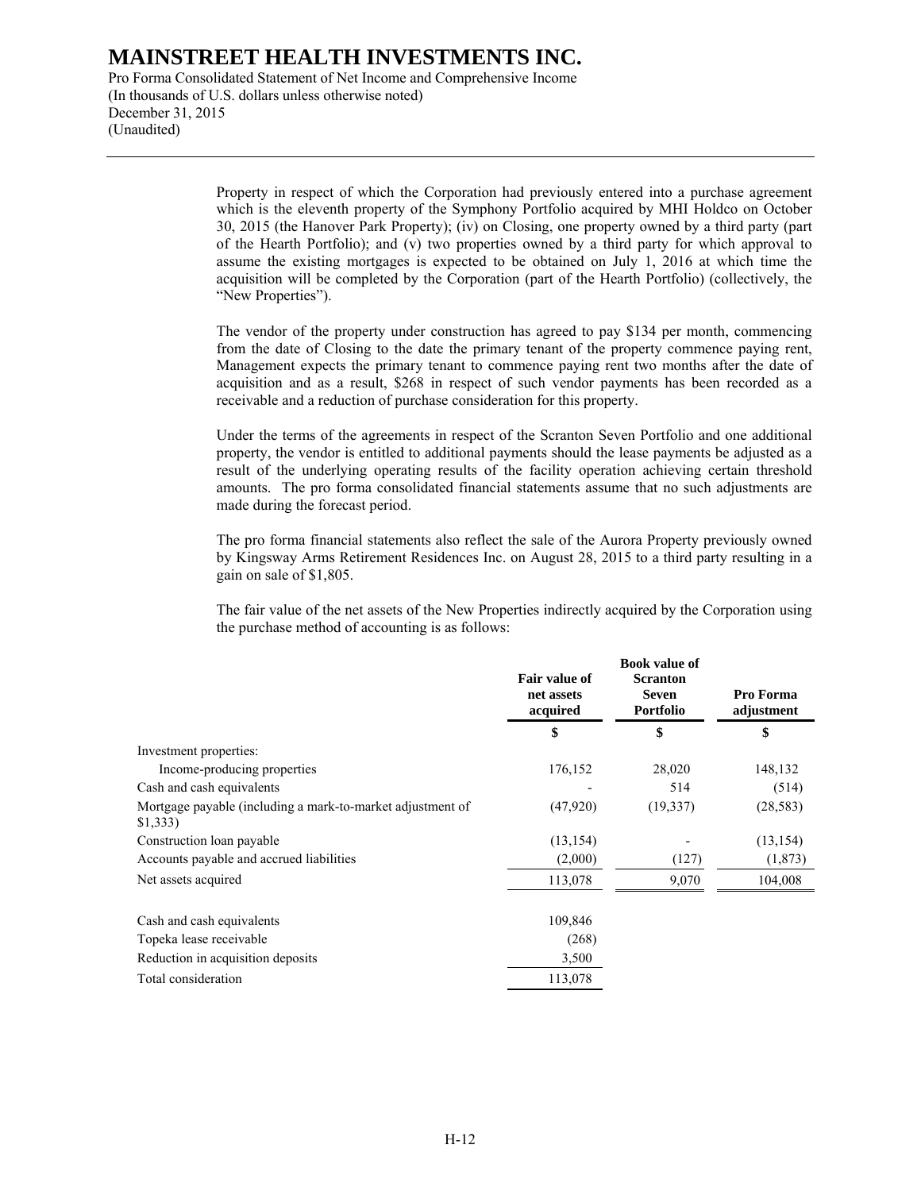Property in respect of which the Corporation had previously entered into a purchase agreement which is the eleventh property of the Symphony Portfolio acquired by MHI Holdco on October 30, 2015 (the Hanover Park Property); (iv) on Closing, one property owned by a third party (part of the Hearth Portfolio); and (v) two properties owned by a third party for which approval to assume the existing mortgages is expected to be obtained on July 1, 2016 at which time the acquisition will be completed by the Corporation (part of the Hearth Portfolio) (collectively, the "New Properties").

The vendor of the property under construction has agreed to pay $134 per month, commencing from the date of Closing to the date the primary tenant of the property commence paying rent, Management expects the primary tenant to commence paying rent two months after the date of acquisition and as a result, $268 in respect of such vendor payments has been recorded as a receivable and a reduction of purchase consideration for this property.

Under the terms of the agreements in respect of the Scranton Seven Portfolio and one additional property, the vendor is entitled to additional payments should the lease payments be adjusted as a result of the underlying operating results of the facility operation achieving certain threshold amounts. The pro forma consolidated financial statements assume that no such adjustments are made during the forecast period.

The pro forma financial statements also reflect the sale of the Aurora Property previously owned by Kingsway Arms Retirement Residences Inc. on August 28, 2015 to a third party resulting in a gain on sale of $1,805.

The fair value of the net assets of the New Properties indirectly acquired by the Corporation using the purchase method of accounting is as follows:

| | Fair value of net assets acquired | Book value of Scranton Seven Portfolio | Pro Forma adjustment |
|---|---|---|---|
| | $ | $ | $ |
| Investment properties: | | | |
| Income-producing properties | 176,152 | 28,020 | 148,132 |
| Cash and cash equivalents | - | 514 | (514) |
| Mortgage payable (including a mark-to-market adjustment of $1,333) | (47,920) | (19,337) | (28,583) |
| Construction loan payable | (13,154) | - | (13,154) |
| Accounts payable and accrued liabilities | (2,000) | (127) | (1,873) |
| Net assets acquired | 113,078 | 9,070 | 104,008 |
| | | | |
| Cash and cash equivalents | 109,846 | | |
| Topeka lease receivable | (268) | | |
| Reduction in acquisition deposits | 3,500 | | |
| Total consideration | 113,078 | | |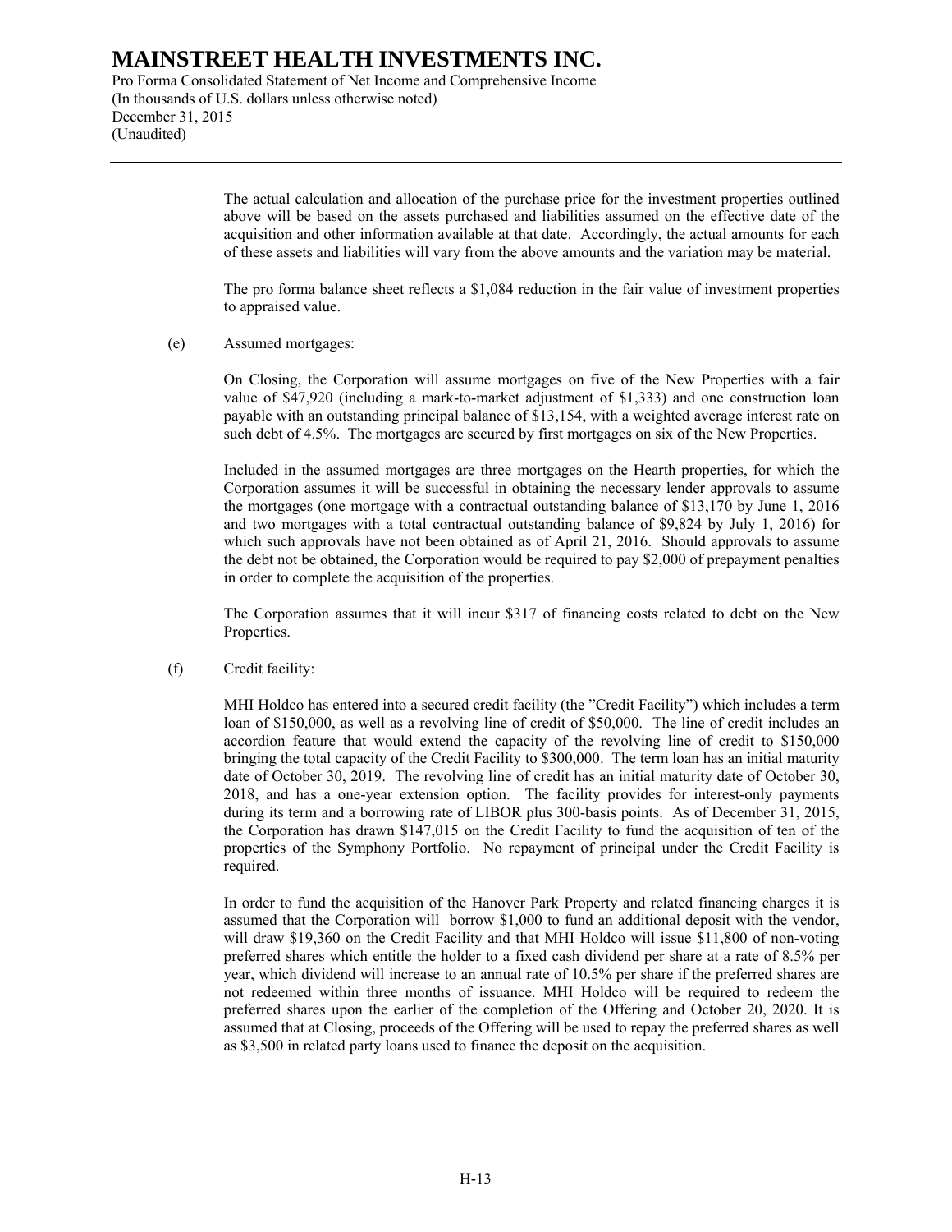The actual calculation and allocation of the purchase price for the investment properties outlined above will be based on the assets purchased and liabilities assumed on the effective date of the acquisition and other information available at that date. Accordingly, the actual amounts for each of these assets and liabilities will vary from the above amounts and the variation may be material.

The pro forma balance sheet reflects a $1,084 reduction in the fair value of investment properties to appraised value.

(e) Assumed mortgages:

On Closing, the Corporation will assume mortgages on five of the New Properties with a fair value of $47,920 (including a mark-to-market adjustment of $1,333) and one construction loan payable with an outstanding principal balance of $13,154, with a weighted average interest rate on such debt of 4.5%. The mortgages are secured by first mortgages on six of the New Properties.

Included in the assumed mortgages are three mortgages on the Hearth properties, for which the Corporation assumes it will be successful in obtaining the necessary lender approvals to assume the mortgages (one mortgage with a contractual outstanding balance of $13,170 by June 1, 2016 and two mortgages with a total contractual outstanding balance of $9,824 by July 1, 2016) for which such approvals have not been obtained as of April 21, 2016. Should approvals to assume the debt not be obtained, the Corporation would be required to pay $2,000 of prepayment penalties in order to complete the acquisition of the properties.

The Corporation assumes that it will incur $317 of financing costs related to debt on the New Properties.

(f) Credit facility:

MHI Holdco has entered into a secured credit facility (the "Credit Facility") which includes a term loan of $150,000, as well as a revolving line of credit of $50,000. The line of credit includes an accordion feature that would extend the capacity of the revolving line of credit to $150,000 bringing the total capacity of the Credit Facility to $300,000. The term loan has an initial maturity date of October 30, 2019. The revolving line of credit has an initial maturity date of October 30, 2018, and has a one-year extension option. The facility provides for interest-only payments during its term and a borrowing rate of LIBOR plus 300-basis points. As of December 31, 2015, the Corporation has drawn $147,015 on the Credit Facility to fund the acquisition of ten of the properties of the Symphony Portfolio. No repayment of principal under the Credit Facility is required.

In order to fund the acquisition of the Hanover Park Property and related financing charges it is assumed that the Corporation will borrow $1,000 to fund an additional deposit with the vendor, will draw $19,360 on the Credit Facility and that MHI Holdco will issue $11,800 of non-voting preferred shares which entitle the holder to a fixed cash dividend per share at a rate of 8.5% per year, which dividend will increase to an annual rate of 10.5% per share if the preferred shares are not redeemed within three months of issuance. MHI Holdco will be required to redeem the preferred shares upon the earlier of the completion of the Offering and October 20, 2020. It is assumed that at Closing, proceeds of the Offering will be used to repay the preferred shares as well as $3,500 in related party loans used to finance the deposit on the acquisition.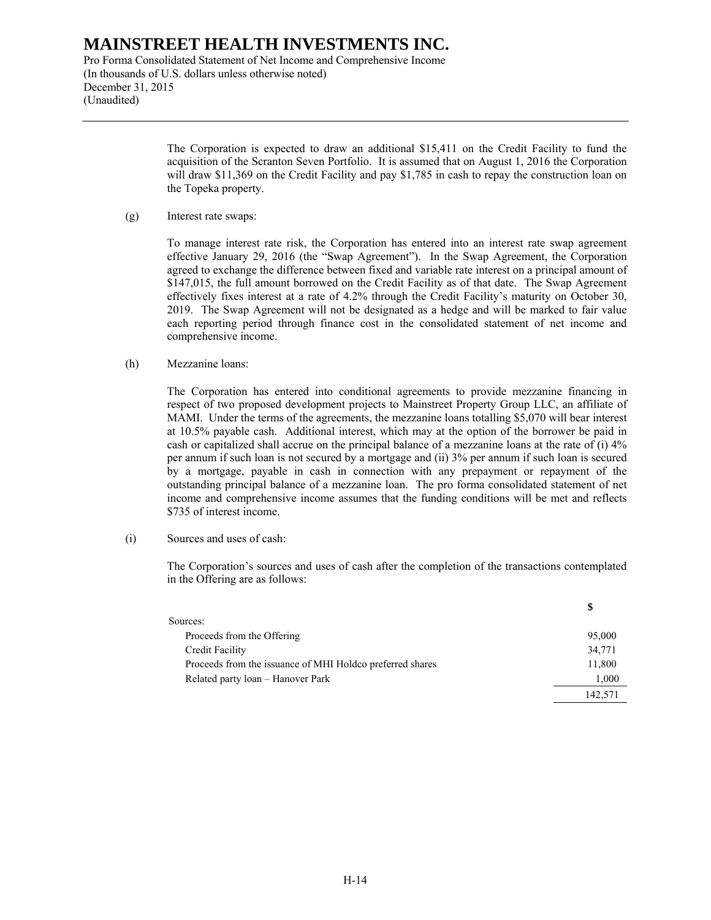The Corporation is expected to draw an additional $15,411 on the Credit Facility to fund the acquisition of the Scranton Seven Portfolio. It is assumed that on August 1, 2016 the Corporation will draw $11,369 on the Credit Facility and pay $1,785 in cash to repay the construction loan on the Topeka property.

(g) Interest rate swaps:

To manage interest rate risk, the Corporation has entered into an interest rate swap agreement effective January 29, 2016 (the "Swap Agreement"). In the Swap Agreement, the Corporation agreed to exchange the difference between fixed and variable rate interest on a principal amount of $147,015, the full amount borrowed on the Credit Facility as of that date. The Swap Agreement effectively fixes interest at a rate of 4.2% through the Credit Facility's maturity on October 30, 2019. The Swap Agreement will not be designated as a hedge and will be marked to fair value each reporting period through finance cost in the consolidated statement of net income and comprehensive income.

(h) Mezzanine loans:

The Corporation has entered into conditional agreements to provide mezzanine financing in respect of two proposed development projects to Mainstreet Property Group LLC, an affiliate of MAMI. Under the terms of the agreements, the mezzanine loans totalling $5,070 will bear interest at 10.5% payable cash. Additional interest, which may at the option of the borrower be paid in cash or capitalized shall accrue on the principal balance of a mezzanine loans at the rate of (i) 4% per annum if such loan is not secured by a mortgage and (ii) 3% per annum if such loan is secured by a mortgage, payable in cash in connection with any prepayment or repayment of the outstanding principal balance of a mezzanine loan. The pro forma consolidated statement of net income and comprehensive income assumes that the funding conditions will be met and reflects $735 of interest income.

(i) Sources and uses of cash:

The Corporation's sources and uses of cash after the completion of the transactions contemplated in the Offering are as follows:

| | $ |
|---|---|
| Sources: | |
| Proceeds from the Offering | 95,000 |
| Credit Facility | 34,771 |
| Proceeds from the issuance of MHI Holdco preferred shares | 11,800 |
| Related party loan – Hanover Park | 1,000 |
| | 142,571 |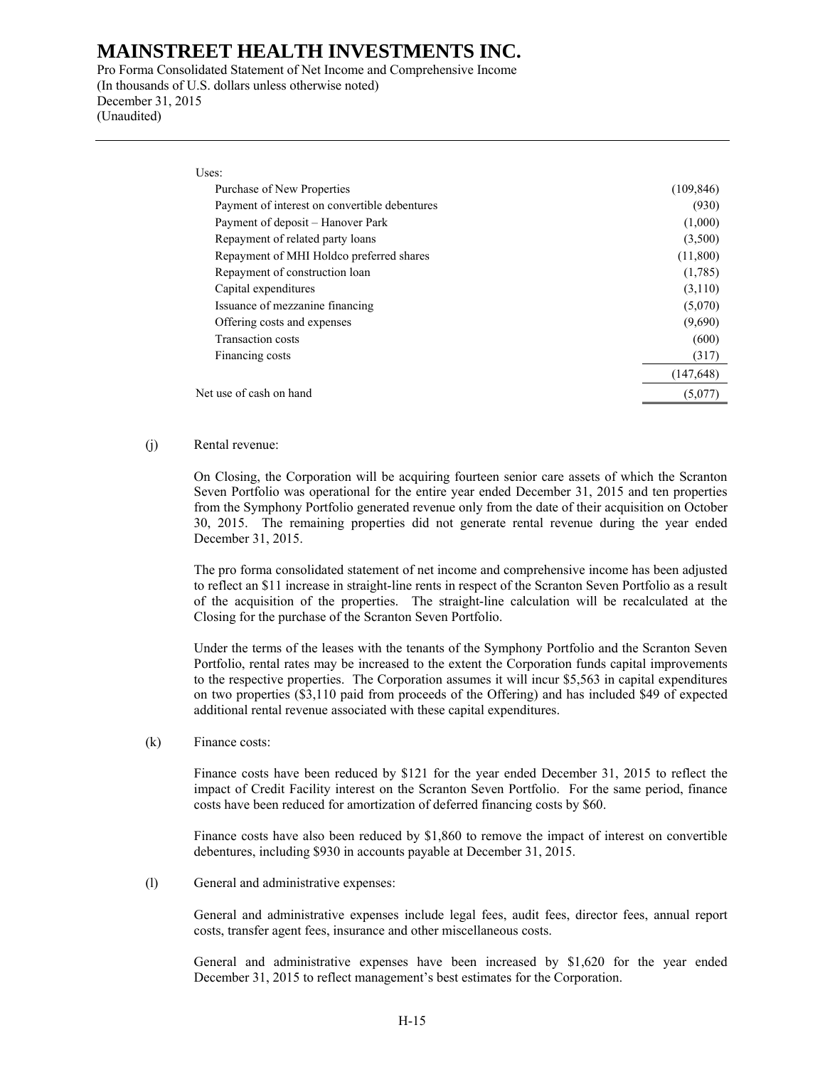# MAINSTREET HEALTH INVESTMENTS INC.

Pro Forma Consolidated Statement of Net Income and Comprehensive Income
(In thousands of U.S. dollars unless otherwise noted)
December 31, 2015
(Unaudited)

| | |
|---|---|
| Uses: | |
| Purchase of New Properties | (109,846) |
| Payment of interest on convertible debentures | (930) |
| Payment of deposit – Hanover Park | (1,000) |
| Repayment of related party loans | (3,500) |
| Repayment of MHI Holdco preferred shares | (11,800) |
| Repayment of construction loan | (1,785) |
| Capital expenditures | (3,110) |
| Issuance of mezzanine financing | (5,070) |
| Offering costs and expenses | (9,690) |
| Transaction costs | (600) |
| Financing costs | (317) |
| | (147,648) |
| Net use of cash on hand | (5,077) |

(j) Rental revenue:

On Closing, the Corporation will be acquiring fourteen senior care assets of which the Scranton Seven Portfolio was operational for the entire year ended December 31, 2015 and ten properties from the Symphony Portfolio generated revenue only from the date of their acquisition on October 30, 2015. The remaining properties did not generate rental revenue during the year ended December 31, 2015.

The pro forma consolidated statement of net income and comprehensive income has been adjusted to reflect an $11 increase in straight-line rents in respect of the Scranton Seven Portfolio as a result of the acquisition of the properties. The straight-line calculation will be recalculated at the Closing for the purchase of the Scranton Seven Portfolio.

Under the terms of the leases with the tenants of the Symphony Portfolio and the Scranton Seven Portfolio, rental rates may be increased to the extent the Corporation funds capital improvements to the respective properties. The Corporation assumes it will incur $5,563 in capital expenditures on two properties ($3,110 paid from proceeds of the Offering) and has included $49 of expected additional rental revenue associated with these capital expenditures.

(k) Finance costs:

Finance costs have been reduced by $121 for the year ended December 31, 2015 to reflect the impact of Credit Facility interest on the Scranton Seven Portfolio. For the same period, finance costs have been reduced for amortization of deferred financing costs by $60.

Finance costs have also been reduced by $1,860 to remove the impact of interest on convertible debentures, including $930 in accounts payable at December 31, 2015.

(l) General and administrative expenses:

General and administrative expenses include legal fees, audit fees, director fees, annual report costs, transfer agent fees, insurance and other miscellaneous costs.

General and administrative expenses have been increased by $1,620 for the year ended December 31, 2015 to reflect management's best estimates for the Corporation.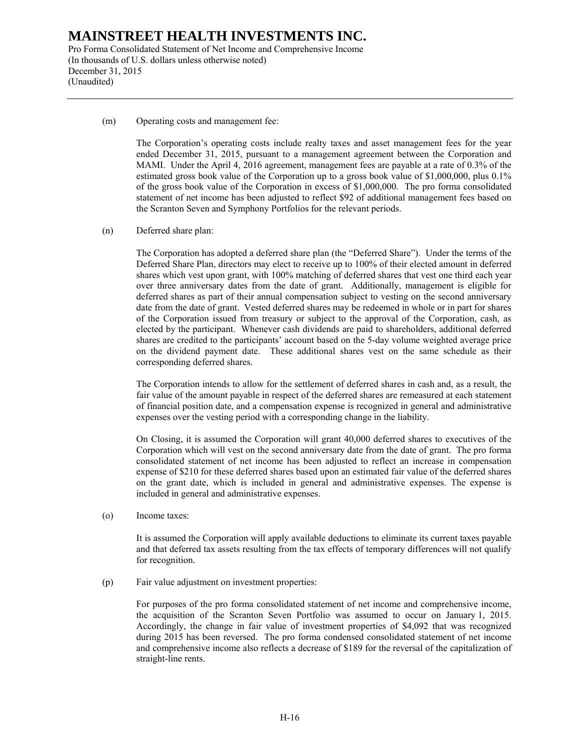(m) Operating costs and management fee:

The Corporation's operating costs include realty taxes and asset management fees for the year ended December 31, 2015, pursuant to a management agreement between the Corporation and MAMI. Under the April 4, 2016 agreement, management fees are payable at a rate of 0.3% of the estimated gross book value of the Corporation up to a gross book value of $1,000,000, plus 0.1% of the gross book value of the Corporation in excess of $1,000,000. The pro forma consolidated statement of net income has been adjusted to reflect $92 of additional management fees based on the Scranton Seven and Symphony Portfolios for the relevant periods.

(n) Deferred share plan:

The Corporation has adopted a deferred share plan (the "Deferred Share"). Under the terms of the Deferred Share Plan, directors may elect to receive up to 100% of their elected amount in deferred shares which vest upon grant, with 100% matching of deferred shares that vest one third each year over three anniversary dates from the date of grant. Additionally, management is eligible for deferred shares as part of their annual compensation subject to vesting on the second anniversary date from the date of grant. Vested deferred shares may be redeemed in whole or in part for shares of the Corporation issued from treasury or subject to the approval of the Corporation, cash, as elected by the participant. Whenever cash dividends are paid to shareholders, additional deferred shares are credited to the participants' account based on the 5-day volume weighted average price on the dividend payment date. These additional shares vest on the same schedule as their corresponding deferred shares.

The Corporation intends to allow for the settlement of deferred shares in cash and, as a result, the fair value of the amount payable in respect of the deferred shares are remeasured at each statement of financial position date, and a compensation expense is recognized in general and administrative expenses over the vesting period with a corresponding change in the liability.

On Closing, it is assumed the Corporation will grant 40,000 deferred shares to executives of the Corporation which will vest on the second anniversary date from the date of grant. The pro forma consolidated statement of net income has been adjusted to reflect an increase in compensation expense of $210 for these deferred shares based upon an estimated fair value of the deferred shares on the grant date, which is included in general and administrative expenses. The expense is included in general and administrative expenses.

(o) Income taxes:

It is assumed the Corporation will apply available deductions to eliminate its current taxes payable and that deferred tax assets resulting from the tax effects of temporary differences will not qualify for recognition.

(p) Fair value adjustment on investment properties:

For purposes of the pro forma consolidated statement of net income and comprehensive income, the acquisition of the Scranton Seven Portfolio was assumed to occur on January 1, 2015. Accordingly, the change in fair value of investment properties of $4,092 that was recognized during 2015 has been reversed. The pro forma condensed consolidated statement of net income and comprehensive income also reflects a decrease of $189 for the reversal of the capitalization of straight-line rents.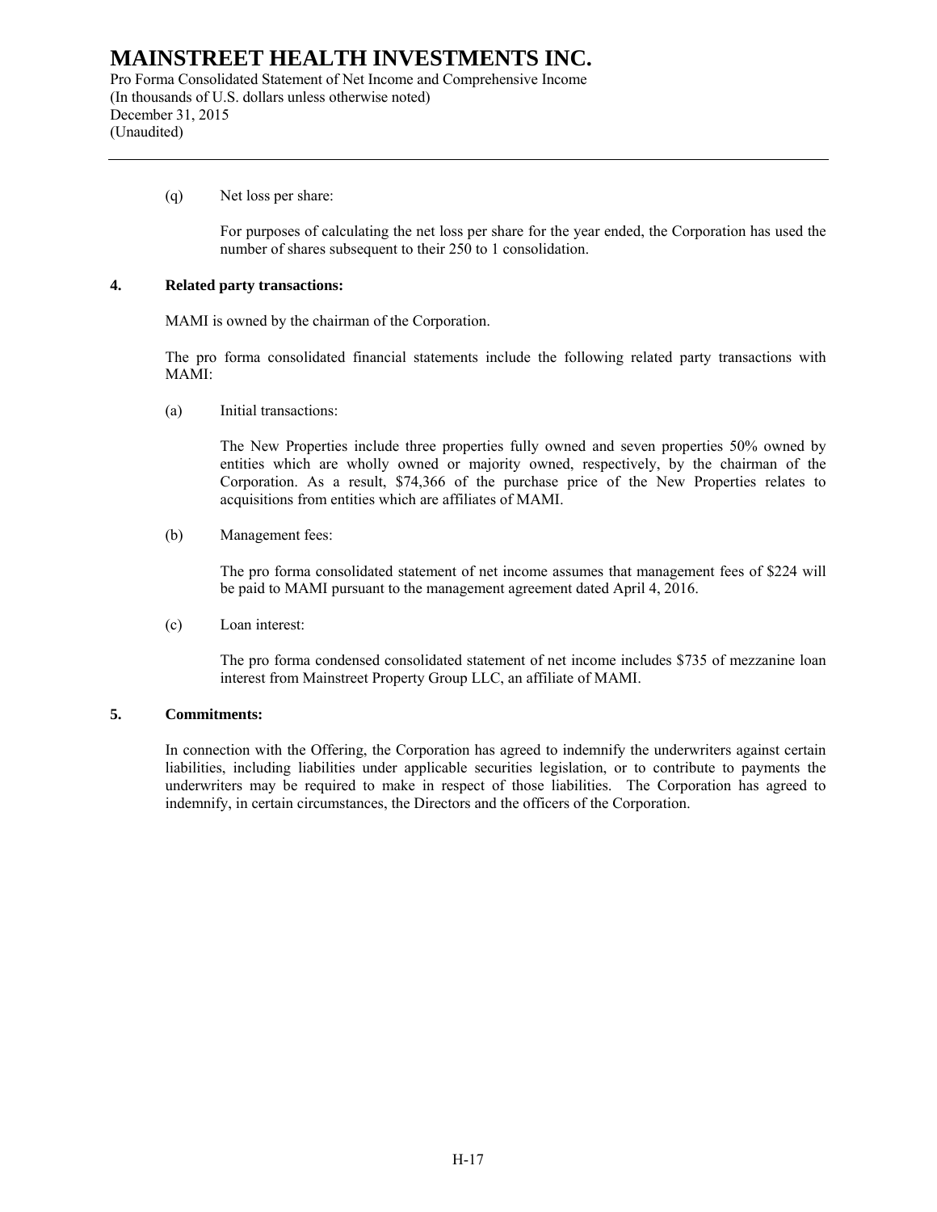(q) Net loss per share:

For purposes of calculating the net loss per share for the year ended, the Corporation has used the number of shares subsequent to their 250 to 1 consolidation.

**4. Related party transactions:**

MAMI is owned by the chairman of the Corporation.

The pro forma consolidated financial statements include the following related party transactions with MAMI:

(a) Initial transactions:

The New Properties include three properties fully owned and seven properties 50% owned by entities which are wholly owned or majority owned, respectively, by the chairman of the Corporation. As a result, $74,366 of the purchase price of the New Properties relates to acquisitions from entities which are affiliates of MAMI.

(b) Management fees:

The pro forma consolidated statement of net income assumes that management fees of $224 will be paid to MAMI pursuant to the management agreement dated April 4, 2016.

(c) Loan interest:

The pro forma condensed consolidated statement of net income includes $735 of mezzanine loan interest from Mainstreet Property Group LLC, an affiliate of MAMI.

**5. Commitments:**

In connection with the Offering, the Corporation has agreed to indemnify the underwriters against certain liabilities, including liabilities under applicable securities legislation, or to contribute to payments the underwriters may be required to make in respect of those liabilities. The Corporation has agreed to indemnify, in certain circumstances, the Directors and the officers of the Corporation.